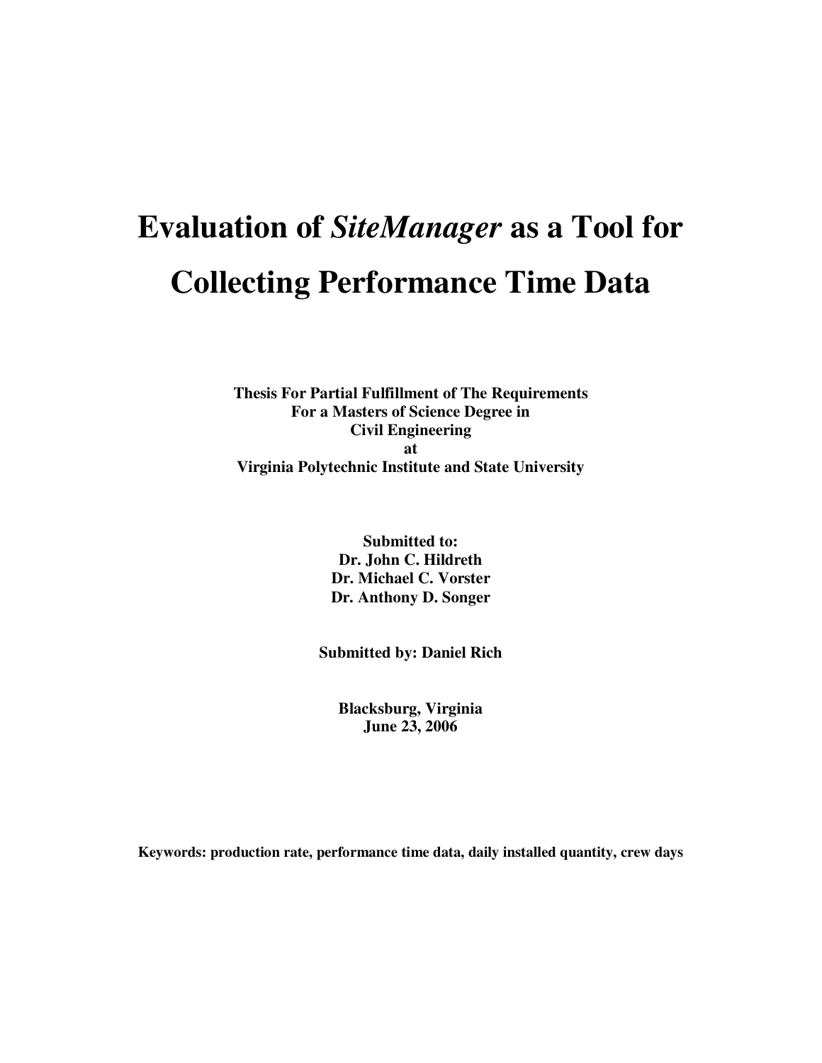# Evaluation of *SiteManager* as a Tool for Collecting Performance Time Data

**Thesis For Partial Fulfillment of The Requirements**
**For a Masters of Science Degree in**
**Civil Engineering**
**at**
**Virginia Polytechnic Institute and State University**

**Submitted to:**
**Dr. John C. Hildreth**
**Dr. Michael C. Vorster**
**Dr. Anthony D. Songer**

**Submitted by: Daniel Rich**

**Blacksburg, Virginia**
**June 23, 2006**

**Keywords: production rate, performance time data, daily installed quantity, crew days**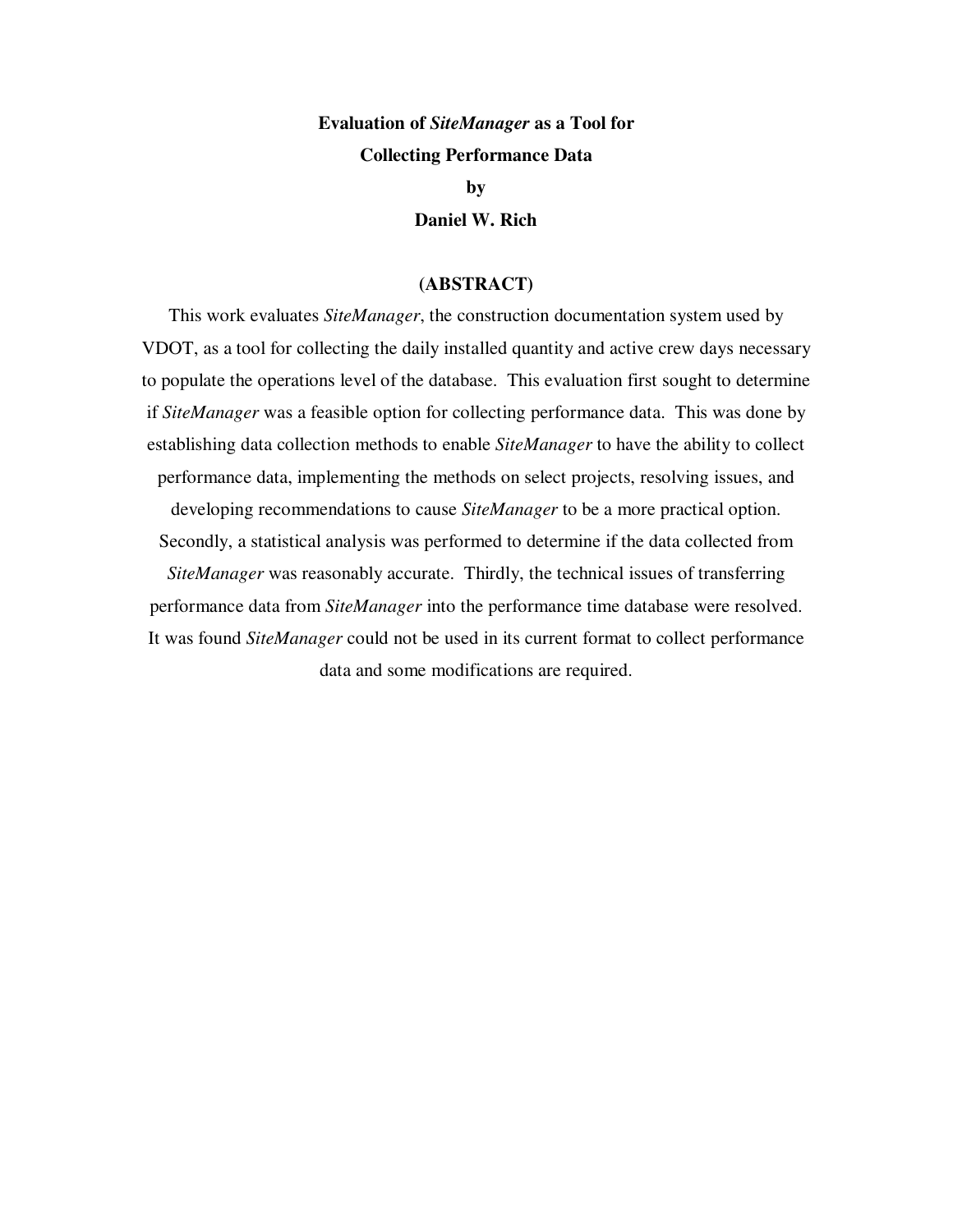**Evaluation of *SiteManager* as a Tool for Collecting Performance Data**

**by**

**Daniel W. Rich**

**(ABSTRACT)**

This work evaluates *SiteManager*, the construction documentation system used by VDOT, as a tool for collecting the daily installed quantity and active crew days necessary to populate the operations level of the database. This evaluation first sought to determine if *SiteManager* was a feasible option for collecting performance data. This was done by establishing data collection methods to enable *SiteManager* to have the ability to collect performance data, implementing the methods on select projects, resolving issues, and developing recommendations to cause *SiteManager* to be a more practical option. Secondly, a statistical analysis was performed to determine if the data collected from *SiteManager* was reasonably accurate. Thirdly, the technical issues of transferring performance data from *SiteManager* into the performance time database were resolved. It was found *SiteManager* could not be used in its current format to collect performance data and some modifications are required.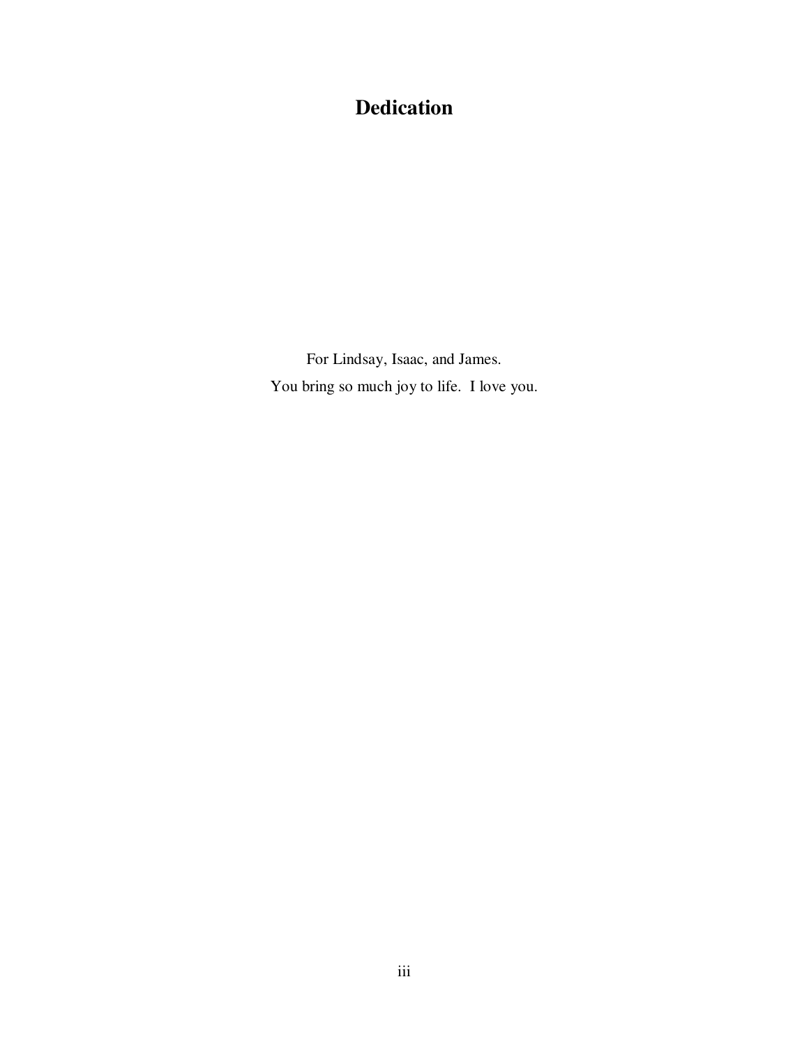# Dedication

For Lindsay, Isaac, and James.

You bring so much joy to life. I love you.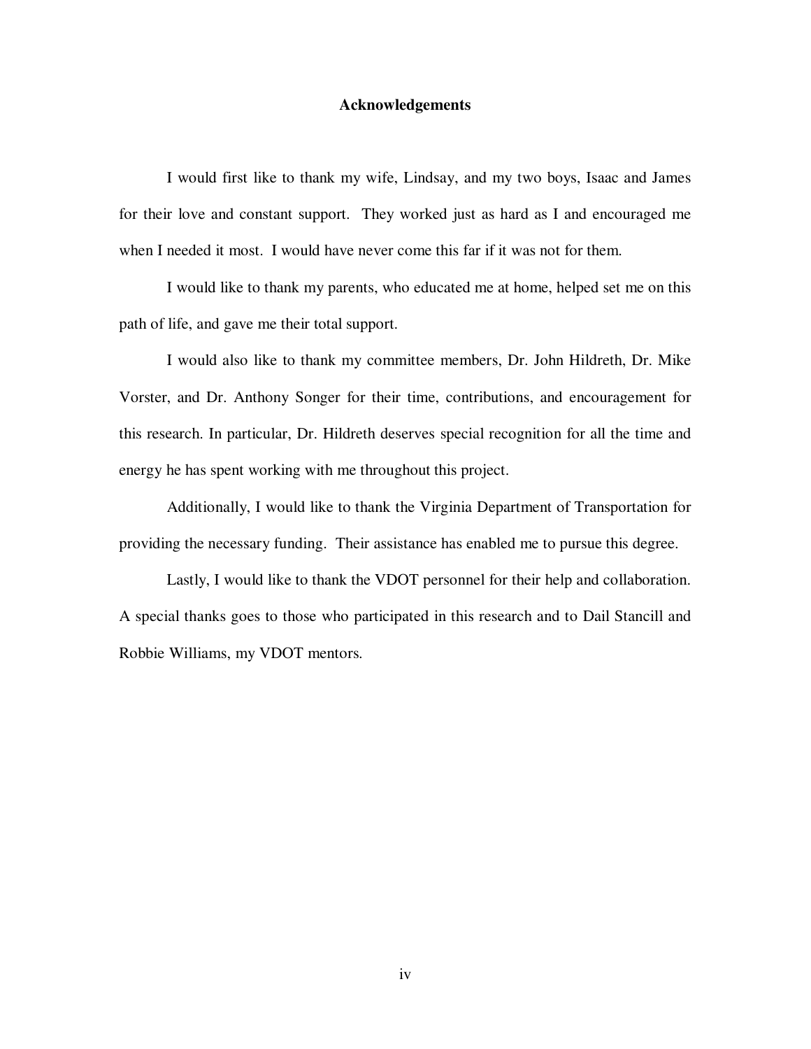# Acknowledgements

I would first like to thank my wife, Lindsay, and my two boys, Isaac and James for their love and constant support. They worked just as hard as I and encouraged me when I needed it most. I would have never come this far if it was not for them.

I would like to thank my parents, who educated me at home, helped set me on this path of life, and gave me their total support.

I would also like to thank my committee members, Dr. John Hildreth, Dr. Mike Vorster, and Dr. Anthony Songer for their time, contributions, and encouragement for this research. In particular, Dr. Hildreth deserves special recognition for all the time and energy he has spent working with me throughout this project.

Additionally, I would like to thank the Virginia Department of Transportation for providing the necessary funding. Their assistance has enabled me to pursue this degree.

Lastly, I would like to thank the VDOT personnel for their help and collaboration. A special thanks goes to those who participated in this research and to Dail Stancill and Robbie Williams, my VDOT mentors.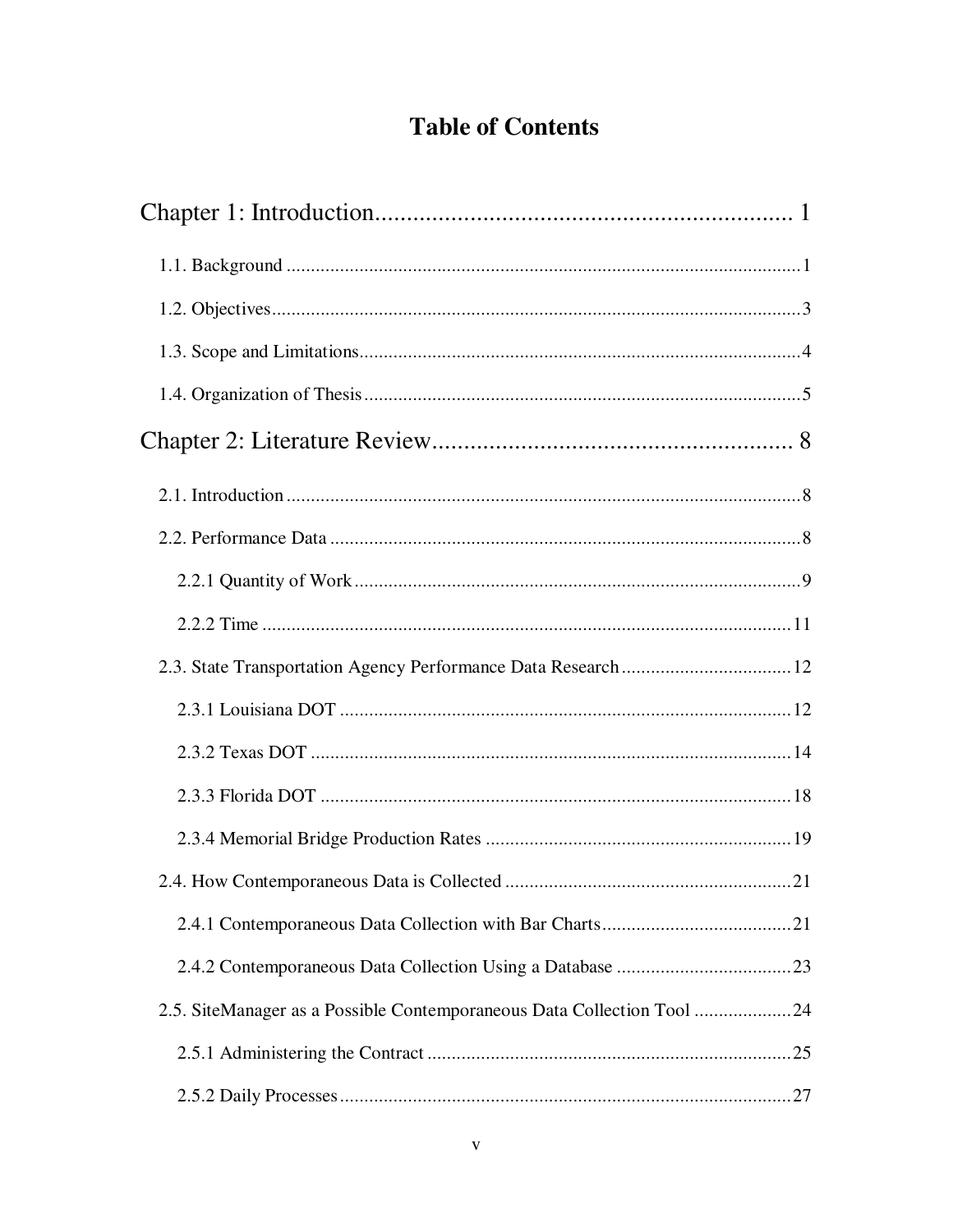# Table of Contents

Chapter 1: Introduction .................................................................. 1

1.1. Background .................................................................. 1

1.2. Objectives .................................................................. 3

1.3. Scope and Limitations .................................................................. 4

1.4. Organization of Thesis .................................................................. 5

Chapter 2: Literature Review .................................................................. 8

2.1. Introduction .................................................................. 8

2.2. Performance Data .................................................................. 8

2.2.1 Quantity of Work .................................................................. 9

2.2.2 Time .................................................................. 11

2.3. State Transportation Agency Performance Data Research .................................................................. 12

2.3.1 Louisiana DOT .................................................................. 12

2.3.2 Texas DOT .................................................................. 14

2.3.3 Florida DOT .................................................................. 18

2.3.4 Memorial Bridge Production Rates .................................................................. 19

2.4. How Contemporaneous Data is Collected .................................................................. 21

2.4.1 Contemporaneous Data Collection with Bar Charts .................................................................. 21

2.4.2 Contemporaneous Data Collection Using a Database .................................................................. 23

2.5. SiteManager as a Possible Contemporaneous Data Collection Tool .................................................................. 24

2.5.1 Administering the Contract .................................................................. 25

2.5.2 Daily Processes .................................................................. 27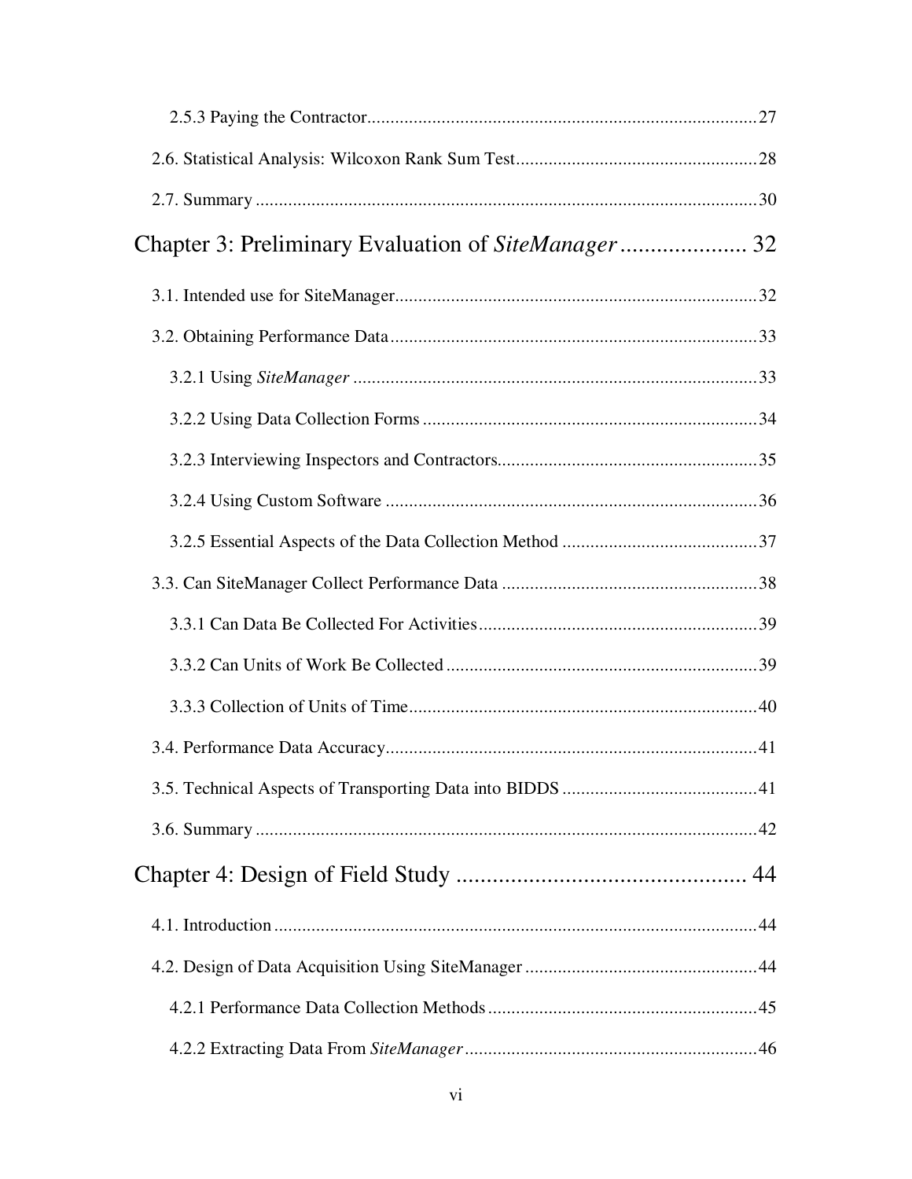2.5.3 Paying the Contractor .......... 27

2.6. Statistical Analysis: Wilcoxon Rank Sum Test .......... 28

2.7. Summary .......... 30

Chapter 3: Preliminary Evaluation of *SiteManager* .......... 32

3.1. Intended use for SiteManager .......... 32

3.2. Obtaining Performance Data .......... 33

3.2.1 Using *SiteManager* .......... 33

3.2.2 Using Data Collection Forms .......... 34

3.2.3 Interviewing Inspectors and Contractors .......... 35

3.2.4 Using Custom Software .......... 36

3.2.5 Essential Aspects of the Data Collection Method .......... 37

3.3. Can SiteManager Collect Performance Data .......... 38

3.3.1 Can Data Be Collected For Activities .......... 39

3.3.2 Can Units of Work Be Collected .......... 39

3.3.3 Collection of Units of Time .......... 40

3.4. Performance Data Accuracy .......... 41

3.5. Technical Aspects of Transporting Data into BIDDS .......... 41

3.6. Summary .......... 42

Chapter 4: Design of Field Study .......... 44

4.1. Introduction .......... 44

4.2. Design of Data Acquisition Using SiteManager .......... 44

4.2.1 Performance Data Collection Methods .......... 45

4.2.2 Extracting Data From *SiteManager* .......... 46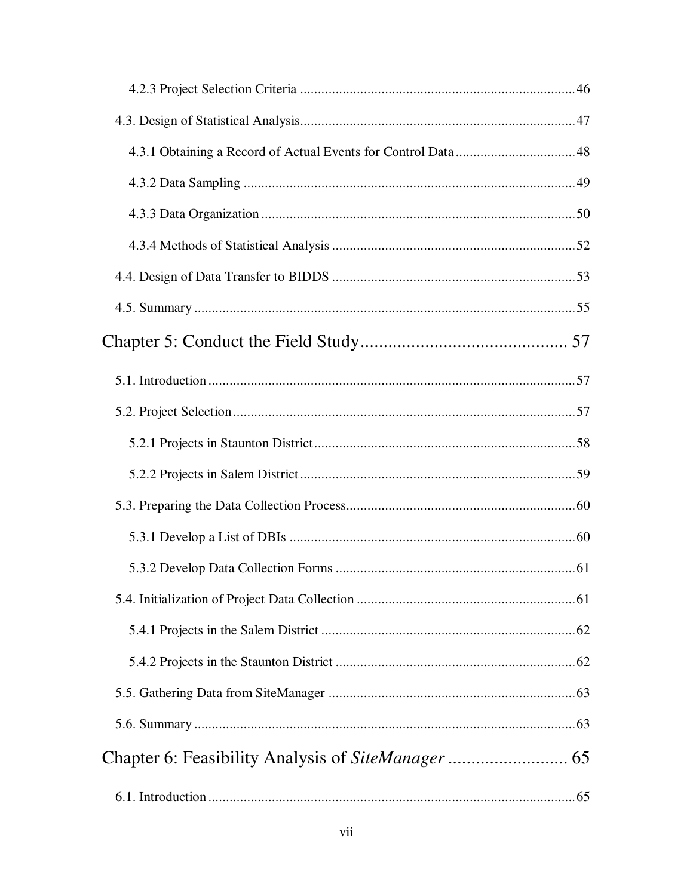4.2.3 Project Selection Criteria ............................................................................. 46

4.3. Design of Statistical Analysis............................................................................. 47

4.3.1 Obtaining a Record of Actual Events for Control Data .................................. 48

4.3.2 Data Sampling ............................................................................................. 49

4.3.3 Data Organization ......................................................................................... 50

4.3.4 Methods of Statistical Analysis ..................................................................... 52

4.4. Design of Data Transfer to BIDDS ..................................................................... 53

4.5. Summary ........................................................................................................... 55

Chapter 5: Conduct the Field Study............................................ 57

5.1. Introduction ....................................................................................................... 57

5.2. Project Selection................................................................................................. 57

5.2.1 Projects in Staunton District.......................................................................... 58

5.2.2 Projects in Salem District.............................................................................. 59

5.3. Preparing the Data Collection Process................................................................ 60

5.3.1 Develop a List of DBIs ................................................................................. 60

5.3.2 Develop Data Collection Forms .................................................................... 61

5.4. Initialization of Project Data Collection ............................................................. 61

5.4.1 Projects in the Salem District ........................................................................ 62

5.4.2 Projects in the Staunton District .................................................................... 62

5.5. Gathering Data from SiteManager ..................................................................... 63

5.6. Summary ............................................................................................................ 63

Chapter 6: Feasibility Analysis of *SiteManager* .......................... 65

6.1. Introduction ....................................................................................................... 65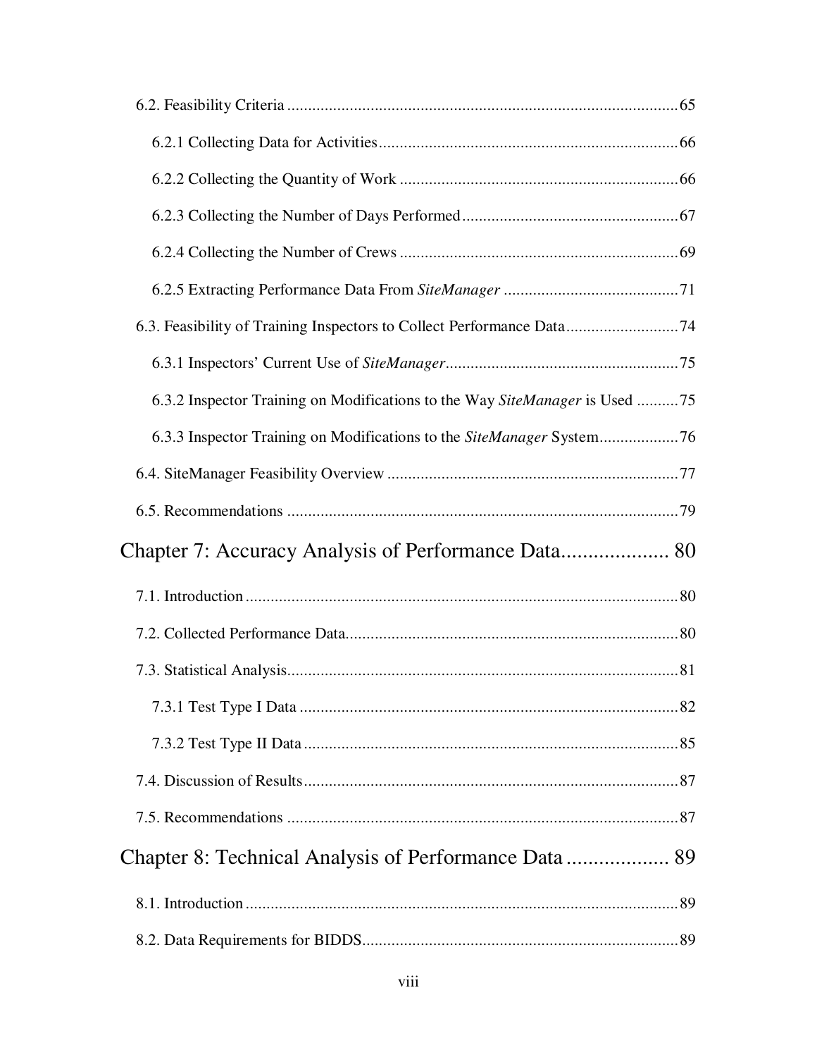6.2. Feasibility Criteria .......... 65

&nbsp;&nbsp;&nbsp;&nbsp;6.2.1 Collecting Data for Activities .......... 66

&nbsp;&nbsp;&nbsp;&nbsp;6.2.2 Collecting the Quantity of Work .......... 66

&nbsp;&nbsp;&nbsp;&nbsp;6.2.3 Collecting the Number of Days Performed .......... 67

&nbsp;&nbsp;&nbsp;&nbsp;6.2.4 Collecting the Number of Crews .......... 69

&nbsp;&nbsp;&nbsp;&nbsp;6.2.5 Extracting Performance Data From *SiteManager* .......... 71

6.3. Feasibility of Training Inspectors to Collect Performance Data .......... 74

&nbsp;&nbsp;&nbsp;&nbsp;6.3.1 Inspectors' Current Use of *SiteManager* .......... 75

&nbsp;&nbsp;&nbsp;&nbsp;6.3.2 Inspector Training on Modifications to the Way *SiteManager* is Used .......... 75

&nbsp;&nbsp;&nbsp;&nbsp;6.3.3 Inspector Training on Modifications to the *SiteManager* System .......... 76

6.4. SiteManager Feasibility Overview .......... 77

6.5. Recommendations .......... 79

## Chapter 7: Accuracy Analysis of Performance Data .......... 80

7.1. Introduction .......... 80

7.2. Collected Performance Data .......... 80

7.3. Statistical Analysis .......... 81

&nbsp;&nbsp;&nbsp;&nbsp;7.3.1 Test Type I Data .......... 82

&nbsp;&nbsp;&nbsp;&nbsp;7.3.2 Test Type II Data .......... 85

7.4. Discussion of Results .......... 87

7.5. Recommendations .......... 87

## Chapter 8: Technical Analysis of Performance Data .......... 89

8.1. Introduction .......... 89

8.2. Data Requirements for BIDDS .......... 89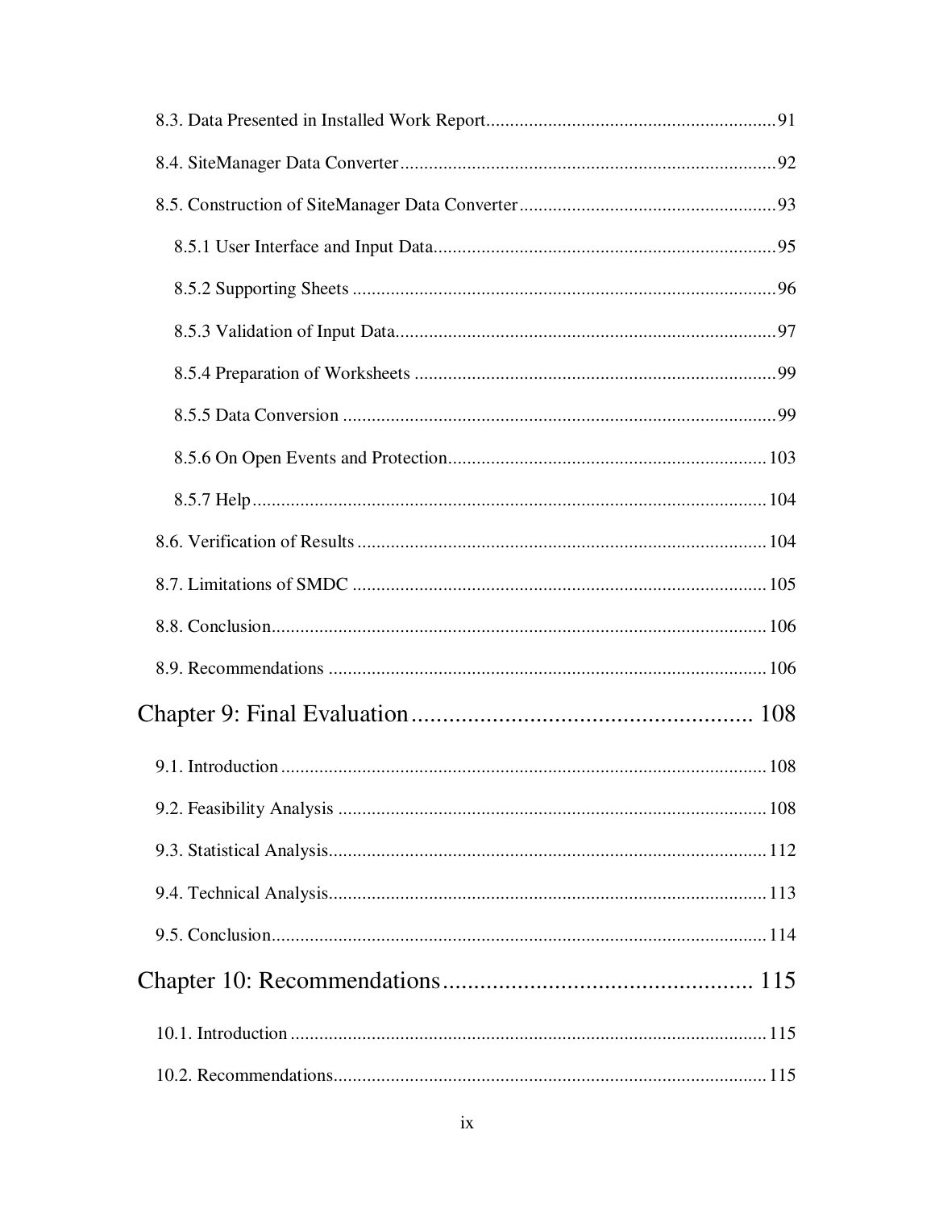8.3. Data Presented in Installed Work Report .......... 91

8.4. SiteManager Data Converter .......... 92

8.5. Construction of SiteManager Data Converter .......... 93

8.5.1 User Interface and Input Data .......... 95

8.5.2 Supporting Sheets .......... 96

8.5.3 Validation of Input Data .......... 97

8.5.4 Preparation of Worksheets .......... 99

8.5.5 Data Conversion .......... 99

8.5.6 On Open Events and Protection .......... 103

8.5.7 Help .......... 104

8.6. Verification of Results .......... 104

8.7. Limitations of SMDC .......... 105

8.8. Conclusion .......... 106

8.9. Recommendations .......... 106

# Chapter 9: Final Evaluation .......... 108

9.1. Introduction .......... 108

9.2. Feasibility Analysis .......... 108

9.3. Statistical Analysis .......... 112

9.4. Technical Analysis .......... 113

9.5. Conclusion .......... 114

# Chapter 10: Recommendations .......... 115

10.1. Introduction .......... 115

10.2. Recommendations .......... 115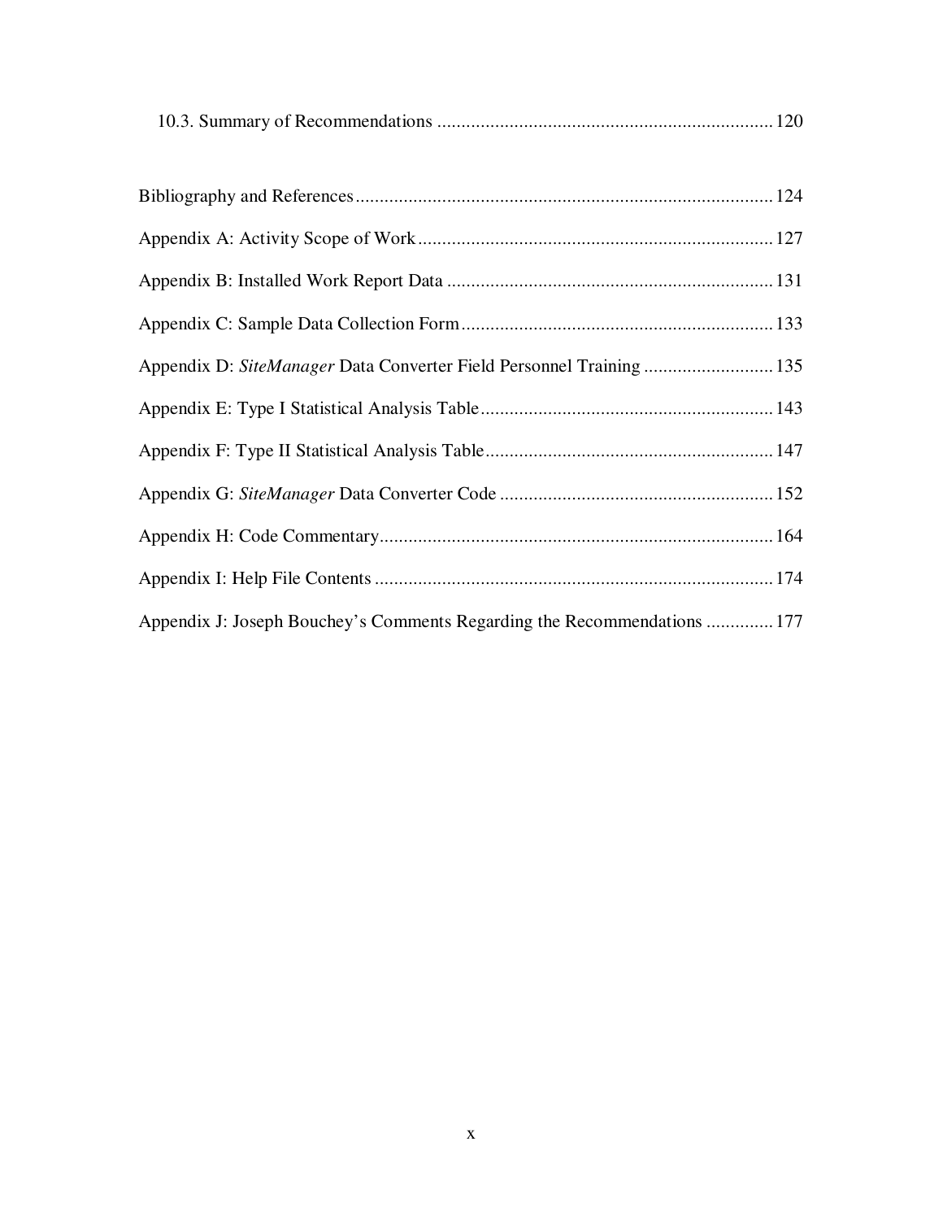10.3. Summary of Recommendations ...................................................................... 120

Bibliography and References....................................................................................... 124

Appendix A: Activity Scope of Work.......................................................................... 127

Appendix B: Installed Work Report Data .................................................................... 131

Appendix C: Sample Data Collection Form................................................................. 133

Appendix D: *SiteManager* Data Converter Field Personnel Training ........................... 135

Appendix E: Type I Statistical Analysis Table............................................................. 143

Appendix F: Type II Statistical Analysis Table............................................................ 147

Appendix G: *SiteManager* Data Converter Code ......................................................... 152

Appendix H: Code Commentary.................................................................................. 164

Appendix I: Help File Contents ................................................................................... 174

Appendix J: Joseph Bouchey's Comments Regarding the Recommendations .............. 177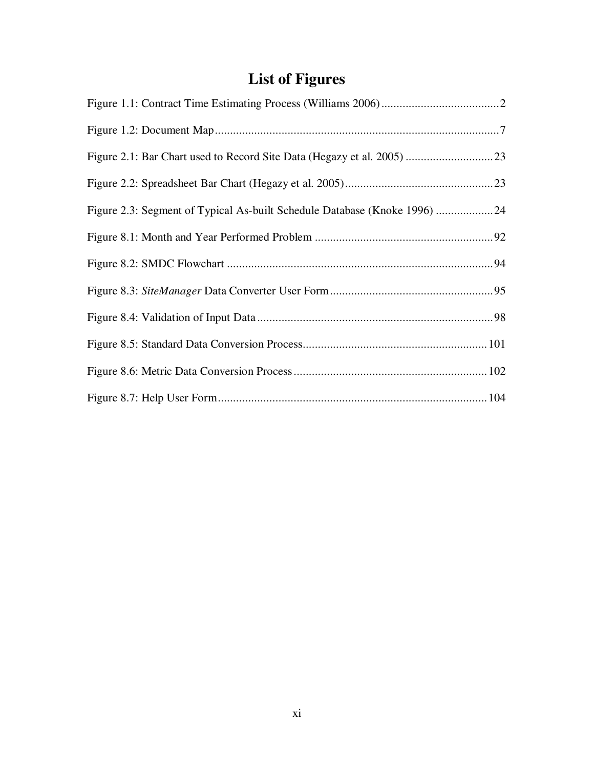# List of Figures

Figure 1.1: Contract Time Estimating Process (Williams 2006) ....................................... 2

Figure 1.2: Document Map ............................................................................................. 7

Figure 2.1: Bar Chart used to Record Site Data (Hegazy et al. 2005) ............................. 23

Figure 2.2: Spreadsheet Bar Chart (Hegazy et al. 2005) ................................................. 23

Figure 2.3: Segment of Typical As-built Schedule Database (Knoke 1996) ................... 24

Figure 8.1: Month and Year Performed Problem ........................................................... 92

Figure 8.2: SMDC Flowchart ........................................................................................ 94

Figure 8.3: *SiteManager* Data Converter User Form ...................................................... 95

Figure 8.4: Validation of Input Data .............................................................................. 98

Figure 8.5: Standard Data Conversion Process ............................................................. 101

Figure 8.6: Metric Data Conversion Process ................................................................ 102

Figure 8.7: Help User Form ......................................................................................... 104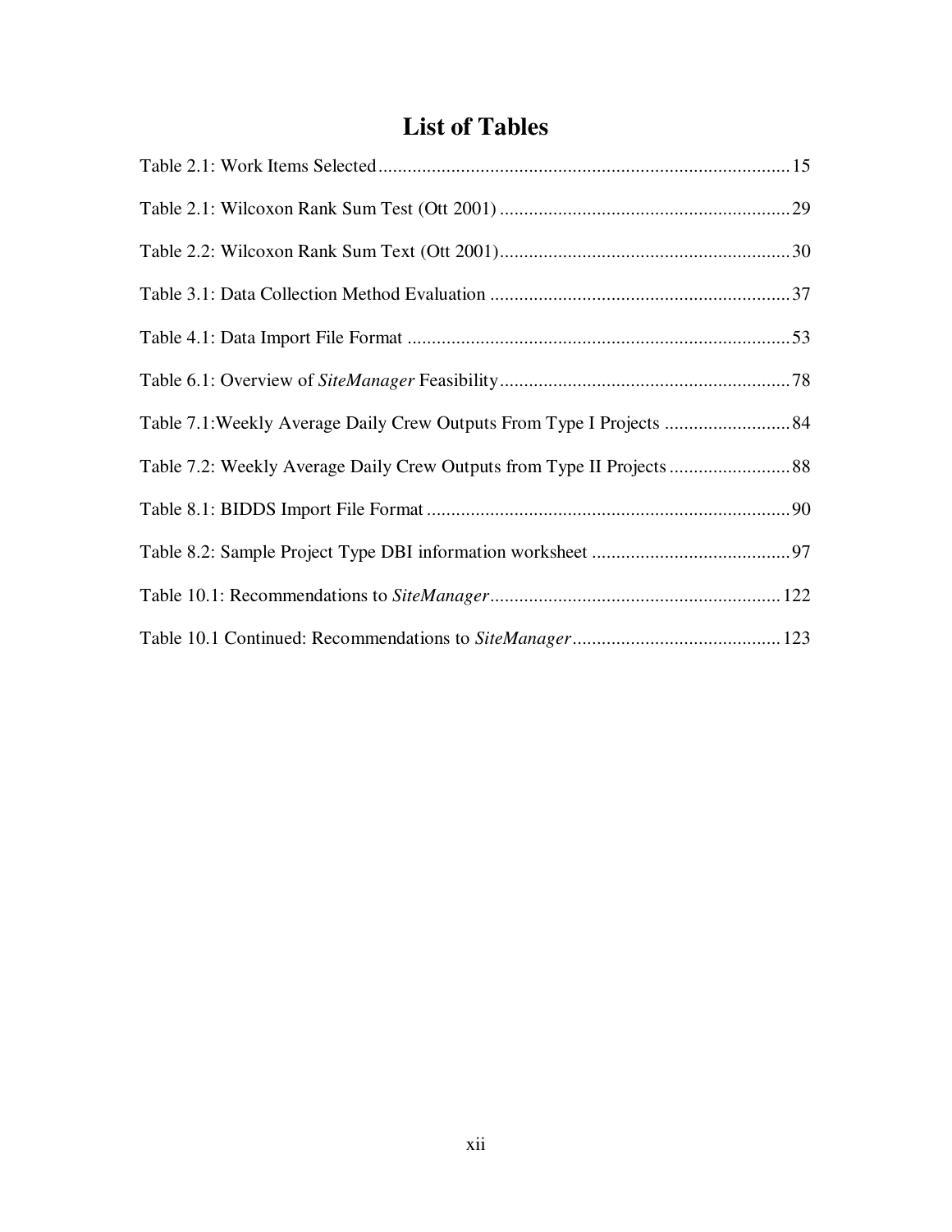# List of Tables

Table 2.1: Work Items Selected ....................................................................................15

Table 2.1: Wilcoxon Rank Sum Test (Ott 2001) ..........................................................29

Table 2.2: Wilcoxon Rank Sum Text (Ott 2001)...........................................................30

Table 3.1: Data Collection Method Evaluation .............................................................37

Table 4.1: Data Import File Format ...............................................................................53

Table 6.1: Overview of *SiteManager* Feasibility...........................................................78

Table 7.1:Weekly Average Daily Crew Outputs From Type I Projects ..........................84

Table 7.2: Weekly Average Daily Crew Outputs from Type II Projects .........................88

Table 8.1: BIDDS Import File Format ...........................................................................90

Table 8.2: Sample Project Type DBI information worksheet .........................................97

Table 10.1: Recommendations to *SiteManager*...........................................................122

Table 10.1 Continued: Recommendations to *SiteManager*..........................................123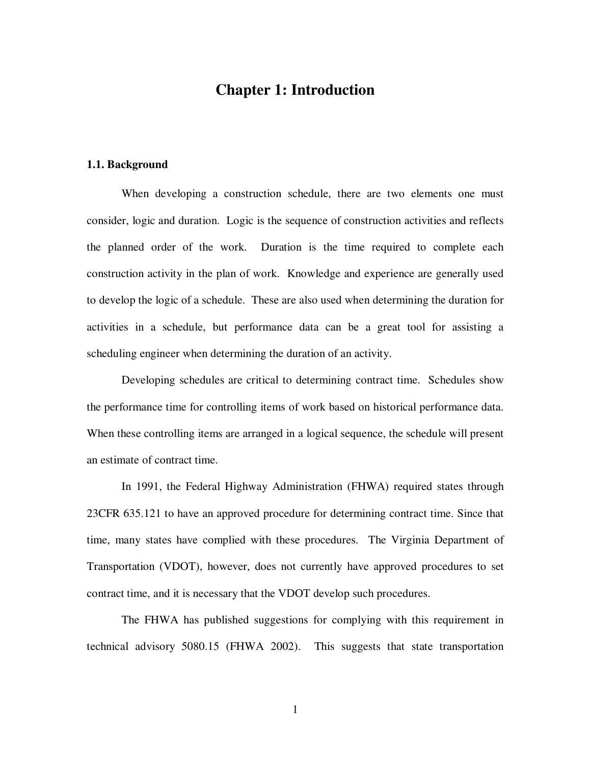# Chapter 1: Introduction

## 1.1. Background

When developing a construction schedule, there are two elements one must consider, logic and duration. Logic is the sequence of construction activities and reflects the planned order of the work. Duration is the time required to complete each construction activity in the plan of work. Knowledge and experience are generally used to develop the logic of a schedule. These are also used when determining the duration for activities in a schedule, but performance data can be a great tool for assisting a scheduling engineer when determining the duration of an activity.

Developing schedules are critical to determining contract time. Schedules show the performance time for controlling items of work based on historical performance data. When these controlling items are arranged in a logical sequence, the schedule will present an estimate of contract time.

In 1991, the Federal Highway Administration (FHWA) required states through 23CFR 635.121 to have an approved procedure for determining contract time. Since that time, many states have complied with these procedures. The Virginia Department of Transportation (VDOT), however, does not currently have approved procedures to set contract time, and it is necessary that the VDOT develop such procedures.

The FHWA has published suggestions for complying with this requirement in technical advisory 5080.15 (FHWA 2002). This suggests that state transportation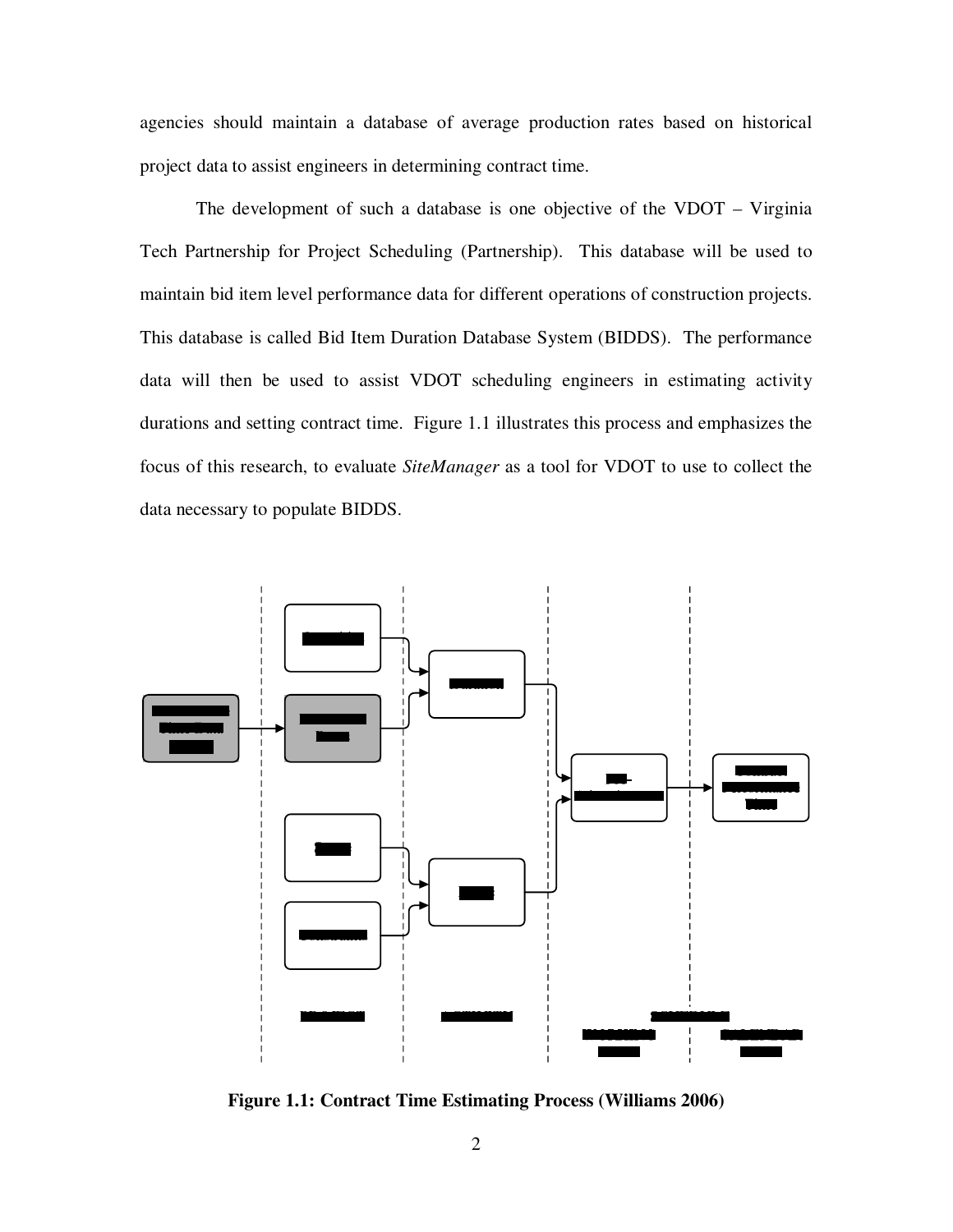agencies should maintain a database of average production rates based on historical project data to assist engineers in determining contract time.

The development of such a database is one objective of the VDOT – Virginia Tech Partnership for Project Scheduling (Partnership). This database will be used to maintain bid item level performance data for different operations of construction projects. This database is called Bid Item Duration Database System (BIDDS). The performance data will then be used to assist VDOT scheduling engineers in estimating activity durations and setting contract time. Figure 1.1 illustrates this process and emphasizes the focus of this research, to evaluate *SiteManager* as a tool for VDOT to use to collect the data necessary to populate BIDDS.

**Figure 1.1: Contract Time Estimating Process (Williams 2006)**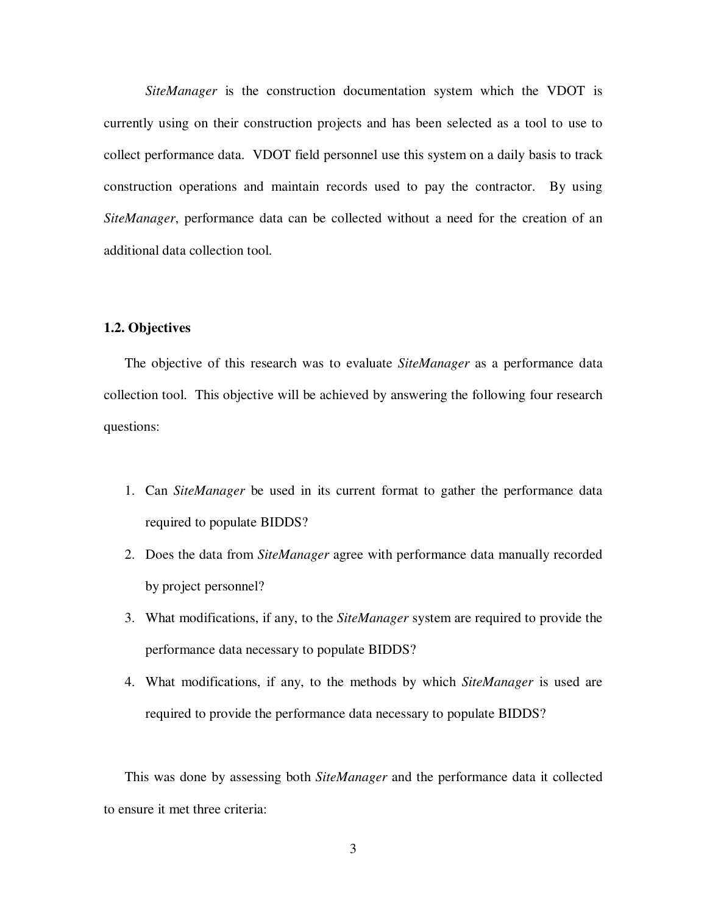*SiteManager* is the construction documentation system which the VDOT is currently using on their construction projects and has been selected as a tool to use to collect performance data. VDOT field personnel use this system on a daily basis to track construction operations and maintain records used to pay the contractor. By using *SiteManager*, performance data can be collected without a need for the creation of an additional data collection tool.

## 1.2. Objectives

The objective of this research was to evaluate *SiteManager* as a performance data collection tool. This objective will be achieved by answering the following four research questions:

1. Can *SiteManager* be used in its current format to gather the performance data required to populate BIDDS?
2. Does the data from *SiteManager* agree with performance data manually recorded by project personnel?
3. What modifications, if any, to the *SiteManager* system are required to provide the performance data necessary to populate BIDDS?
4. What modifications, if any, to the methods by which *SiteManager* is used are required to provide the performance data necessary to populate BIDDS?

This was done by assessing both *SiteManager* and the performance data it collected to ensure it met three criteria: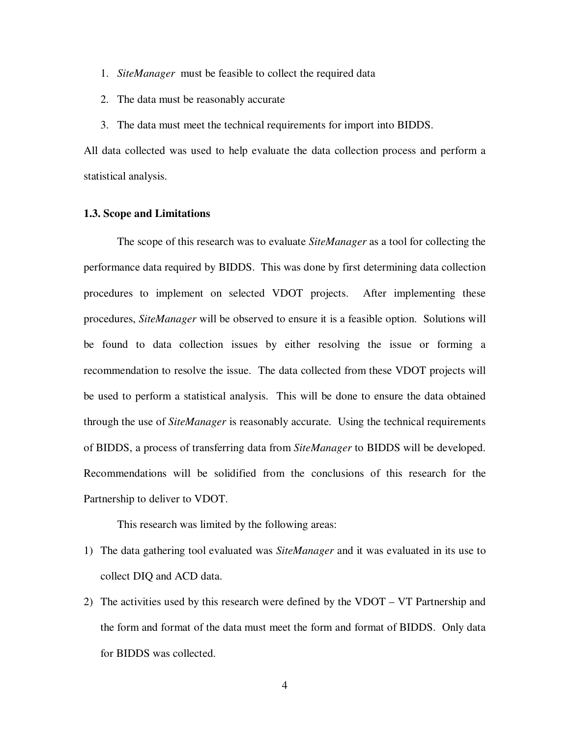1. *SiteManager* must be feasible to collect the required data
2. The data must be reasonably accurate
3. The data must meet the technical requirements for import into BIDDS.

All data collected was used to help evaluate the data collection process and perform a statistical analysis.

### 1.3. Scope and Limitations

The scope of this research was to evaluate *SiteManager* as a tool for collecting the performance data required by BIDDS. This was done by first determining data collection procedures to implement on selected VDOT projects. After implementing these procedures, *SiteManager* will be observed to ensure it is a feasible option. Solutions will be found to data collection issues by either resolving the issue or forming a recommendation to resolve the issue. The data collected from these VDOT projects will be used to perform a statistical analysis. This will be done to ensure the data obtained through the use of *SiteManager* is reasonably accurate. Using the technical requirements of BIDDS, a process of transferring data from *SiteManager* to BIDDS will be developed. Recommendations will be solidified from the conclusions of this research for the Partnership to deliver to VDOT.

This research was limited by the following areas:

1) The data gathering tool evaluated was *SiteManager* and it was evaluated in its use to collect DIQ and ACD data.
2) The activities used by this research were defined by the VDOT – VT Partnership and the form and format of the data must meet the form and format of BIDDS. Only data for BIDDS was collected.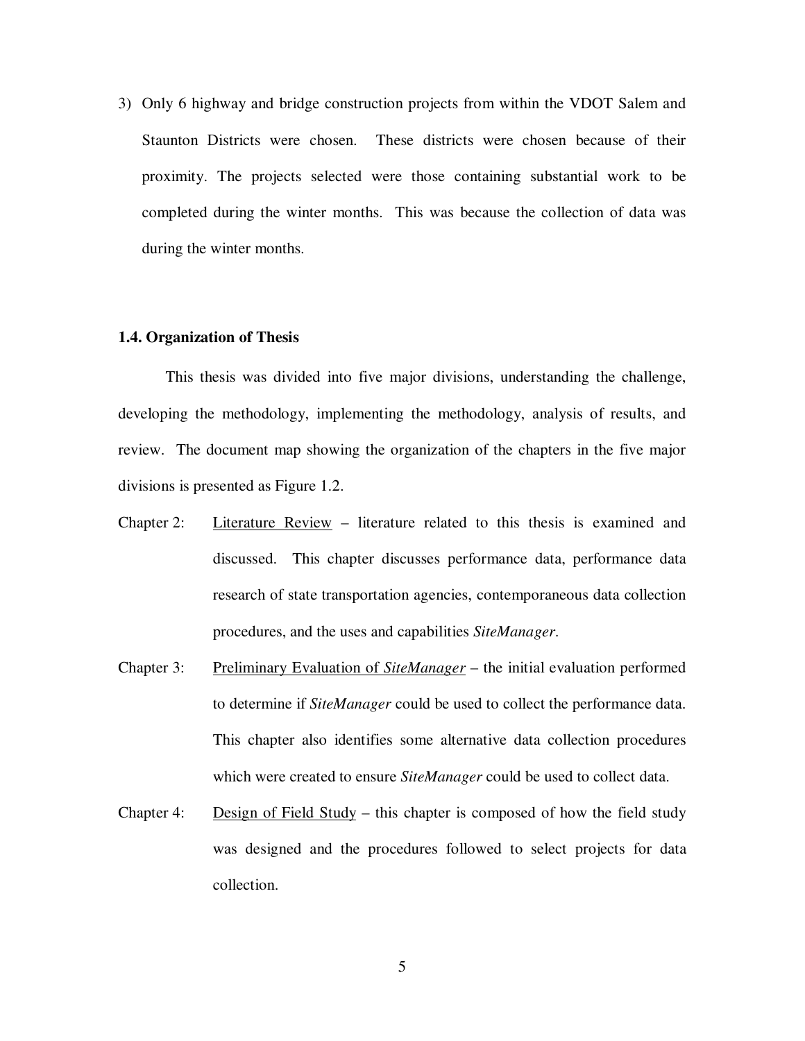3) Only 6 highway and bridge construction projects from within the VDOT Salem and Staunton Districts were chosen. These districts were chosen because of their proximity. The projects selected were those containing substantial work to be completed during the winter months. This was because the collection of data was during the winter months.

### 1.4. Organization of Thesis

This thesis was divided into five major divisions, understanding the challenge, developing the methodology, implementing the methodology, analysis of results, and review. The document map showing the organization of the chapters in the five major divisions is presented as Figure 1.2.

Chapter 2: <u>Literature Review</u> – literature related to this thesis is examined and discussed. This chapter discusses performance data, performance data research of state transportation agencies, contemporaneous data collection procedures, and the uses and capabilities *SiteManager*.

Chapter 3: <u>Preliminary Evaluation of *SiteManager*</u> – the initial evaluation performed to determine if *SiteManager* could be used to collect the performance data. This chapter also identifies some alternative data collection procedures which were created to ensure *SiteManager* could be used to collect data.

Chapter 4: <u>Design of Field Study</u> – this chapter is composed of how the field study was designed and the procedures followed to select projects for data collection.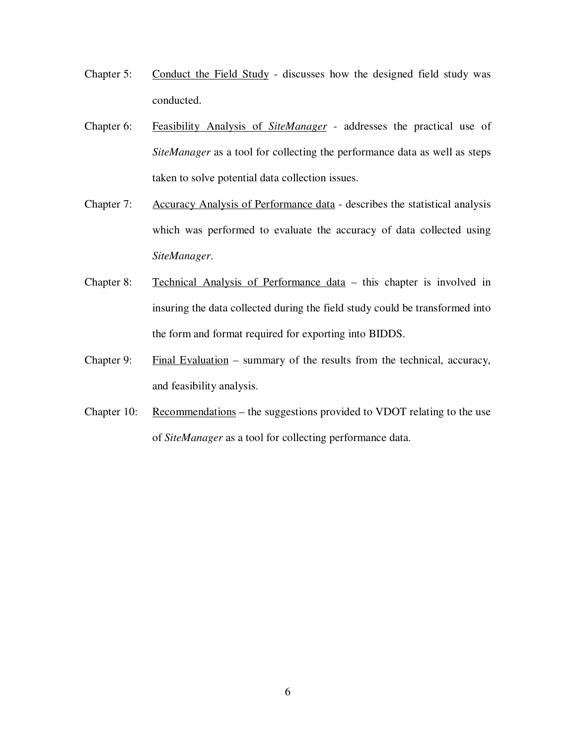Chapter 5: Conduct the Field Study - discusses how the designed field study was conducted.

Chapter 6: Feasibility Analysis of *SiteManager* - addresses the practical use of *SiteManager* as a tool for collecting the performance data as well as steps taken to solve potential data collection issues.

Chapter 7: Accuracy Analysis of Performance data - describes the statistical analysis which was performed to evaluate the accuracy of data collected using *SiteManager*.

Chapter 8: Technical Analysis of Performance data – this chapter is involved in insuring the data collected during the field study could be transformed into the form and format required for exporting into BIDDS.

Chapter 9: Final Evaluation – summary of the results from the technical, accuracy, and feasibility analysis.

Chapter 10: Recommendations – the suggestions provided to VDOT relating to the use of *SiteManager* as a tool for collecting performance data.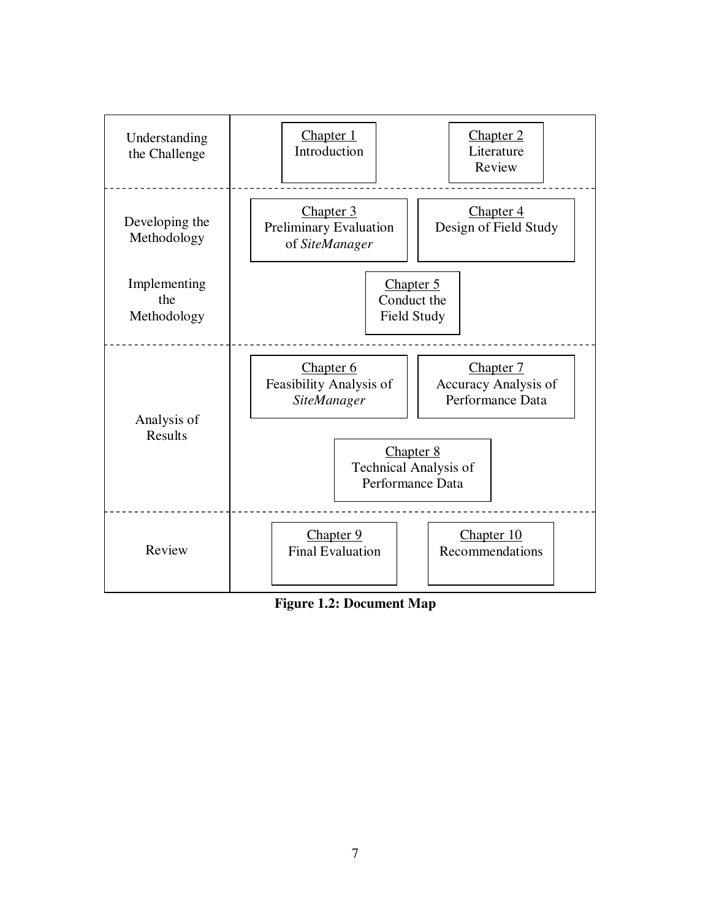| | |
|---|---|
| Understanding the Challenge | Chapter 1: Introduction; Chapter 2: Literature Review |
| Developing the Methodology | Chapter 3: Preliminary Evaluation of *SiteManager*; Chapter 4: Design of Field Study |
| Implementing the Methodology | Chapter 5: Conduct the Field Study |
| Analysis of Results | Chapter 6: Feasibility Analysis of *SiteManager*; Chapter 7: Accuracy Analysis of Performance Data; Chapter 8: Technical Analysis of Performance Data |
| Review | Chapter 9: Final Evaluation; Chapter 10: Recommendations |

**Figure 1.2: Document Map**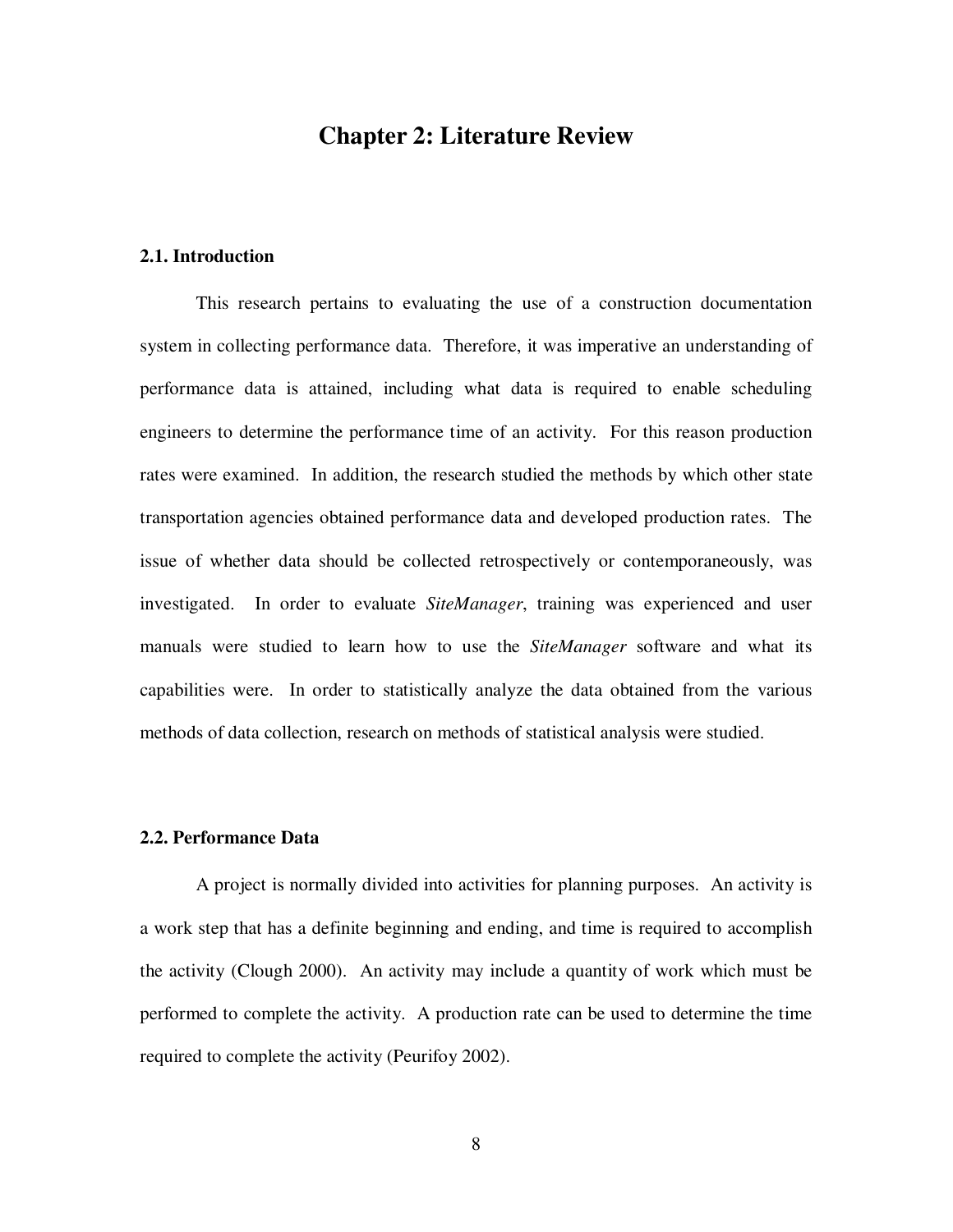# Chapter 2: Literature Review

## 2.1. Introduction

This research pertains to evaluating the use of a construction documentation system in collecting performance data. Therefore, it was imperative an understanding of performance data is attained, including what data is required to enable scheduling engineers to determine the performance time of an activity. For this reason production rates were examined. In addition, the research studied the methods by which other state transportation agencies obtained performance data and developed production rates. The issue of whether data should be collected retrospectively or contemporaneously, was investigated. In order to evaluate *SiteManager*, training was experienced and user manuals were studied to learn how to use the *SiteManager* software and what its capabilities were. In order to statistically analyze the data obtained from the various methods of data collection, research on methods of statistical analysis were studied.

## 2.2. Performance Data

A project is normally divided into activities for planning purposes. An activity is a work step that has a definite beginning and ending, and time is required to accomplish the activity (Clough 2000). An activity may include a quantity of work which must be performed to complete the activity. A production rate can be used to determine the time required to complete the activity (Peurifoy 2002).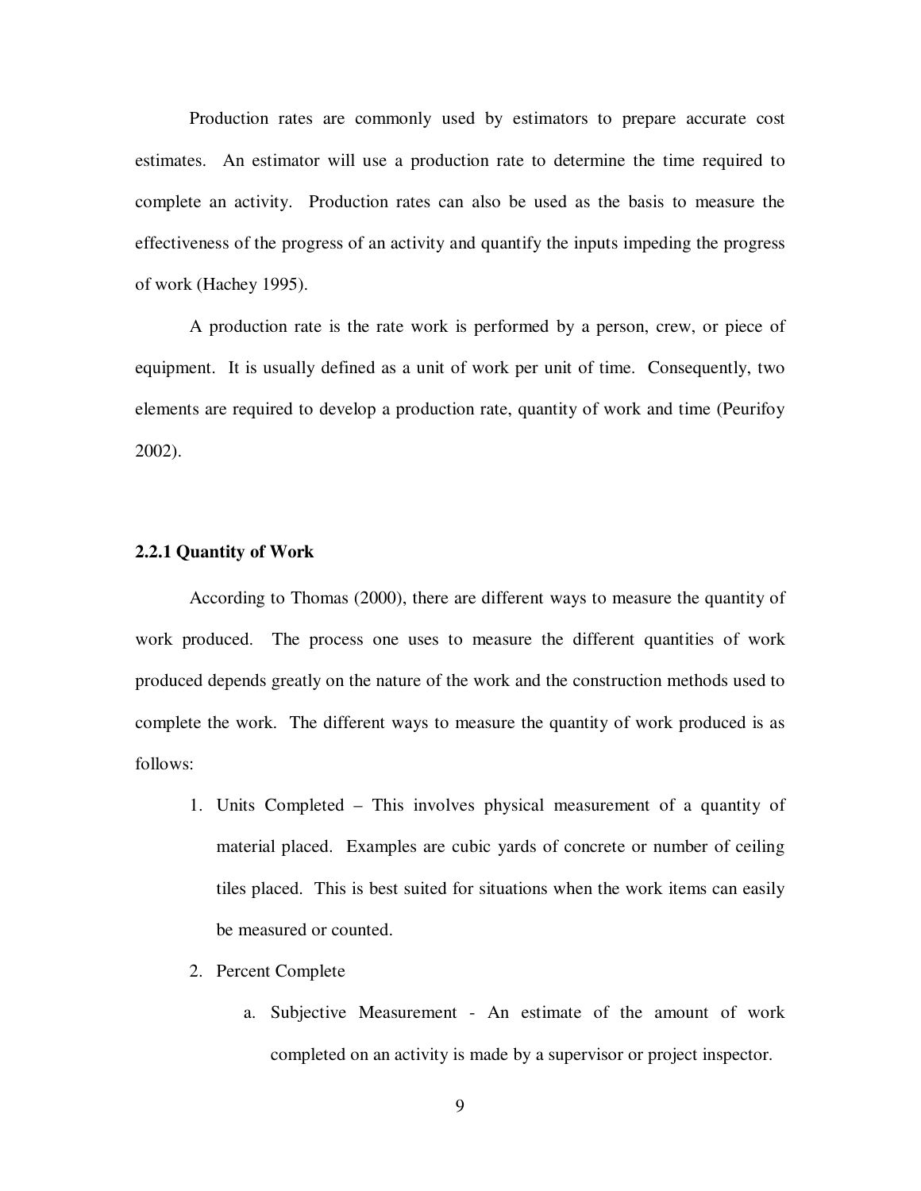Production rates are commonly used by estimators to prepare accurate cost estimates. An estimator will use a production rate to determine the time required to complete an activity. Production rates can also be used as the basis to measure the effectiveness of the progress of an activity and quantify the inputs impeding the progress of work (Hachey 1995).

A production rate is the rate work is performed by a person, crew, or piece of equipment. It is usually defined as a unit of work per unit of time. Consequently, two elements are required to develop a production rate, quantity of work and time (Peurifoy 2002).

### 2.2.1 Quantity of Work

According to Thomas (2000), there are different ways to measure the quantity of work produced. The process one uses to measure the different quantities of work produced depends greatly on the nature of the work and the construction methods used to complete the work. The different ways to measure the quantity of work produced is as follows:

1. Units Completed – This involves physical measurement of a quantity of material placed. Examples are cubic yards of concrete or number of ceiling tiles placed. This is best suited for situations when the work items can easily be measured or counted.
2. Percent Complete
    a. Subjective Measurement - An estimate of the amount of work completed on an activity is made by a supervisor or project inspector.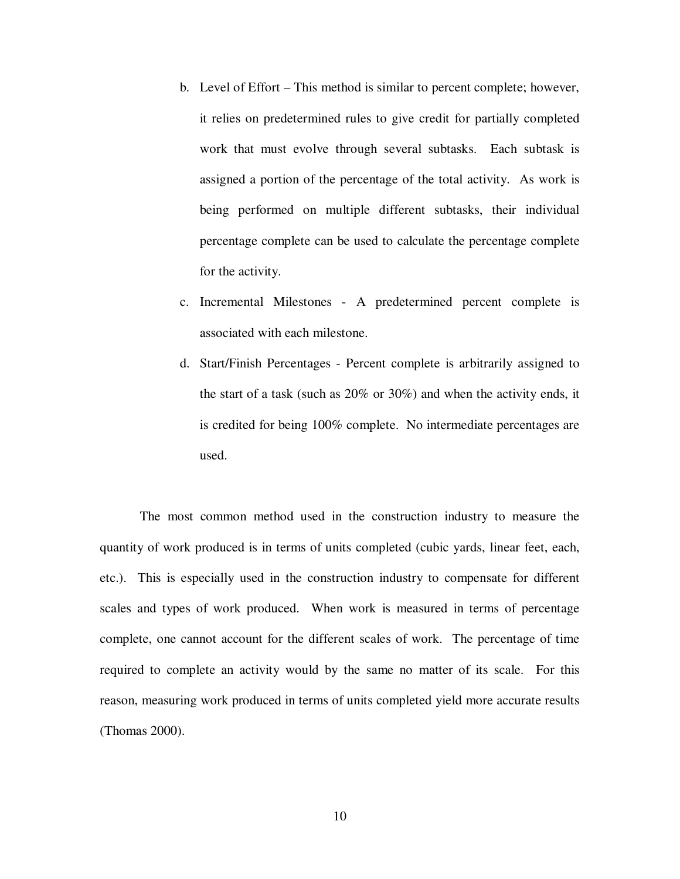b. Level of Effort – This method is similar to percent complete; however, it relies on predetermined rules to give credit for partially completed work that must evolve through several subtasks. Each subtask is assigned a portion of the percentage of the total activity. As work is being performed on multiple different subtasks, their individual percentage complete can be used to calculate the percentage complete for the activity.

c. Incremental Milestones - A predetermined percent complete is associated with each milestone.

d. Start/Finish Percentages - Percent complete is arbitrarily assigned to the start of a task (such as 20% or 30%) and when the activity ends, it is credited for being 100% complete. No intermediate percentages are used.

The most common method used in the construction industry to measure the quantity of work produced is in terms of units completed (cubic yards, linear feet, each, etc.). This is especially used in the construction industry to compensate for different scales and types of work produced. When work is measured in terms of percentage complete, one cannot account for the different scales of work. The percentage of time required to complete an activity would by the same no matter of its scale. For this reason, measuring work produced in terms of units completed yield more accurate results (Thomas 2000).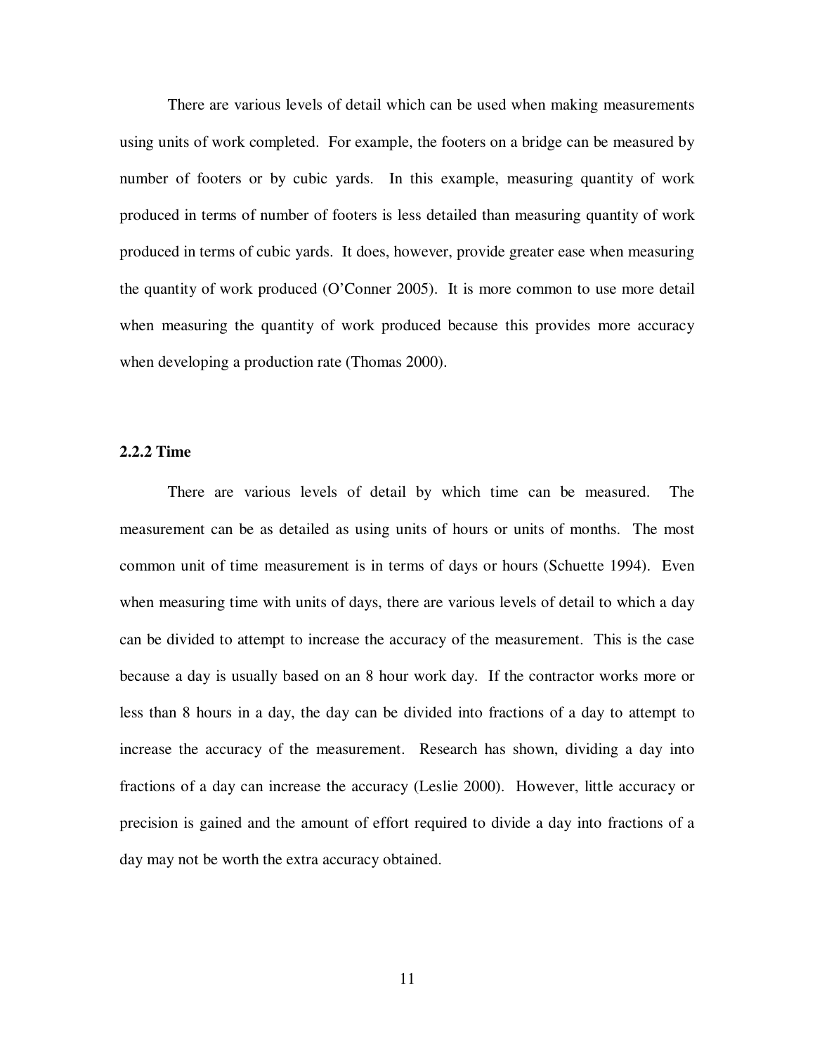There are various levels of detail which can be used when making measurements using units of work completed. For example, the footers on a bridge can be measured by number of footers or by cubic yards. In this example, measuring quantity of work produced in terms of number of footers is less detailed than measuring quantity of work produced in terms of cubic yards. It does, however, provide greater ease when measuring the quantity of work produced (O'Conner 2005). It is more common to use more detail when measuring the quantity of work produced because this provides more accuracy when developing a production rate (Thomas 2000).

### 2.2.2 Time

There are various levels of detail by which time can be measured. The measurement can be as detailed as using units of hours or units of months. The most common unit of time measurement is in terms of days or hours (Schuette 1994). Even when measuring time with units of days, there are various levels of detail to which a day can be divided to attempt to increase the accuracy of the measurement. This is the case because a day is usually based on an 8 hour work day. If the contractor works more or less than 8 hours in a day, the day can be divided into fractions of a day to attempt to increase the accuracy of the measurement. Research has shown, dividing a day into fractions of a day can increase the accuracy (Leslie 2000). However, little accuracy or precision is gained and the amount of effort required to divide a day into fractions of a day may not be worth the extra accuracy obtained.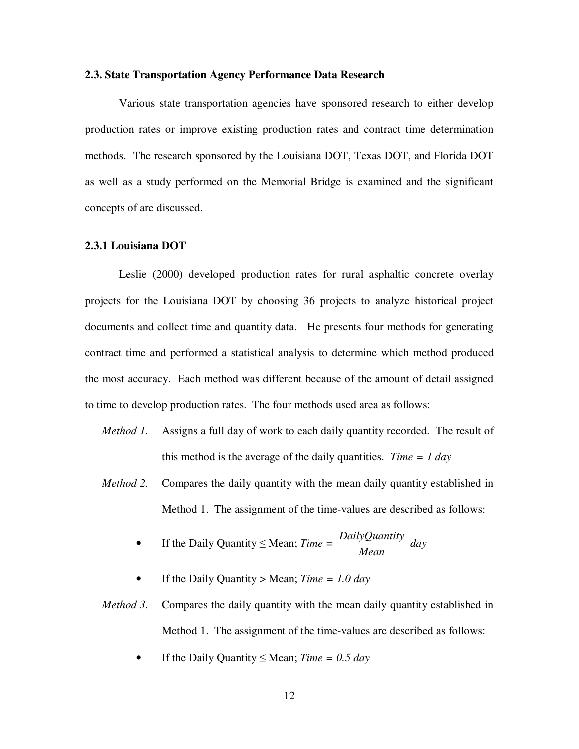### 2.3. State Transportation Agency Performance Data Research

Various state transportation agencies have sponsored research to either develop production rates or improve existing production rates and contract time determination methods. The research sponsored by the Louisiana DOT, Texas DOT, and Florida DOT as well as a study performed on the Memorial Bridge is examined and the significant concepts of are discussed.

### 2.3.1 Louisiana DOT

Leslie (2000) developed production rates for rural asphaltic concrete overlay projects for the Louisiana DOT by choosing 36 projects to analyze historical project documents and collect time and quantity data. He presents four methods for generating contract time and performed a statistical analysis to determine which method produced the most accuracy. Each method was different because of the amount of detail assigned to time to develop production rates. The four methods used area as follows:

*Method 1.* Assigns a full day of work to each daily quantity recorded. The result of this method is the average of the daily quantities. *Time = 1 day*

*Method 2.* Compares the daily quantity with the mean daily quantity established in Method 1. The assignment of the time-values are described as follows:

- If the Daily Quantity ≤ Mean; $Time = \frac{DailyQuantity}{Mean}$ *day*
- If the Daily Quantity > Mean; *Time = 1.0 day*

*Method 3.* Compares the daily quantity with the mean daily quantity established in Method 1. The assignment of the time-values are described as follows:

- If the Daily Quantity ≤ Mean; *Time = 0.5 day*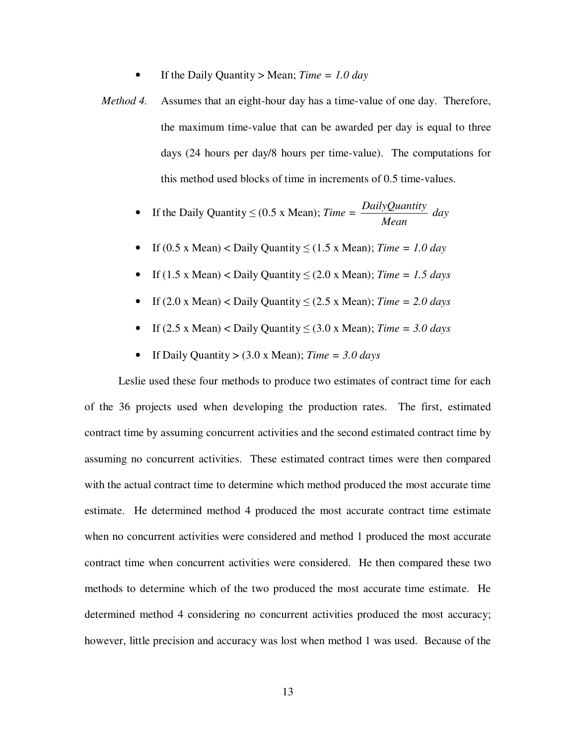- If the Daily Quantity > Mean; *Time = 1.0 day*

*Method 4.* Assumes that an eight-hour day has a time-value of one day. Therefore, the maximum time-value that can be awarded per day is equal to three days (24 hours per day/8 hours per time-value). The computations for this method used blocks of time in increments of 0.5 time-values.

- If the Daily Quantity ≤ (0.5 x Mean); $Time = \frac{DailyQuantity}{Mean}\ day$
- If (0.5 x Mean) < Daily Quantity ≤ (1.5 x Mean); *Time = 1.0 day*
- If (1.5 x Mean) < Daily Quantity ≤ (2.0 x Mean); *Time = 1.5 days*
- If (2.0 x Mean) < Daily Quantity ≤ (2.5 x Mean); *Time = 2.0 days*
- If (2.5 x Mean) < Daily Quantity ≤ (3.0 x Mean); *Time = 3.0 days*
- If Daily Quantity > (3.0 x Mean); *Time = 3.0 days*

Leslie used these four methods to produce two estimates of contract time for each of the 36 projects used when developing the production rates. The first, estimated contract time by assuming concurrent activities and the second estimated contract time by assuming no concurrent activities. These estimated contract times were then compared with the actual contract time to determine which method produced the most accurate time estimate. He determined method 4 produced the most accurate contract time estimate when no concurrent activities were considered and method 1 produced the most accurate contract time when concurrent activities were considered. He then compared these two methods to determine which of the two produced the most accurate time estimate. He determined method 4 considering no concurrent activities produced the most accuracy; however, little precision and accuracy was lost when method 1 was used. Because of the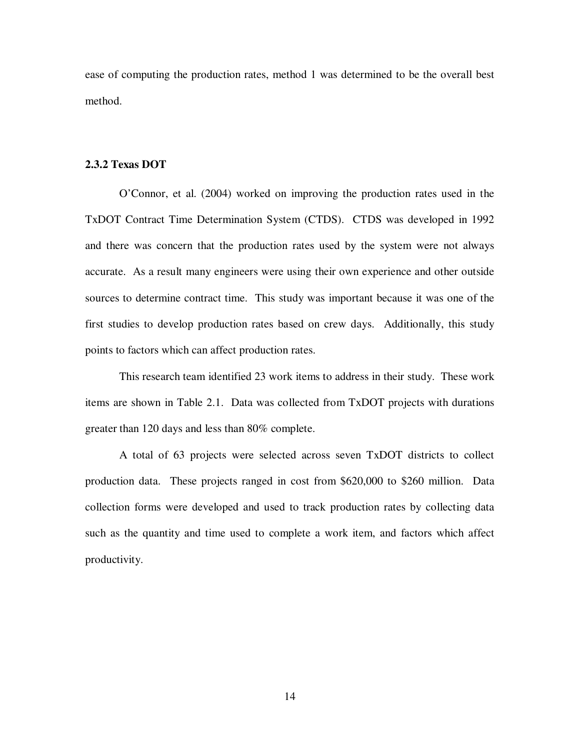ease of computing the production rates, method 1 was determined to be the overall best method.

### 2.3.2 Texas DOT

O'Connor, et al. (2004) worked on improving the production rates used in the TxDOT Contract Time Determination System (CTDS). CTDS was developed in 1992 and there was concern that the production rates used by the system were not always accurate. As a result many engineers were using their own experience and other outside sources to determine contract time. This study was important because it was one of the first studies to develop production rates based on crew days. Additionally, this study points to factors which can affect production rates.

This research team identified 23 work items to address in their study. These work items are shown in Table 2.1. Data was collected from TxDOT projects with durations greater than 120 days and less than 80% complete.

A total of 63 projects were selected across seven TxDOT districts to collect production data. These projects ranged in cost from $620,000 to $260 million. Data collection forms were developed and used to track production rates by collecting data such as the quantity and time used to complete a work item, and factors which affect productivity.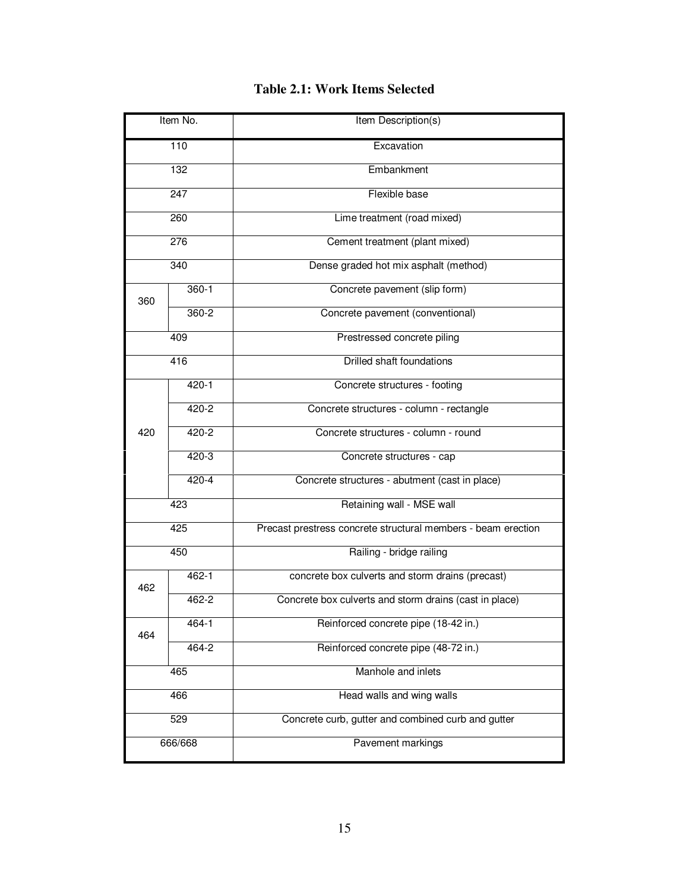**Table 2.1: Work Items Selected**

| Item No. | | Item Description(s) |
|---|---|---|
| 110 | | Excavation |
| 132 | | Embankment |
| 247 | | Flexible base |
| 260 | | Lime treatment (road mixed) |
| 276 | | Cement treatment (plant mixed) |
| 340 | | Dense graded hot mix asphalt (method) |
| 360 | 360-1 | Concrete pavement (slip form) |
| | 360-2 | Concrete pavement (conventional) |
| 409 | | Prestressed concrete piling |
| 416 | | Drilled shaft foundations |
| 420 | 420-1 | Concrete structures - footing |
| | 420-2 | Concrete structures - column - rectangle |
| | 420-2 | Concrete structures - column - round |
| | 420-3 | Concrete structures - cap |
| | 420-4 | Concrete structures - abutment (cast in place) |
| 423 | | Retaining wall - MSE wall |
| 425 | | Precast prestress concrete structural members - beam erection |
| 450 | | Railing - bridge railing |
| 462 | 462-1 | concrete box culverts and storm drains (precast) |
| | 462-2 | Concrete box culverts and storm drains (cast in place) |
| 464 | 464-1 | Reinforced concrete pipe (18-42 in.) |
| | 464-2 | Reinforced concrete pipe (48-72 in.) |
| 465 | | Manhole and inlets |
| 466 | | Head walls and wing walls |
| 529 | | Concrete curb, gutter and combined curb and gutter |
| 666/668 | | Pavement markings |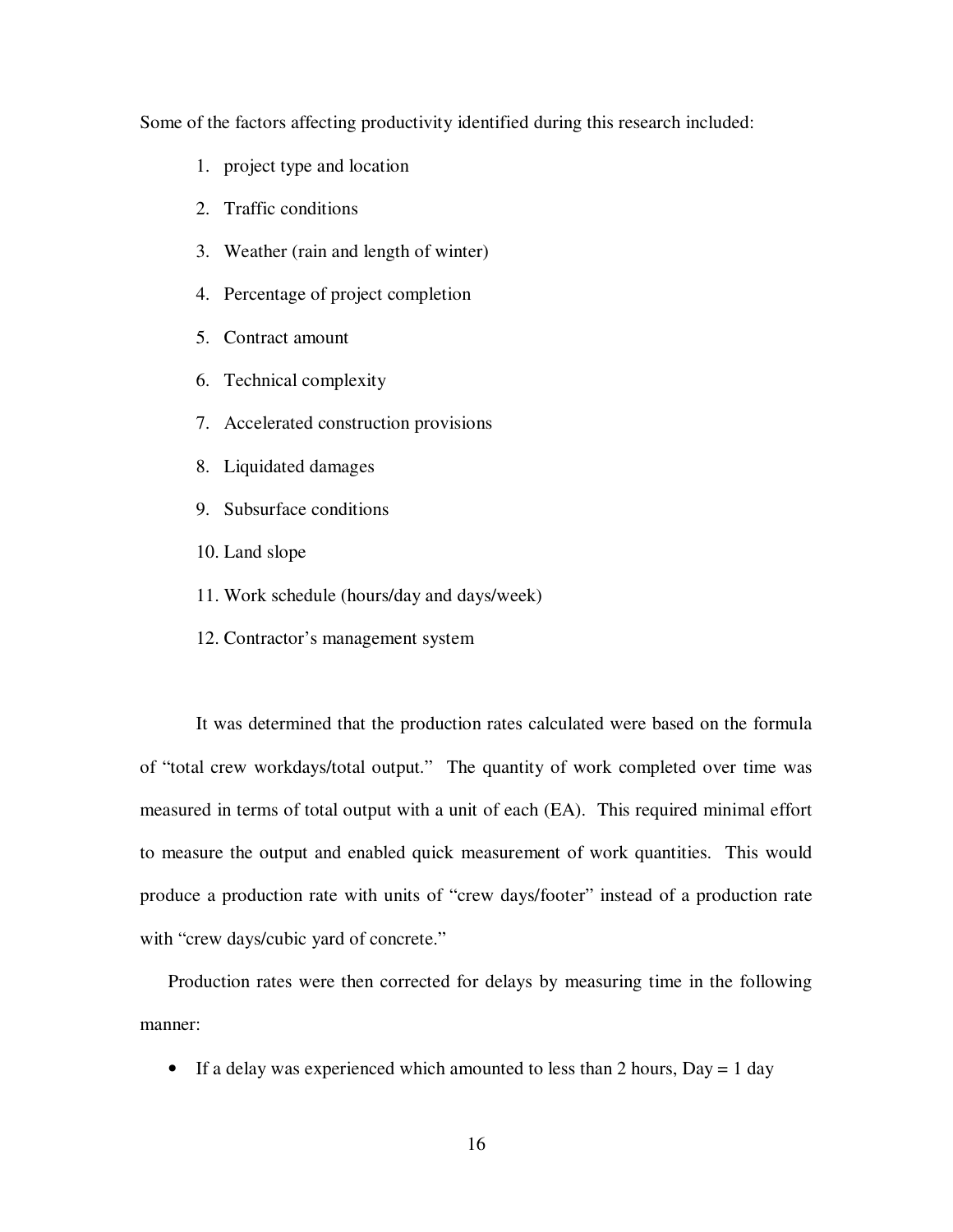Some of the factors affecting productivity identified during this research included:

1. project type and location
2. Traffic conditions
3. Weather (rain and length of winter)
4. Percentage of project completion
5. Contract amount
6. Technical complexity
7. Accelerated construction provisions
8. Liquidated damages
9. Subsurface conditions
10. Land slope
11. Work schedule (hours/day and days/week)
12. Contractor's management system

It was determined that the production rates calculated were based on the formula of "total crew workdays/total output." The quantity of work completed over time was measured in terms of total output with a unit of each (EA). This required minimal effort to measure the output and enabled quick measurement of work quantities. This would produce a production rate with units of "crew days/footer" instead of a production rate with "crew days/cubic yard of concrete."

Production rates were then corrected for delays by measuring time in the following manner:

- If a delay was experienced which amounted to less than 2 hours, Day = 1 day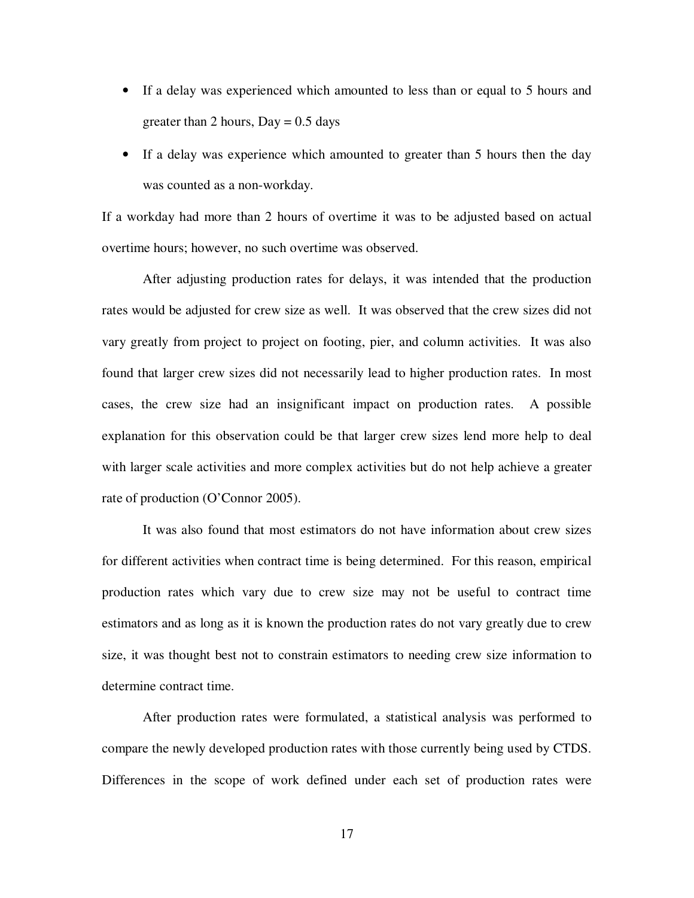- If a delay was experienced which amounted to less than or equal to 5 hours and greater than 2 hours, Day = 0.5 days
- If a delay was experience which amounted to greater than 5 hours then the day was counted as a non-workday.

If a workday had more than 2 hours of overtime it was to be adjusted based on actual overtime hours; however, no such overtime was observed.

After adjusting production rates for delays, it was intended that the production rates would be adjusted for crew size as well. It was observed that the crew sizes did not vary greatly from project to project on footing, pier, and column activities. It was also found that larger crew sizes did not necessarily lead to higher production rates. In most cases, the crew size had an insignificant impact on production rates. A possible explanation for this observation could be that larger crew sizes lend more help to deal with larger scale activities and more complex activities but do not help achieve a greater rate of production (O'Connor 2005).

It was also found that most estimators do not have information about crew sizes for different activities when contract time is being determined. For this reason, empirical production rates which vary due to crew size may not be useful to contract time estimators and as long as it is known the production rates do not vary greatly due to crew size, it was thought best not to constrain estimators to needing crew size information to determine contract time.

After production rates were formulated, a statistical analysis was performed to compare the newly developed production rates with those currently being used by CTDS. Differences in the scope of work defined under each set of production rates were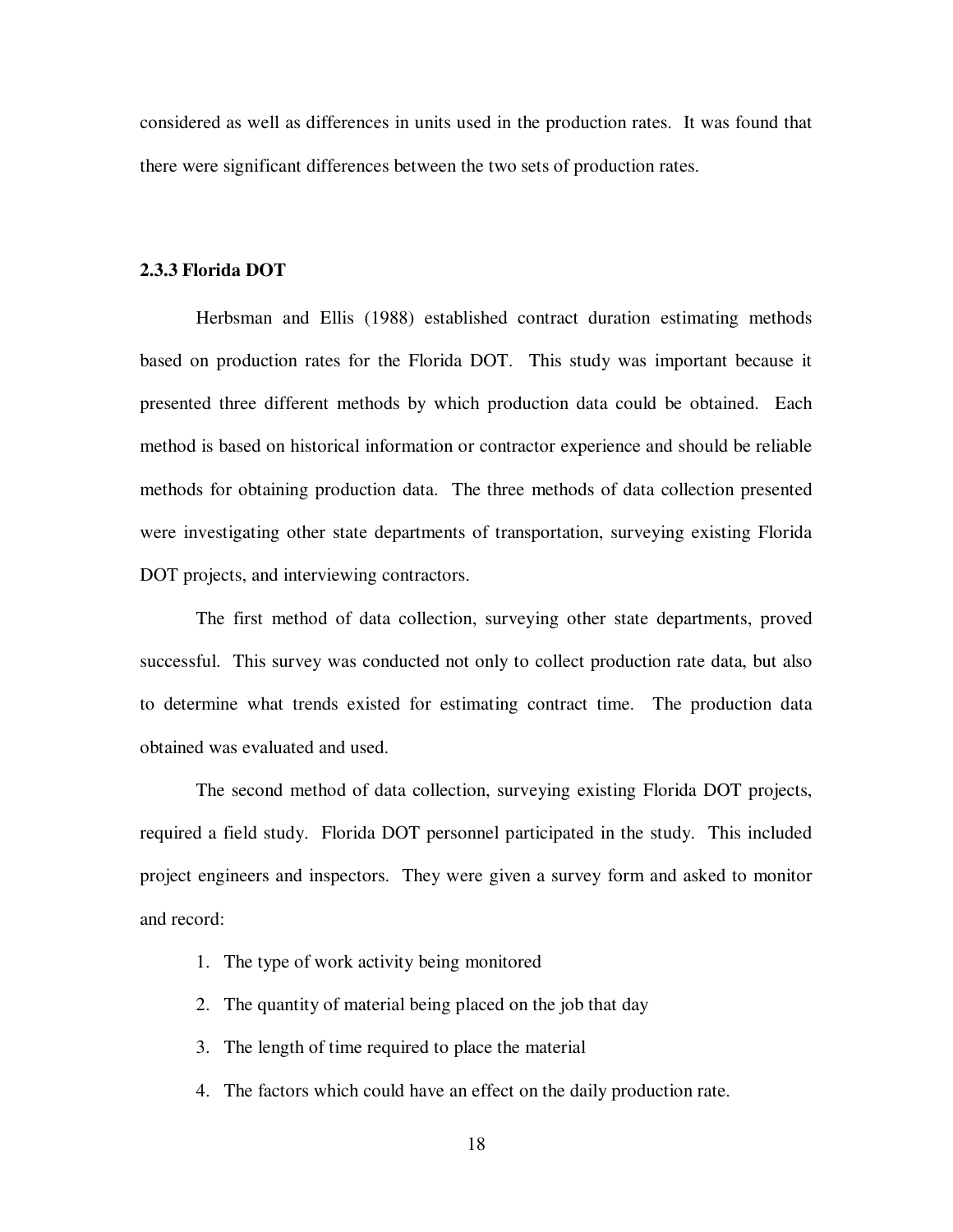considered as well as differences in units used in the production rates. It was found that there were significant differences between the two sets of production rates.

### 2.3.3 Florida DOT

Herbsman and Ellis (1988) established contract duration estimating methods based on production rates for the Florida DOT. This study was important because it presented three different methods by which production data could be obtained. Each method is based on historical information or contractor experience and should be reliable methods for obtaining production data. The three methods of data collection presented were investigating other state departments of transportation, surveying existing Florida DOT projects, and interviewing contractors.

The first method of data collection, surveying other state departments, proved successful. This survey was conducted not only to collect production rate data, but also to determine what trends existed for estimating contract time. The production data obtained was evaluated and used.

The second method of data collection, surveying existing Florida DOT projects, required a field study. Florida DOT personnel participated in the study. This included project engineers and inspectors. They were given a survey form and asked to monitor and record:

1. The type of work activity being monitored
2. The quantity of material being placed on the job that day
3. The length of time required to place the material
4. The factors which could have an effect on the daily production rate.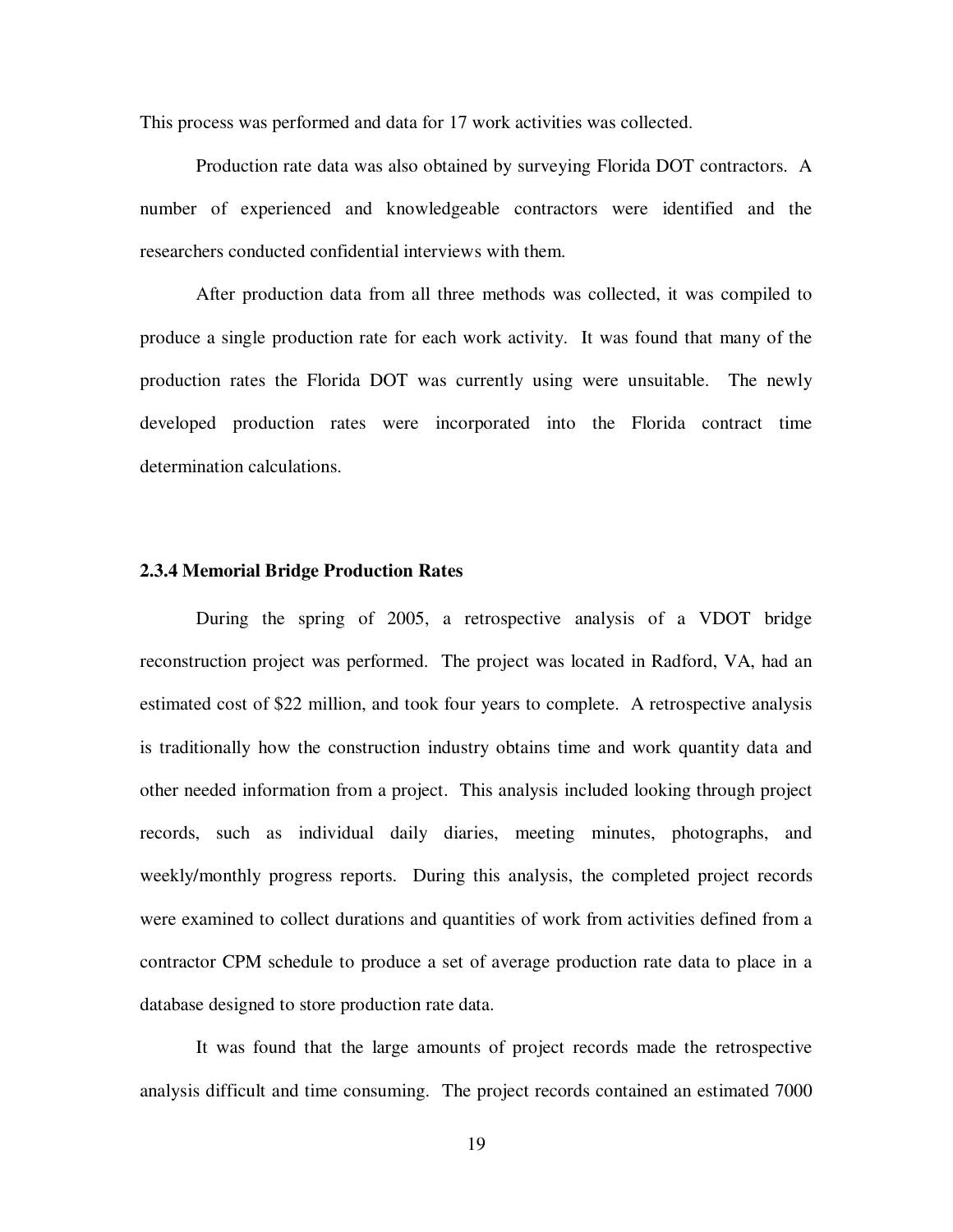This process was performed and data for 17 work activities was collected.

Production rate data was also obtained by surveying Florida DOT contractors. A number of experienced and knowledgeable contractors were identified and the researchers conducted confidential interviews with them.

After production data from all three methods was collected, it was compiled to produce a single production rate for each work activity. It was found that many of the production rates the Florida DOT was currently using were unsuitable. The newly developed production rates were incorporated into the Florida contract time determination calculations.

### 2.3.4 Memorial Bridge Production Rates

During the spring of 2005, a retrospective analysis of a VDOT bridge reconstruction project was performed. The project was located in Radford, VA, had an estimated cost of $22 million, and took four years to complete. A retrospective analysis is traditionally how the construction industry obtains time and work quantity data and other needed information from a project. This analysis included looking through project records, such as individual daily diaries, meeting minutes, photographs, and weekly/monthly progress reports. During this analysis, the completed project records were examined to collect durations and quantities of work from activities defined from a contractor CPM schedule to produce a set of average production rate data to place in a database designed to store production rate data.

It was found that the large amounts of project records made the retrospective analysis difficult and time consuming. The project records contained an estimated 7000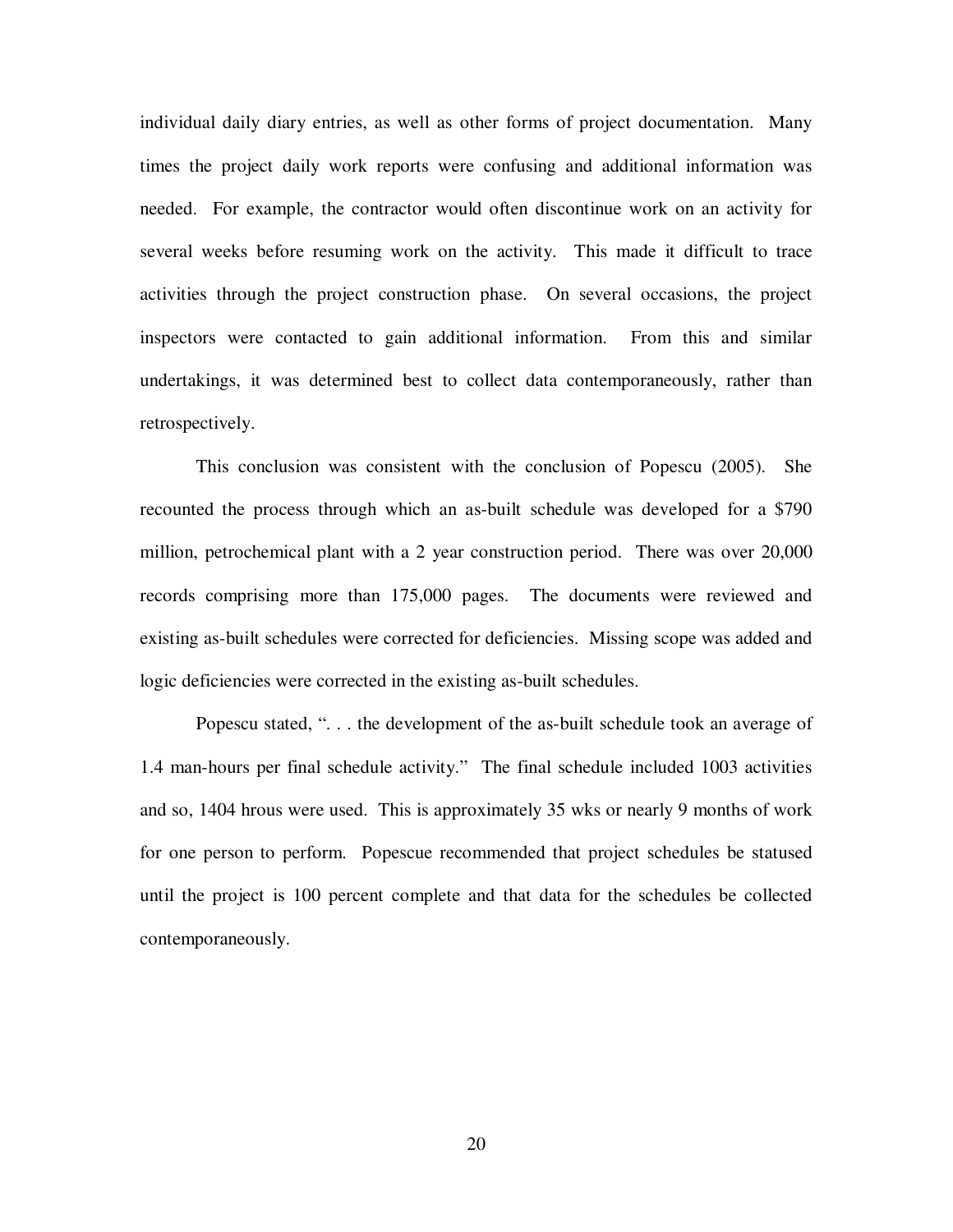individual daily diary entries, as well as other forms of project documentation. Many times the project daily work reports were confusing and additional information was needed. For example, the contractor would often discontinue work on an activity for several weeks before resuming work on the activity. This made it difficult to trace activities through the project construction phase. On several occasions, the project inspectors were contacted to gain additional information. From this and similar undertakings, it was determined best to collect data contemporaneously, rather than retrospectively.

This conclusion was consistent with the conclusion of Popescu (2005). She recounted the process through which an as-built schedule was developed for a $790 million, petrochemical plant with a 2 year construction period. There was over 20,000 records comprising more than 175,000 pages. The documents were reviewed and existing as-built schedules were corrected for deficiencies. Missing scope was added and logic deficiencies were corrected in the existing as-built schedules.

Popescu stated, ". . . the development of the as-built schedule took an average of 1.4 man-hours per final schedule activity." The final schedule included 1003 activities and so, 1404 hrous were used. This is approximately 35 wks or nearly 9 months of work for one person to perform. Popescue recommended that project schedules be statused until the project is 100 percent complete and that data for the schedules be collected contemporaneously.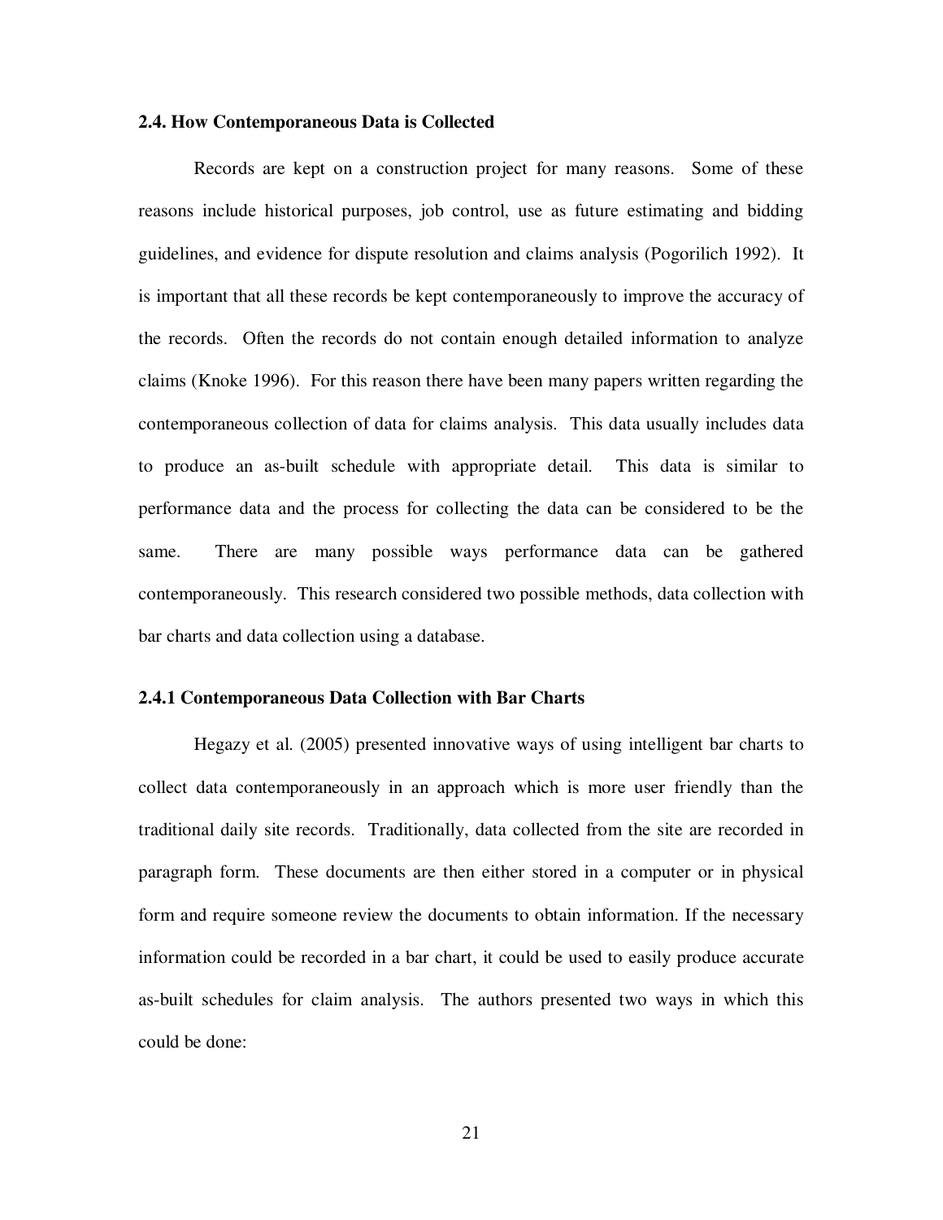### 2.4. How Contemporaneous Data is Collected

Records are kept on a construction project for many reasons. Some of these reasons include historical purposes, job control, use as future estimating and bidding guidelines, and evidence for dispute resolution and claims analysis (Pogorilich 1992). It is important that all these records be kept contemporaneously to improve the accuracy of the records. Often the records do not contain enough detailed information to analyze claims (Knoke 1996). For this reason there have been many papers written regarding the contemporaneous collection of data for claims analysis. This data usually includes data to produce an as-built schedule with appropriate detail. This data is similar to performance data and the process for collecting the data can be considered to be the same. There are many possible ways performance data can be gathered contemporaneously. This research considered two possible methods, data collection with bar charts and data collection using a database.

#### 2.4.1 Contemporaneous Data Collection with Bar Charts

Hegazy et al. (2005) presented innovative ways of using intelligent bar charts to collect data contemporaneously in an approach which is more user friendly than the traditional daily site records. Traditionally, data collected from the site are recorded in paragraph form. These documents are then either stored in a computer or in physical form and require someone review the documents to obtain information. If the necessary information could be recorded in a bar chart, it could be used to easily produce accurate as-built schedules for claim analysis. The authors presented two ways in which this could be done: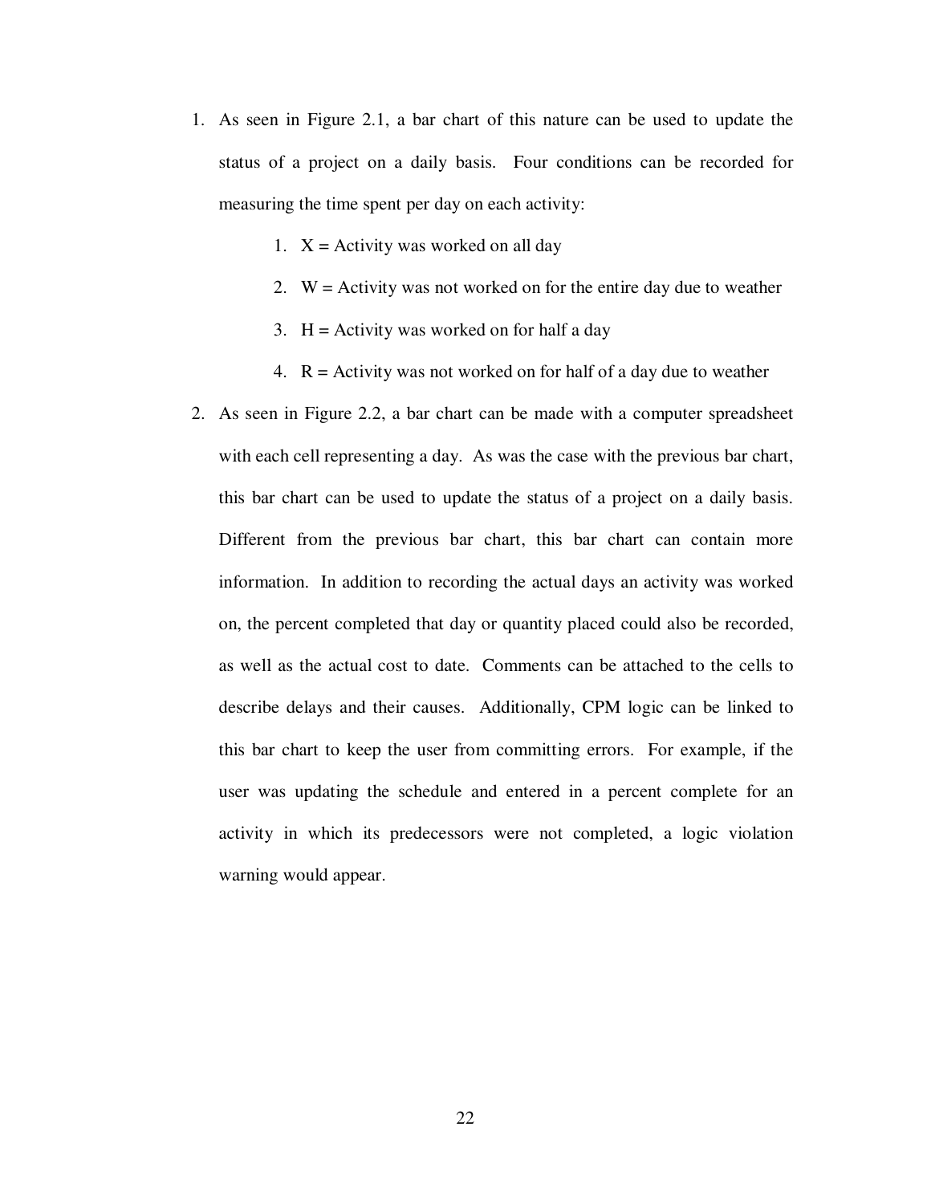1. As seen in Figure 2.1, a bar chart of this nature can be used to update the status of a project on a daily basis. Four conditions can be recorded for measuring the time spent per day on each activity:
    1. X = Activity was worked on all day
    2. W = Activity was not worked on for the entire day due to weather
    3. H = Activity was worked on for half a day
    4. R = Activity was not worked on for half of a day due to weather
2. As seen in Figure 2.2, a bar chart can be made with a computer spreadsheet with each cell representing a day. As was the case with the previous bar chart, this bar chart can be used to update the status of a project on a daily basis. Different from the previous bar chart, this bar chart can contain more information. In addition to recording the actual days an activity was worked on, the percent completed that day or quantity placed could also be recorded, as well as the actual cost to date. Comments can be attached to the cells to describe delays and their causes. Additionally, CPM logic can be linked to this bar chart to keep the user from committing errors. For example, if the user was updating the schedule and entered in a percent complete for an activity in which its predecessors were not completed, a logic violation warning would appear.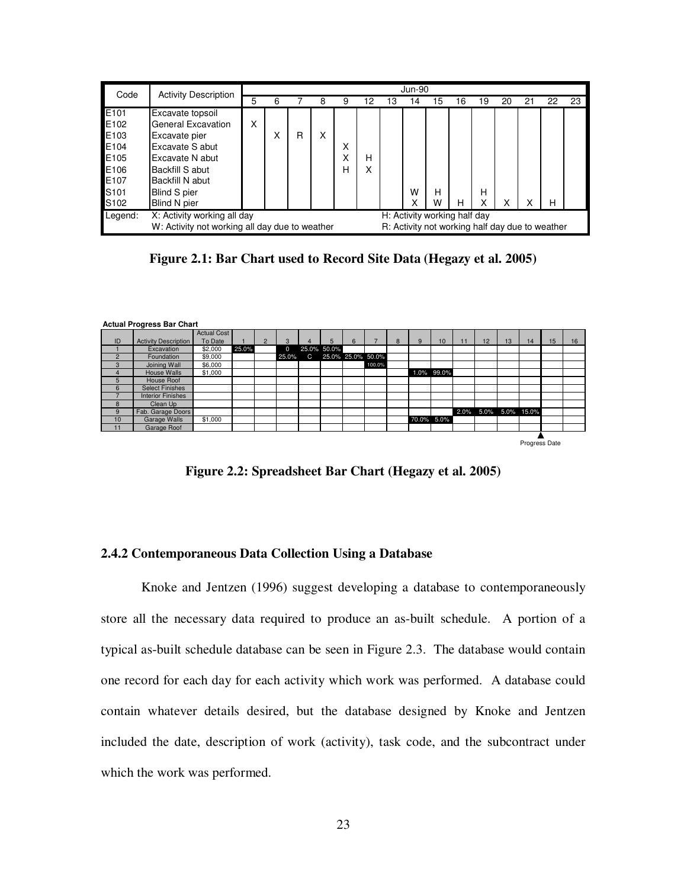| Code | Activity Description | Jun-90 | | | | | | | | | | | | | |
|---|---|---|---|---|---|---|---|---|---|---|---|---|---|---|---|
| | | 5 | 6 | 7 | 8 | 9 | 12 | 13 | 14 | 15 | 16 | 19 | 20 | 21 | 22 | 23 |
| E101 | Excavate topsoil | | | | | | | | | | | | | | | |
| E102 | General Excavation | X | | | | | | | | | | | | | | |
| E103 | Excavate pier | | X | R | X | | | | | | | | | | | |
| E104 | Excavate S abut | | | | | X | | | | | | | | | | |
| E105 | Excavate N abut | | | | | X | H | | | | | | | | | |
| E106 | Backfill S abut | | | | | H | X | | | | | | | | | |
| E107 | Backfill N abut | | | | | | | | | | | | | | | |
| S101 | Blind S pier | | | | | | | | W | H | | H | | | | |
| S102 | Blind N pier | | | | | | | | X | W | H | X | X | X | H | |
| Legend: | X: Activity working all day<br>W: Activity not working all day due to weather | | | | | | | | H: Activity working half day<br>R: Activity not working half day due to weather | | | | | | | |

**Figure 2.1: Bar Chart used to Record Site Data (Hegazy et al. 2005)**

**Actual Progress Bar Chart**

| ID | Activity Description | Actual Cost To Date | 1 | 2 | 3 | 4 | 5 | 6 | 7 | 8 | 9 | 10 | 11 | 12 | 13 | 14 | 15 | 16 |
|---|---|---|---|---|---|---|---|---|---|---|---|---|---|---|---|---|---|---|
| 1 | Excavation | $2,000 | 25.0% | | 0 | 25.0% | 50.0% | | | | | | | | | | | |
| 2 | Foundation | $9,000 | | | 25.0% | C | 25.0% | 25.0% | 50.0% | | | | | | | | | |
| 3 | Joining Wall | $6,000 | | | | | | | 100.0% | | | | | | | | | |
| 4 | House Walls | $1,000 | | | | | | | | | 1.0% | 99.0% | | | | | | |
| 5 | House Roof | | | | | | | | | | | | | | | | | |
| 6 | Select Finishes | | | | | | | | | | | | | | | | | |
| 7 | Interior Finishes | | | | | | | | | | | | | | | | | |
| 8 | Clean Up | | | | | | | | | | | | | | | | | |
| 9 | Fab. Garage Doors | | | | | | | | | | | | 2.0% | 5.0% | 5.0% | 15.0% | | |
| 10 | Garage Walls | $1,000 | | | | | | | | | 70.0% | 5.0% | | | | | | |
| 11 | Garage Roof | | | | | | | | | | | | | | | | | |

Progress Date

**Figure 2.2: Spreadsheet Bar Chart (Hegazy et al. 2005)**

### 2.4.2 Contemporaneous Data Collection Using a Database

Knoke and Jentzen (1996) suggest developing a database to contemporaneously store all the necessary data required to produce an as-built schedule. A portion of a typical as-built schedule database can be seen in Figure 2.3. The database would contain one record for each day for each activity which work was performed. A database could contain whatever details desired, but the database designed by Knoke and Jentzen included the date, description of work (activity), task code, and the subcontract under which the work was performed.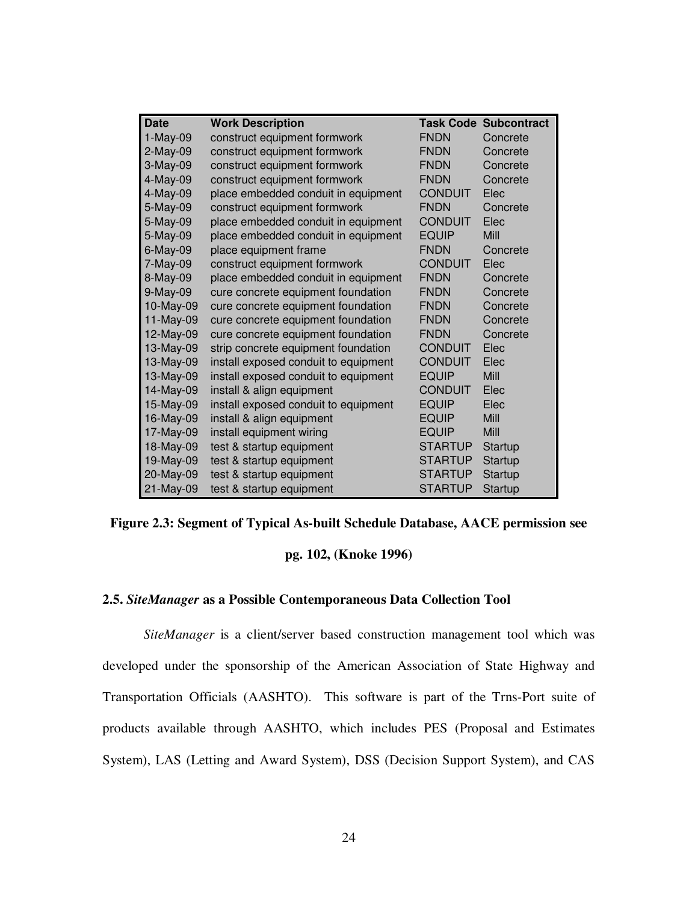| Date | Work Description | Task Code | Subcontract |
|---|---|---|---|
| 1-May-09 | construct equipment formwork | FNDN | Concrete |
| 2-May-09 | construct equipment formwork | FNDN | Concrete |
| 3-May-09 | construct equipment formwork | FNDN | Concrete |
| 4-May-09 | construct equipment formwork | FNDN | Concrete |
| 4-May-09 | place embedded conduit in equipment | CONDUIT | Elec |
| 5-May-09 | construct equipment formwork | FNDN | Concrete |
| 5-May-09 | place embedded conduit in equipment | CONDUIT | Elec |
| 5-May-09 | place embedded conduit in equipment | EQUIP | Mill |
| 6-May-09 | place equipment frame | FNDN | Concrete |
| 7-May-09 | construct equipment formwork | CONDUIT | Elec |
| 8-May-09 | place embedded conduit in equipment | FNDN | Concrete |
| 9-May-09 | cure concrete equipment foundation | FNDN | Concrete |
| 10-May-09 | cure concrete equipment foundation | FNDN | Concrete |
| 11-May-09 | cure concrete equipment foundation | FNDN | Concrete |
| 12-May-09 | cure concrete equipment foundation | FNDN | Concrete |
| 13-May-09 | strip concrete equipment foundation | CONDUIT | Elec |
| 13-May-09 | install exposed conduit to equipment | CONDUIT | Elec |
| 13-May-09 | install exposed conduit to equipment | EQUIP | Mill |
| 14-May-09 | install & align equipment | CONDUIT | Elec |
| 15-May-09 | install exposed conduit to equipment | EQUIP | Elec |
| 16-May-09 | install & align equipment | EQUIP | Mill |
| 17-May-09 | install equipment wiring | EQUIP | Mill |
| 18-May-09 | test & startup equipment | STARTUP | Startup |
| 19-May-09 | test & startup equipment | STARTUP | Startup |
| 20-May-09 | test & startup equipment | STARTUP | Startup |
| 21-May-09 | test & startup equipment | STARTUP | Startup |

**Figure 2.3: Segment of Typical As-built Schedule Database, AACE permission see pg. 102, (Knoke 1996)**

## 2.5. *SiteManager* as a Possible Contemporaneous Data Collection Tool

*SiteManager* is a client/server based construction management tool which was developed under the sponsorship of the American Association of State Highway and Transportation Officials (AASHTO). This software is part of the Trns-Port suite of products available through AASHTO, which includes PES (Proposal and Estimates System), LAS (Letting and Award System), DSS (Decision Support System), and CAS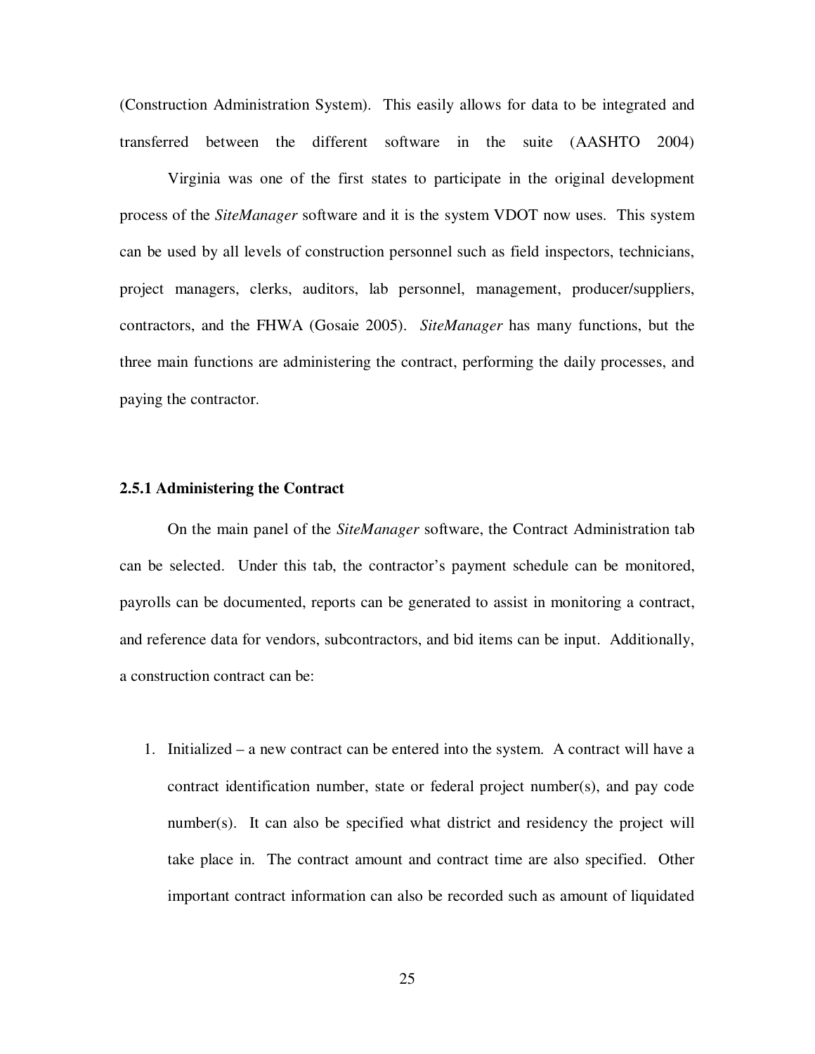(Construction Administration System). This easily allows for data to be integrated and transferred between the different software in the suite (AASHTO 2004)

Virginia was one of the first states to participate in the original development process of the *SiteManager* software and it is the system VDOT now uses. This system can be used by all levels of construction personnel such as field inspectors, technicians, project managers, clerks, auditors, lab personnel, management, producer/suppliers, contractors, and the FHWA (Gosaie 2005). *SiteManager* has many functions, but the three main functions are administering the contract, performing the daily processes, and paying the contractor.

### 2.5.1 Administering the Contract

On the main panel of the *SiteManager* software, the Contract Administration tab can be selected. Under this tab, the contractor's payment schedule can be monitored, payrolls can be documented, reports can be generated to assist in monitoring a contract, and reference data for vendors, subcontractors, and bid items can be input. Additionally, a construction contract can be:

1. Initialized – a new contract can be entered into the system. A contract will have a contract identification number, state or federal project number(s), and pay code number(s). It can also be specified what district and residency the project will take place in. The contract amount and contract time are also specified. Other important contract information can also be recorded such as amount of liquidated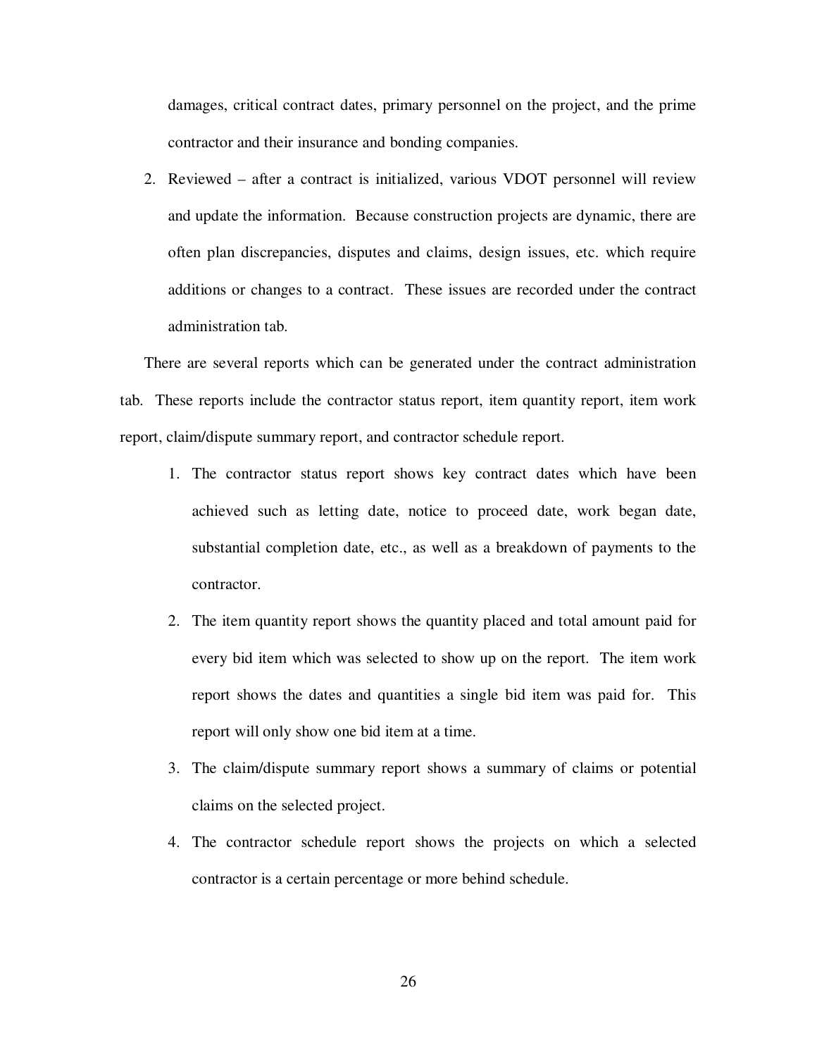damages, critical contract dates, primary personnel on the project, and the prime contractor and their insurance and bonding companies.

2. Reviewed – after a contract is initialized, various VDOT personnel will review and update the information. Because construction projects are dynamic, there are often plan discrepancies, disputes and claims, design issues, etc. which require additions or changes to a contract. These issues are recorded under the contract administration tab.

There are several reports which can be generated under the contract administration tab. These reports include the contractor status report, item quantity report, item work report, claim/dispute summary report, and contractor schedule report.

1. The contractor status report shows key contract dates which have been achieved such as letting date, notice to proceed date, work began date, substantial completion date, etc., as well as a breakdown of payments to the contractor.
2. The item quantity report shows the quantity placed and total amount paid for every bid item which was selected to show up on the report. The item work report shows the dates and quantities a single bid item was paid for. This report will only show one bid item at a time.
3. The claim/dispute summary report shows a summary of claims or potential claims on the selected project.
4. The contractor schedule report shows the projects on which a selected contractor is a certain percentage or more behind schedule.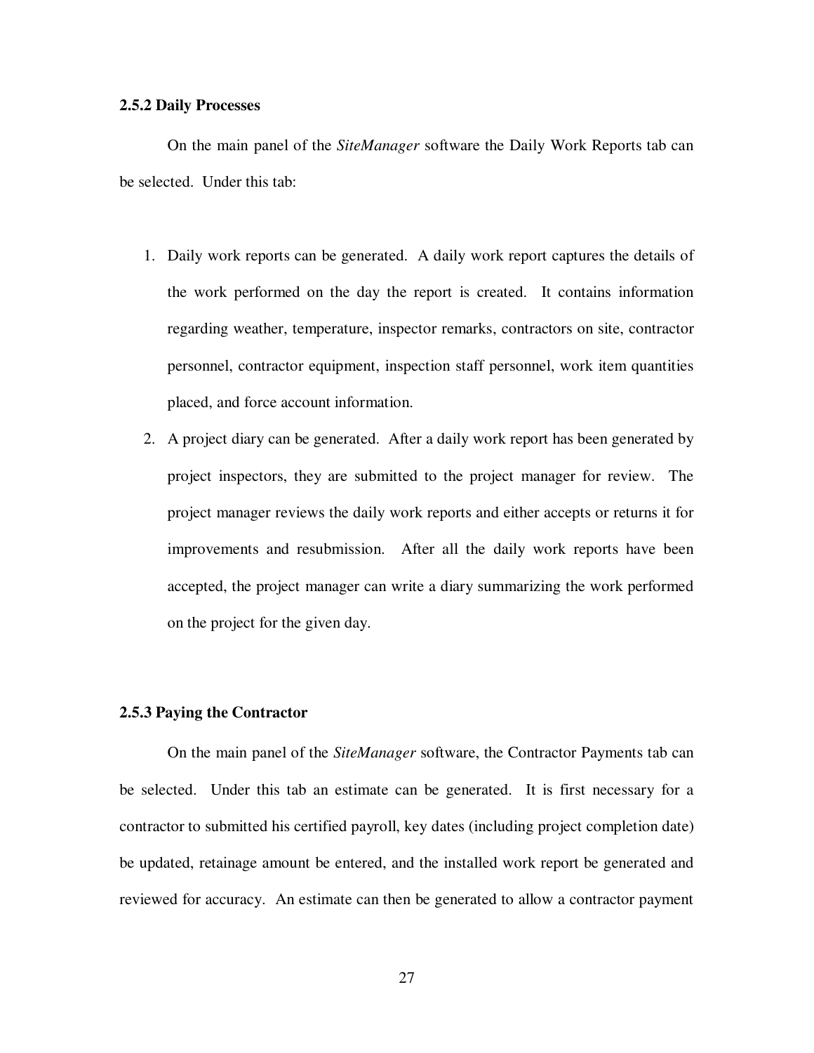### 2.5.2 Daily Processes

On the main panel of the *SiteManager* software the Daily Work Reports tab can be selected. Under this tab:

1. Daily work reports can be generated. A daily work report captures the details of the work performed on the day the report is created. It contains information regarding weather, temperature, inspector remarks, contractors on site, contractor personnel, contractor equipment, inspection staff personnel, work item quantities placed, and force account information.
2. A project diary can be generated. After a daily work report has been generated by project inspectors, they are submitted to the project manager for review. The project manager reviews the daily work reports and either accepts or returns it for improvements and resubmission. After all the daily work reports have been accepted, the project manager can write a diary summarizing the work performed on the project for the given day.

### 2.5.3 Paying the Contractor

On the main panel of the *SiteManager* software, the Contractor Payments tab can be selected. Under this tab an estimate can be generated. It is first necessary for a contractor to submitted his certified payroll, key dates (including project completion date) be updated, retainage amount be entered, and the installed work report be generated and reviewed for accuracy. An estimate can then be generated to allow a contractor payment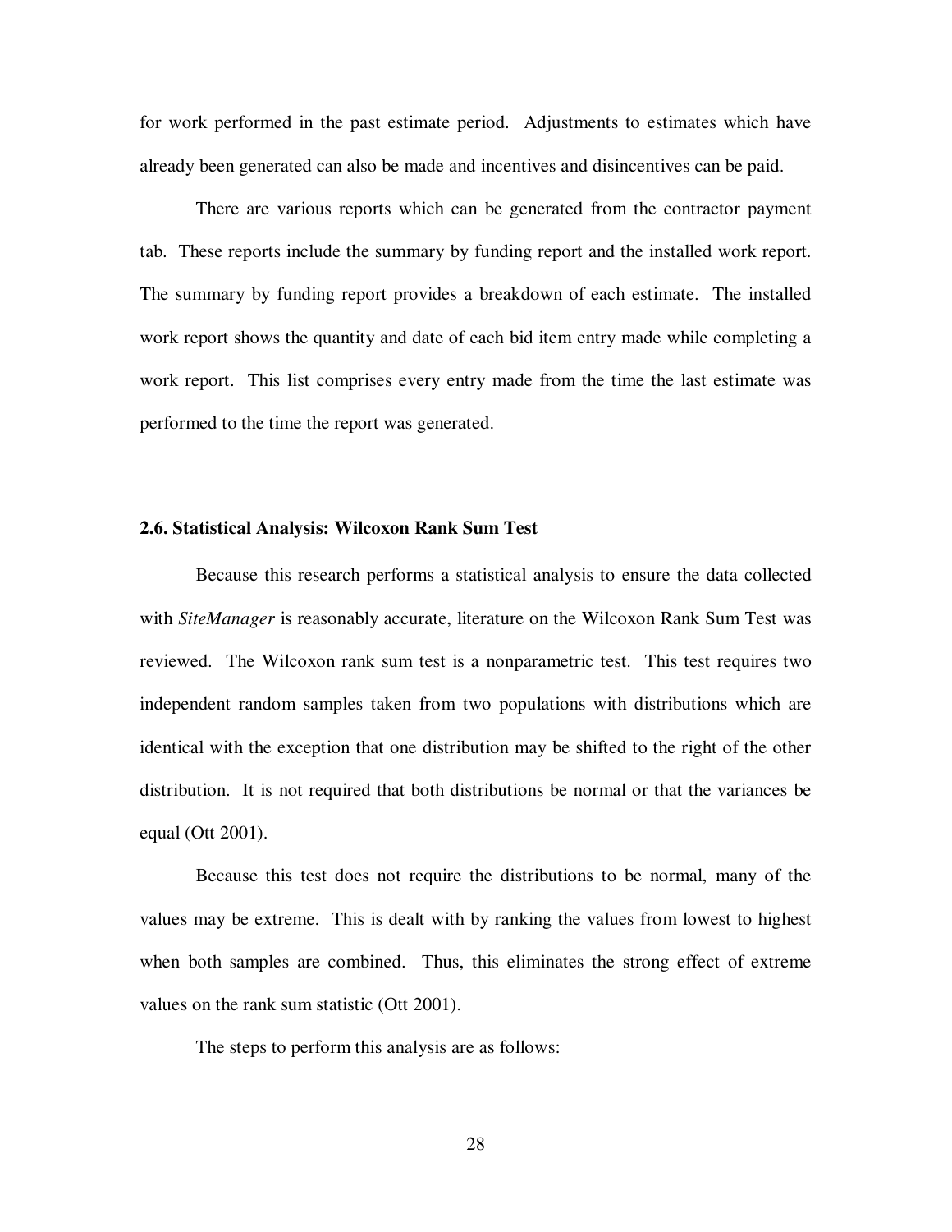for work performed in the past estimate period. Adjustments to estimates which have already been generated can also be made and incentives and disincentives can be paid.

There are various reports which can be generated from the contractor payment tab. These reports include the summary by funding report and the installed work report. The summary by funding report provides a breakdown of each estimate. The installed work report shows the quantity and date of each bid item entry made while completing a work report. This list comprises every entry made from the time the last estimate was performed to the time the report was generated.

### 2.6. Statistical Analysis: Wilcoxon Rank Sum Test

Because this research performs a statistical analysis to ensure the data collected with *SiteManager* is reasonably accurate, literature on the Wilcoxon Rank Sum Test was reviewed. The Wilcoxon rank sum test is a nonparametric test. This test requires two independent random samples taken from two populations with distributions which are identical with the exception that one distribution may be shifted to the right of the other distribution. It is not required that both distributions be normal or that the variances be equal (Ott 2001).

Because this test does not require the distributions to be normal, many of the values may be extreme. This is dealt with by ranking the values from lowest to highest when both samples are combined. Thus, this eliminates the strong effect of extreme values on the rank sum statistic (Ott 2001).

The steps to perform this analysis are as follows: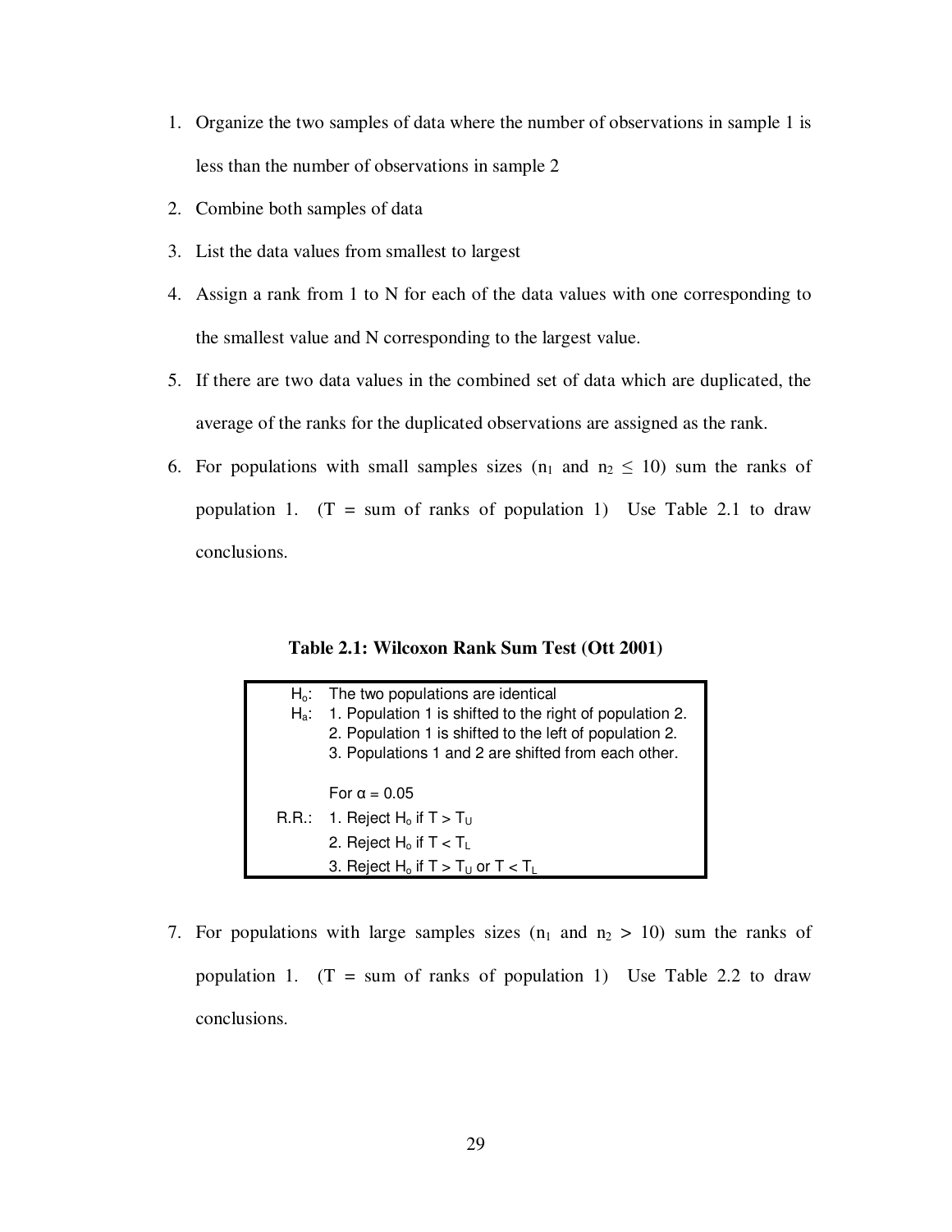1. Organize the two samples of data where the number of observations in sample 1 is less than the number of observations in sample 2
2. Combine both samples of data
3. List the data values from smallest to largest
4. Assign a rank from 1 to N for each of the data values with one corresponding to the smallest value and N corresponding to the largest value.
5. If there are two data values in the combined set of data which are duplicated, the average of the ranks for the duplicated observations are assigned as the rank.
6. For populations with small samples sizes ($n_1$ and $n_2 \leq 10$) sum the ranks of population 1. (T = sum of ranks of population 1) Use Table 2.1 to draw conclusions.

**Table 2.1: Wilcoxon Rank Sum Test (Ott 2001)**

| | |
|---|---|
| $H_o$: | The two populations are identical |
| $H_a$: | 1. Population 1 is shifted to the right of population 2. |
| | 2. Population 1 is shifted to the left of population 2. |
| | 3. Populations 1 and 2 are shifted from each other. |
| | For $\alpha = 0.05$ |
| R.R.: | 1. Reject $H_o$ if $T > T_U$ |
| | 2. Reject $H_o$ if $T < T_L$ |
| | 3. Reject $H_o$ if $T > T_U$ or $T < T_L$ |

7. For populations with large samples sizes ($n_1$ and $n_2 > 10$) sum the ranks of population 1. (T = sum of ranks of population 1) Use Table 2.2 to draw conclusions.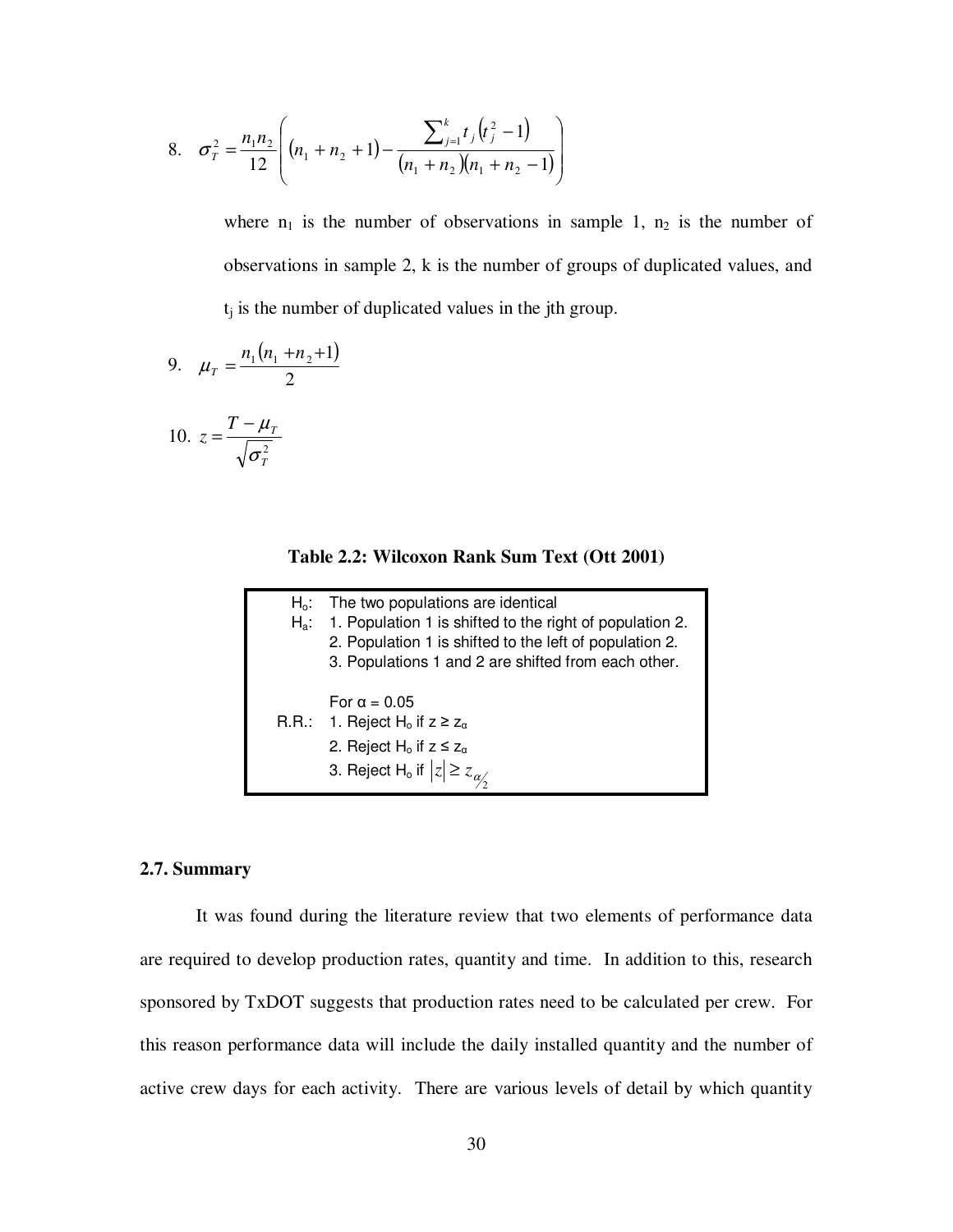8. $$\sigma_T^2 = \frac{n_1 n_2}{12}\left( (n_1 + n_2 + 1) - \frac{\sum_{j=1}^{k} t_j \left(t_j^2 - 1\right)}{(n_1 + n_2)(n_1 + n_2 - 1)} \right)$$

where $n_1$ is the number of observations in sample 1, $n_2$ is the number of observations in sample 2, k is the number of groups of duplicated values, and $t_j$ is the number of duplicated values in the jth group.

9. $$\mu_T = \frac{n_1 (n_1 + n_2 + 1)}{2}$$

10. $$z = \frac{T - \mu_T}{\sqrt{\sigma_T^2}}$$

**Table 2.2: Wilcoxon Rank Sum Text (Ott 2001)**

| | |
|---|---|
| $H_o$: | The two populations are identical |
| $H_a$: | 1. Population 1 is shifted to the right of population 2. |
| | 2. Population 1 is shifted to the left of population 2. |
| | 3. Populations 1 and 2 are shifted from each other. |
| | For α = 0.05 |
| R.R.: | 1. Reject $H_o$ if $z \geq z_\alpha$ |
| | 2. Reject $H_o$ if $z \leq z_\alpha$ |
| | 3. Reject $H_o$ if $\lvert z \rvert \geq z_{\alpha/2}$ |

### 2.7. Summary

It was found during the literature review that two elements of performance data are required to develop production rates, quantity and time. In addition to this, research sponsored by TxDOT suggests that production rates need to be calculated per crew. For this reason performance data will include the daily installed quantity and the number of active crew days for each activity. There are various levels of detail by which quantity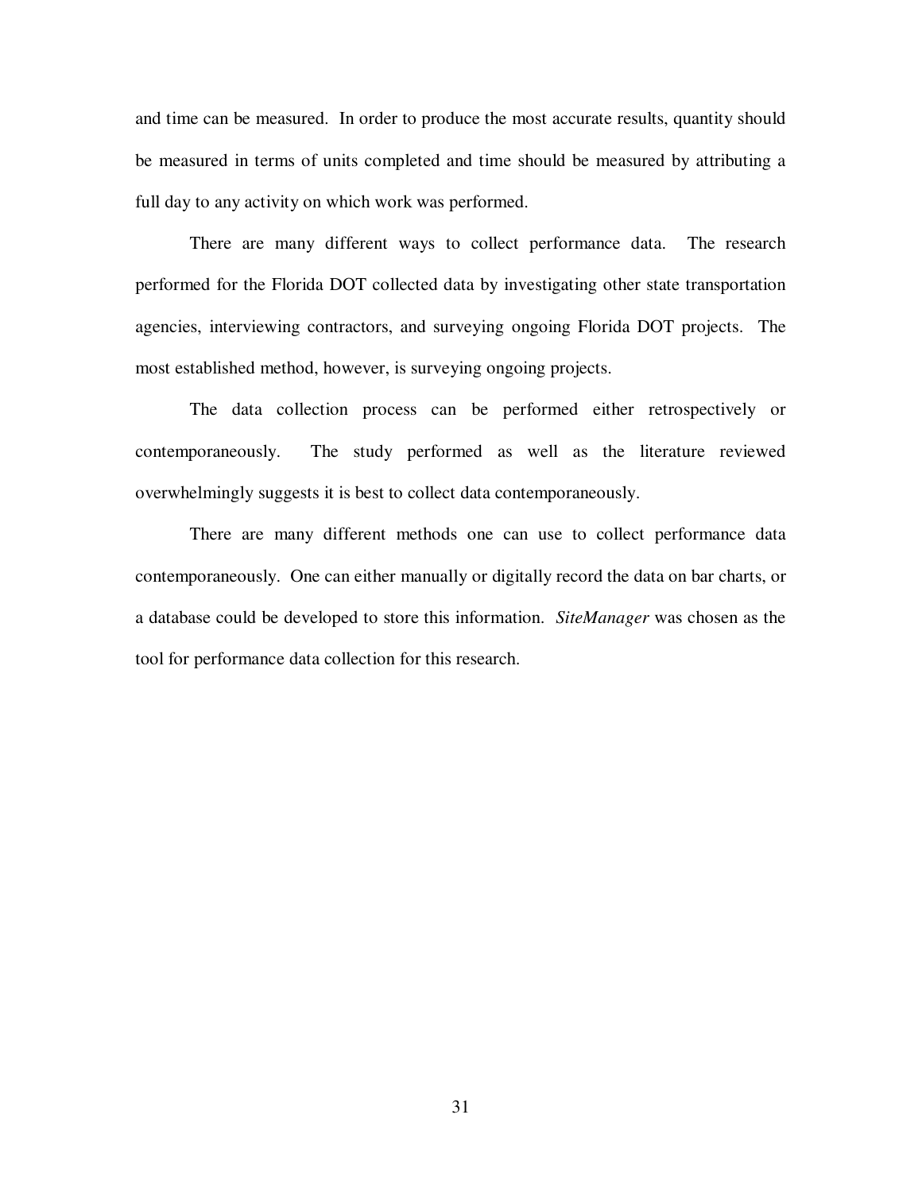and time can be measured. In order to produce the most accurate results, quantity should be measured in terms of units completed and time should be measured by attributing a full day to any activity on which work was performed.

There are many different ways to collect performance data. The research performed for the Florida DOT collected data by investigating other state transportation agencies, interviewing contractors, and surveying ongoing Florida DOT projects. The most established method, however, is surveying ongoing projects.

The data collection process can be performed either retrospectively or contemporaneously. The study performed as well as the literature reviewed overwhelmingly suggests it is best to collect data contemporaneously.

There are many different methods one can use to collect performance data contemporaneously. One can either manually or digitally record the data on bar charts, or a database could be developed to store this information. *SiteManager* was chosen as the tool for performance data collection for this research.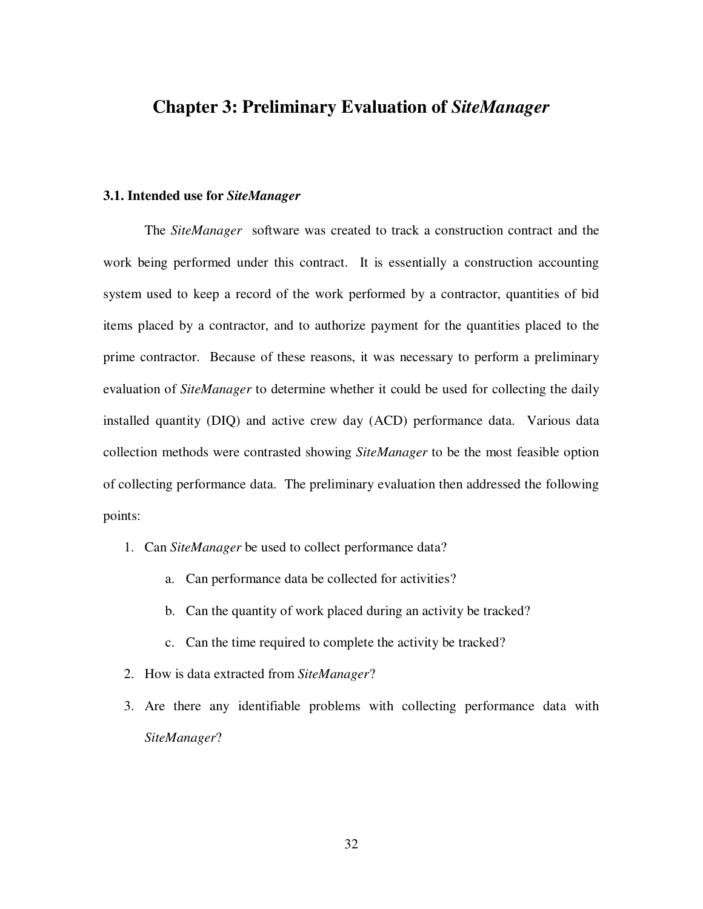# Chapter 3: Preliminary Evaluation of *SiteManager*

### 3.1. Intended use for *SiteManager*

The *SiteManager* software was created to track a construction contract and the work being performed under this contract. It is essentially a construction accounting system used to keep a record of the work performed by a contractor, quantities of bid items placed by a contractor, and to authorize payment for the quantities placed to the prime contractor. Because of these reasons, it was necessary to perform a preliminary evaluation of *SiteManager* to determine whether it could be used for collecting the daily installed quantity (DIQ) and active crew day (ACD) performance data. Various data collection methods were contrasted showing *SiteManager* to be the most feasible option of collecting performance data. The preliminary evaluation then addressed the following points:

1. Can *SiteManager* be used to collect performance data?
    a. Can performance data be collected for activities?
    b. Can the quantity of work placed during an activity be tracked?
    c. Can the time required to complete the activity be tracked?
2. How is data extracted from *SiteManager*?
3. Are there any identifiable problems with collecting performance data with *SiteManager*?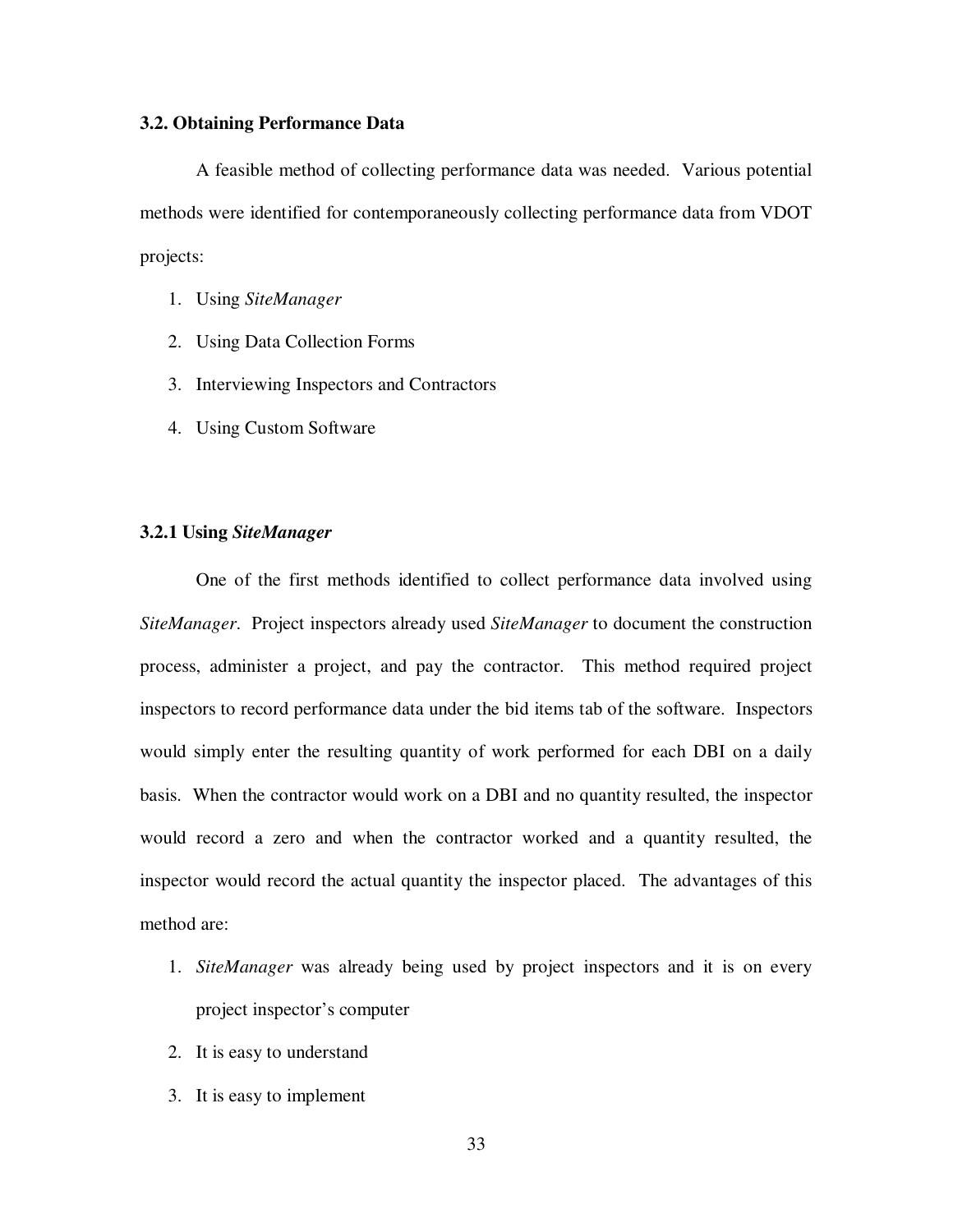### 3.2. Obtaining Performance Data

A feasible method of collecting performance data was needed. Various potential methods were identified for contemporaneously collecting performance data from VDOT projects:

1. Using *SiteManager*
2. Using Data Collection Forms
3. Interviewing Inspectors and Contractors
4. Using Custom Software

#### 3.2.1 Using *SiteManager*

One of the first methods identified to collect performance data involved using *SiteManager*. Project inspectors already used *SiteManager* to document the construction process, administer a project, and pay the contractor. This method required project inspectors to record performance data under the bid items tab of the software. Inspectors would simply enter the resulting quantity of work performed for each DBI on a daily basis. When the contractor would work on a DBI and no quantity resulted, the inspector would record a zero and when the contractor worked and a quantity resulted, the inspector would record the actual quantity the inspector placed. The advantages of this method are:

1. *SiteManager* was already being used by project inspectors and it is on every project inspector's computer
2. It is easy to understand
3. It is easy to implement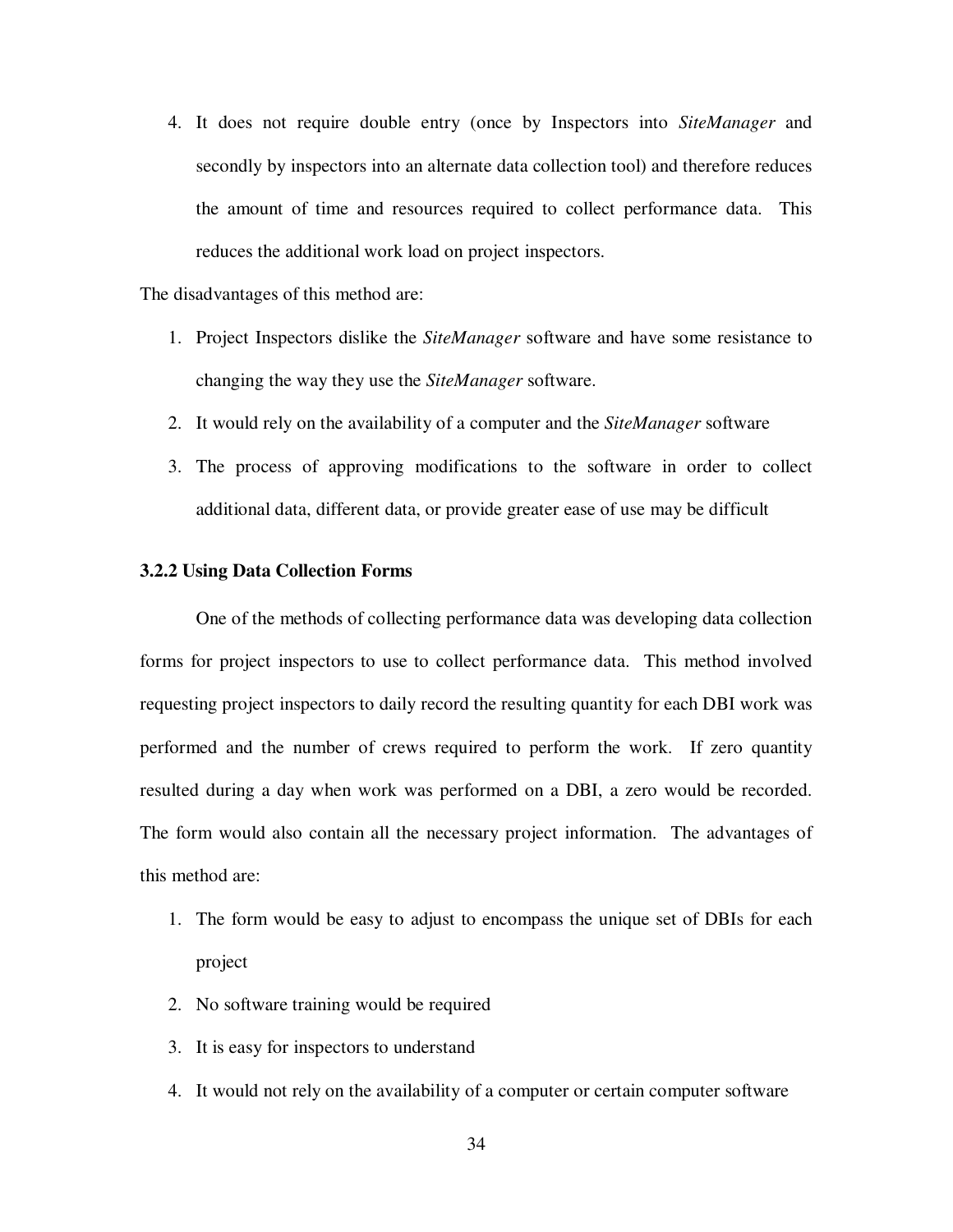4. It does not require double entry (once by Inspectors into *SiteManager* and secondly by inspectors into an alternate data collection tool) and therefore reduces the amount of time and resources required to collect performance data. This reduces the additional work load on project inspectors.

The disadvantages of this method are:

1. Project Inspectors dislike the *SiteManager* software and have some resistance to changing the way they use the *SiteManager* software.
2. It would rely on the availability of a computer and the *SiteManager* software
3. The process of approving modifications to the software in order to collect additional data, different data, or provide greater ease of use may be difficult

### 3.2.2 Using Data Collection Forms

One of the methods of collecting performance data was developing data collection forms for project inspectors to use to collect performance data. This method involved requesting project inspectors to daily record the resulting quantity for each DBI work was performed and the number of crews required to perform the work. If zero quantity resulted during a day when work was performed on a DBI, a zero would be recorded. The form would also contain all the necessary project information. The advantages of this method are:

1. The form would be easy to adjust to encompass the unique set of DBIs for each project
2. No software training would be required
3. It is easy for inspectors to understand
4. It would not rely on the availability of a computer or certain computer software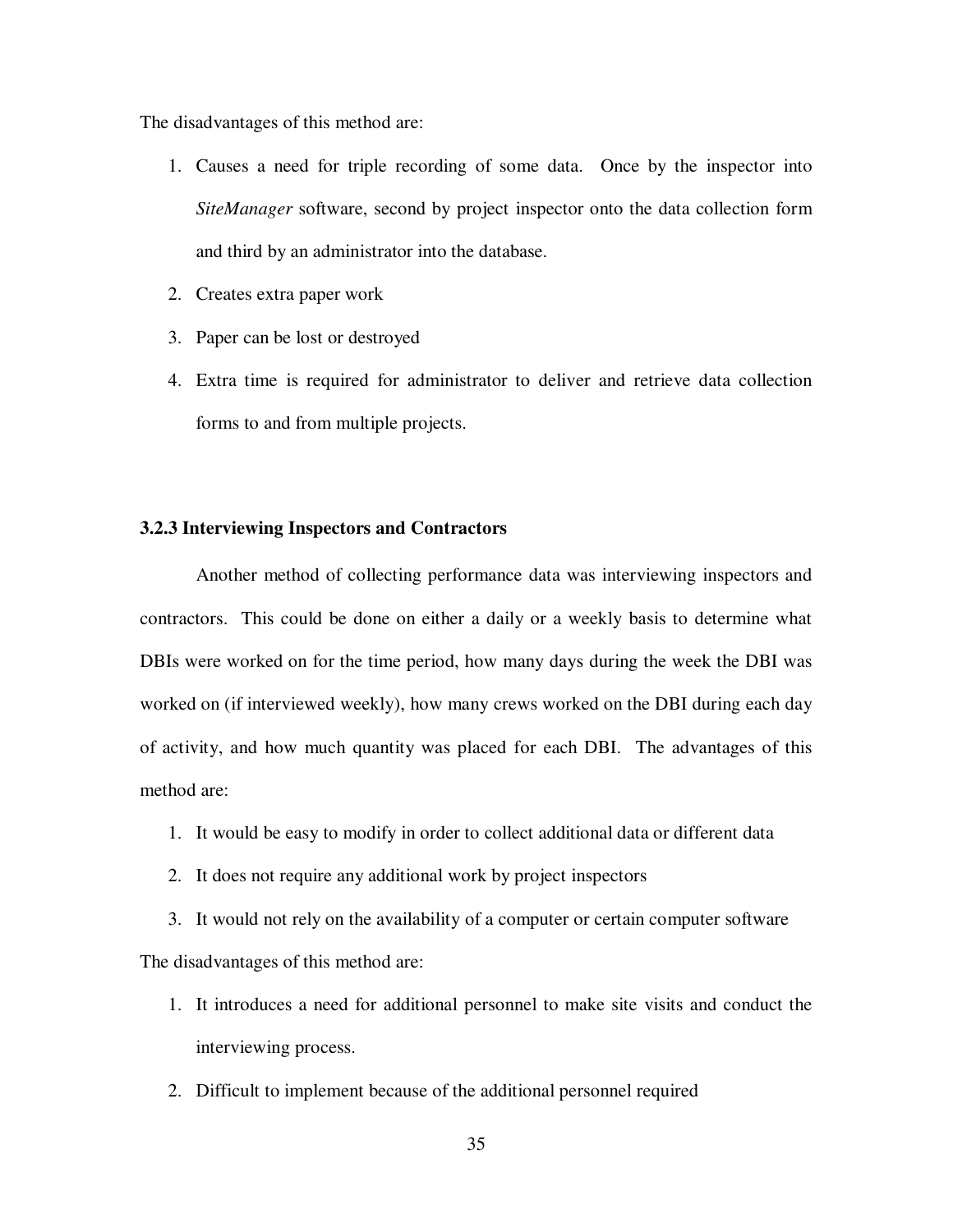The disadvantages of this method are:

1. Causes a need for triple recording of some data. Once by the inspector into *SiteManager* software, second by project inspector onto the data collection form and third by an administrator into the database.
2. Creates extra paper work
3. Paper can be lost or destroyed
4. Extra time is required for administrator to deliver and retrieve data collection forms to and from multiple projects.

### 3.2.3 Interviewing Inspectors and Contractors

Another method of collecting performance data was interviewing inspectors and contractors. This could be done on either a daily or a weekly basis to determine what DBIs were worked on for the time period, how many days during the week the DBI was worked on (if interviewed weekly), how many crews worked on the DBI during each day of activity, and how much quantity was placed for each DBI. The advantages of this method are:

1. It would be easy to modify in order to collect additional data or different data
2. It does not require any additional work by project inspectors
3. It would not rely on the availability of a computer or certain computer software

The disadvantages of this method are:

1. It introduces a need for additional personnel to make site visits and conduct the interviewing process.
2. Difficult to implement because of the additional personnel required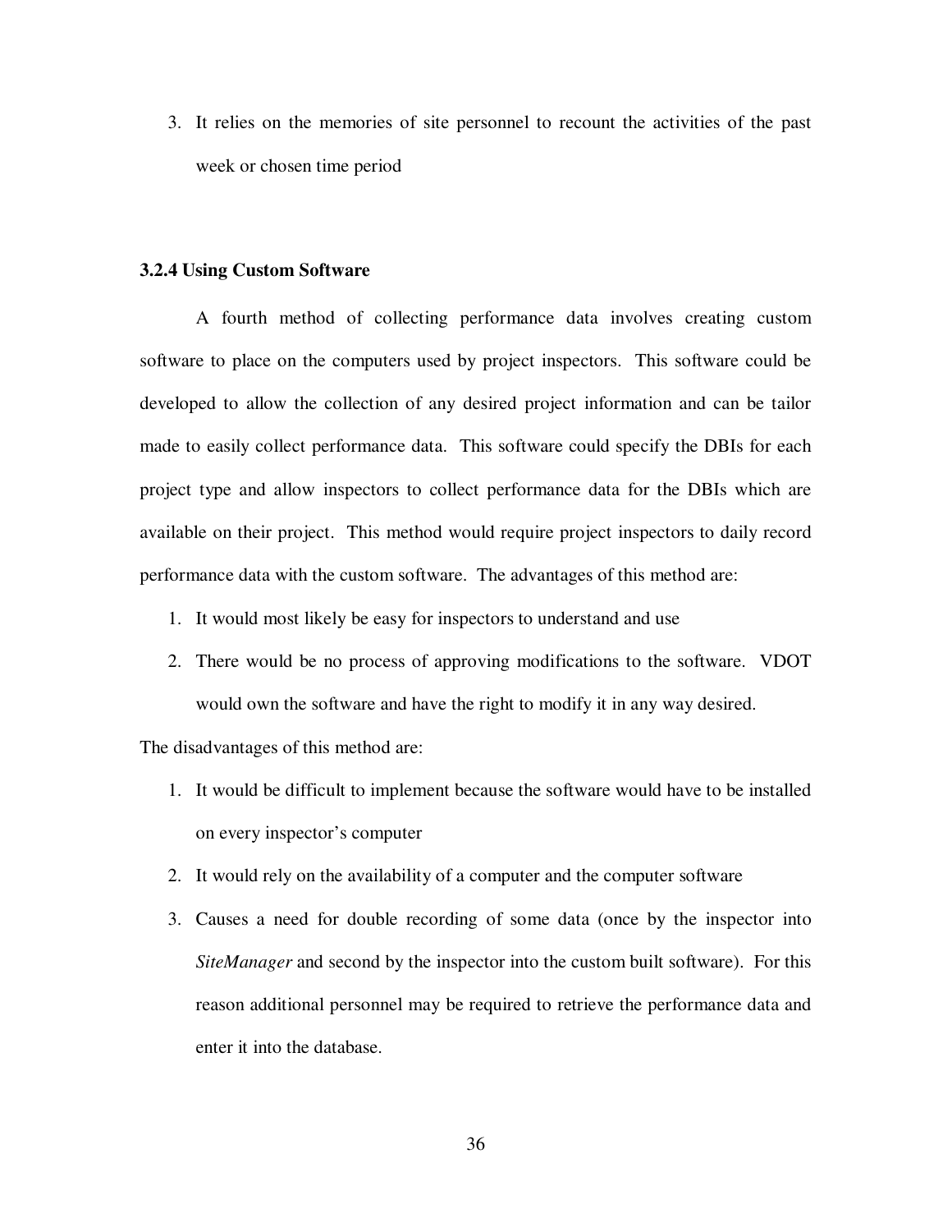3. It relies on the memories of site personnel to recount the activities of the past week or chosen time period

### 3.2.4 Using Custom Software

A fourth method of collecting performance data involves creating custom software to place on the computers used by project inspectors. This software could be developed to allow the collection of any desired project information and can be tailor made to easily collect performance data. This software could specify the DBIs for each project type and allow inspectors to collect performance data for the DBIs which are available on their project. This method would require project inspectors to daily record performance data with the custom software. The advantages of this method are:

1. It would most likely be easy for inspectors to understand and use
2. There would be no process of approving modifications to the software. VDOT would own the software and have the right to modify it in any way desired.

The disadvantages of this method are:

1. It would be difficult to implement because the software would have to be installed on every inspector's computer
2. It would rely on the availability of a computer and the computer software
3. Causes a need for double recording of some data (once by the inspector into *SiteManager* and second by the inspector into the custom built software). For this reason additional personnel may be required to retrieve the performance data and enter it into the database.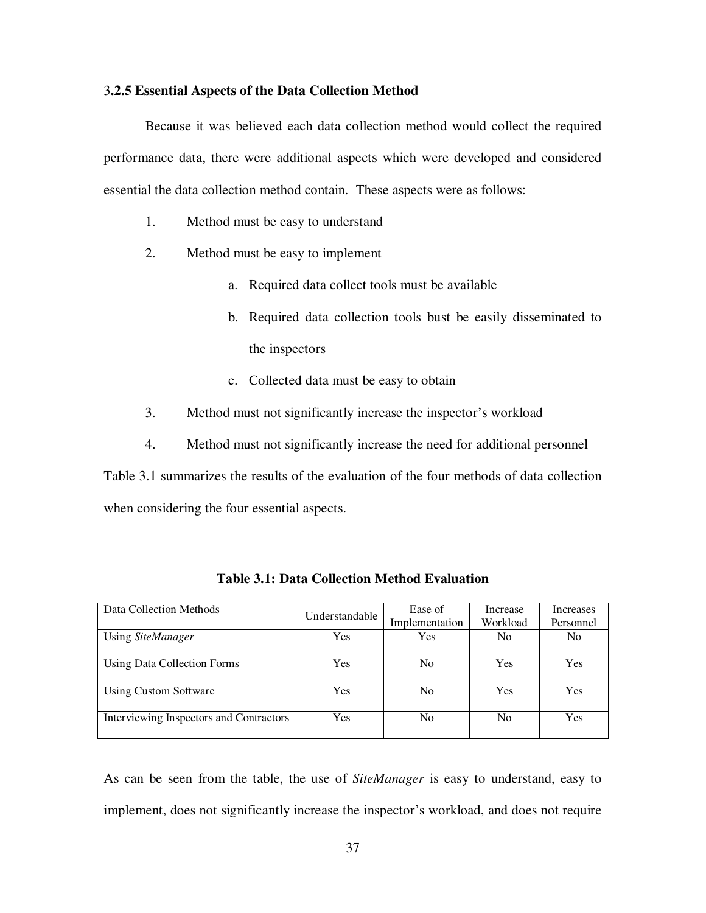### 3.2.5 Essential Aspects of the Data Collection Method

Because it was believed each data collection method would collect the required performance data, there were additional aspects which were developed and considered essential the data collection method contain. These aspects were as follows:

1. Method must be easy to understand
2. Method must be easy to implement
   a. Required data collect tools must be available
   b. Required data collection tools bust be easily disseminated to the inspectors
   c. Collected data must be easy to obtain
3. Method must not significantly increase the inspector's workload
4. Method must not significantly increase the need for additional personnel

Table 3.1 summarizes the results of the evaluation of the four methods of data collection when considering the four essential aspects.

**Table 3.1: Data Collection Method Evaluation**

| Data Collection Methods | Understandable | Ease of Implementation | Increase Workload | Increases Personnel |
|---|---|---|---|---|
| Using *SiteManager* | Yes | Yes | No | No |
| Using Data Collection Forms | Yes | No | Yes | Yes |
| Using Custom Software | Yes | No | Yes | Yes |
| Interviewing Inspectors and Contractors | Yes | No | No | Yes |

As can be seen from the table, the use of *SiteManager* is easy to understand, easy to implement, does not significantly increase the inspector's workload, and does not require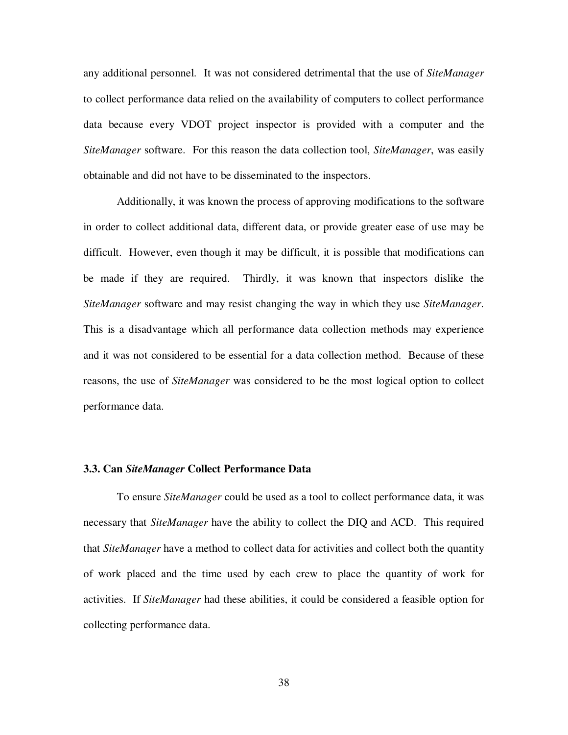any additional personnel. It was not considered detrimental that the use of *SiteManager* to collect performance data relied on the availability of computers to collect performance data because every VDOT project inspector is provided with a computer and the *SiteManager* software. For this reason the data collection tool, *SiteManager*, was easily obtainable and did not have to be disseminated to the inspectors.

Additionally, it was known the process of approving modifications to the software in order to collect additional data, different data, or provide greater ease of use may be difficult. However, even though it may be difficult, it is possible that modifications can be made if they are required. Thirdly, it was known that inspectors dislike the *SiteManager* software and may resist changing the way in which they use *SiteManager*. This is a disadvantage which all performance data collection methods may experience and it was not considered to be essential for a data collection method. Because of these reasons, the use of *SiteManager* was considered to be the most logical option to collect performance data.

### 3.3. Can *SiteManager* Collect Performance Data

To ensure *SiteManager* could be used as a tool to collect performance data, it was necessary that *SiteManager* have the ability to collect the DIQ and ACD. This required that *SiteManager* have a method to collect data for activities and collect both the quantity of work placed and the time used by each crew to place the quantity of work for activities. If *SiteManager* had these abilities, it could be considered a feasible option for collecting performance data.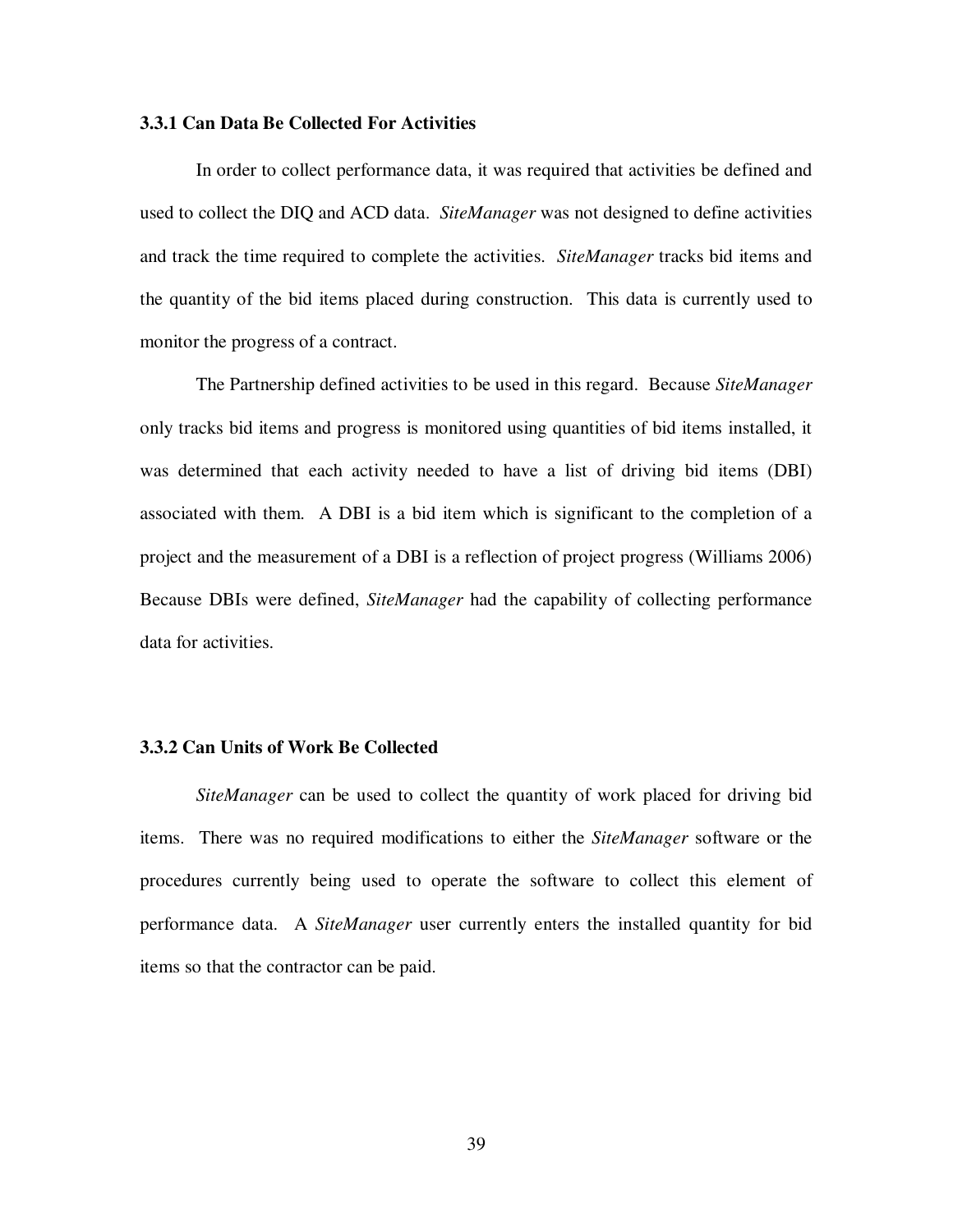### 3.3.1 Can Data Be Collected For Activities

In order to collect performance data, it was required that activities be defined and used to collect the DIQ and ACD data. *SiteManager* was not designed to define activities and track the time required to complete the activities. *SiteManager* tracks bid items and the quantity of the bid items placed during construction. This data is currently used to monitor the progress of a contract.

The Partnership defined activities to be used in this regard. Because *SiteManager* only tracks bid items and progress is monitored using quantities of bid items installed, it was determined that each activity needed to have a list of driving bid items (DBI) associated with them. A DBI is a bid item which is significant to the completion of a project and the measurement of a DBI is a reflection of project progress (Williams 2006) Because DBIs were defined, *SiteManager* had the capability of collecting performance data for activities.

### 3.3.2 Can Units of Work Be Collected

*SiteManager* can be used to collect the quantity of work placed for driving bid items. There was no required modifications to either the *SiteManager* software or the procedures currently being used to operate the software to collect this element of performance data. A *SiteManager* user currently enters the installed quantity for bid items so that the contractor can be paid.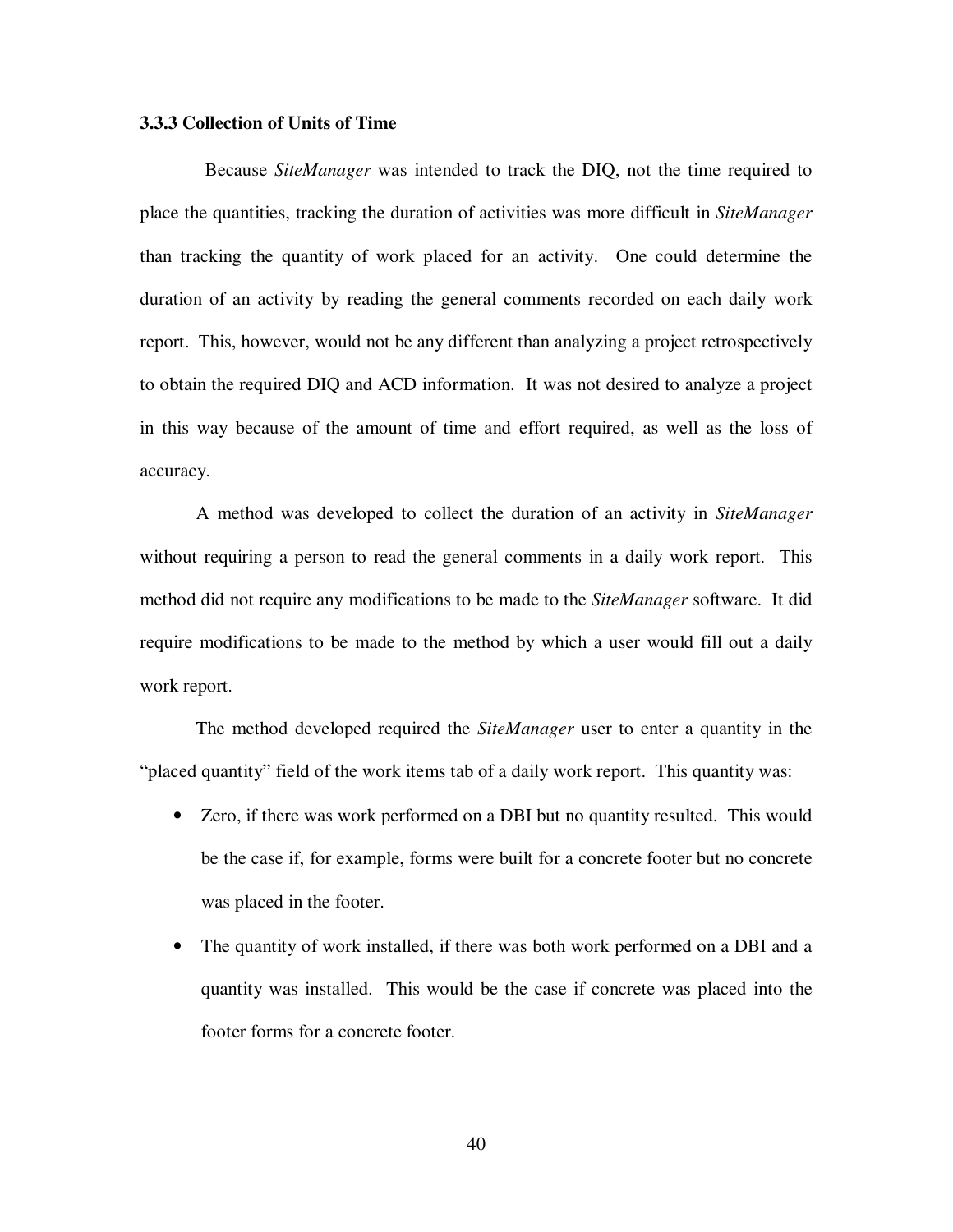### 3.3.3 Collection of Units of Time

Because *SiteManager* was intended to track the DIQ, not the time required to place the quantities, tracking the duration of activities was more difficult in *SiteManager* than tracking the quantity of work placed for an activity. One could determine the duration of an activity by reading the general comments recorded on each daily work report. This, however, would not be any different than analyzing a project retrospectively to obtain the required DIQ and ACD information. It was not desired to analyze a project in this way because of the amount of time and effort required, as well as the loss of accuracy.

A method was developed to collect the duration of an activity in *SiteManager* without requiring a person to read the general comments in a daily work report. This method did not require any modifications to be made to the *SiteManager* software. It did require modifications to be made to the method by which a user would fill out a daily work report.

The method developed required the *SiteManager* user to enter a quantity in the "placed quantity" field of the work items tab of a daily work report. This quantity was:

- Zero, if there was work performed on a DBI but no quantity resulted. This would be the case if, for example, forms were built for a concrete footer but no concrete was placed in the footer.
- The quantity of work installed, if there was both work performed on a DBI and a quantity was installed. This would be the case if concrete was placed into the footer forms for a concrete footer.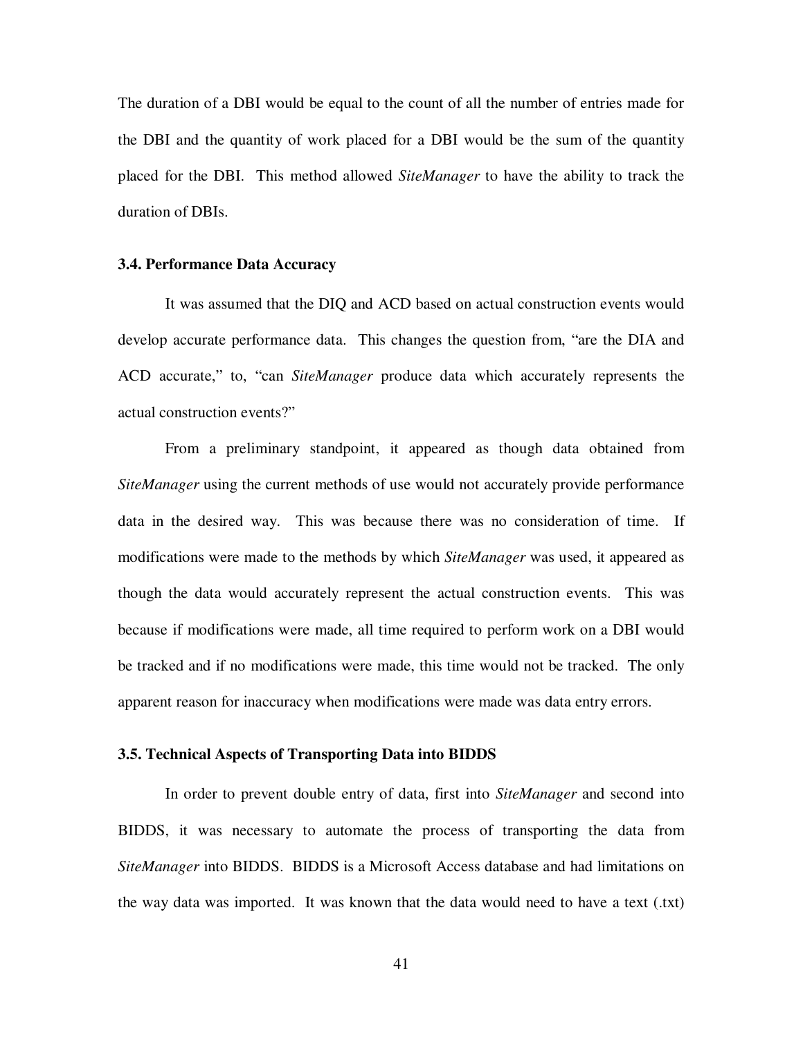The duration of a DBI would be equal to the count of all the number of entries made for the DBI and the quantity of work placed for a DBI would be the sum of the quantity placed for the DBI. This method allowed *SiteManager* to have the ability to track the duration of DBIs.

### 3.4. Performance Data Accuracy

It was assumed that the DIQ and ACD based on actual construction events would develop accurate performance data. This changes the question from, "are the DIA and ACD accurate," to, "can *SiteManager* produce data which accurately represents the actual construction events?"

From a preliminary standpoint, it appeared as though data obtained from *SiteManager* using the current methods of use would not accurately provide performance data in the desired way. This was because there was no consideration of time. If modifications were made to the methods by which *SiteManager* was used, it appeared as though the data would accurately represent the actual construction events. This was because if modifications were made, all time required to perform work on a DBI would be tracked and if no modifications were made, this time would not be tracked. The only apparent reason for inaccuracy when modifications were made was data entry errors.

### 3.5. Technical Aspects of Transporting Data into BIDDS

In order to prevent double entry of data, first into *SiteManager* and second into BIDDS, it was necessary to automate the process of transporting the data from *SiteManager* into BIDDS. BIDDS is a Microsoft Access database and had limitations on the way data was imported. It was known that the data would need to have a text (.txt)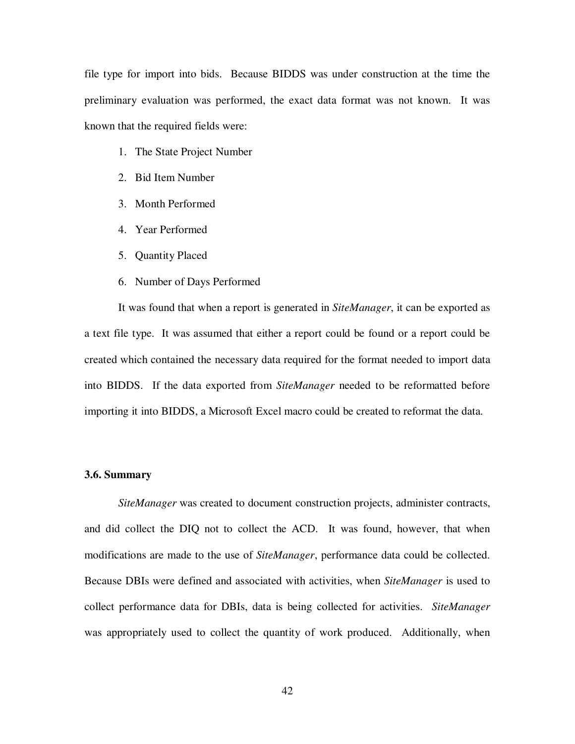file type for import into bids. Because BIDDS was under construction at the time the preliminary evaluation was performed, the exact data format was not known. It was known that the required fields were:

1. The State Project Number
2. Bid Item Number
3. Month Performed
4. Year Performed
5. Quantity Placed
6. Number of Days Performed

It was found that when a report is generated in *SiteManager*, it can be exported as a text file type. It was assumed that either a report could be found or a report could be created which contained the necessary data required for the format needed to import data into BIDDS. If the data exported from *SiteManager* needed to be reformatted before importing it into BIDDS, a Microsoft Excel macro could be created to reformat the data.

### 3.6. Summary

*SiteManager* was created to document construction projects, administer contracts, and did collect the DIQ not to collect the ACD. It was found, however, that when modifications are made to the use of *SiteManager*, performance data could be collected. Because DBIs were defined and associated with activities, when *SiteManager* is used to collect performance data for DBIs, data is being collected for activities. *SiteManager* was appropriately used to collect the quantity of work produced. Additionally, when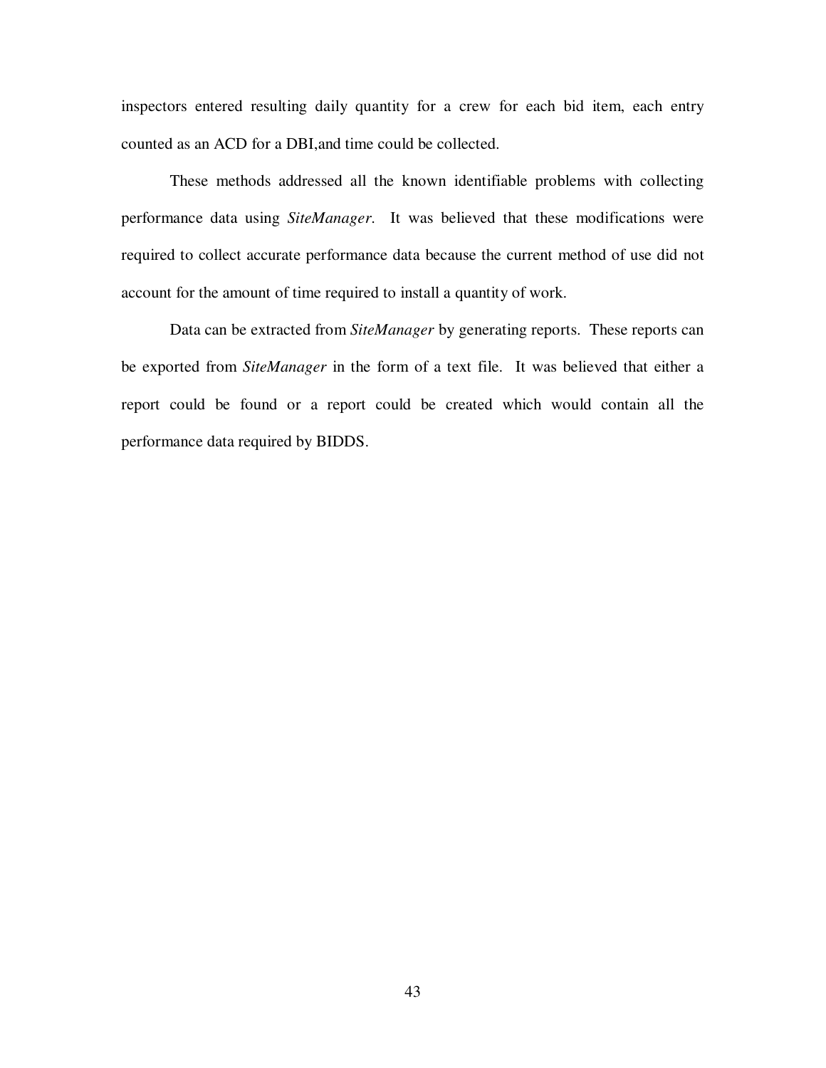inspectors entered resulting daily quantity for a crew for each bid item, each entry counted as an ACD for a DBI,and time could be collected.

These methods addressed all the known identifiable problems with collecting performance data using *SiteManager*. It was believed that these modifications were required to collect accurate performance data because the current method of use did not account for the amount of time required to install a quantity of work.

Data can be extracted from *SiteManager* by generating reports. These reports can be exported from *SiteManager* in the form of a text file. It was believed that either a report could be found or a report could be created which would contain all the performance data required by BIDDS.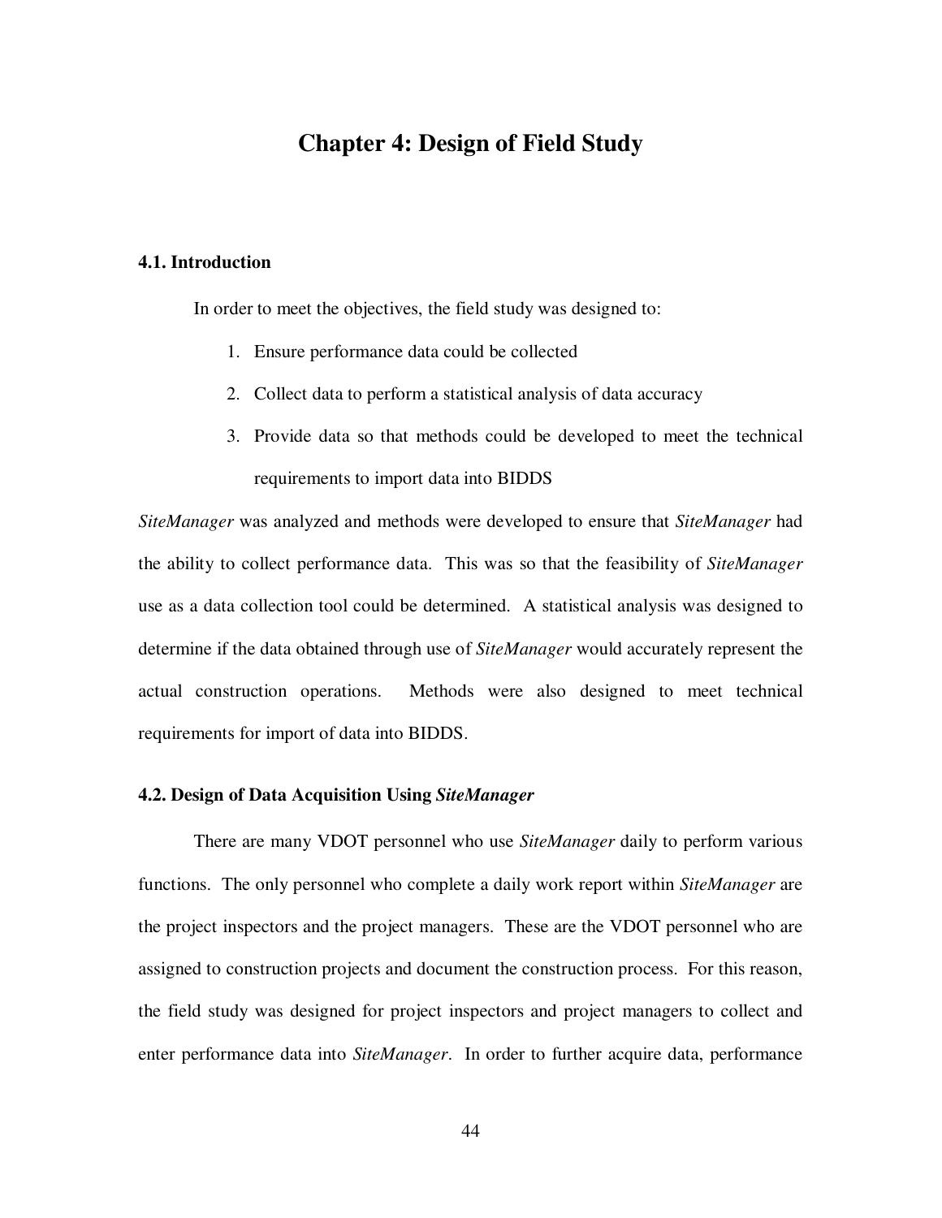# Chapter 4: Design of Field Study

## 4.1. Introduction

In order to meet the objectives, the field study was designed to:

1. Ensure performance data could be collected
2. Collect data to perform a statistical analysis of data accuracy
3. Provide data so that methods could be developed to meet the technical requirements to import data into BIDDS

*SiteManager* was analyzed and methods were developed to ensure that *SiteManager* had the ability to collect performance data. This was so that the feasibility of *SiteManager* use as a data collection tool could be determined. A statistical analysis was designed to determine if the data obtained through use of *SiteManager* would accurately represent the actual construction operations. Methods were also designed to meet technical requirements for import of data into BIDDS.

## 4.2. Design of Data Acquisition Using *SiteManager*

There are many VDOT personnel who use *SiteManager* daily to perform various functions. The only personnel who complete a daily work report within *SiteManager* are the project inspectors and the project managers. These are the VDOT personnel who are assigned to construction projects and document the construction process. For this reason, the field study was designed for project inspectors and project managers to collect and enter performance data into *SiteManager*. In order to further acquire data, performance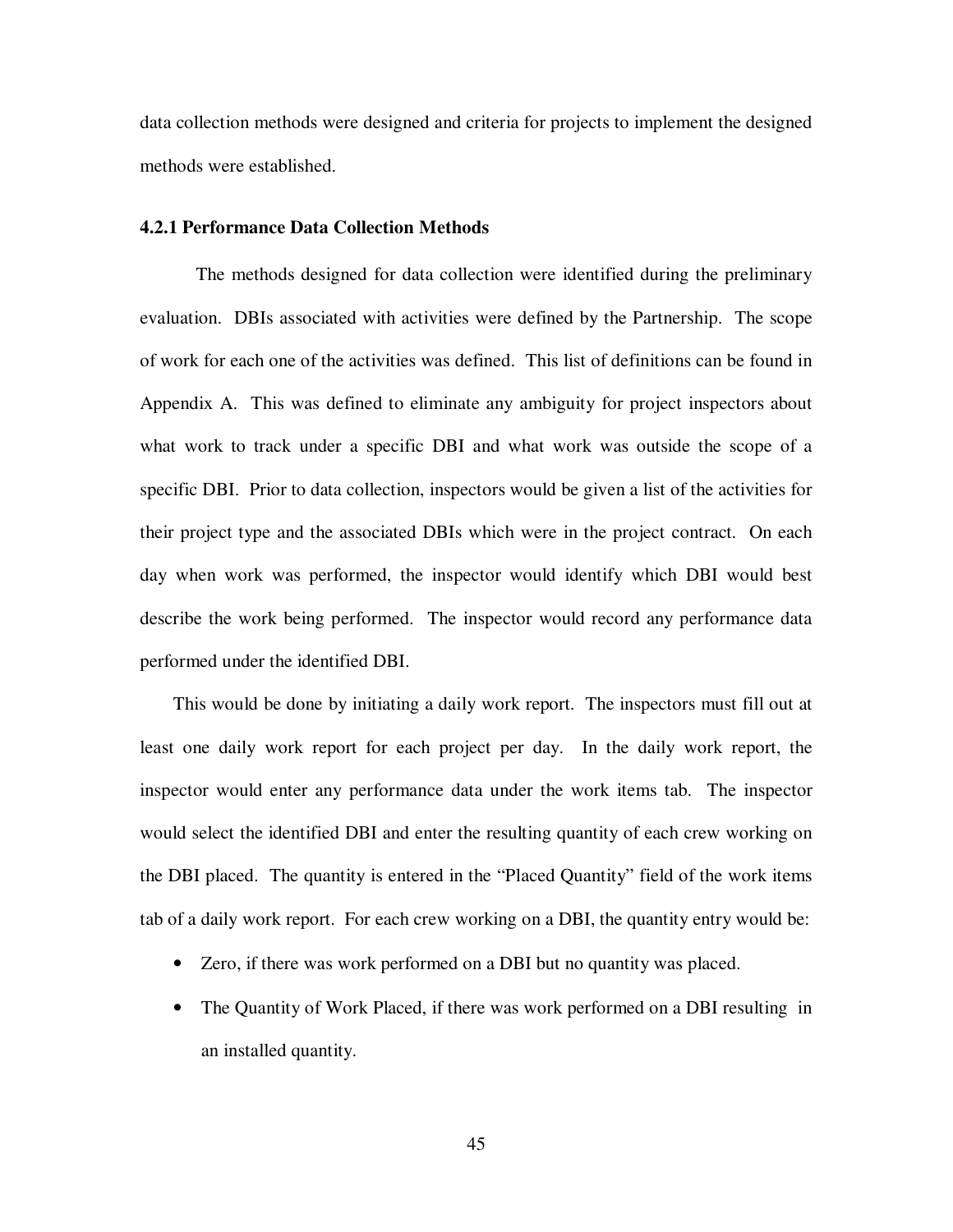data collection methods were designed and criteria for projects to implement the designed methods were established.

### 4.2.1 Performance Data Collection Methods

The methods designed for data collection were identified during the preliminary evaluation. DBIs associated with activities were defined by the Partnership. The scope of work for each one of the activities was defined. This list of definitions can be found in Appendix A. This was defined to eliminate any ambiguity for project inspectors about what work to track under a specific DBI and what work was outside the scope of a specific DBI. Prior to data collection, inspectors would be given a list of the activities for their project type and the associated DBIs which were in the project contract. On each day when work was performed, the inspector would identify which DBI would best describe the work being performed. The inspector would record any performance data performed under the identified DBI.

This would be done by initiating a daily work report. The inspectors must fill out at least one daily work report for each project per day. In the daily work report, the inspector would enter any performance data under the work items tab. The inspector would select the identified DBI and enter the resulting quantity of each crew working on the DBI placed. The quantity is entered in the "Placed Quantity" field of the work items tab of a daily work report. For each crew working on a DBI, the quantity entry would be:

- Zero, if there was work performed on a DBI but no quantity was placed.
- The Quantity of Work Placed, if there was work performed on a DBI resulting in an installed quantity.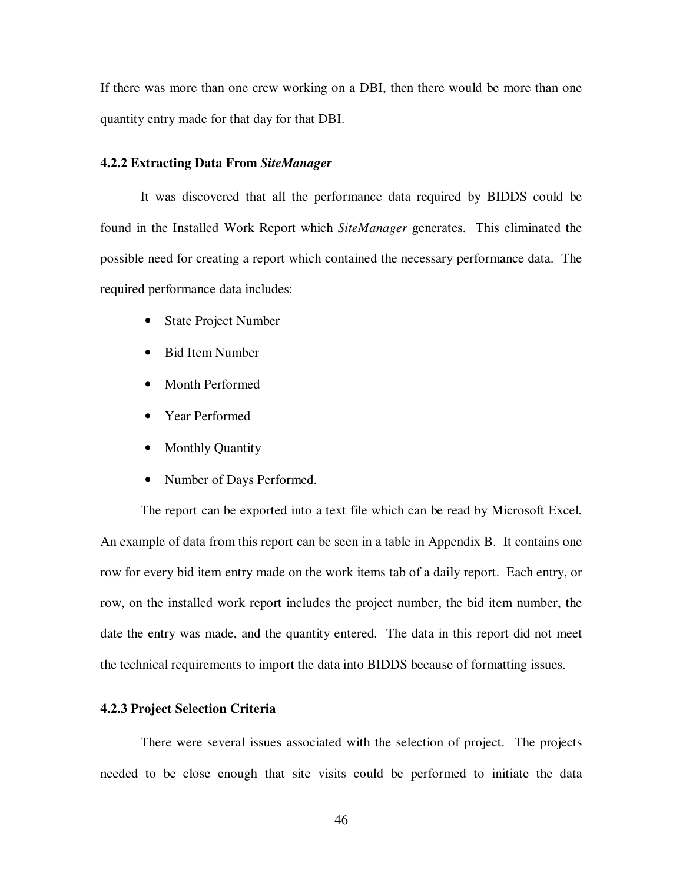If there was more than one crew working on a DBI, then there would be more than one quantity entry made for that day for that DBI.

### 4.2.2 Extracting Data From *SiteManager*

It was discovered that all the performance data required by BIDDS could be found in the Installed Work Report which *SiteManager* generates. This eliminated the possible need for creating a report which contained the necessary performance data. The required performance data includes:

- State Project Number
- Bid Item Number
- Month Performed
- Year Performed
- Monthly Quantity
- Number of Days Performed.

The report can be exported into a text file which can be read by Microsoft Excel. An example of data from this report can be seen in a table in Appendix B. It contains one row for every bid item entry made on the work items tab of a daily report. Each entry, or row, on the installed work report includes the project number, the bid item number, the date the entry was made, and the quantity entered. The data in this report did not meet the technical requirements to import the data into BIDDS because of formatting issues.

### 4.2.3 Project Selection Criteria

There were several issues associated with the selection of project. The projects needed to be close enough that site visits could be performed to initiate the data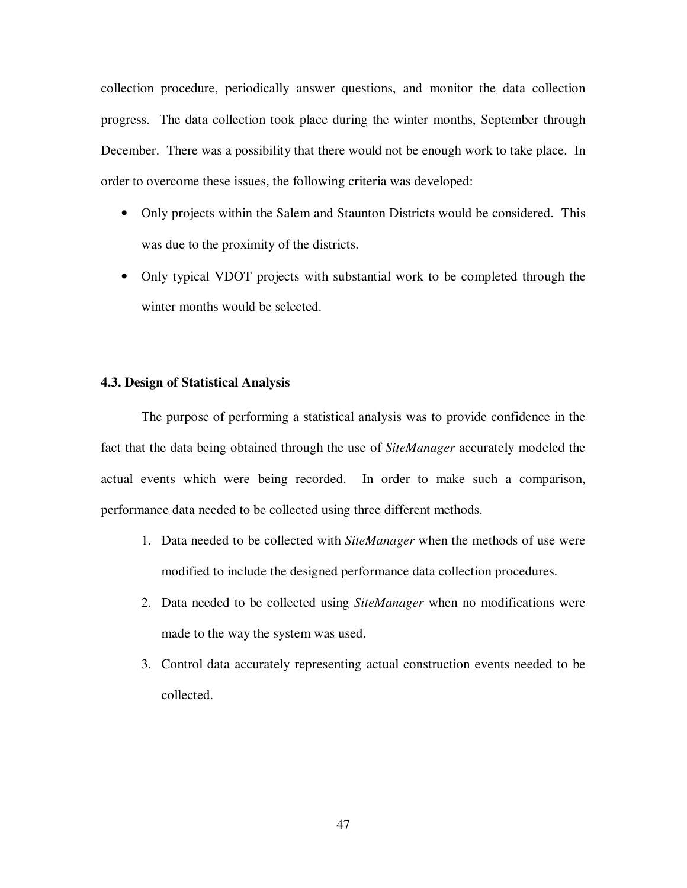collection procedure, periodically answer questions, and monitor the data collection progress. The data collection took place during the winter months, September through December. There was a possibility that there would not be enough work to take place. In order to overcome these issues, the following criteria was developed:

- Only projects within the Salem and Staunton Districts would be considered. This was due to the proximity of the districts.
- Only typical VDOT projects with substantial work to be completed through the winter months would be selected.

### 4.3. Design of Statistical Analysis

The purpose of performing a statistical analysis was to provide confidence in the fact that the data being obtained through the use of *SiteManager* accurately modeled the actual events which were being recorded. In order to make such a comparison, performance data needed to be collected using three different methods.

1. Data needed to be collected with *SiteManager* when the methods of use were modified to include the designed performance data collection procedures.
2. Data needed to be collected using *SiteManager* when no modifications were made to the way the system was used.
3. Control data accurately representing actual construction events needed to be collected.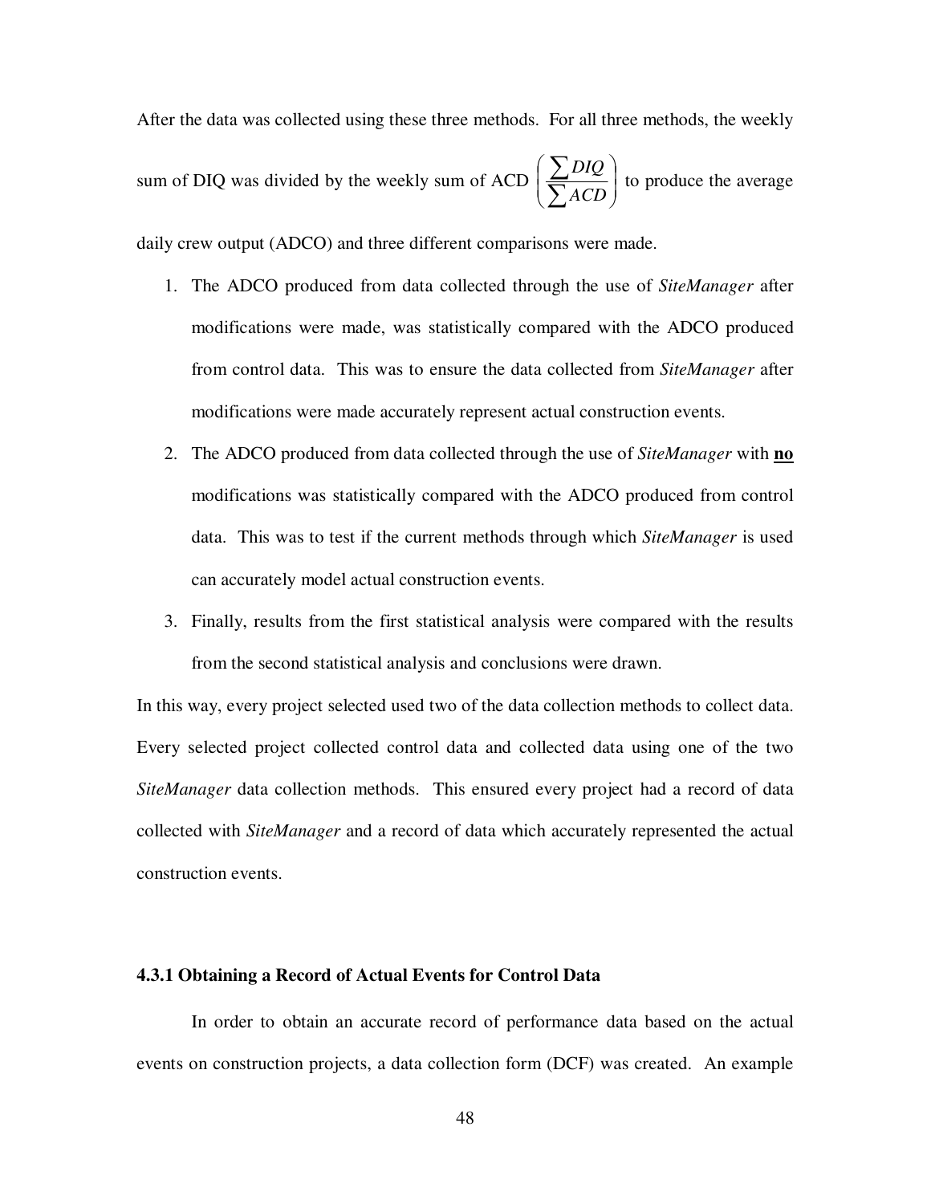After the data was collected using these three methods. For all three methods, the weekly sum of DIQ was divided by the weekly sum of ACD $\left( \frac{\sum DIQ}{\sum ACD} \right)$ to produce the average daily crew output (ADCO) and three different comparisons were made.

1. The ADCO produced from data collected through the use of *SiteManager* after modifications were made, was statistically compared with the ADCO produced from control data. This was to ensure the data collected from *SiteManager* after modifications were made accurately represent actual construction events.
2. The ADCO produced from data collected through the use of *SiteManager* with **no** modifications was statistically compared with the ADCO produced from control data. This was to test if the current methods through which *SiteManager* is used can accurately model actual construction events.
3. Finally, results from the first statistical analysis were compared with the results from the second statistical analysis and conclusions were drawn.

In this way, every project selected used two of the data collection methods to collect data. Every selected project collected control data and collected data using one of the two *SiteManager* data collection methods. This ensured every project had a record of data collected with *SiteManager* and a record of data which accurately represented the actual construction events.

### 4.3.1 Obtaining a Record of Actual Events for Control Data

In order to obtain an accurate record of performance data based on the actual events on construction projects, a data collection form (DCF) was created. An example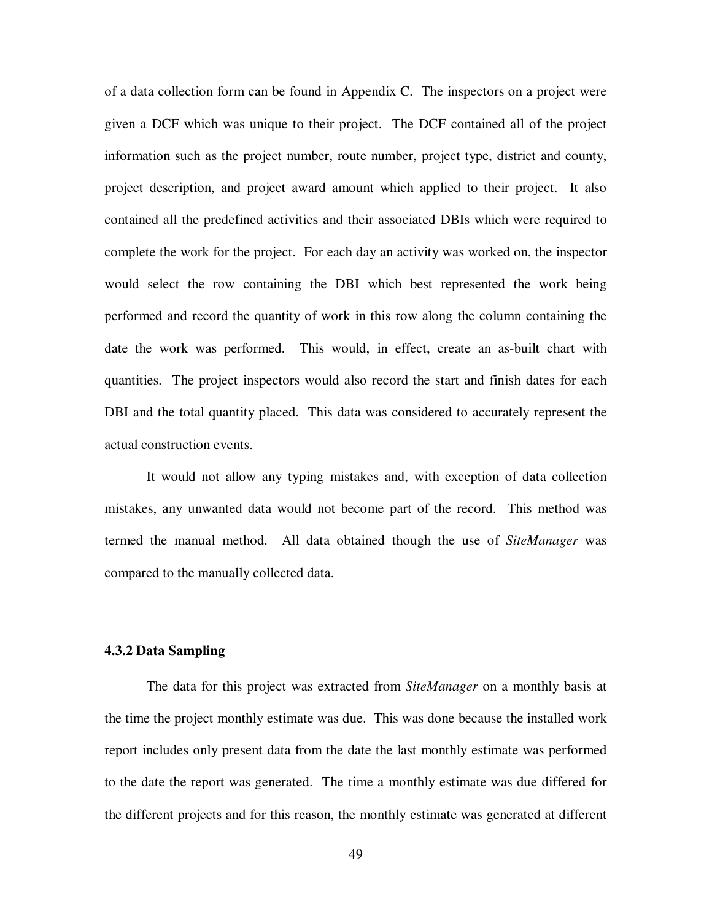of a data collection form can be found in Appendix C. The inspectors on a project were given a DCF which was unique to their project. The DCF contained all of the project information such as the project number, route number, project type, district and county, project description, and project award amount which applied to their project. It also contained all the predefined activities and their associated DBIs which were required to complete the work for the project. For each day an activity was worked on, the inspector would select the row containing the DBI which best represented the work being performed and record the quantity of work in this row along the column containing the date the work was performed. This would, in effect, create an as-built chart with quantities. The project inspectors would also record the start and finish dates for each DBI and the total quantity placed. This data was considered to accurately represent the actual construction events.

It would not allow any typing mistakes and, with exception of data collection mistakes, any unwanted data would not become part of the record. This method was termed the manual method. All data obtained though the use of *SiteManager* was compared to the manually collected data.

### 4.3.2 Data Sampling

The data for this project was extracted from *SiteManager* on a monthly basis at the time the project monthly estimate was due. This was done because the installed work report includes only present data from the date the last monthly estimate was performed to the date the report was generated. The time a monthly estimate was due differed for the different projects and for this reason, the monthly estimate was generated at different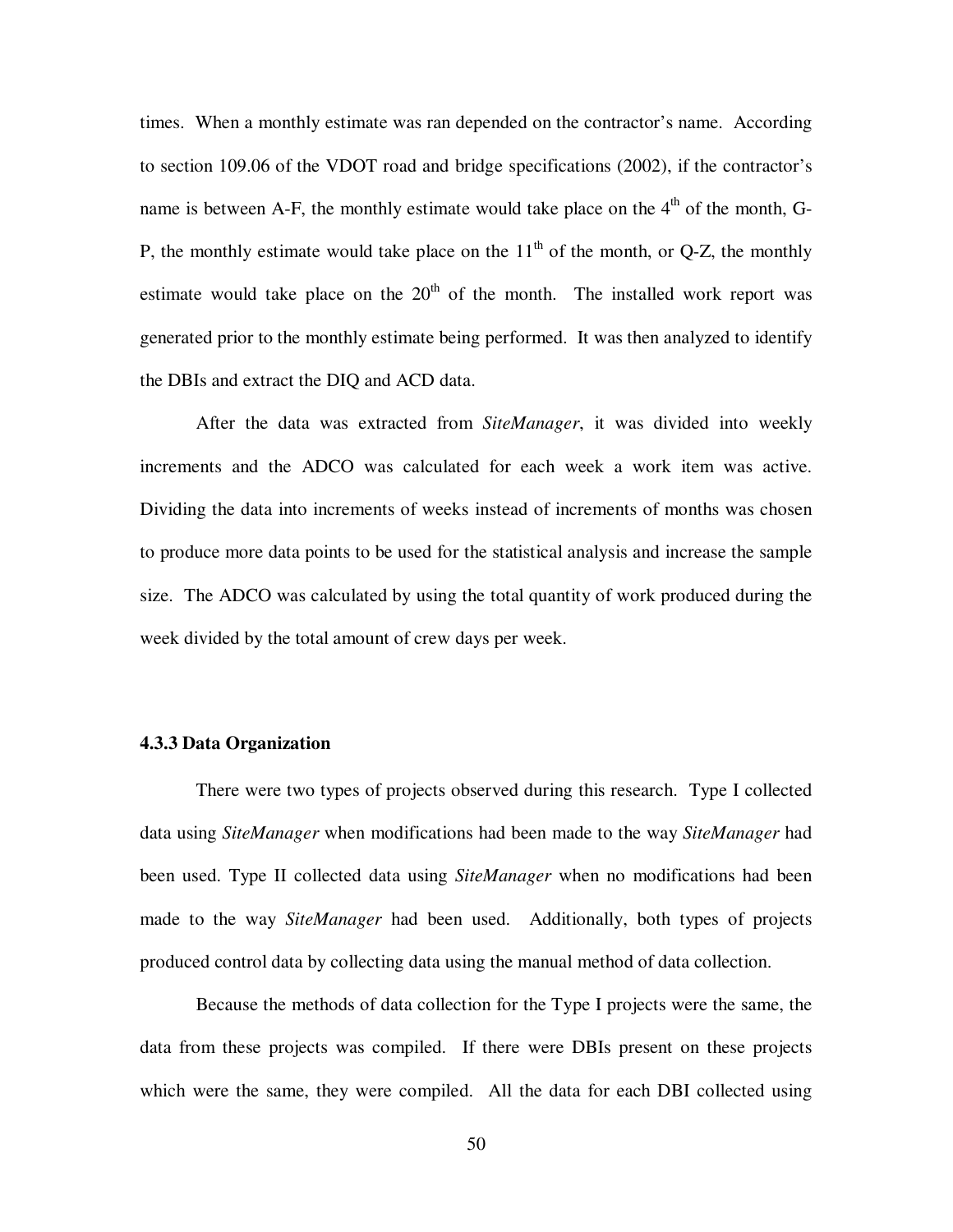times. When a monthly estimate was ran depended on the contractor's name. According to section 109.06 of the VDOT road and bridge specifications (2002), if the contractor's name is between A-F, the monthly estimate would take place on the $4^{th}$ of the month, G-P, the monthly estimate would take place on the $11^{th}$ of the month, or Q-Z, the monthly estimate would take place on the $20^{th}$ of the month. The installed work report was generated prior to the monthly estimate being performed. It was then analyzed to identify the DBIs and extract the DIQ and ACD data.

After the data was extracted from *SiteManager*, it was divided into weekly increments and the ADCO was calculated for each week a work item was active. Dividing the data into increments of weeks instead of increments of months was chosen to produce more data points to be used for the statistical analysis and increase the sample size. The ADCO was calculated by using the total quantity of work produced during the week divided by the total amount of crew days per week.

### 4.3.3 Data Organization

There were two types of projects observed during this research. Type I collected data using *SiteManager* when modifications had been made to the way *SiteManager* had been used. Type II collected data using *SiteManager* when no modifications had been made to the way *SiteManager* had been used. Additionally, both types of projects produced control data by collecting data using the manual method of data collection.

Because the methods of data collection for the Type I projects were the same, the data from these projects was compiled. If there were DBIs present on these projects which were the same, they were compiled. All the data for each DBI collected using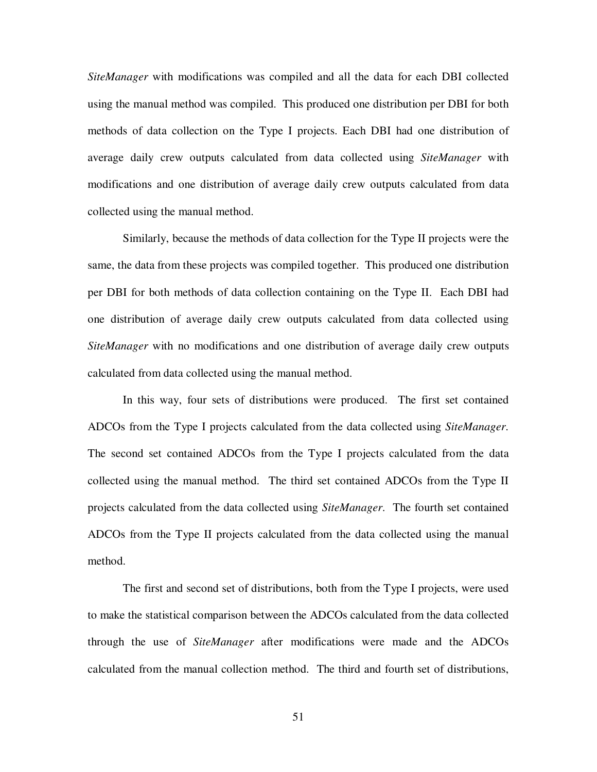*SiteManager* with modifications was compiled and all the data for each DBI collected using the manual method was compiled. This produced one distribution per DBI for both methods of data collection on the Type I projects. Each DBI had one distribution of average daily crew outputs calculated from data collected using *SiteManager* with modifications and one distribution of average daily crew outputs calculated from data collected using the manual method.

Similarly, because the methods of data collection for the Type II projects were the same, the data from these projects was compiled together. This produced one distribution per DBI for both methods of data collection containing on the Type II. Each DBI had one distribution of average daily crew outputs calculated from data collected using *SiteManager* with no modifications and one distribution of average daily crew outputs calculated from data collected using the manual method.

In this way, four sets of distributions were produced. The first set contained ADCOs from the Type I projects calculated from the data collected using *SiteManager*. The second set contained ADCOs from the Type I projects calculated from the data collected using the manual method. The third set contained ADCOs from the Type II projects calculated from the data collected using *SiteManager*. The fourth set contained ADCOs from the Type II projects calculated from the data collected using the manual method.

The first and second set of distributions, both from the Type I projects, were used to make the statistical comparison between the ADCOs calculated from the data collected through the use of *SiteManager* after modifications were made and the ADCOs calculated from the manual collection method. The third and fourth set of distributions,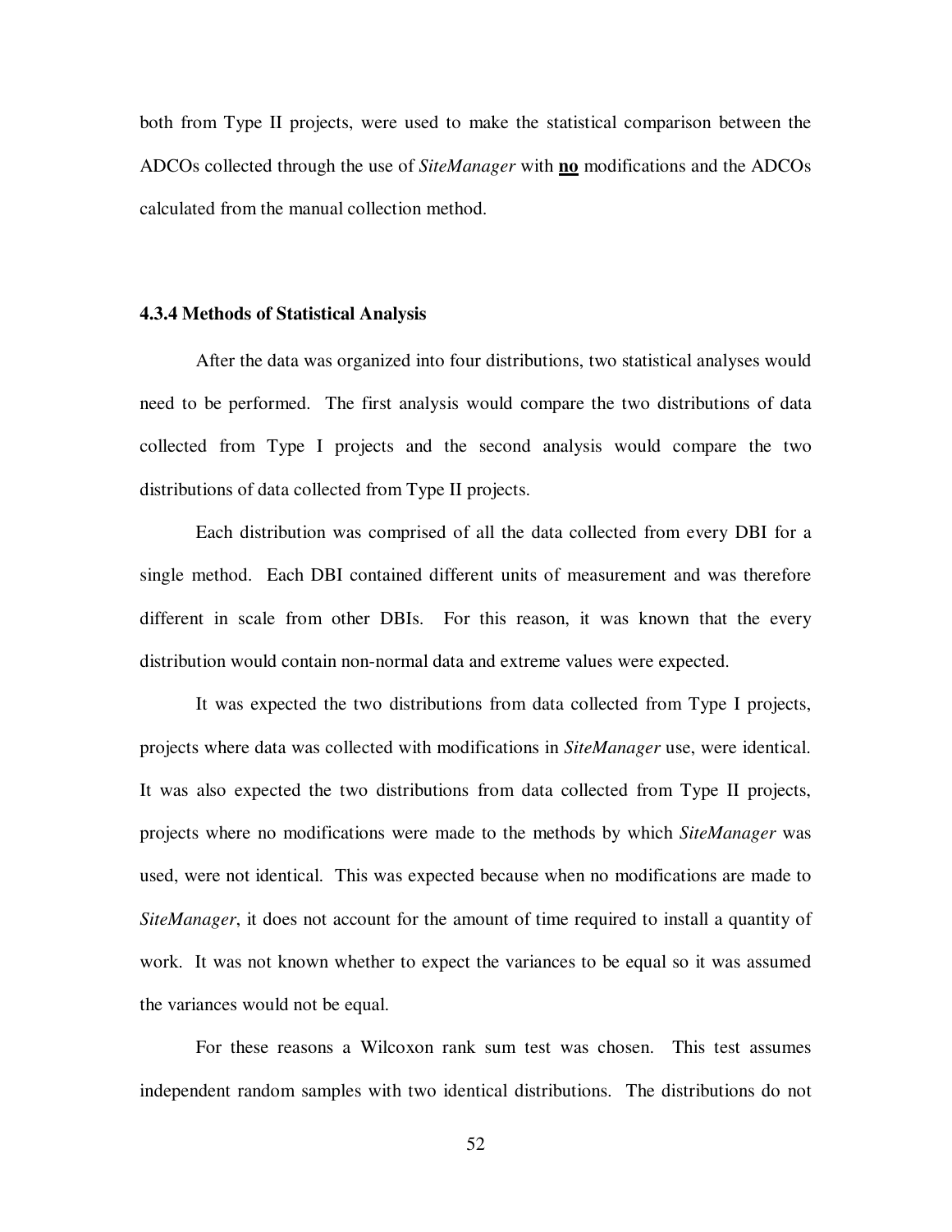both from Type II projects, were used to make the statistical comparison between the ADCOs collected through the use of *SiteManager* with **no** modifications and the ADCOs calculated from the manual collection method.

### 4.3.4 Methods of Statistical Analysis

After the data was organized into four distributions, two statistical analyses would need to be performed. The first analysis would compare the two distributions of data collected from Type I projects and the second analysis would compare the two distributions of data collected from Type II projects.

Each distribution was comprised of all the data collected from every DBI for a single method. Each DBI contained different units of measurement and was therefore different in scale from other DBIs. For this reason, it was known that the every distribution would contain non-normal data and extreme values were expected.

It was expected the two distributions from data collected from Type I projects, projects where data was collected with modifications in *SiteManager* use, were identical. It was also expected the two distributions from data collected from Type II projects, projects where no modifications were made to the methods by which *SiteManager* was used, were not identical. This was expected because when no modifications are made to *SiteManager*, it does not account for the amount of time required to install a quantity of work. It was not known whether to expect the variances to be equal so it was assumed the variances would not be equal.

For these reasons a Wilcoxon rank sum test was chosen. This test assumes independent random samples with two identical distributions. The distributions do not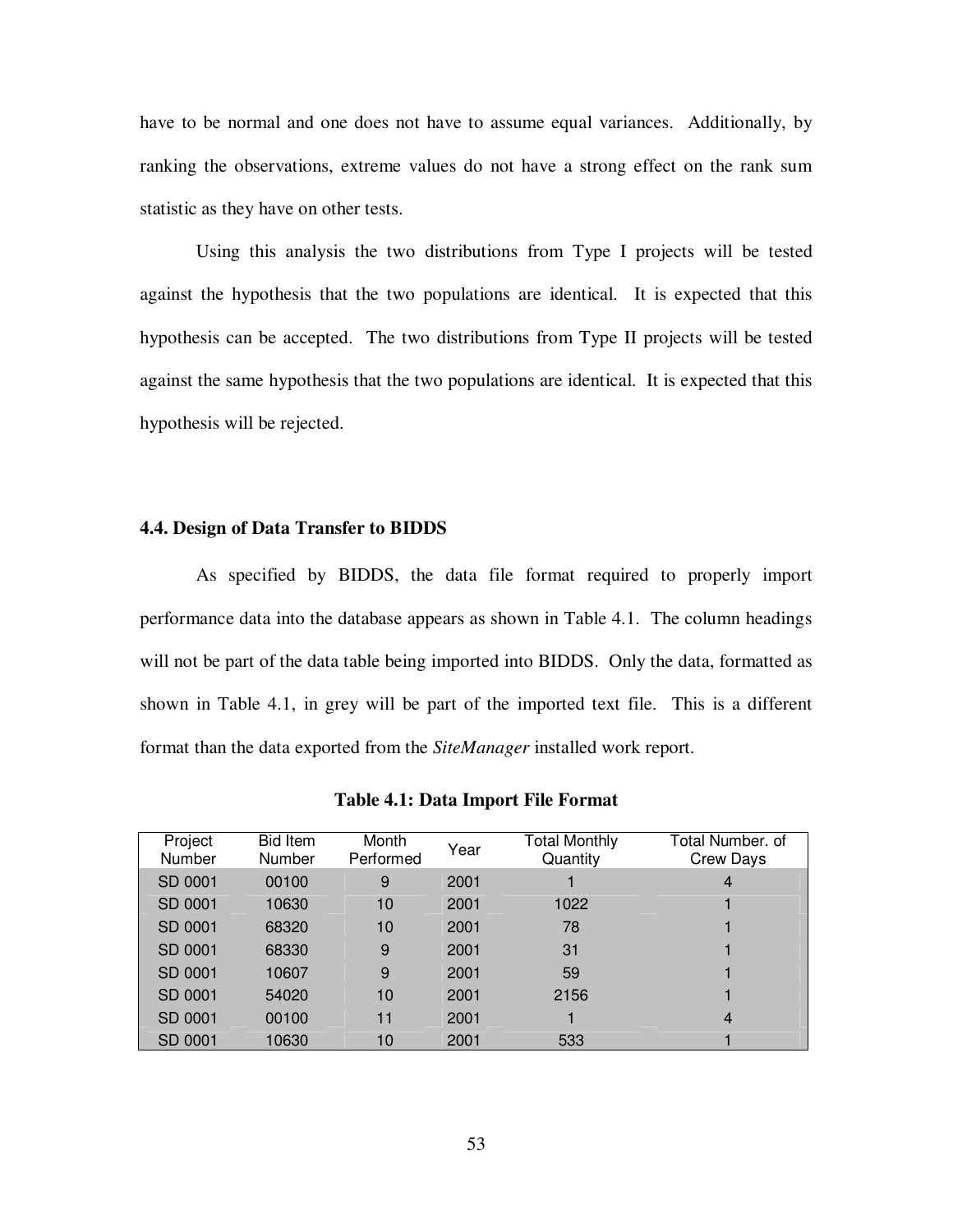have to be normal and one does not have to assume equal variances. Additionally, by ranking the observations, extreme values do not have a strong effect on the rank sum statistic as they have on other tests.

Using this analysis the two distributions from Type I projects will be tested against the hypothesis that the two populations are identical. It is expected that this hypothesis can be accepted. The two distributions from Type II projects will be tested against the same hypothesis that the two populations are identical. It is expected that this hypothesis will be rejected.

### 4.4. Design of Data Transfer to BIDDS

As specified by BIDDS, the data file format required to properly import performance data into the database appears as shown in Table 4.1. The column headings will not be part of the data table being imported into BIDDS. Only the data, formatted as shown in Table 4.1, in grey will be part of the imported text file. This is a different format than the data exported from the *SiteManager* installed work report.

**Table 4.1: Data Import File Format**

| Project Number | Bid Item Number | Month Performed | Year | Total Monthly Quantity | Total Number. of Crew Days |
|---|---|---|---|---|---|
| SD 0001 | 00100 | 9 | 2001 | 1 | 4 |
| SD 0001 | 10630 | 10 | 2001 | 1022 | 1 |
| SD 0001 | 68320 | 10 | 2001 | 78 | 1 |
| SD 0001 | 68330 | 9 | 2001 | 31 | 1 |
| SD 0001 | 10607 | 9 | 2001 | 59 | 1 |
| SD 0001 | 54020 | 10 | 2001 | 2156 | 1 |
| SD 0001 | 00100 | 11 | 2001 | 1 | 4 |
| SD 0001 | 10630 | 10 | 2001 | 533 | 1 |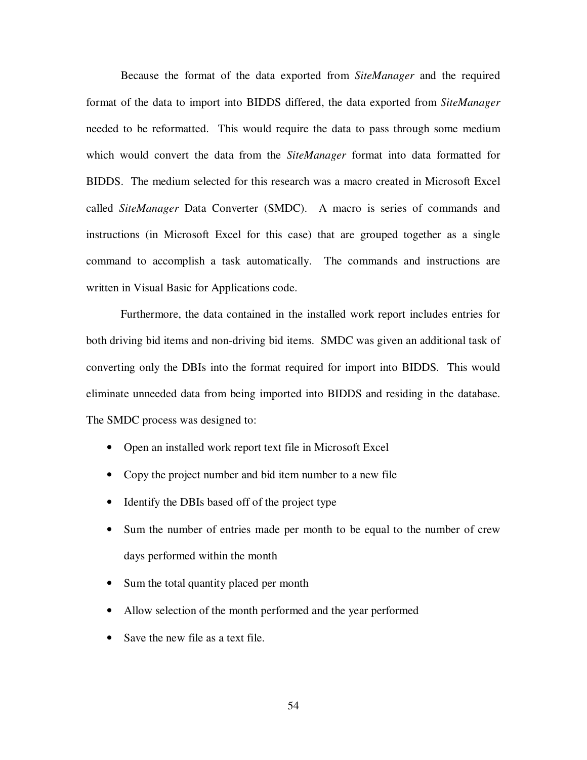Because the format of the data exported from *SiteManager* and the required format of the data to import into BIDDS differed, the data exported from *SiteManager* needed to be reformatted. This would require the data to pass through some medium which would convert the data from the *SiteManager* format into data formatted for BIDDS. The medium selected for this research was a macro created in Microsoft Excel called *SiteManager* Data Converter (SMDC). A macro is series of commands and instructions (in Microsoft Excel for this case) that are grouped together as a single command to accomplish a task automatically. The commands and instructions are written in Visual Basic for Applications code.

Furthermore, the data contained in the installed work report includes entries for both driving bid items and non-driving bid items. SMDC was given an additional task of converting only the DBIs into the format required for import into BIDDS. This would eliminate unneeded data from being imported into BIDDS and residing in the database. The SMDC process was designed to:

- Open an installed work report text file in Microsoft Excel
- Copy the project number and bid item number to a new file
- Identify the DBIs based off of the project type
- Sum the number of entries made per month to be equal to the number of crew days performed within the month
- Sum the total quantity placed per month
- Allow selection of the month performed and the year performed
- Save the new file as a text file.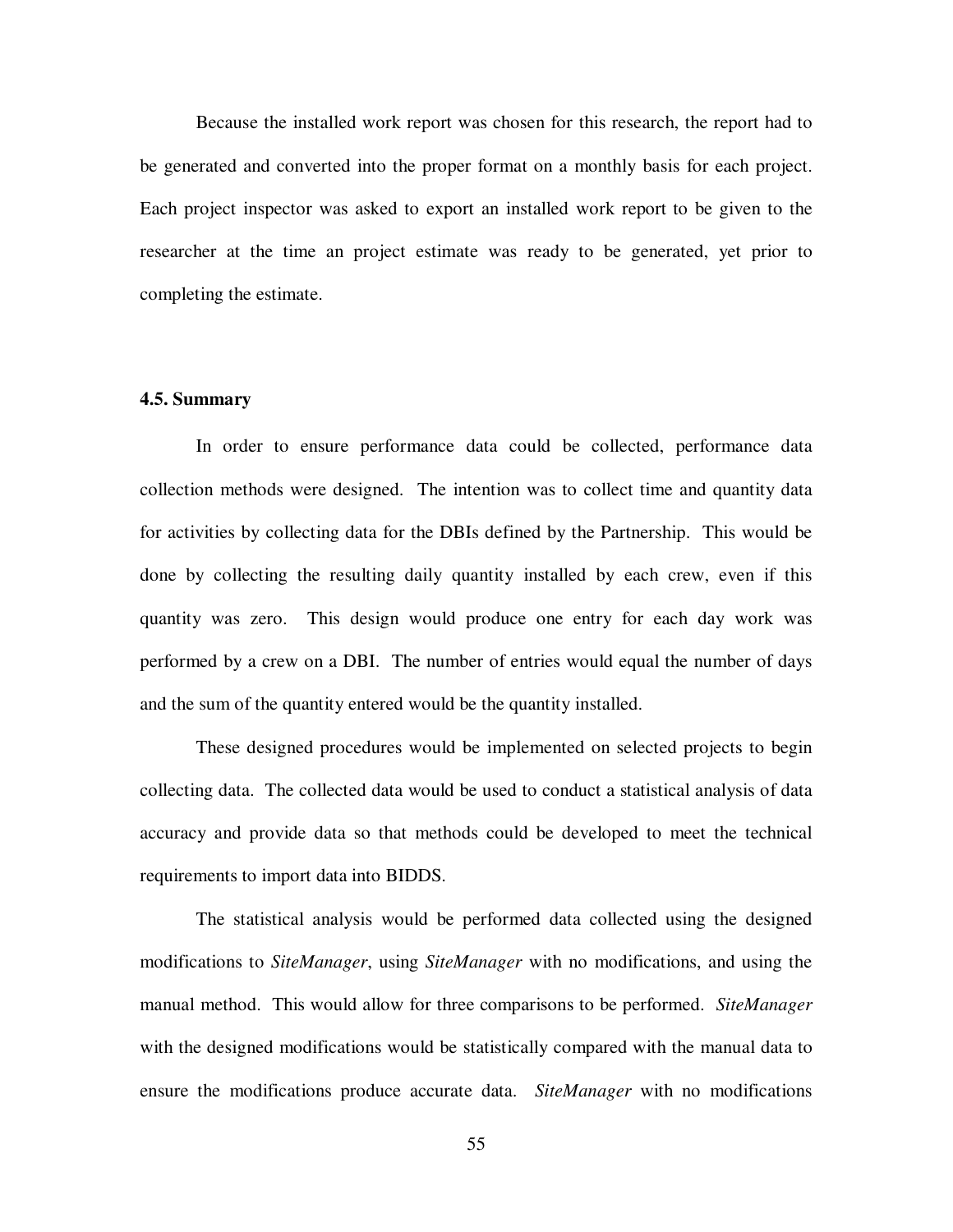Because the installed work report was chosen for this research, the report had to be generated and converted into the proper format on a monthly basis for each project. Each project inspector was asked to export an installed work report to be given to the researcher at the time an project estimate was ready to be generated, yet prior to completing the estimate.

### 4.5. Summary

In order to ensure performance data could be collected, performance data collection methods were designed. The intention was to collect time and quantity data for activities by collecting data for the DBIs defined by the Partnership. This would be done by collecting the resulting daily quantity installed by each crew, even if this quantity was zero. This design would produce one entry for each day work was performed by a crew on a DBI. The number of entries would equal the number of days and the sum of the quantity entered would be the quantity installed.

These designed procedures would be implemented on selected projects to begin collecting data. The collected data would be used to conduct a statistical analysis of data accuracy and provide data so that methods could be developed to meet the technical requirements to import data into BIDDS.

The statistical analysis would be performed data collected using the designed modifications to *SiteManager*, using *SiteManager* with no modifications, and using the manual method. This would allow for three comparisons to be performed. *SiteManager* with the designed modifications would be statistically compared with the manual data to ensure the modifications produce accurate data. *SiteManager* with no modifications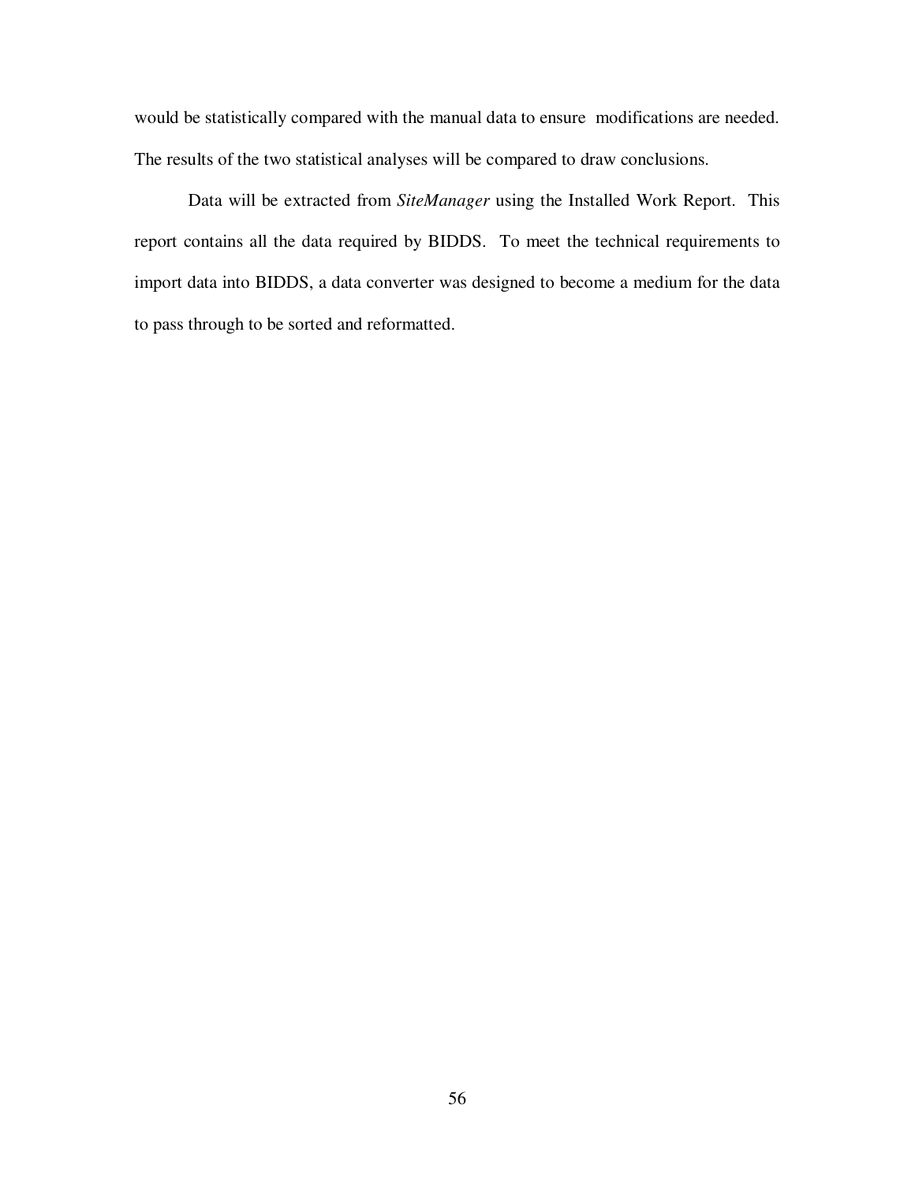would be statistically compared with the manual data to ensure modifications are needed. The results of the two statistical analyses will be compared to draw conclusions.

Data will be extracted from *SiteManager* using the Installed Work Report. This report contains all the data required by BIDDS. To meet the technical requirements to import data into BIDDS, a data converter was designed to become a medium for the data to pass through to be sorted and reformatted.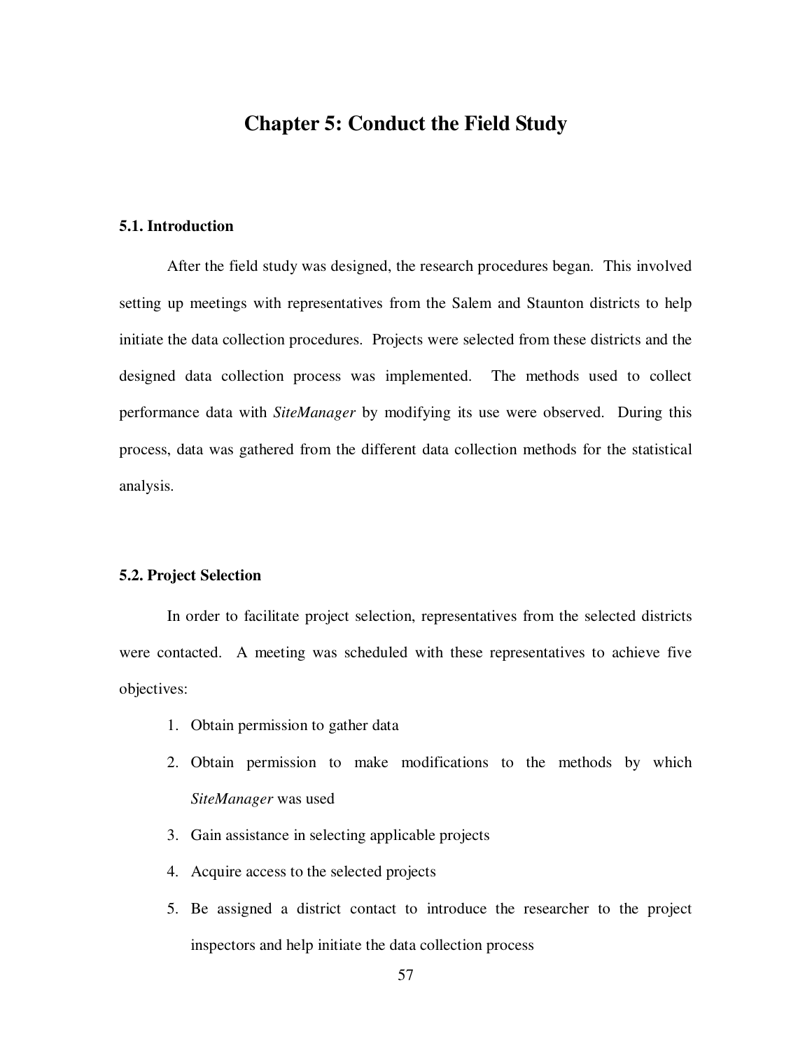# Chapter 5: Conduct the Field Study

## 5.1. Introduction

After the field study was designed, the research procedures began. This involved setting up meetings with representatives from the Salem and Staunton districts to help initiate the data collection procedures. Projects were selected from these districts and the designed data collection process was implemented. The methods used to collect performance data with *SiteManager* by modifying its use were observed. During this process, data was gathered from the different data collection methods for the statistical analysis.

## 5.2. Project Selection

In order to facilitate project selection, representatives from the selected districts were contacted. A meeting was scheduled with these representatives to achieve five objectives:

1. Obtain permission to gather data
2. Obtain permission to make modifications to the methods by which *SiteManager* was used
3. Gain assistance in selecting applicable projects
4. Acquire access to the selected projects
5. Be assigned a district contact to introduce the researcher to the project inspectors and help initiate the data collection process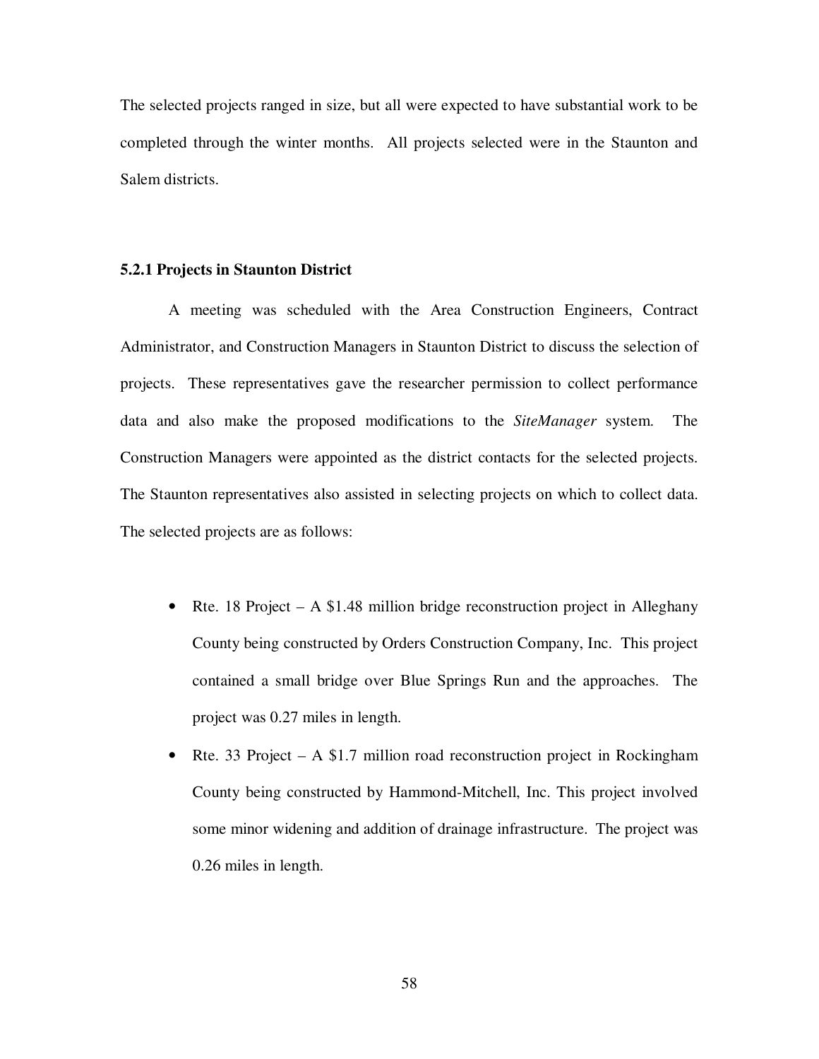The selected projects ranged in size, but all were expected to have substantial work to be completed through the winter months. All projects selected were in the Staunton and Salem districts.

### 5.2.1 Projects in Staunton District

A meeting was scheduled with the Area Construction Engineers, Contract Administrator, and Construction Managers in Staunton District to discuss the selection of projects. These representatives gave the researcher permission to collect performance data and also make the proposed modifications to the *SiteManager* system. The Construction Managers were appointed as the district contacts for the selected projects. The Staunton representatives also assisted in selecting projects on which to collect data. The selected projects are as follows:

- Rte. 18 Project – A $1.48 million bridge reconstruction project in Alleghany County being constructed by Orders Construction Company, Inc. This project contained a small bridge over Blue Springs Run and the approaches. The project was 0.27 miles in length.
- Rte. 33 Project – A $1.7 million road reconstruction project in Rockingham County being constructed by Hammond-Mitchell, Inc. This project involved some minor widening and addition of drainage infrastructure. The project was 0.26 miles in length.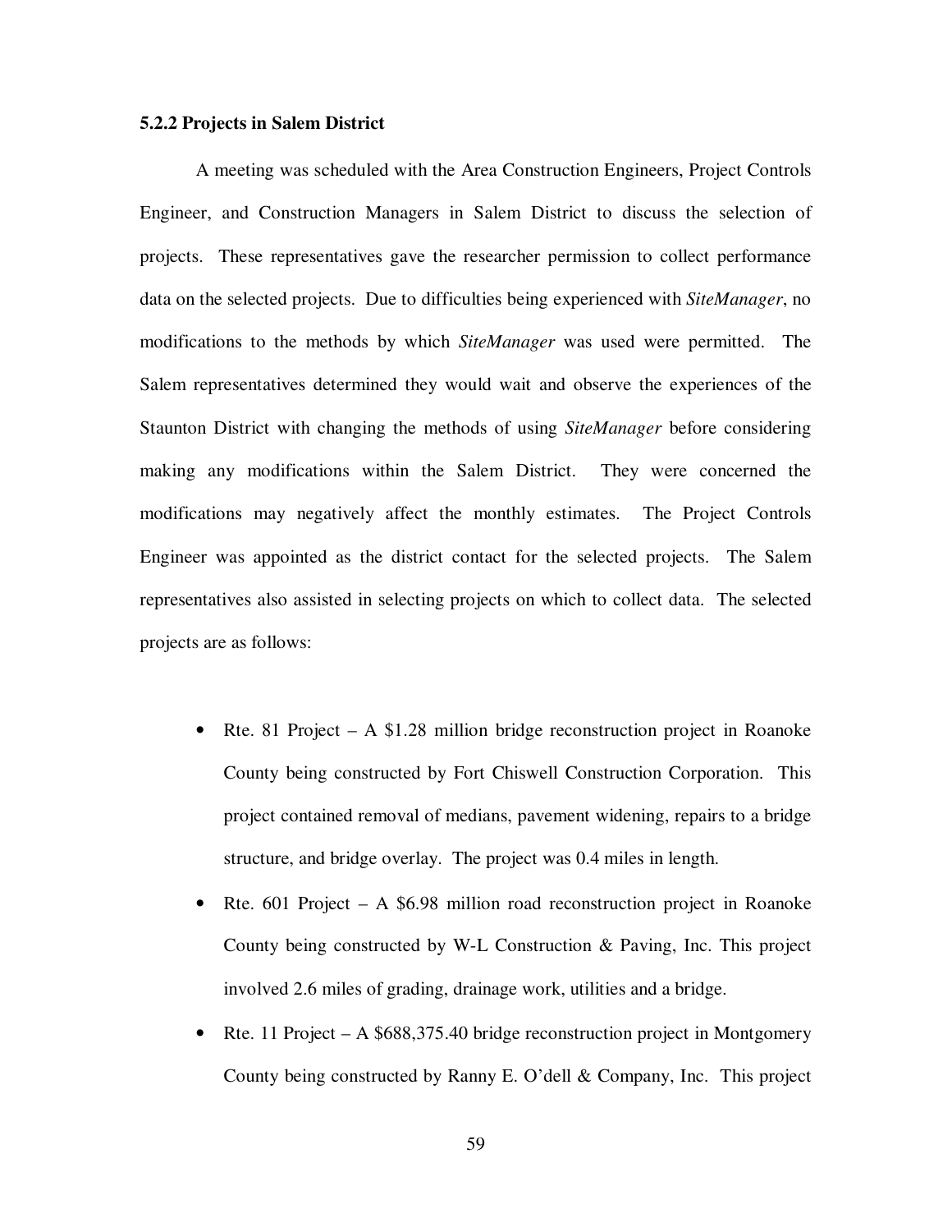### 5.2.2 Projects in Salem District

A meeting was scheduled with the Area Construction Engineers, Project Controls Engineer, and Construction Managers in Salem District to discuss the selection of projects. These representatives gave the researcher permission to collect performance data on the selected projects. Due to difficulties being experienced with *SiteManager*, no modifications to the methods by which *SiteManager* was used were permitted. The Salem representatives determined they would wait and observe the experiences of the Staunton District with changing the methods of using *SiteManager* before considering making any modifications within the Salem District. They were concerned the modifications may negatively affect the monthly estimates. The Project Controls Engineer was appointed as the district contact for the selected projects. The Salem representatives also assisted in selecting projects on which to collect data. The selected projects are as follows:

- Rte. 81 Project – A $1.28 million bridge reconstruction project in Roanoke County being constructed by Fort Chiswell Construction Corporation. This project contained removal of medians, pavement widening, repairs to a bridge structure, and bridge overlay. The project was 0.4 miles in length.
- Rte. 601 Project – A $6.98 million road reconstruction project in Roanoke County being constructed by W-L Construction & Paving, Inc. This project involved 2.6 miles of grading, drainage work, utilities and a bridge.
- Rte. 11 Project – A $688,375.40 bridge reconstruction project in Montgomery County being constructed by Ranny E. O'dell & Company, Inc. This project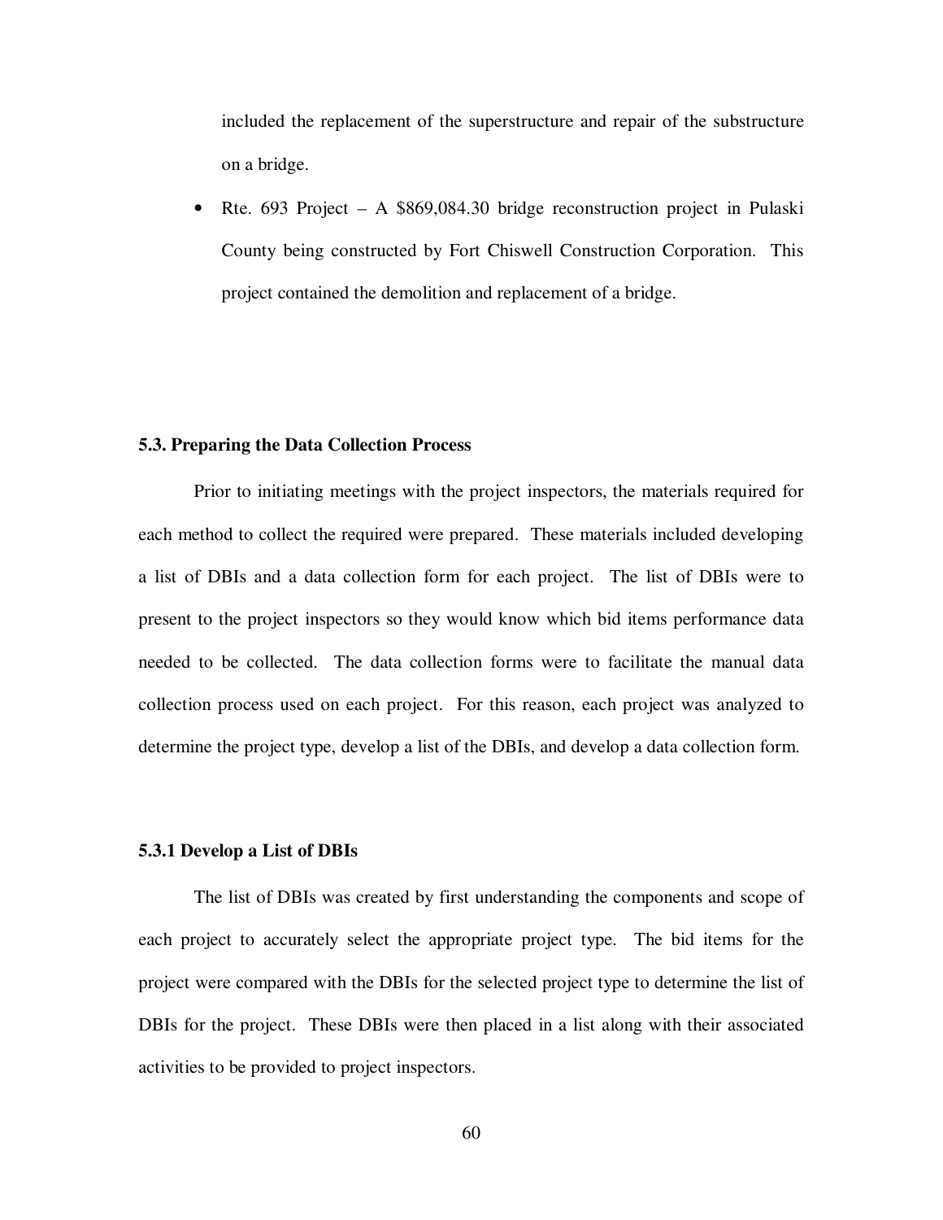included the replacement of the superstructure and repair of the substructure on a bridge.

- Rte. 693 Project – A $869,084.30 bridge reconstruction project in Pulaski County being constructed by Fort Chiswell Construction Corporation. This project contained the demolition and replacement of a bridge.

### 5.3. Preparing the Data Collection Process

Prior to initiating meetings with the project inspectors, the materials required for each method to collect the required were prepared. These materials included developing a list of DBIs and a data collection form for each project. The list of DBIs were to present to the project inspectors so they would know which bid items performance data needed to be collected. The data collection forms were to facilitate the manual data collection process used on each project. For this reason, each project was analyzed to determine the project type, develop a list of the DBIs, and develop a data collection form.

#### 5.3.1 Develop a List of DBIs

The list of DBIs was created by first understanding the components and scope of each project to accurately select the appropriate project type. The bid items for the project were compared with the DBIs for the selected project type to determine the list of DBIs for the project. These DBIs were then placed in a list along with their associated activities to be provided to project inspectors.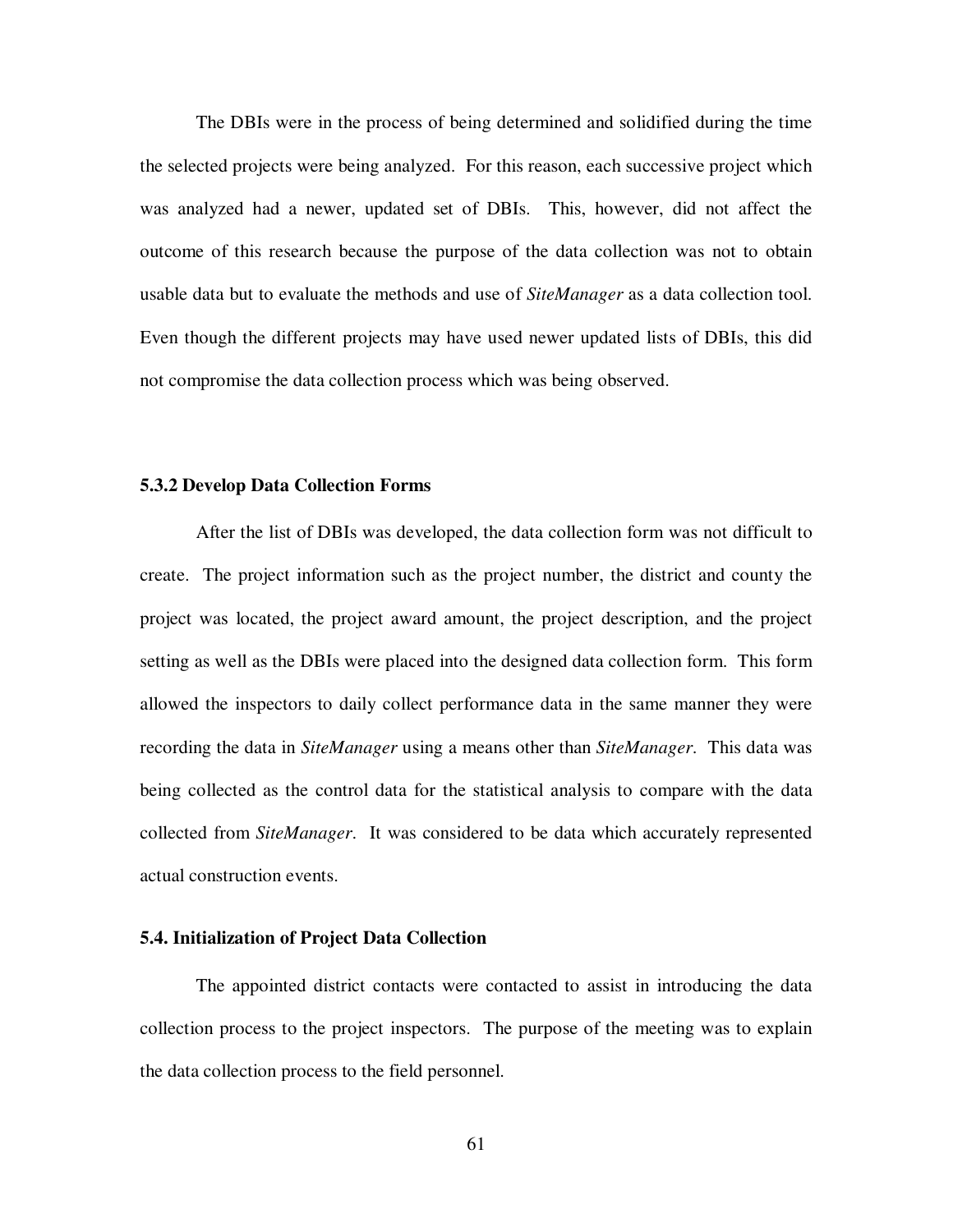The DBIs were in the process of being determined and solidified during the time the selected projects were being analyzed. For this reason, each successive project which was analyzed had a newer, updated set of DBIs. This, however, did not affect the outcome of this research because the purpose of the data collection was not to obtain usable data but to evaluate the methods and use of *SiteManager* as a data collection tool. Even though the different projects may have used newer updated lists of DBIs, this did not compromise the data collection process which was being observed.

### 5.3.2 Develop Data Collection Forms

After the list of DBIs was developed, the data collection form was not difficult to create. The project information such as the project number, the district and county the project was located, the project award amount, the project description, and the project setting as well as the DBIs were placed into the designed data collection form. This form allowed the inspectors to daily collect performance data in the same manner they were recording the data in *SiteManager* using a means other than *SiteManager*. This data was being collected as the control data for the statistical analysis to compare with the data collected from *SiteManager*. It was considered to be data which accurately represented actual construction events.

## 5.4. Initialization of Project Data Collection

The appointed district contacts were contacted to assist in introducing the data collection process to the project inspectors. The purpose of the meeting was to explain the data collection process to the field personnel.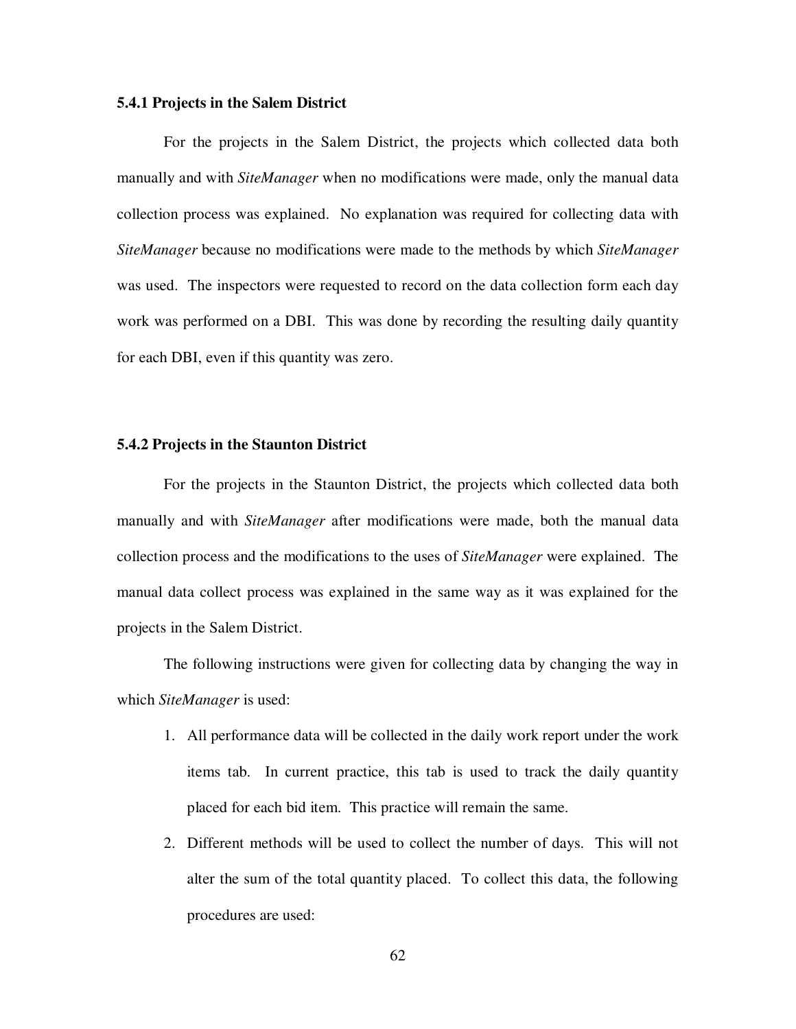### 5.4.1 Projects in the Salem District

For the projects in the Salem District, the projects which collected data both manually and with *SiteManager* when no modifications were made, only the manual data collection process was explained. No explanation was required for collecting data with *SiteManager* because no modifications were made to the methods by which *SiteManager* was used. The inspectors were requested to record on the data collection form each day work was performed on a DBI. This was done by recording the resulting daily quantity for each DBI, even if this quantity was zero.

### 5.4.2 Projects in the Staunton District

For the projects in the Staunton District, the projects which collected data both manually and with *SiteManager* after modifications were made, both the manual data collection process and the modifications to the uses of *SiteManager* were explained. The manual data collect process was explained in the same way as it was explained for the projects in the Salem District.

The following instructions were given for collecting data by changing the way in which *SiteManager* is used:

1. All performance data will be collected in the daily work report under the work items tab. In current practice, this tab is used to track the daily quantity placed for each bid item. This practice will remain the same.
2. Different methods will be used to collect the number of days. This will not alter the sum of the total quantity placed. To collect this data, the following procedures are used: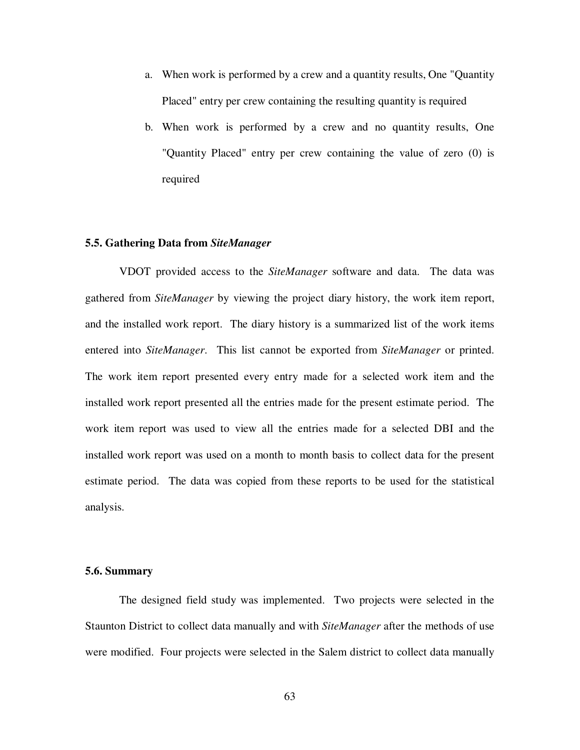a. When work is performed by a crew and a quantity results, One "Quantity Placed" entry per crew containing the resulting quantity is required
b. When work is performed by a crew and no quantity results, One "Quantity Placed" entry per crew containing the value of zero (0) is required

### 5.5. Gathering Data from *SiteManager*

VDOT provided access to the *SiteManager* software and data. The data was gathered from *SiteManager* by viewing the project diary history, the work item report, and the installed work report. The diary history is a summarized list of the work items entered into *SiteManager*. This list cannot be exported from *SiteManager* or printed. The work item report presented every entry made for a selected work item and the installed work report presented all the entries made for the present estimate period. The work item report was used to view all the entries made for a selected DBI and the installed work report was used on a month to month basis to collect data for the present estimate period. The data was copied from these reports to be used for the statistical analysis.

### 5.6. Summary

The designed field study was implemented. Two projects were selected in the Staunton District to collect data manually and with *SiteManager* after the methods of use were modified. Four projects were selected in the Salem district to collect data manually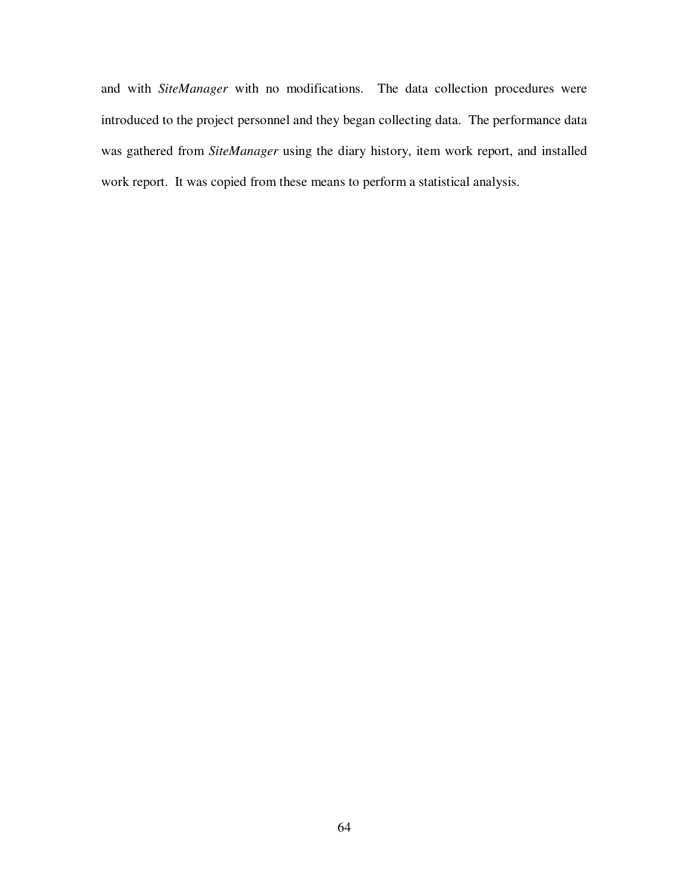and with *SiteManager* with no modifications. The data collection procedures were introduced to the project personnel and they began collecting data. The performance data was gathered from *SiteManager* using the diary history, item work report, and installed work report. It was copied from these means to perform a statistical analysis.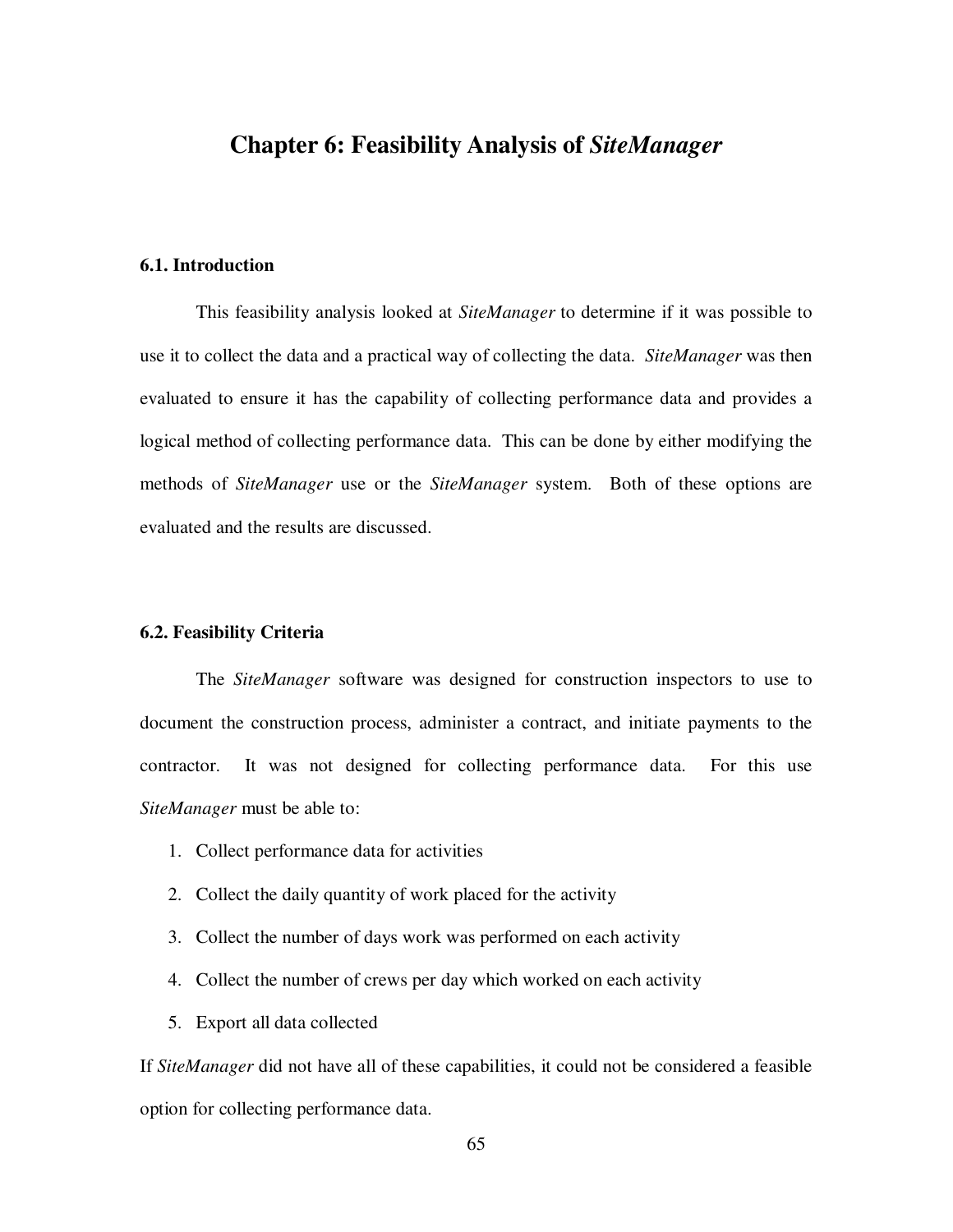# Chapter 6: Feasibility Analysis of *SiteManager*

## 6.1. Introduction

This feasibility analysis looked at *SiteManager* to determine if it was possible to use it to collect the data and a practical way of collecting the data. *SiteManager* was then evaluated to ensure it has the capability of collecting performance data and provides a logical method of collecting performance data. This can be done by either modifying the methods of *SiteManager* use or the *SiteManager* system. Both of these options are evaluated and the results are discussed.

## 6.2. Feasibility Criteria

The *SiteManager* software was designed for construction inspectors to use to document the construction process, administer a contract, and initiate payments to the contractor. It was not designed for collecting performance data. For this use *SiteManager* must be able to:

1. Collect performance data for activities
2. Collect the daily quantity of work placed for the activity
3. Collect the number of days work was performed on each activity
4. Collect the number of crews per day which worked on each activity
5. Export all data collected

If *SiteManager* did not have all of these capabilities, it could not be considered a feasible option for collecting performance data.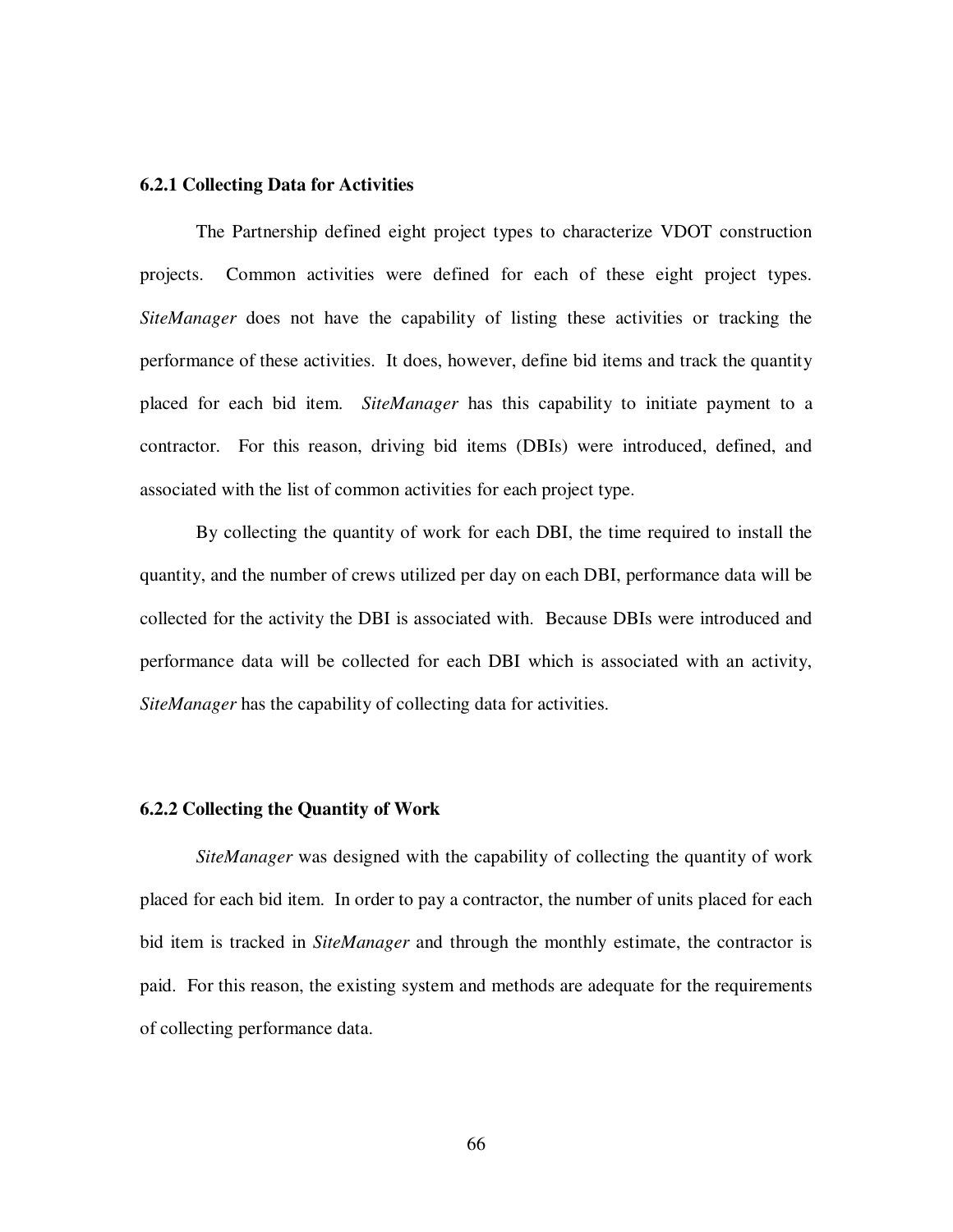### 6.2.1 Collecting Data for Activities

The Partnership defined eight project types to characterize VDOT construction projects. Common activities were defined for each of these eight project types. *SiteManager* does not have the capability of listing these activities or tracking the performance of these activities. It does, however, define bid items and track the quantity placed for each bid item. *SiteManager* has this capability to initiate payment to a contractor. For this reason, driving bid items (DBIs) were introduced, defined, and associated with the list of common activities for each project type.

By collecting the quantity of work for each DBI, the time required to install the quantity, and the number of crews utilized per day on each DBI, performance data will be collected for the activity the DBI is associated with. Because DBIs were introduced and performance data will be collected for each DBI which is associated with an activity, *SiteManager* has the capability of collecting data for activities.

### 6.2.2 Collecting the Quantity of Work

*SiteManager* was designed with the capability of collecting the quantity of work placed for each bid item. In order to pay a contractor, the number of units placed for each bid item is tracked in *SiteManager* and through the monthly estimate, the contractor is paid. For this reason, the existing system and methods are adequate for the requirements of collecting performance data.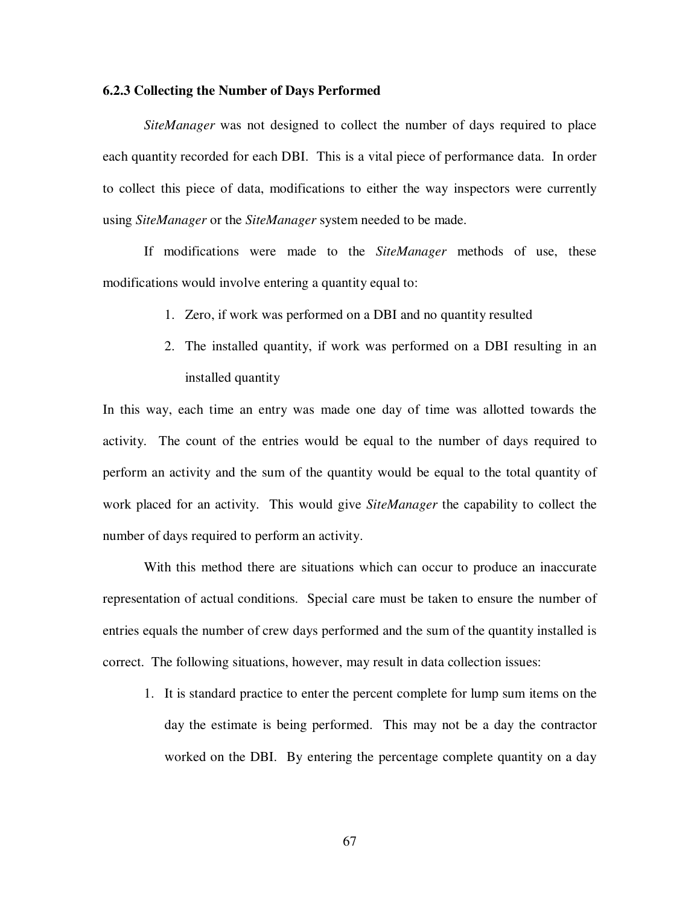### 6.2.3 Collecting the Number of Days Performed

*SiteManager* was not designed to collect the number of days required to place each quantity recorded for each DBI. This is a vital piece of performance data. In order to collect this piece of data, modifications to either the way inspectors were currently using *SiteManager* or the *SiteManager* system needed to be made.

If modifications were made to the *SiteManager* methods of use, these modifications would involve entering a quantity equal to:

1. Zero, if work was performed on a DBI and no quantity resulted
2. The installed quantity, if work was performed on a DBI resulting in an installed quantity

In this way, each time an entry was made one day of time was allotted towards the activity. The count of the entries would be equal to the number of days required to perform an activity and the sum of the quantity would be equal to the total quantity of work placed for an activity. This would give *SiteManager* the capability to collect the number of days required to perform an activity.

With this method there are situations which can occur to produce an inaccurate representation of actual conditions. Special care must be taken to ensure the number of entries equals the number of crew days performed and the sum of the quantity installed is correct. The following situations, however, may result in data collection issues:

1. It is standard practice to enter the percent complete for lump sum items on the day the estimate is being performed. This may not be a day the contractor worked on the DBI. By entering the percentage complete quantity on a day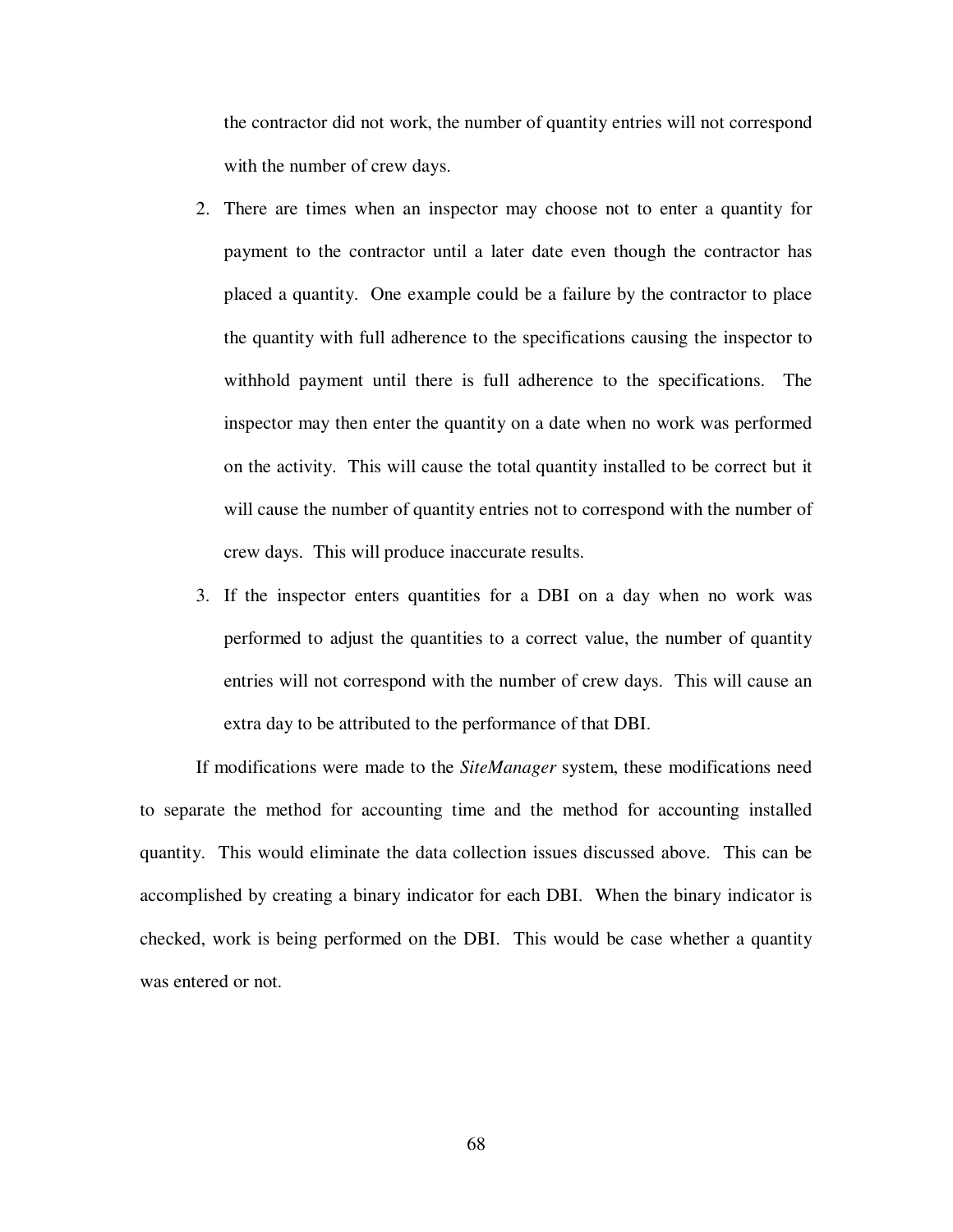the contractor did not work, the number of quantity entries will not correspond with the number of crew days.

2. There are times when an inspector may choose not to enter a quantity for payment to the contractor until a later date even though the contractor has placed a quantity. One example could be a failure by the contractor to place the quantity with full adherence to the specifications causing the inspector to withhold payment until there is full adherence to the specifications. The inspector may then enter the quantity on a date when no work was performed on the activity. This will cause the total quantity installed to be correct but it will cause the number of quantity entries not to correspond with the number of crew days. This will produce inaccurate results.
3. If the inspector enters quantities for a DBI on a day when no work was performed to adjust the quantities to a correct value, the number of quantity entries will not correspond with the number of crew days. This will cause an extra day to be attributed to the performance of that DBI.

If modifications were made to the *SiteManager* system, these modifications need to separate the method for accounting time and the method for accounting installed quantity. This would eliminate the data collection issues discussed above. This can be accomplished by creating a binary indicator for each DBI. When the binary indicator is checked, work is being performed on the DBI. This would be case whether a quantity was entered or not.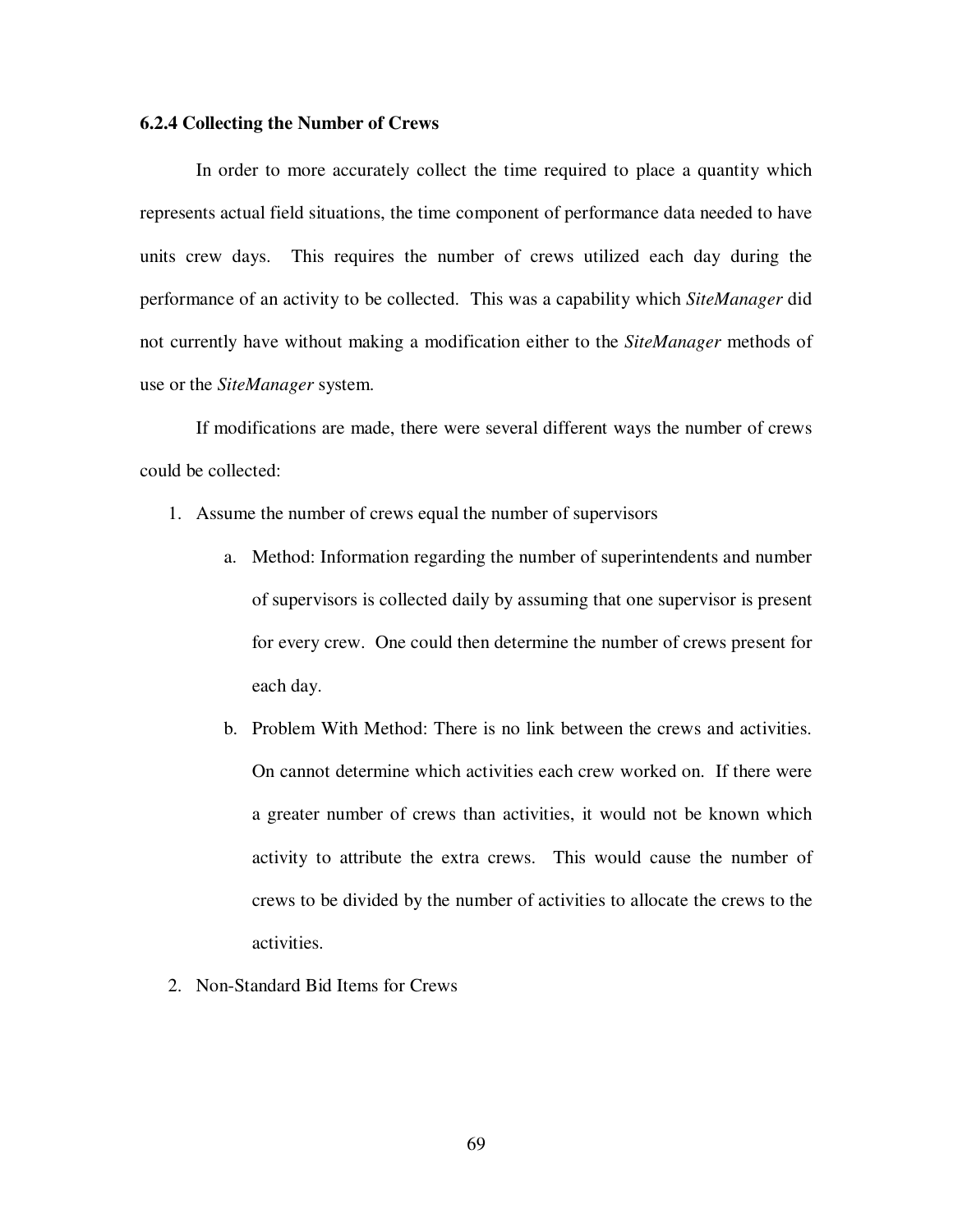### 6.2.4 Collecting the Number of Crews

In order to more accurately collect the time required to place a quantity which represents actual field situations, the time component of performance data needed to have units crew days. This requires the number of crews utilized each day during the performance of an activity to be collected. This was a capability which *SiteManager* did not currently have without making a modification either to the *SiteManager* methods of use or the *SiteManager* system.

If modifications are made, there were several different ways the number of crews could be collected:

1. Assume the number of crews equal the number of supervisors
    a. Method: Information regarding the number of superintendents and number of supervisors is collected daily by assuming that one supervisor is present for every crew. One could then determine the number of crews present for each day.
    b. Problem With Method: There is no link between the crews and activities. On cannot determine which activities each crew worked on. If there were a greater number of crews than activities, it would not be known which activity to attribute the extra crews. This would cause the number of crews to be divided by the number of activities to allocate the crews to the activities.
2. Non-Standard Bid Items for Crews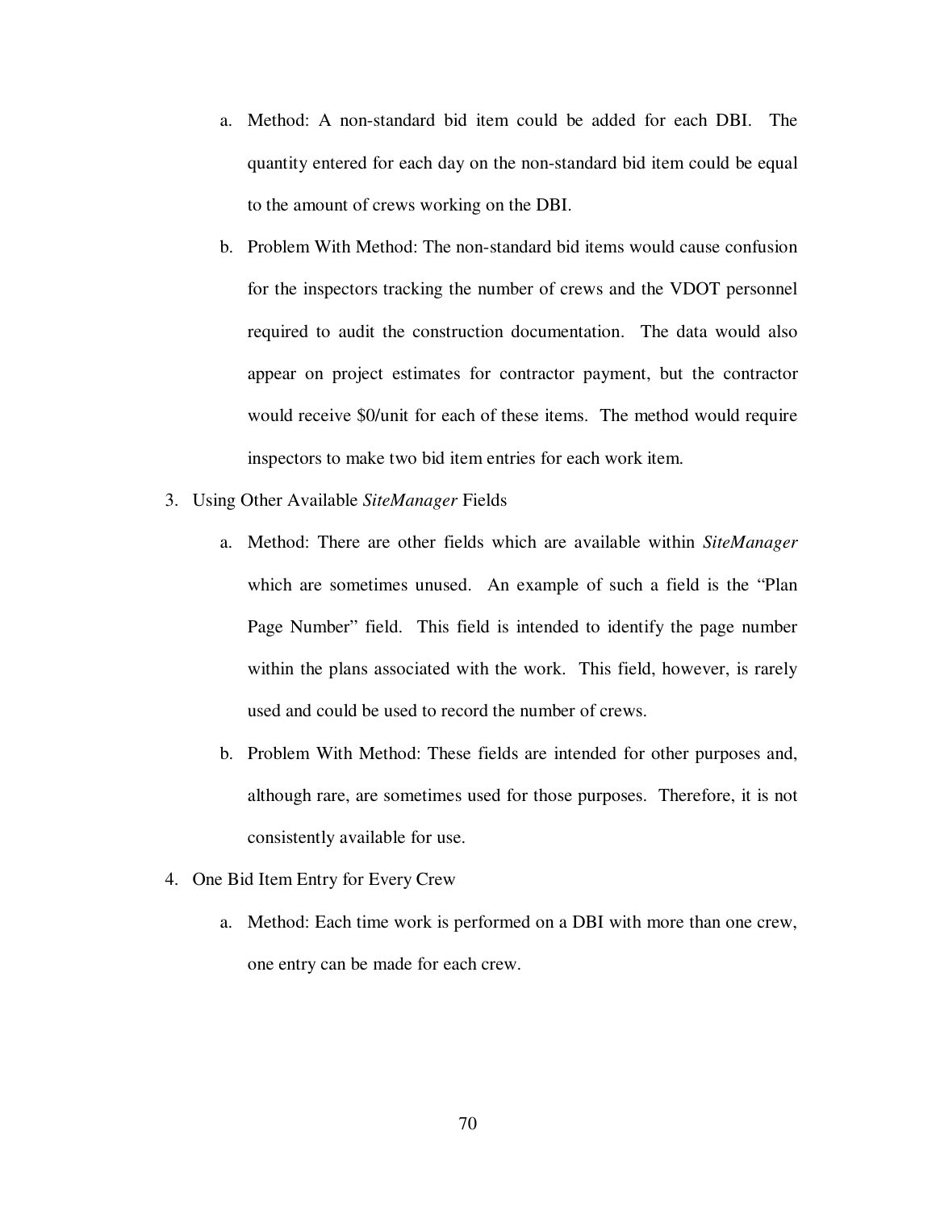a. Method: A non-standard bid item could be added for each DBI. The quantity entered for each day on the non-standard bid item could be equal to the amount of crews working on the DBI.

   b. Problem With Method: The non-standard bid items would cause confusion for the inspectors tracking the number of crews and the VDOT personnel required to audit the construction documentation. The data would also appear on project estimates for contractor payment, but the contractor would receive $0/unit for each of these items. The method would require inspectors to make two bid item entries for each work item.

3. Using Other Available *SiteManager* Fields

   a. Method: There are other fields which are available within *SiteManager* which are sometimes unused. An example of such a field is the "Plan Page Number" field. This field is intended to identify the page number within the plans associated with the work. This field, however, is rarely used and could be used to record the number of crews.

   b. Problem With Method: These fields are intended for other purposes and, although rare, are sometimes used for those purposes. Therefore, it is not consistently available for use.

4. One Bid Item Entry for Every Crew

   a. Method: Each time work is performed on a DBI with more than one crew, one entry can be made for each crew.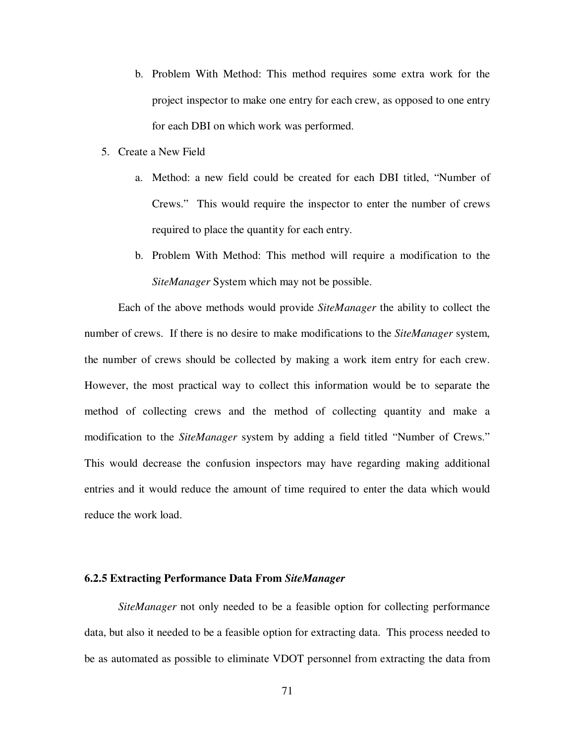b. Problem With Method: This method requires some extra work for the project inspector to make one entry for each crew, as opposed to one entry for each DBI on which work was performed.

5. Create a New Field

   a. Method: a new field could be created for each DBI titled, "Number of Crews." This would require the inspector to enter the number of crews required to place the quantity for each entry.

   b. Problem With Method: This method will require a modification to the *SiteManager* System which may not be possible.

Each of the above methods would provide *SiteManager* the ability to collect the number of crews. If there is no desire to make modifications to the *SiteManager* system, the number of crews should be collected by making a work item entry for each crew. However, the most practical way to collect this information would be to separate the method of collecting crews and the method of collecting quantity and make a modification to the *SiteManager* system by adding a field titled "Number of Crews." This would decrease the confusion inspectors may have regarding making additional entries and it would reduce the amount of time required to enter the data which would reduce the work load.

### 6.2.5 Extracting Performance Data From *SiteManager*

*SiteManager* not only needed to be a feasible option for collecting performance data, but also it needed to be a feasible option for extracting data. This process needed to be as automated as possible to eliminate VDOT personnel from extracting the data from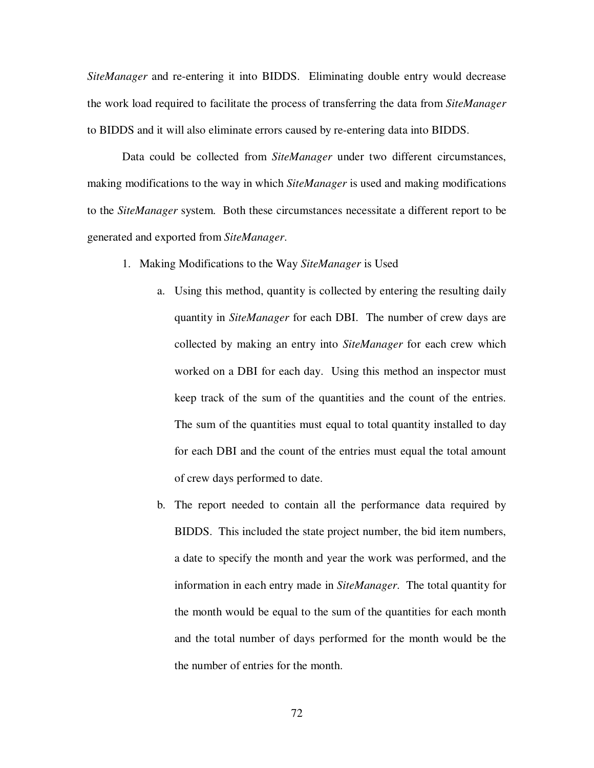*SiteManager* and re-entering it into BIDDS. Eliminating double entry would decrease the work load required to facilitate the process of transferring the data from *SiteManager* to BIDDS and it will also eliminate errors caused by re-entering data into BIDDS.

Data could be collected from *SiteManager* under two different circumstances, making modifications to the way in which *SiteManager* is used and making modifications to the *SiteManager* system. Both these circumstances necessitate a different report to be generated and exported from *SiteManager*.

1. Making Modifications to the Way *SiteManager* is Used
    a. Using this method, quantity is collected by entering the resulting daily quantity in *SiteManager* for each DBI. The number of crew days are collected by making an entry into *SiteManager* for each crew which worked on a DBI for each day. Using this method an inspector must keep track of the sum of the quantities and the count of the entries. The sum of the quantities must equal to total quantity installed to day for each DBI and the count of the entries must equal the total amount of crew days performed to date.
    b. The report needed to contain all the performance data required by BIDDS. This included the state project number, the bid item numbers, a date to specify the month and year the work was performed, and the information in each entry made in *SiteManager*. The total quantity for the month would be equal to the sum of the quantities for each month and the total number of days performed for the month would be the the number of entries for the month.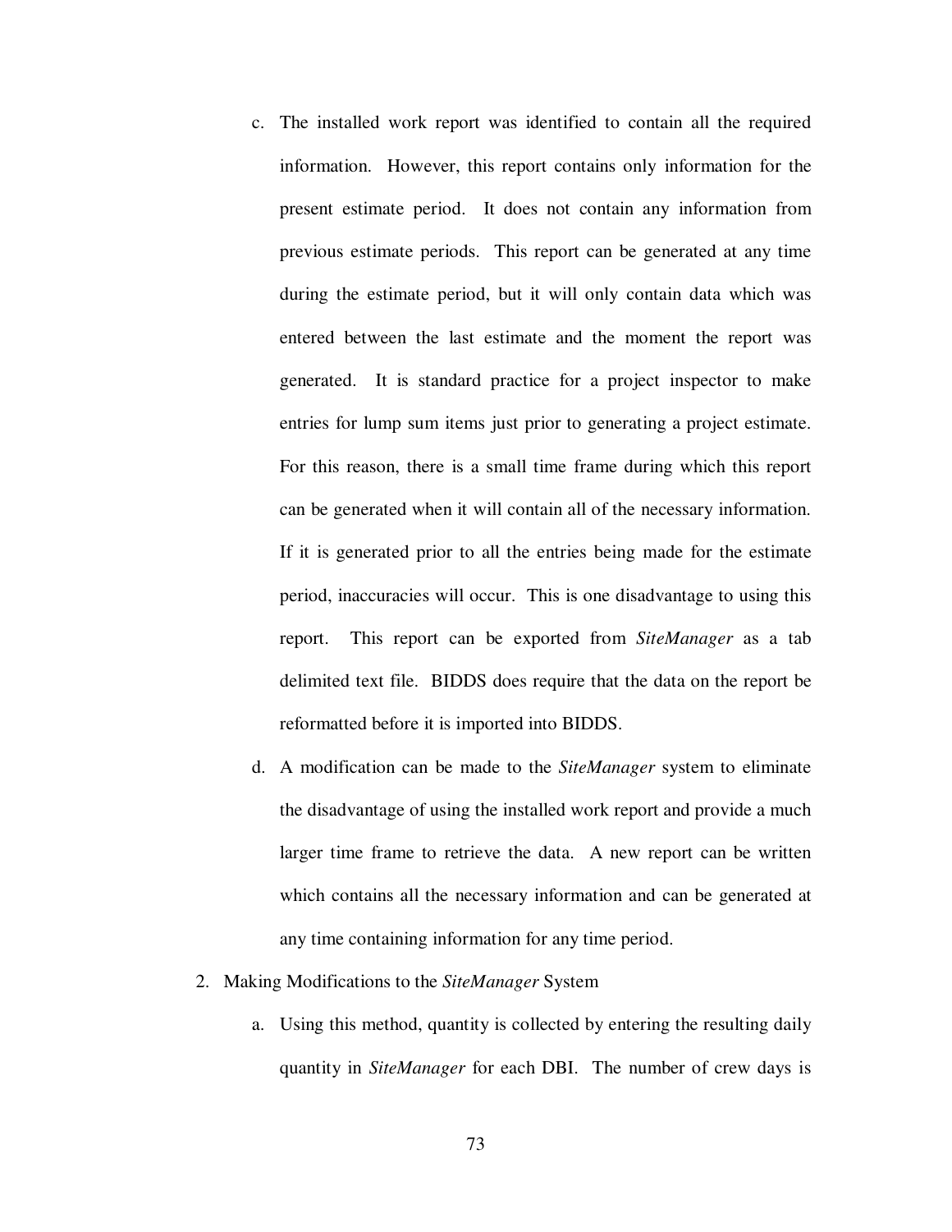c. The installed work report was identified to contain all the required information. However, this report contains only information for the present estimate period. It does not contain any information from previous estimate periods. This report can be generated at any time during the estimate period, but it will only contain data which was entered between the last estimate and the moment the report was generated. It is standard practice for a project inspector to make entries for lump sum items just prior to generating a project estimate. For this reason, there is a small time frame during which this report can be generated when it will contain all of the necessary information. If it is generated prior to all the entries being made for the estimate period, inaccuracies will occur. This is one disadvantage to using this report. This report can be exported from *SiteManager* as a tab delimited text file. BIDDS does require that the data on the report be reformatted before it is imported into BIDDS.

d. A modification can be made to the *SiteManager* system to eliminate the disadvantage of using the installed work report and provide a much larger time frame to retrieve the data. A new report can be written which contains all the necessary information and can be generated at any time containing information for any time period.

2. Making Modifications to the *SiteManager* System

   a. Using this method, quantity is collected by entering the resulting daily quantity in *SiteManager* for each DBI. The number of crew days is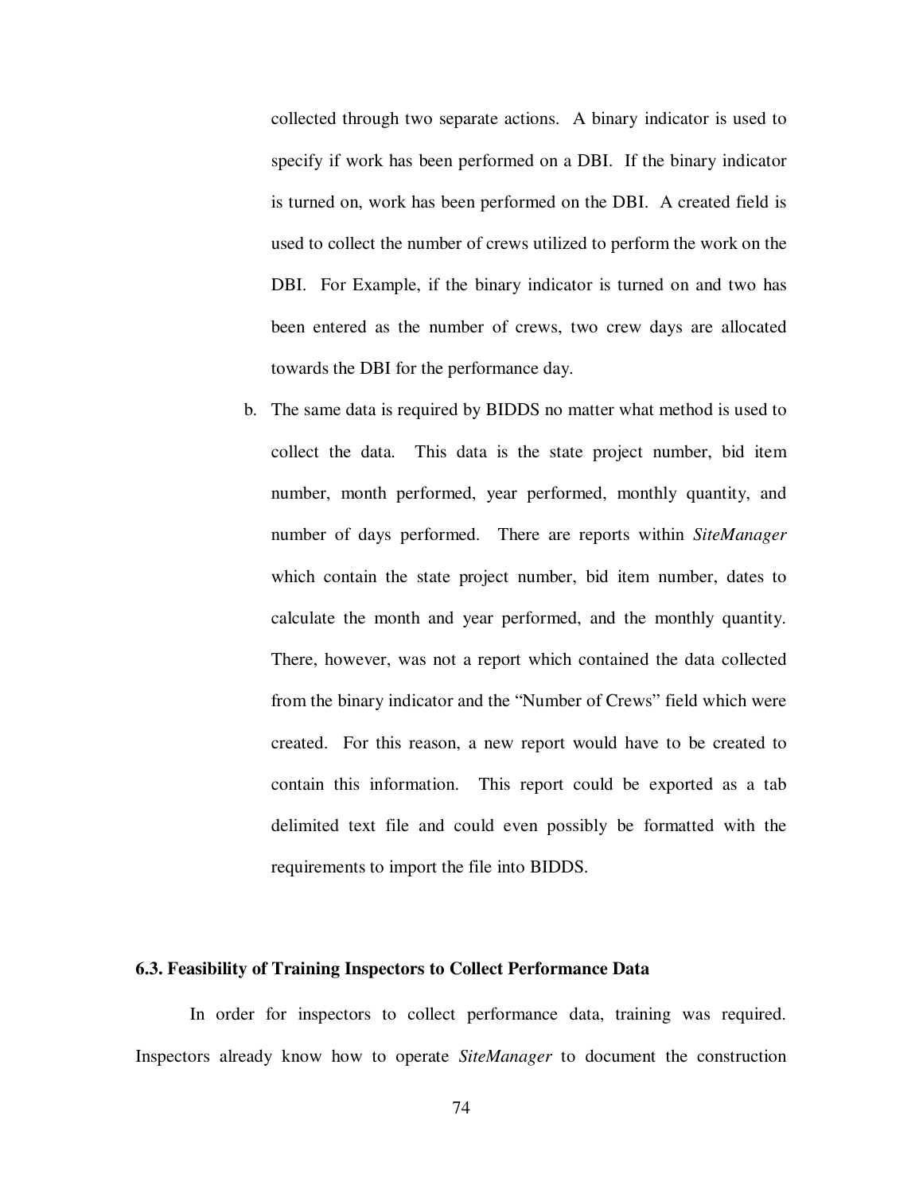collected through two separate actions. A binary indicator is used to specify if work has been performed on a DBI. If the binary indicator is turned on, work has been performed on the DBI. A created field is used to collect the number of crews utilized to perform the work on the DBI. For Example, if the binary indicator is turned on and two has been entered as the number of crews, two crew days are allocated towards the DBI for the performance day.

b. The same data is required by BIDDS no matter what method is used to collect the data. This data is the state project number, bid item number, month performed, year performed, monthly quantity, and number of days performed. There are reports within *SiteManager* which contain the state project number, bid item number, dates to calculate the month and year performed, and the monthly quantity. There, however, was not a report which contained the data collected from the binary indicator and the "Number of Crews" field which were created. For this reason, a new report would have to be created to contain this information. This report could be exported as a tab delimited text file and could even possibly be formatted with the requirements to import the file into BIDDS.

### 6.3. Feasibility of Training Inspectors to Collect Performance Data

In order for inspectors to collect performance data, training was required. Inspectors already know how to operate *SiteManager* to document the construction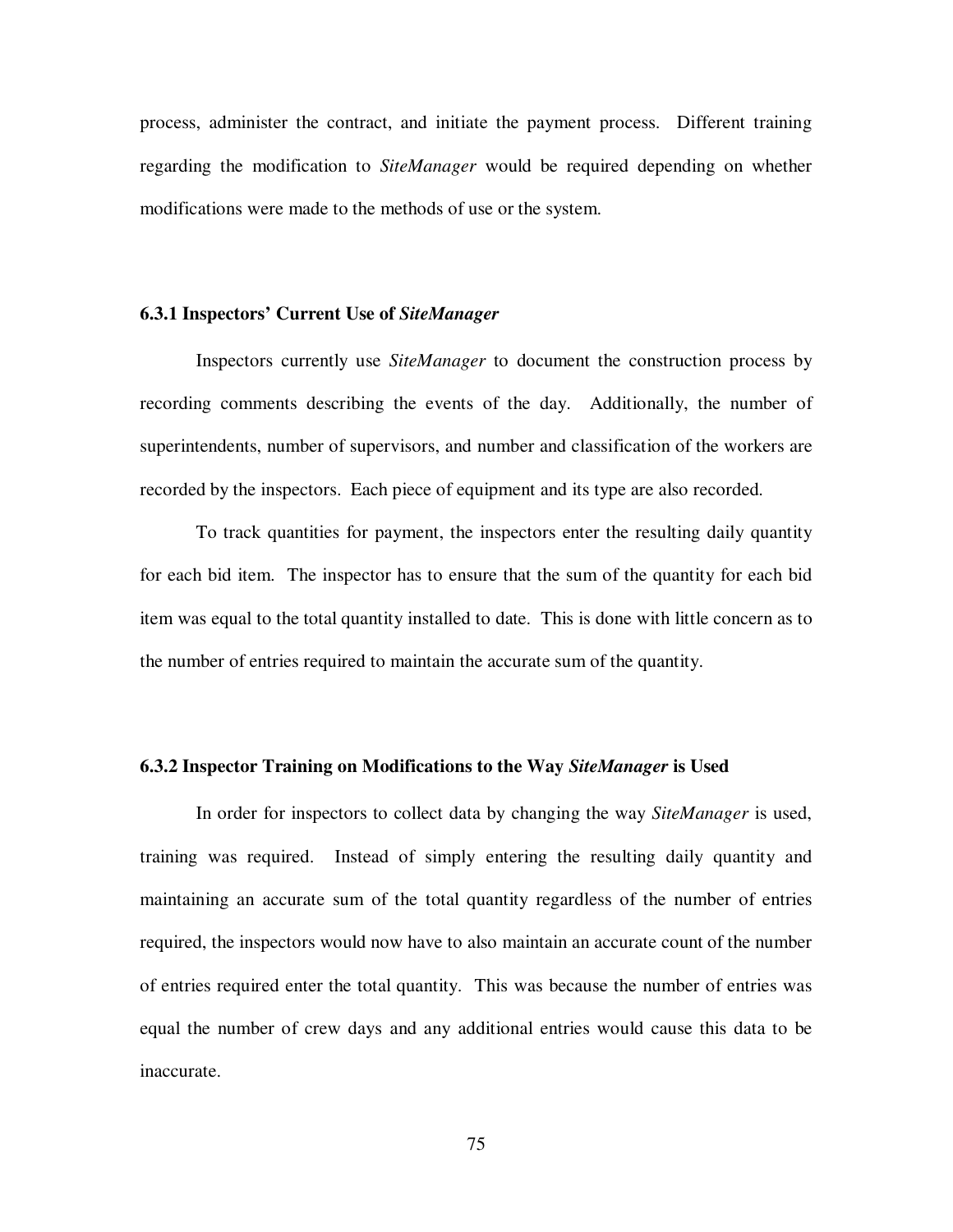process, administer the contract, and initiate the payment process. Different training regarding the modification to *SiteManager* would be required depending on whether modifications were made to the methods of use or the system.

### 6.3.1 Inspectors' Current Use of *SiteManager*

Inspectors currently use *SiteManager* to document the construction process by recording comments describing the events of the day. Additionally, the number of superintendents, number of supervisors, and number and classification of the workers are recorded by the inspectors. Each piece of equipment and its type are also recorded.

To track quantities for payment, the inspectors enter the resulting daily quantity for each bid item. The inspector has to ensure that the sum of the quantity for each bid item was equal to the total quantity installed to date. This is done with little concern as to the number of entries required to maintain the accurate sum of the quantity.

### 6.3.2 Inspector Training on Modifications to the Way *SiteManager* is Used

In order for inspectors to collect data by changing the way *SiteManager* is used, training was required. Instead of simply entering the resulting daily quantity and maintaining an accurate sum of the total quantity regardless of the number of entries required, the inspectors would now have to also maintain an accurate count of the number of entries required enter the total quantity. This was because the number of entries was equal the number of crew days and any additional entries would cause this data to be inaccurate.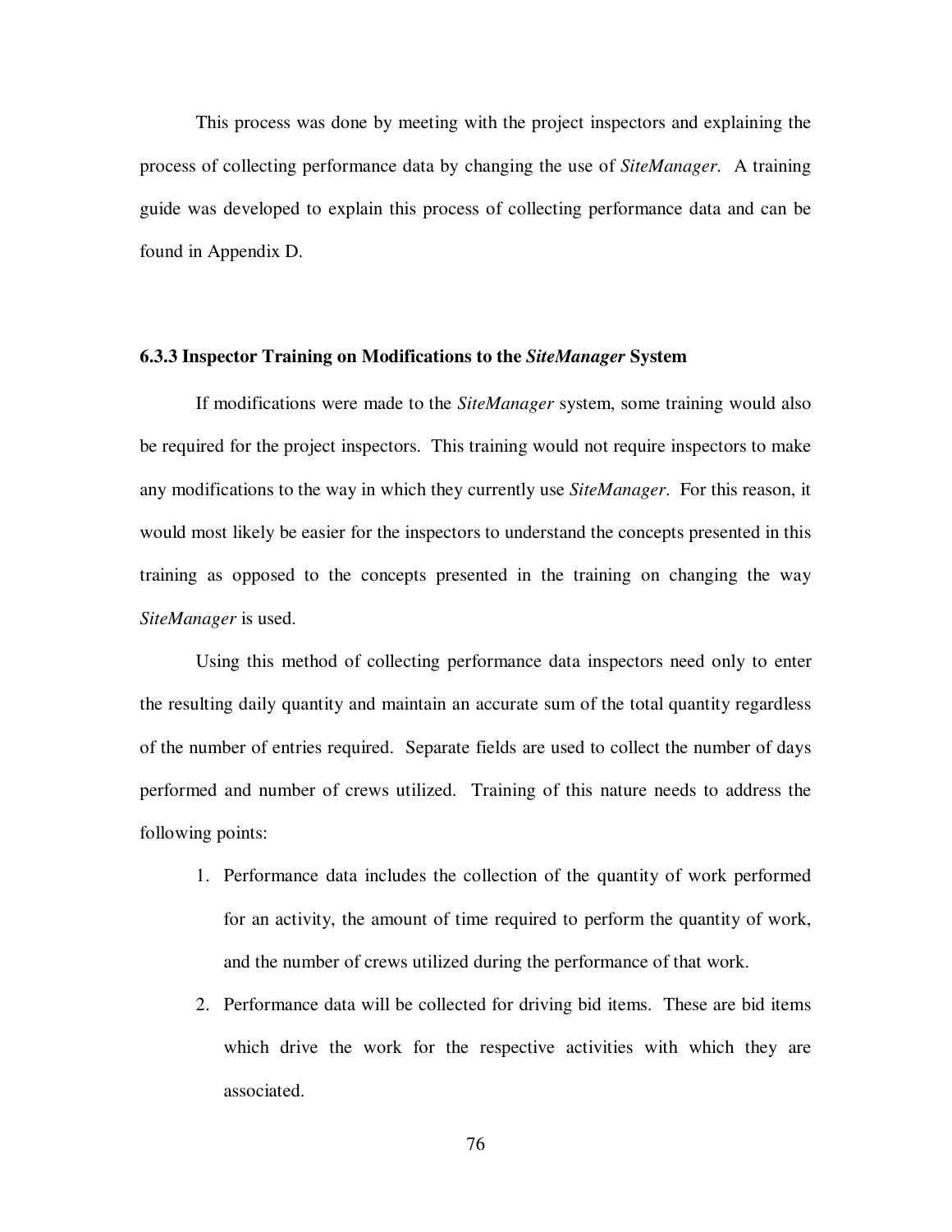This process was done by meeting with the project inspectors and explaining the process of collecting performance data by changing the use of *SiteManager*. A training guide was developed to explain this process of collecting performance data and can be found in Appendix D.

### 6.3.3 Inspector Training on Modifications to the *SiteManager* System

If modifications were made to the *SiteManager* system, some training would also be required for the project inspectors. This training would not require inspectors to make any modifications to the way in which they currently use *SiteManager*. For this reason, it would most likely be easier for the inspectors to understand the concepts presented in this training as opposed to the concepts presented in the training on changing the way *SiteManager* is used.

Using this method of collecting performance data inspectors need only to enter the resulting daily quantity and maintain an accurate sum of the total quantity regardless of the number of entries required. Separate fields are used to collect the number of days performed and number of crews utilized. Training of this nature needs to address the following points:

1. Performance data includes the collection of the quantity of work performed for an activity, the amount of time required to perform the quantity of work, and the number of crews utilized during the performance of that work.
2. Performance data will be collected for driving bid items. These are bid items which drive the work for the respective activities with which they are associated.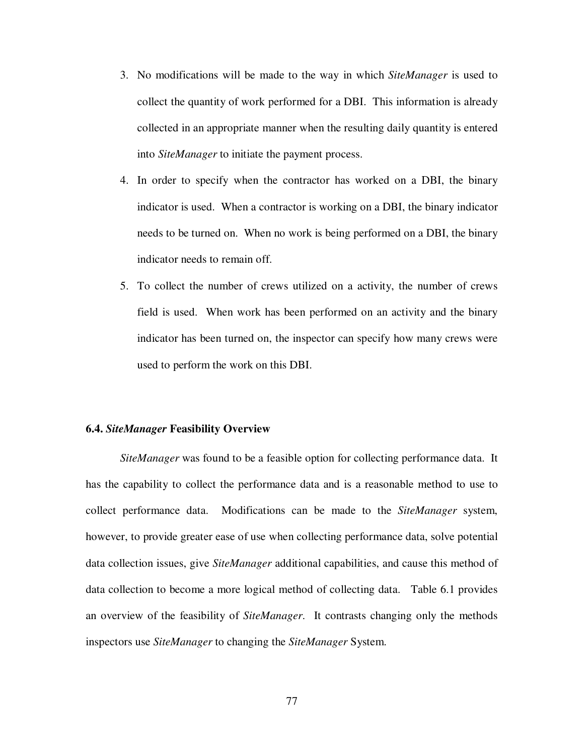3. No modifications will be made to the way in which *SiteManager* is used to collect the quantity of work performed for a DBI. This information is already collected in an appropriate manner when the resulting daily quantity is entered into *SiteManager* to initiate the payment process.
4. In order to specify when the contractor has worked on a DBI, the binary indicator is used. When a contractor is working on a DBI, the binary indicator needs to be turned on. When no work is being performed on a DBI, the binary indicator needs to remain off.
5. To collect the number of crews utilized on a activity, the number of crews field is used. When work has been performed on an activity and the binary indicator has been turned on, the inspector can specify how many crews were used to perform the work on this DBI.

### 6.4. *SiteManager* Feasibility Overview

*SiteManager* was found to be a feasible option for collecting performance data. It has the capability to collect the performance data and is a reasonable method to use to collect performance data. Modifications can be made to the *SiteManager* system, however, to provide greater ease of use when collecting performance data, solve potential data collection issues, give *SiteManager* additional capabilities, and cause this method of data collection to become a more logical method of collecting data. Table 6.1 provides an overview of the feasibility of *SiteManager*. It contrasts changing only the methods inspectors use *SiteManager* to changing the *SiteManager* System.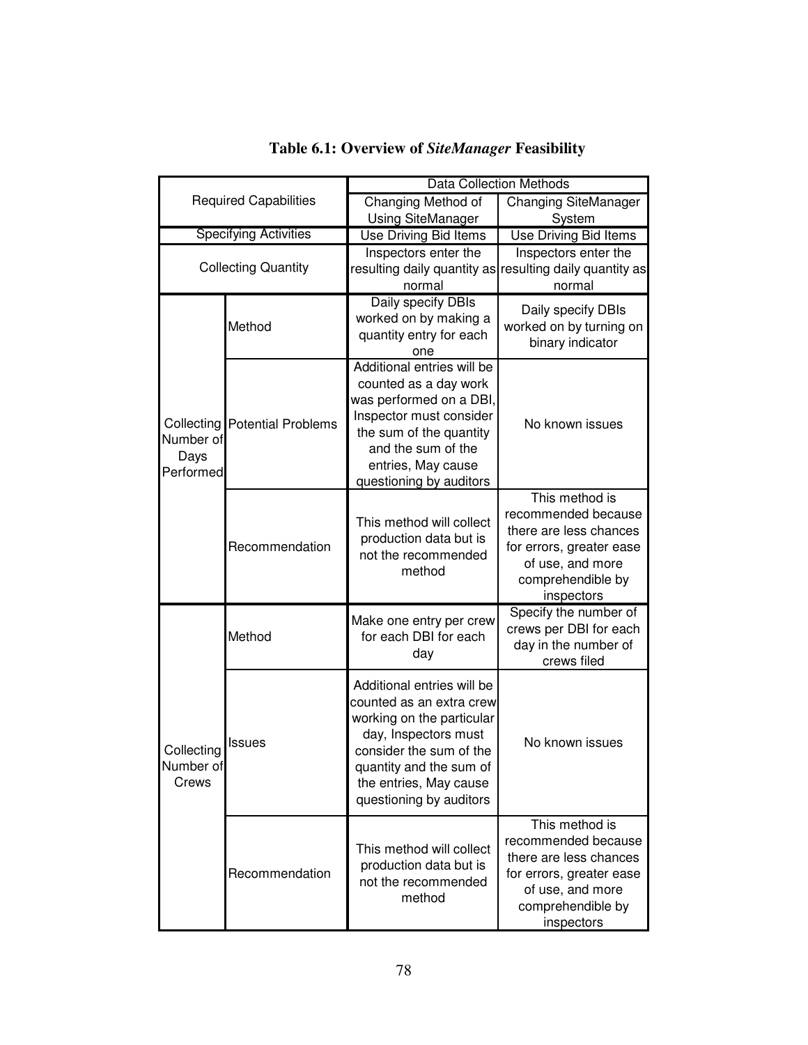**Table 6.1: Overview of *SiteManager* Feasibility**

| Required Capabilities | | Data Collection Methods | |
|---|---|---|---|
| | | Changing Method of Using SiteManager | Changing SiteManager System |
| Specifying Activities | | Use Driving Bid Items | Use Driving Bid Items |
| Collecting Quantity | | Inspectors enter the resulting daily quantity as normal | Inspectors enter the resulting daily quantity as normal |
| Collecting Number of Days Performed | Method | Daily specify DBIs worked on by making a quantity entry for each one | Daily specify DBIs worked on by turning on binary indicator |
| | Potential Problems | Additional entries will be counted as a day work was performed on a DBI, Inspector must consider the sum of the quantity and the sum of the entries, May cause questioning by auditors | No known issues |
| | Recommendation | This method will collect production data but is not the recommended method | This method is recommended because there are less chances for errors, greater ease of use, and more comprehendible by inspectors |
| Collecting Number of Crews | Method | Make one entry per crew for each DBI for each day | Specify the number of crews per DBI for each day in the number of crews filed |
| | Issues | Additional entries will be counted as an extra crew working on the particular day, Inspectors must consider the sum of the quantity and the sum of the entries, May cause questioning by auditors | No known issues |
| | Recommendation | This method will collect production data but is not the recommended method | This method is recommended because there are less chances for errors, greater ease of use, and more comprehendible by inspectors |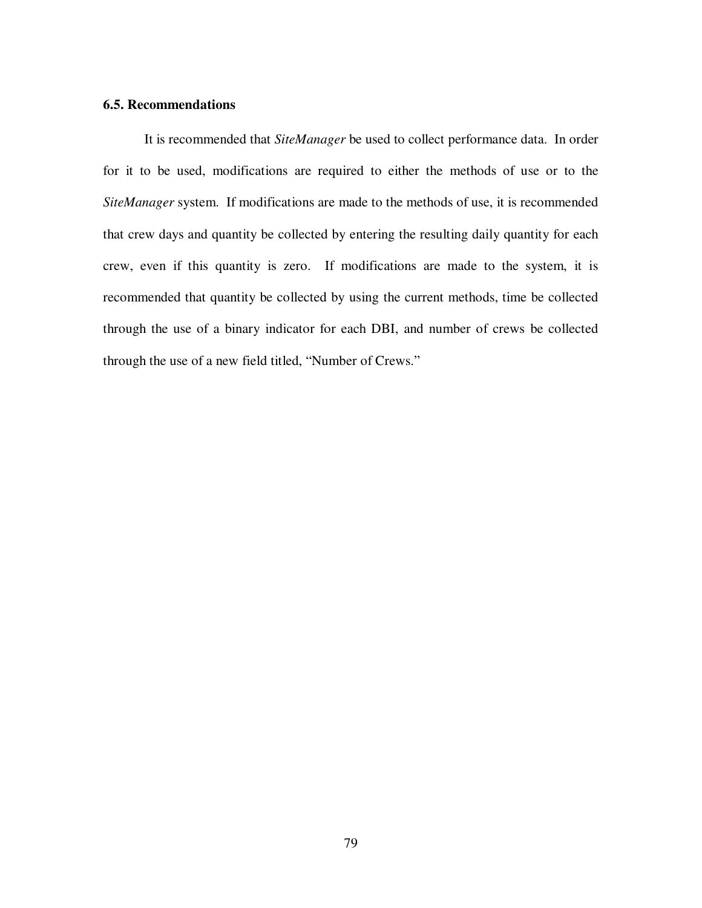### 6.5. Recommendations

It is recommended that *SiteManager* be used to collect performance data. In order for it to be used, modifications are required to either the methods of use or to the *SiteManager* system. If modifications are made to the methods of use, it is recommended that crew days and quantity be collected by entering the resulting daily quantity for each crew, even if this quantity is zero. If modifications are made to the system, it is recommended that quantity be collected by using the current methods, time be collected through the use of a binary indicator for each DBI, and number of crews be collected through the use of a new field titled, "Number of Crews."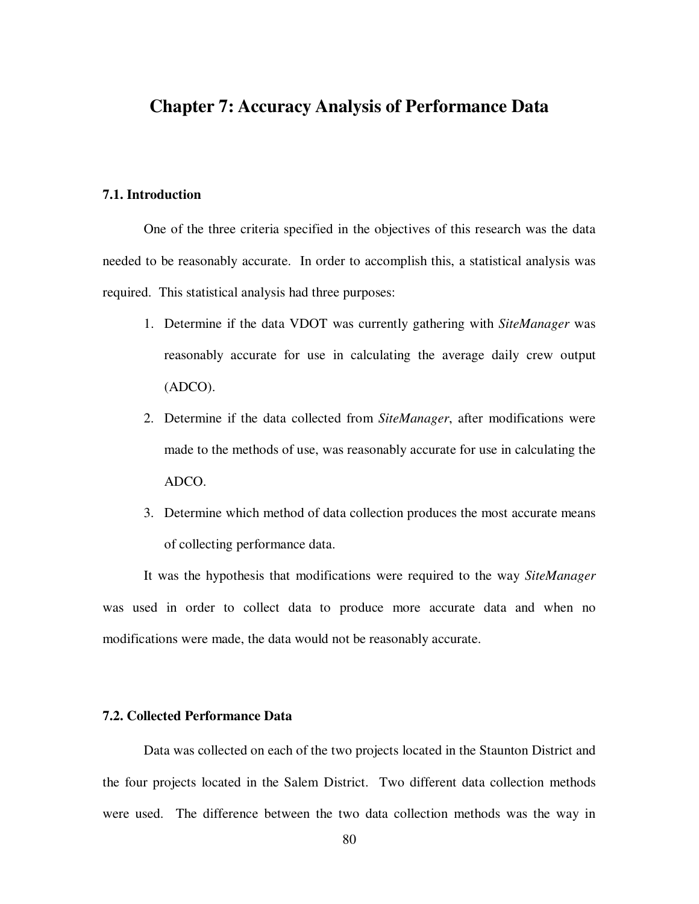# Chapter 7: Accuracy Analysis of Performance Data

## 7.1. Introduction

One of the three criteria specified in the objectives of this research was the data needed to be reasonably accurate. In order to accomplish this, a statistical analysis was required. This statistical analysis had three purposes:

1. Determine if the data VDOT was currently gathering with *SiteManager* was reasonably accurate for use in calculating the average daily crew output (ADCO).
2. Determine if the data collected from *SiteManager*, after modifications were made to the methods of use, was reasonably accurate for use in calculating the ADCO.
3. Determine which method of data collection produces the most accurate means of collecting performance data.

It was the hypothesis that modifications were required to the way *SiteManager* was used in order to collect data to produce more accurate data and when no modifications were made, the data would not be reasonably accurate.

## 7.2. Collected Performance Data

Data was collected on each of the two projects located in the Staunton District and the four projects located in the Salem District. Two different data collection methods were used. The difference between the two data collection methods was the way in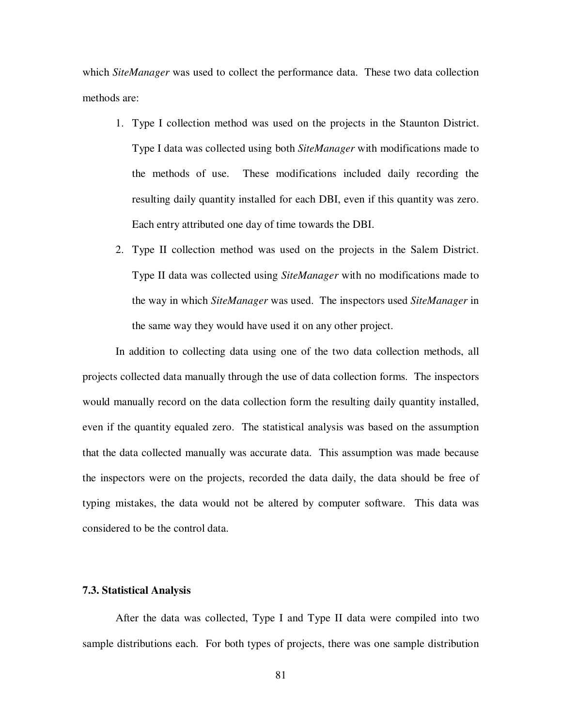which *SiteManager* was used to collect the performance data. These two data collection methods are:

1. Type I collection method was used on the projects in the Staunton District. Type I data was collected using both *SiteManager* with modifications made to the methods of use. These modifications included daily recording the resulting daily quantity installed for each DBI, even if this quantity was zero. Each entry attributed one day of time towards the DBI.
2. Type II collection method was used on the projects in the Salem District. Type II data was collected using *SiteManager* with no modifications made to the way in which *SiteManager* was used. The inspectors used *SiteManager* in the same way they would have used it on any other project.

In addition to collecting data using one of the two data collection methods, all projects collected data manually through the use of data collection forms. The inspectors would manually record on the data collection form the resulting daily quantity installed, even if the quantity equaled zero. The statistical analysis was based on the assumption that the data collected manually was accurate data. This assumption was made because the inspectors were on the projects, recorded the data daily, the data should be free of typing mistakes, the data would not be altered by computer software. This data was considered to be the control data.

### 7.3. Statistical Analysis

After the data was collected, Type I and Type II data were compiled into two sample distributions each. For both types of projects, there was one sample distribution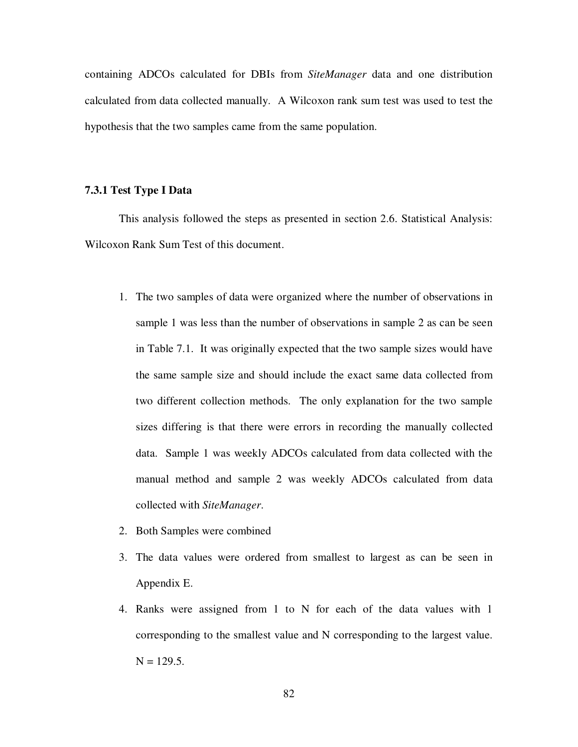containing ADCOs calculated for DBIs from *SiteManager* data and one distribution calculated from data collected manually. A Wilcoxon rank sum test was used to test the hypothesis that the two samples came from the same population.

### 7.3.1 Test Type I Data

This analysis followed the steps as presented in section 2.6. Statistical Analysis: Wilcoxon Rank Sum Test of this document.

1. The two samples of data were organized where the number of observations in sample 1 was less than the number of observations in sample 2 as can be seen in Table 7.1. It was originally expected that the two sample sizes would have the same sample size and should include the exact same data collected from two different collection methods. The only explanation for the two sample sizes differing is that there were errors in recording the manually collected data. Sample 1 was weekly ADCOs calculated from data collected with the manual method and sample 2 was weekly ADCOs calculated from data collected with *SiteManager*.
2. Both Samples were combined
3. The data values were ordered from smallest to largest as can be seen in Appendix E.
4. Ranks were assigned from 1 to N for each of the data values with 1 corresponding to the smallest value and N corresponding to the largest value. N = 129.5.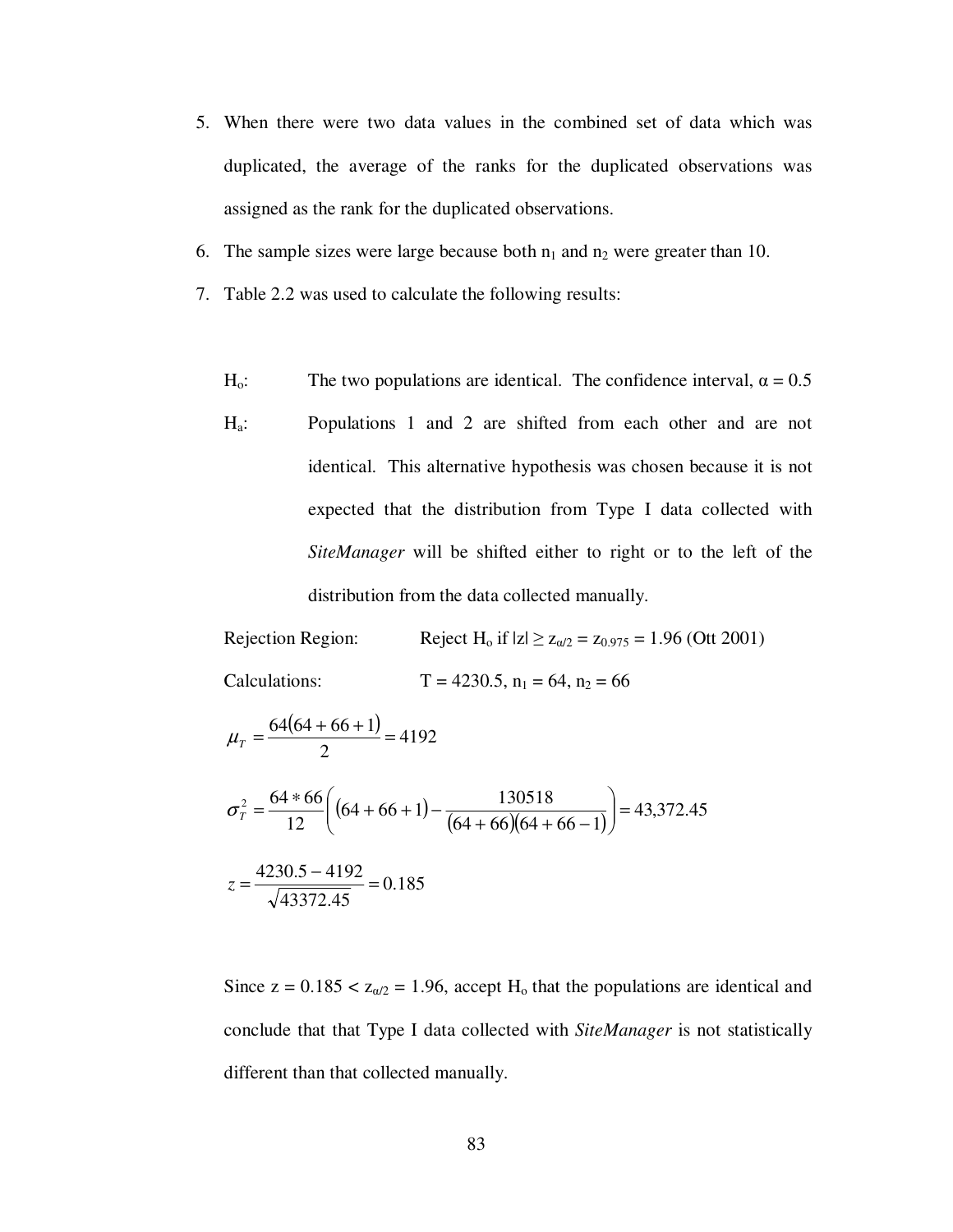5. When there were two data values in the combined set of data which was duplicated, the average of the ranks for the duplicated observations was assigned as the rank for the duplicated observations.
6. The sample sizes were large because both $n_1$ and $n_2$ were greater than 10.
7. Table 2.2 was used to calculate the following results:

$H_o$: The two populations are identical. The confidence interval, $\alpha = 0.5$

$H_a$: Populations 1 and 2 are shifted from each other and are not identical. This alternative hypothesis was chosen because it is not expected that the distribution from Type I data collected with *SiteManager* will be shifted either to right or to the left of the distribution from the data collected manually.

Rejection Region: Reject $H_o$ if $|z| \geq z_{\alpha/2} = z_{0.975} = 1.96$ (Ott 2001)

Calculations: $T = 4230.5$, $n_1 = 64$, $n_2 = 66$

$$\mu_T = \frac{64(64+66+1)}{2} = 4192$$

$$\sigma_T^2 = \frac{64*66}{12}\left((64+66+1) - \frac{130518}{(64+66)(64+66-1)}\right) = 43{,}372.45$$

$$z = \frac{4230.5 - 4192}{\sqrt{43372.45}} = 0.185$$

Since $z = 0.185 < z_{\alpha/2} = 1.96$, accept $H_o$ that the populations are identical and conclude that that Type I data collected with *SiteManager* is not statistically different than that collected manually.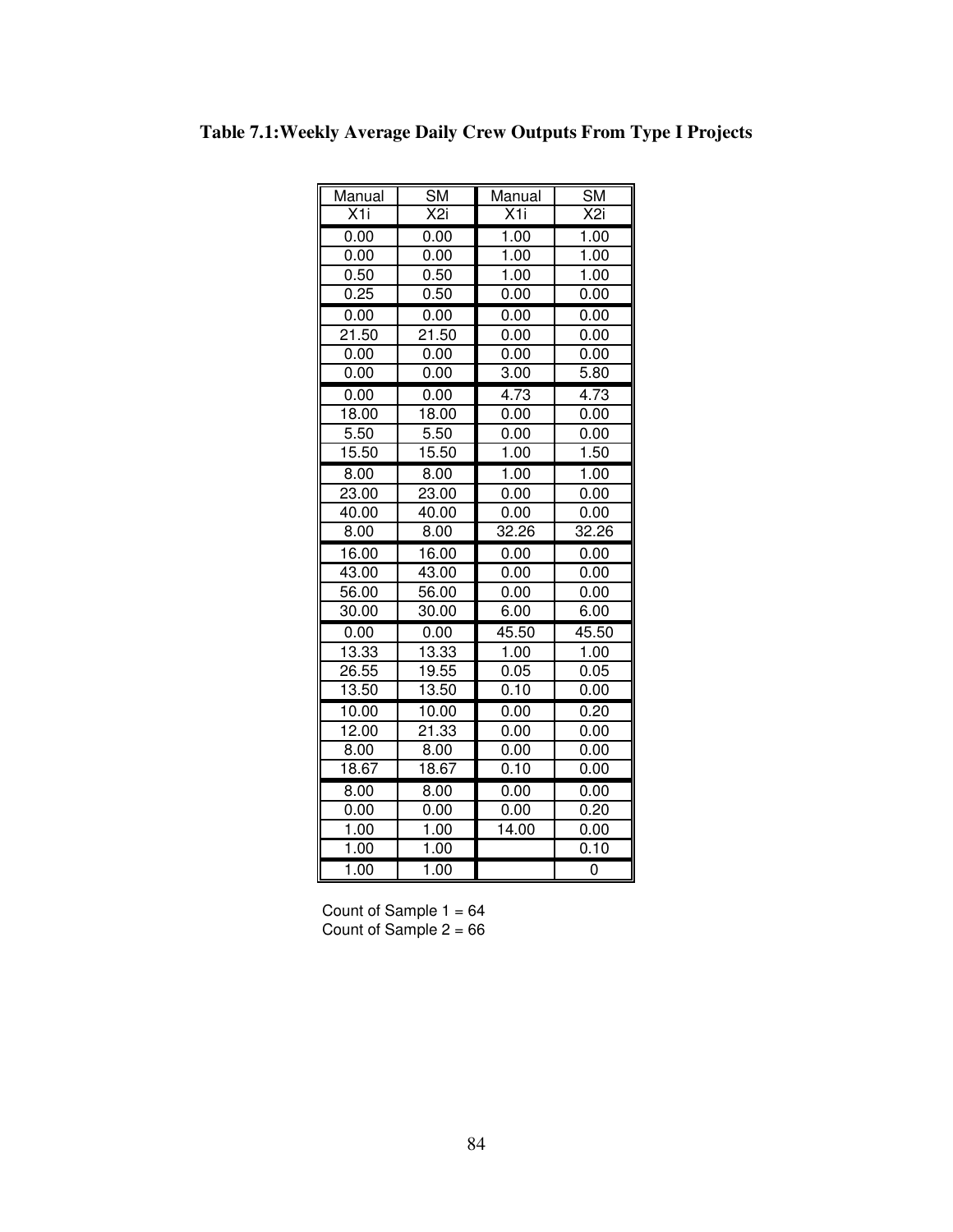**Table 7.1: Weekly Average Daily Crew Outputs From Type I Projects**

| Manual X1i | SM X2i | Manual X1i | SM X2i |
|---|---|---|---|
| 0.00 | 0.00 | 1.00 | 1.00 |
| 0.00 | 0.00 | 1.00 | 1.00 |
| 0.50 | 0.50 | 1.00 | 1.00 |
| 0.25 | 0.50 | 0.00 | 0.00 |
| 0.00 | 0.00 | 0.00 | 0.00 |
| 21.50 | 21.50 | 0.00 | 0.00 |
| 0.00 | 0.00 | 0.00 | 0.00 |
| 0.00 | 0.00 | 3.00 | 5.80 |
| 0.00 | 0.00 | 4.73 | 4.73 |
| 18.00 | 18.00 | 0.00 | 0.00 |
| 5.50 | 5.50 | 0.00 | 0.00 |
| 15.50 | 15.50 | 1.00 | 1.50 |
| 8.00 | 8.00 | 1.00 | 1.00 |
| 23.00 | 23.00 | 0.00 | 0.00 |
| 40.00 | 40.00 | 0.00 | 0.00 |
| 8.00 | 8.00 | 32.26 | 32.26 |
| 16.00 | 16.00 | 0.00 | 0.00 |
| 43.00 | 43.00 | 0.00 | 0.00 |
| 56.00 | 56.00 | 0.00 | 0.00 |
| 30.00 | 30.00 | 6.00 | 6.00 |
| 0.00 | 0.00 | 45.50 | 45.50 |
| 13.33 | 13.33 | 1.00 | 1.00 |
| 26.55 | 19.55 | 0.05 | 0.05 |
| 13.50 | 13.50 | 0.10 | 0.00 |
| 10.00 | 10.00 | 0.00 | 0.20 |
| 12.00 | 21.33 | 0.00 | 0.00 |
| 8.00 | 8.00 | 0.00 | 0.00 |
| 18.67 | 18.67 | 0.10 | 0.00 |
| 8.00 | 8.00 | 0.00 | 0.00 |
| 0.00 | 0.00 | 0.00 | 0.20 |
| 1.00 | 1.00 | 14.00 | 0.00 |
| 1.00 | 1.00 | | 0.10 |
| 1.00 | 1.00 | | 0 |

Count of Sample 1 = 64
Count of Sample 2 = 66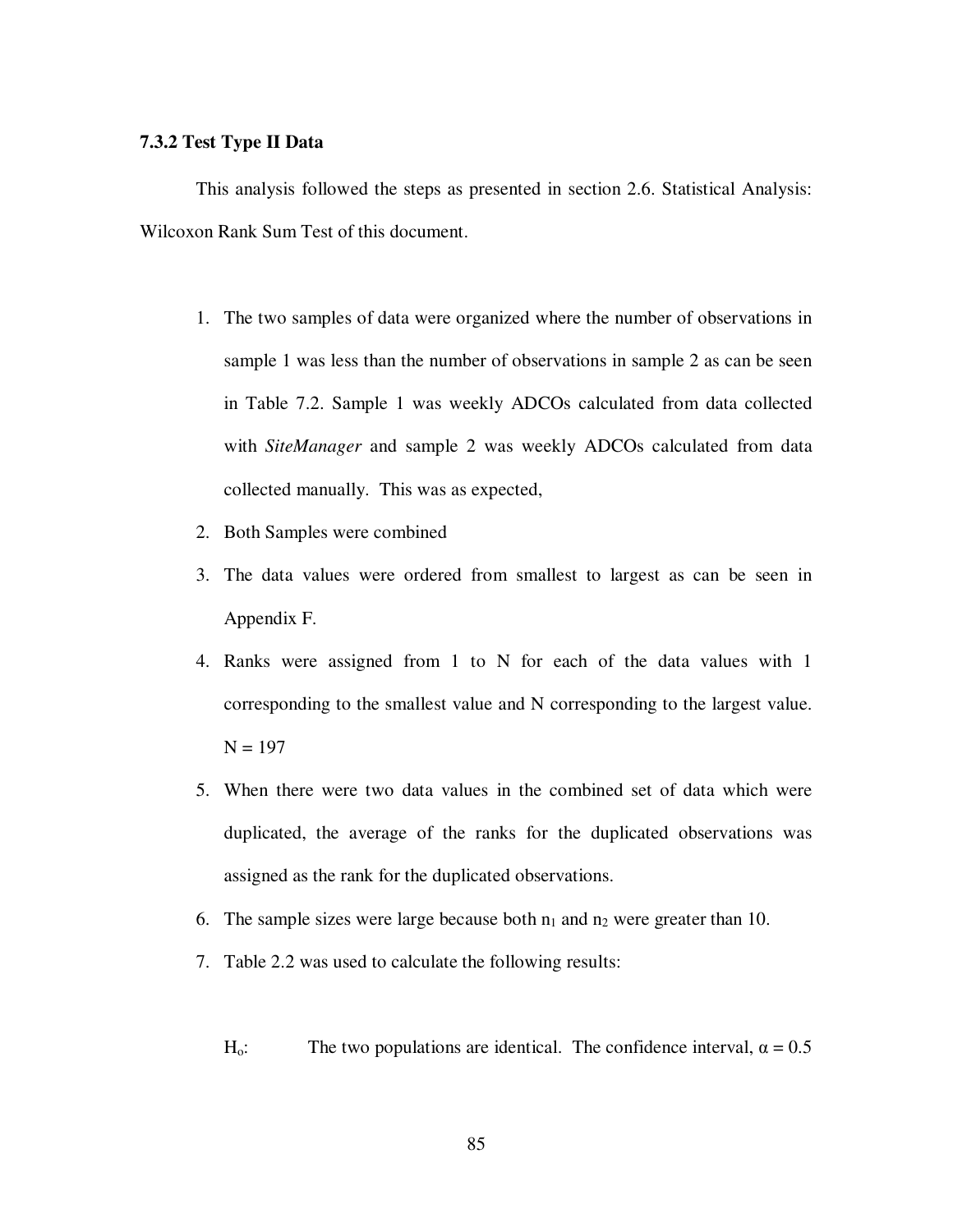### 7.3.2 Test Type II Data

This analysis followed the steps as presented in section 2.6. Statistical Analysis: Wilcoxon Rank Sum Test of this document.

1. The two samples of data were organized where the number of observations in sample 1 was less than the number of observations in sample 2 as can be seen in Table 7.2. Sample 1 was weekly ADCOs calculated from data collected with *SiteManager* and sample 2 was weekly ADCOs calculated from data collected manually. This was as expected,
2. Both Samples were combined
3. The data values were ordered from smallest to largest as can be seen in Appendix F.
4. Ranks were assigned from 1 to N for each of the data values with 1 corresponding to the smallest value and N corresponding to the largest value. N = 197
5. When there were two data values in the combined set of data which were duplicated, the average of the ranks for the duplicated observations was assigned as the rank for the duplicated observations.
6. The sample sizes were large because both $n_1$ and $n_2$ were greater than 10.
7. Table 2.2 was used to calculate the following results:

$H_o$: The two populations are identical. The confidence interval, $\alpha = 0.5$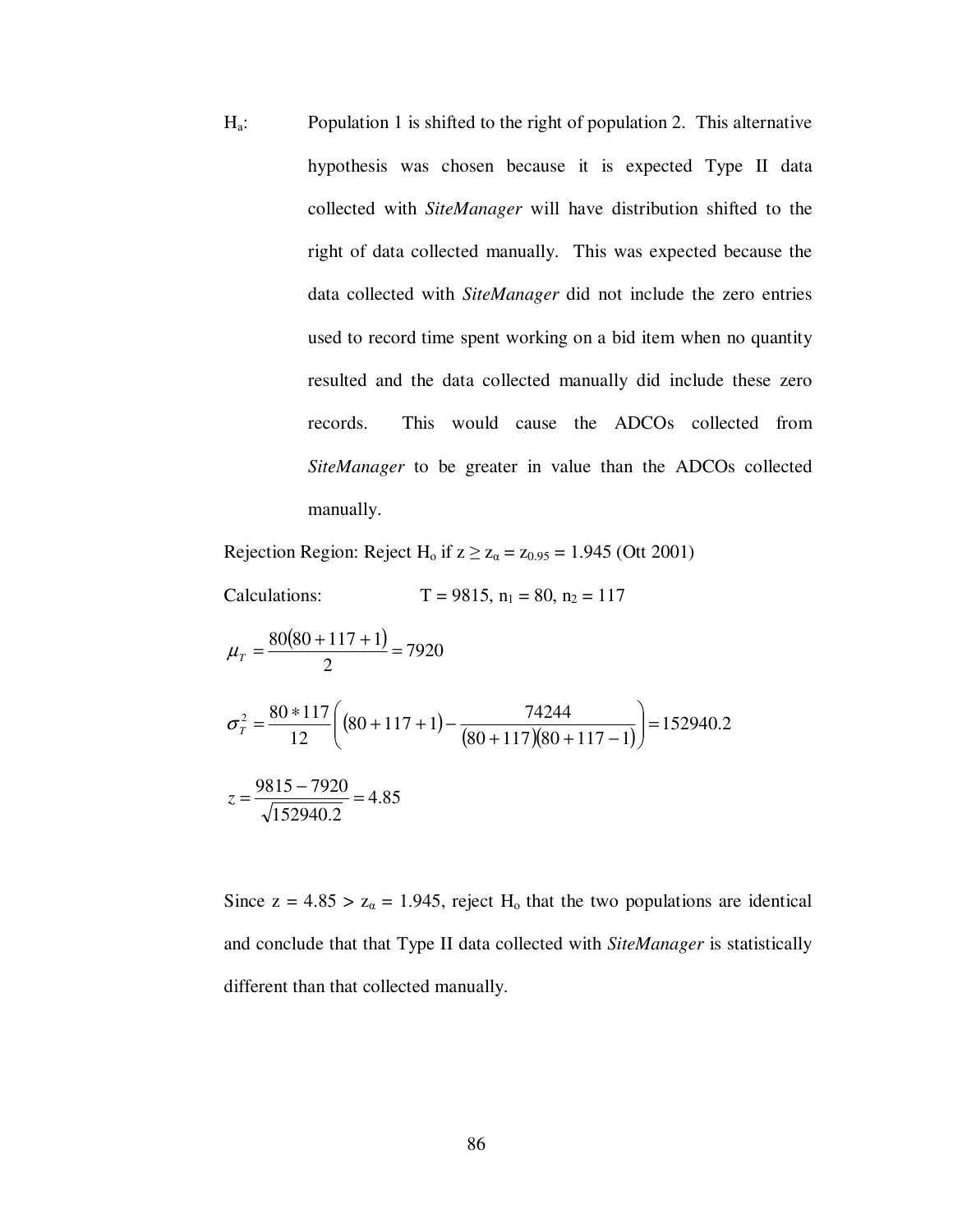$H_a$: Population 1 is shifted to the right of population 2. This alternative hypothesis was chosen because it is expected Type II data collected with *SiteManager* will have distribution shifted to the right of data collected manually. This was expected because the data collected with *SiteManager* did not include the zero entries used to record time spent working on a bid item when no quantity resulted and the data collected manually did include these zero records. This would cause the ADCOs collected from *SiteManager* to be greater in value than the ADCOs collected manually.

Rejection Region: Reject $H_o$ if $z \geq z_\alpha = z_{0.95} = 1.945$ (Ott 2001)

Calculations: $T = 9815$, $n_1 = 80$, $n_2 = 117$

$$\mu_T = \frac{80(80+117+1)}{2} = 7920$$

$$\sigma_T^2 = \frac{80*117}{12}\left((80+117+1) - \frac{74244}{(80+117)(80+117-1)}\right) = 152940.2$$

$$z = \frac{9815-7920}{\sqrt{152940.2}} = 4.85$$

Since $z = 4.85 > z_\alpha = 1.945$, reject $H_o$ that the two populations are identical and conclude that that Type II data collected with *SiteManager* is statistically different than that collected manually.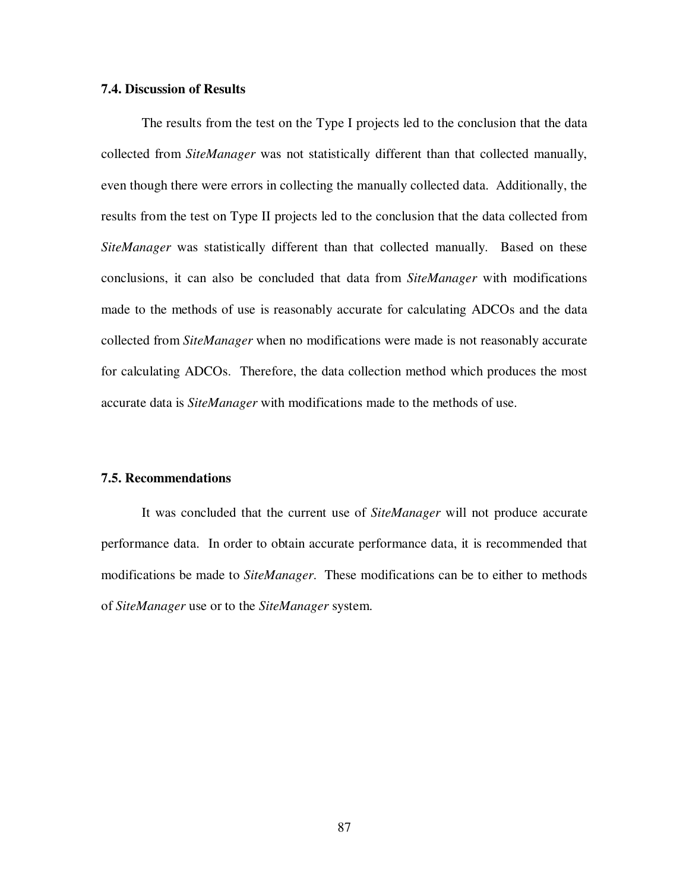### 7.4. Discussion of Results

The results from the test on the Type I projects led to the conclusion that the data collected from *SiteManager* was not statistically different than that collected manually, even though there were errors in collecting the manually collected data. Additionally, the results from the test on Type II projects led to the conclusion that the data collected from *SiteManager* was statistically different than that collected manually. Based on these conclusions, it can also be concluded that data from *SiteManager* with modifications made to the methods of use is reasonably accurate for calculating ADCOs and the data collected from *SiteManager* when no modifications were made is not reasonably accurate for calculating ADCOs. Therefore, the data collection method which produces the most accurate data is *SiteManager* with modifications made to the methods of use.

### 7.5. Recommendations

It was concluded that the current use of *SiteManager* will not produce accurate performance data. In order to obtain accurate performance data, it is recommended that modifications be made to *SiteManager*. These modifications can be to either to methods of *SiteManager* use or to the *SiteManager* system.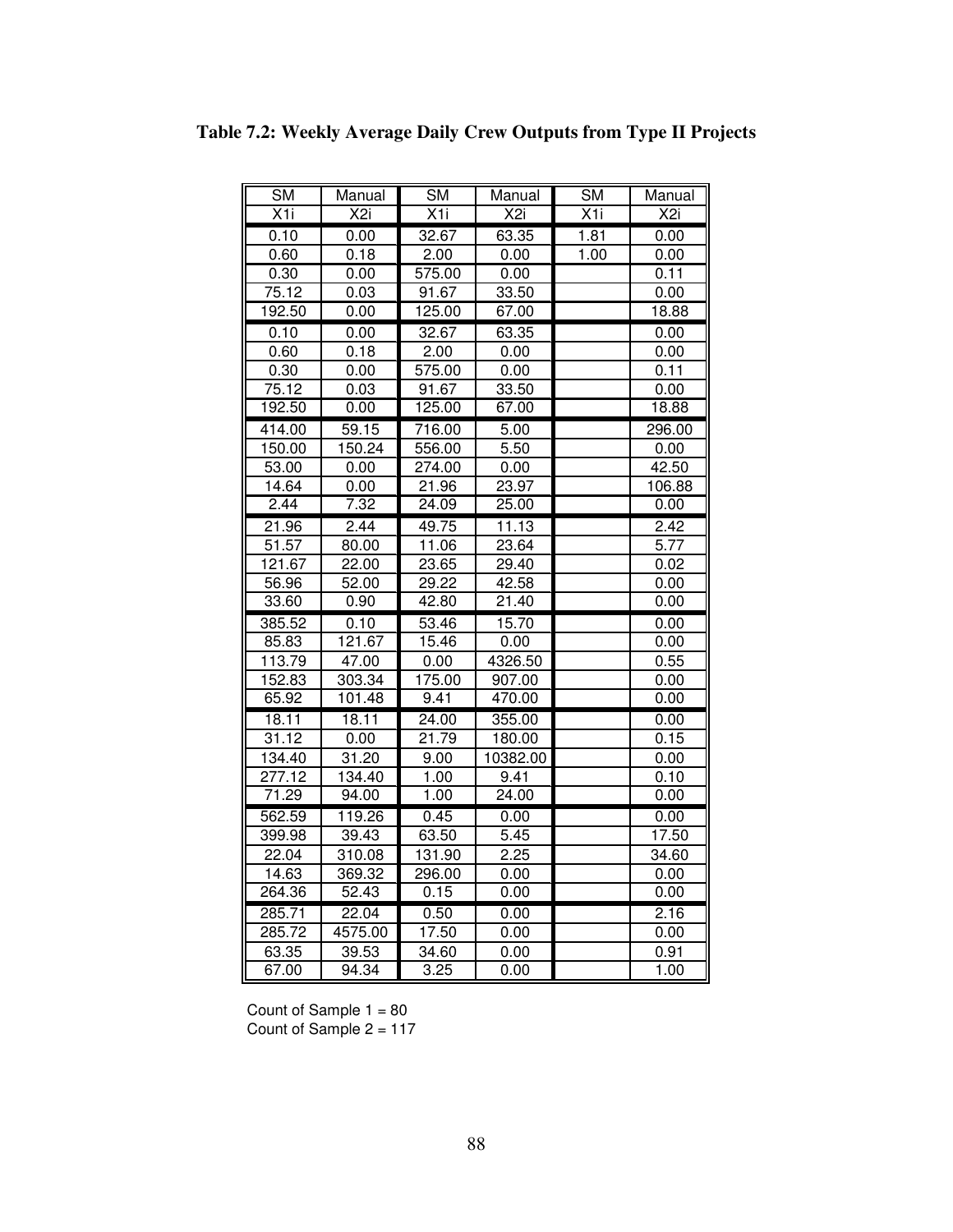**Table 7.2: Weekly Average Daily Crew Outputs from Type II Projects**

| SM | Manual | SM | Manual | SM | Manual |
|---|---|---|---|---|---|
| X1i | X2i | X1i | X2i | X1i | X2i |
| 0.10 | 0.00 | 32.67 | 63.35 | 1.81 | 0.00 |
| 0.60 | 0.18 | 2.00 | 0.00 | 1.00 | 0.00 |
| 0.30 | 0.00 | 575.00 | 0.00 | | 0.11 |
| 75.12 | 0.03 | 91.67 | 33.50 | | 0.00 |
| 192.50 | 0.00 | 125.00 | 67.00 | | 18.88 |
| 0.10 | 0.00 | 32.67 | 63.35 | | 0.00 |
| 0.60 | 0.18 | 2.00 | 0.00 | | 0.00 |
| 0.30 | 0.00 | 575.00 | 0.00 | | 0.11 |
| 75.12 | 0.03 | 91.67 | 33.50 | | 0.00 |
| 192.50 | 0.00 | 125.00 | 67.00 | | 18.88 |
| 414.00 | 59.15 | 716.00 | 5.00 | | 296.00 |
| 150.00 | 150.24 | 556.00 | 5.50 | | 0.00 |
| 53.00 | 0.00 | 274.00 | 0.00 | | 42.50 |
| 14.64 | 0.00 | 21.96 | 23.97 | | 106.88 |
| 2.44 | 7.32 | 24.09 | 25.00 | | 0.00 |
| 21.96 | 2.44 | 49.75 | 11.13 | | 2.42 |
| 51.57 | 80.00 | 11.06 | 23.64 | | 5.77 |
| 121.67 | 22.00 | 23.65 | 29.40 | | 0.02 |
| 56.96 | 52.00 | 29.22 | 42.58 | | 0.00 |
| 33.60 | 0.90 | 42.80 | 21.40 | | 0.00 |
| 385.52 | 0.10 | 53.46 | 15.70 | | 0.00 |
| 85.83 | 121.67 | 15.46 | 0.00 | | 0.00 |
| 113.79 | 47.00 | 0.00 | 4326.50 | | 0.55 |
| 152.83 | 303.34 | 175.00 | 907.00 | | 0.00 |
| 65.92 | 101.48 | 9.41 | 470.00 | | 0.00 |
| 18.11 | 18.11 | 24.00 | 355.00 | | 0.00 |
| 31.12 | 0.00 | 21.79 | 180.00 | | 0.15 |
| 134.40 | 31.20 | 9.00 | 10382.00 | | 0.00 |
| 277.12 | 134.40 | 1.00 | 9.41 | | 0.10 |
| 71.29 | 94.00 | 1.00 | 24.00 | | 0.00 |
| 562.59 | 119.26 | 0.45 | 0.00 | | 0.00 |
| 399.98 | 39.43 | 63.50 | 5.45 | | 17.50 |
| 22.04 | 310.08 | 131.90 | 2.25 | | 34.60 |
| 14.63 | 369.32 | 296.00 | 0.00 | | 0.00 |
| 264.36 | 52.43 | 0.15 | 0.00 | | 0.00 |
| 285.71 | 22.04 | 0.50 | 0.00 | | 2.16 |
| 285.72 | 4575.00 | 17.50 | 0.00 | | 0.00 |
| 63.35 | 39.53 | 34.60 | 0.00 | | 0.91 |
| 67.00 | 94.34 | 3.25 | 0.00 | | 1.00 |

Count of Sample 1 = 80
Count of Sample 2 = 117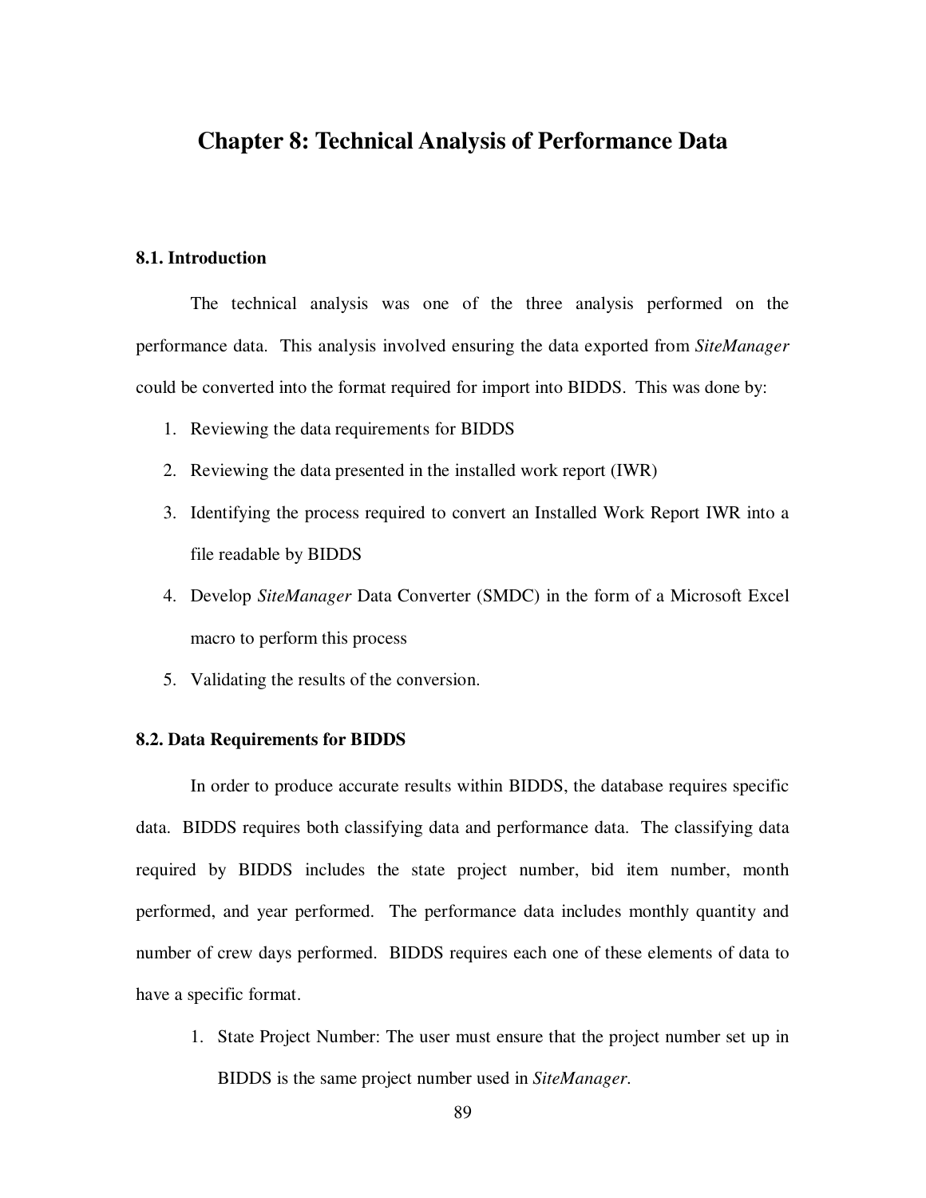# Chapter 8: Technical Analysis of Performance Data

## 8.1. Introduction

The technical analysis was one of the three analysis performed on the performance data. This analysis involved ensuring the data exported from *SiteManager* could be converted into the format required for import into BIDDS. This was done by:

1. Reviewing the data requirements for BIDDS
2. Reviewing the data presented in the installed work report (IWR)
3. Identifying the process required to convert an Installed Work Report IWR into a file readable by BIDDS
4. Develop *SiteManager* Data Converter (SMDC) in the form of a Microsoft Excel macro to perform this process
5. Validating the results of the conversion.

## 8.2. Data Requirements for BIDDS

In order to produce accurate results within BIDDS, the database requires specific data. BIDDS requires both classifying data and performance data. The classifying data required by BIDDS includes the state project number, bid item number, month performed, and year performed. The performance data includes monthly quantity and number of crew days performed. BIDDS requires each one of these elements of data to have a specific format.

1. State Project Number: The user must ensure that the project number set up in BIDDS is the same project number used in *SiteManager*.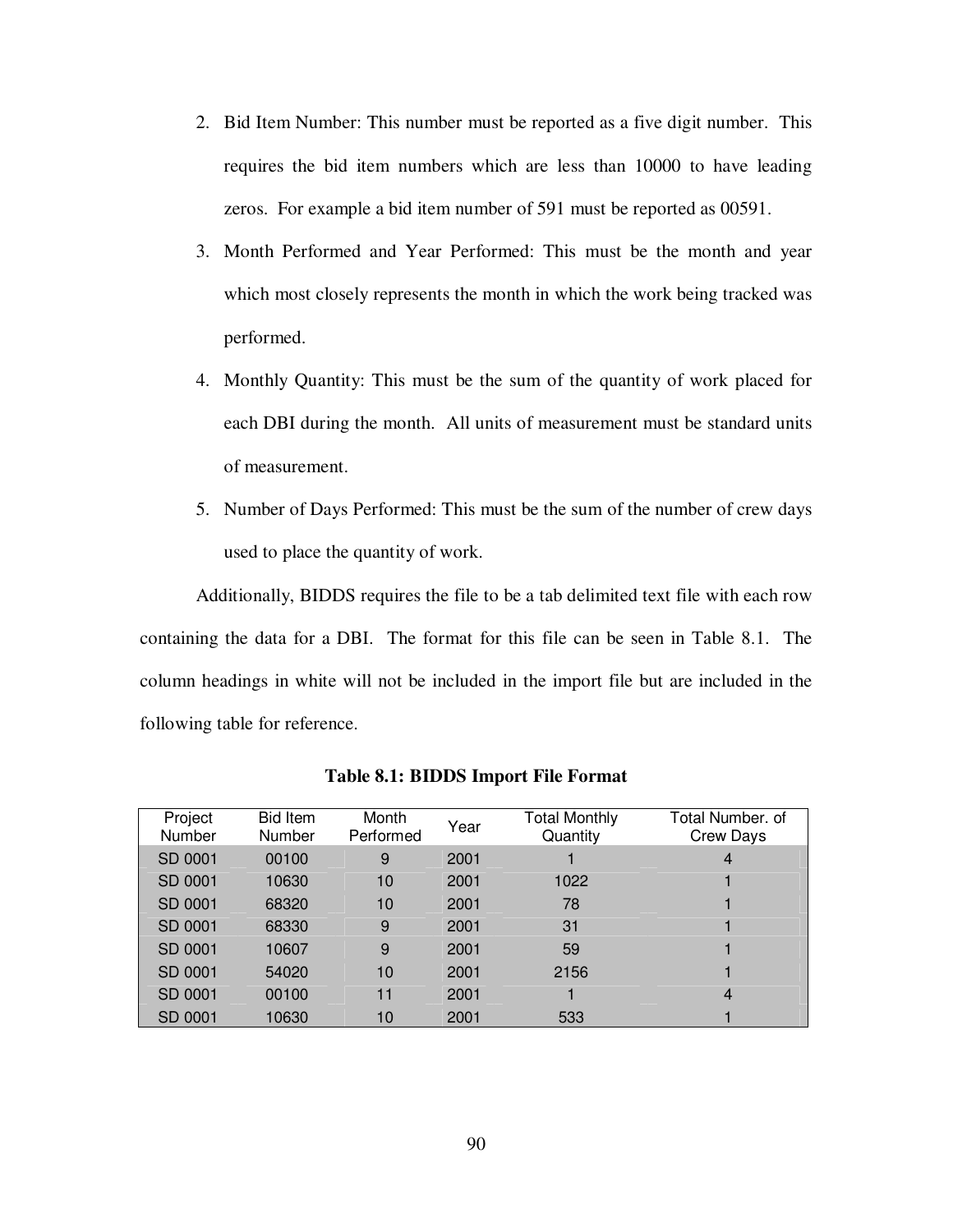2. Bid Item Number: This number must be reported as a five digit number. This requires the bid item numbers which are less than 10000 to have leading zeros. For example a bid item number of 591 must be reported as 00591.
3. Month Performed and Year Performed: This must be the month and year which most closely represents the month in which the work being tracked was performed.
4. Monthly Quantity: This must be the sum of the quantity of work placed for each DBI during the month. All units of measurement must be standard units of measurement.
5. Number of Days Performed: This must be the sum of the number of crew days used to place the quantity of work.

Additionally, BIDDS requires the file to be a tab delimited text file with each row containing the data for a DBI. The format for this file can be seen in Table 8.1. The column headings in white will not be included in the import file but are included in the following table for reference.

**Table 8.1: BIDDS Import File Format**

| Project Number | Bid Item Number | Month Performed | Year | Total Monthly Quantity | Total Number. of Crew Days |
|---|---|---|---|---|---|
| SD 0001 | 00100 | 9 | 2001 | 1 | 4 |
| SD 0001 | 10630 | 10 | 2001 | 1022 | 1 |
| SD 0001 | 68320 | 10 | 2001 | 78 | 1 |
| SD 0001 | 68330 | 9 | 2001 | 31 | 1 |
| SD 0001 | 10607 | 9 | 2001 | 59 | 1 |
| SD 0001 | 54020 | 10 | 2001 | 2156 | 1 |
| SD 0001 | 00100 | 11 | 2001 | 1 | 4 |
| SD 0001 | 10630 | 10 | 2001 | 533 | 1 |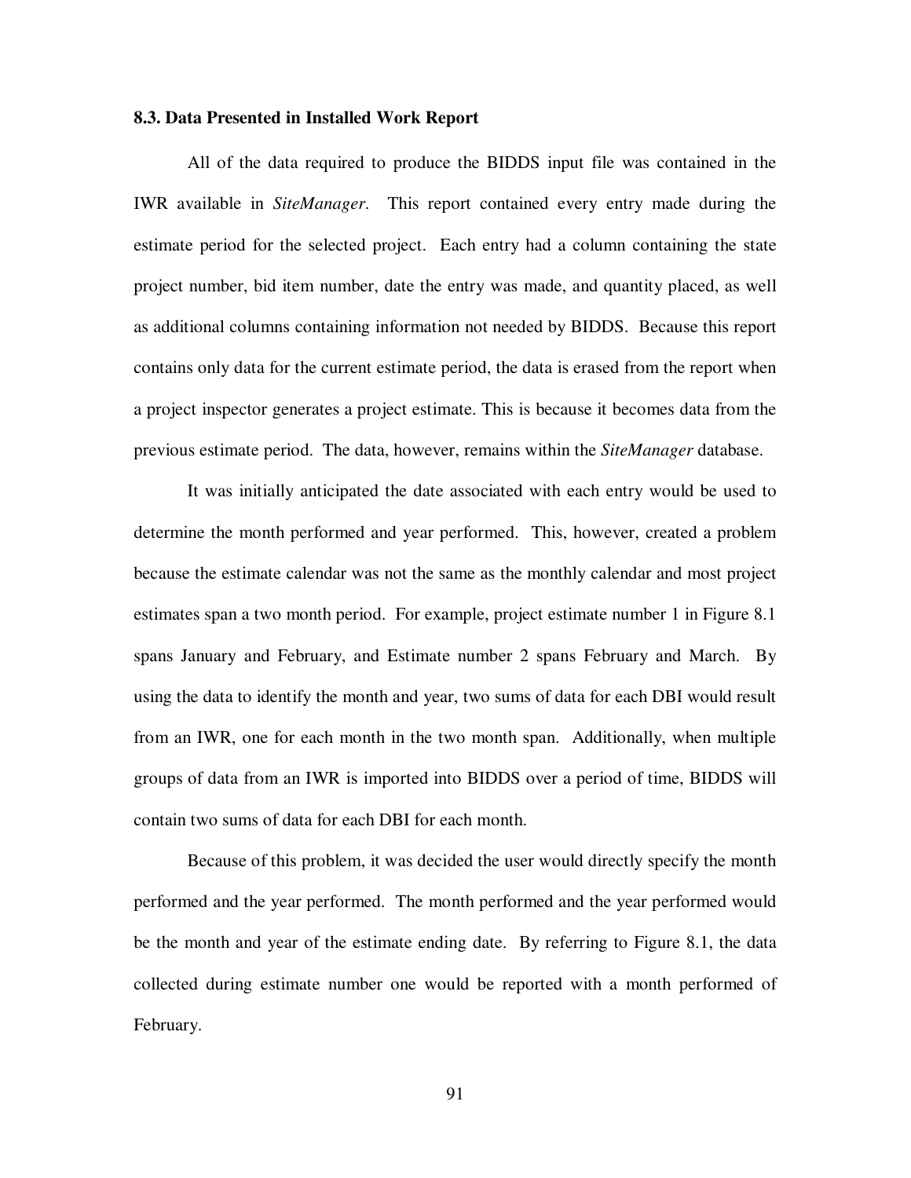### 8.3. Data Presented in Installed Work Report

All of the data required to produce the BIDDS input file was contained in the IWR available in *SiteManager*. This report contained every entry made during the estimate period for the selected project. Each entry had a column containing the state project number, bid item number, date the entry was made, and quantity placed, as well as additional columns containing information not needed by BIDDS. Because this report contains only data for the current estimate period, the data is erased from the report when a project inspector generates a project estimate. This is because it becomes data from the previous estimate period. The data, however, remains within the *SiteManager* database.

It was initially anticipated the date associated with each entry would be used to determine the month performed and year performed. This, however, created a problem because the estimate calendar was not the same as the monthly calendar and most project estimates span a two month period. For example, project estimate number 1 in Figure 8.1 spans January and February, and Estimate number 2 spans February and March. By using the data to identify the month and year, two sums of data for each DBI would result from an IWR, one for each month in the two month span. Additionally, when multiple groups of data from an IWR is imported into BIDDS over a period of time, BIDDS will contain two sums of data for each DBI for each month.

Because of this problem, it was decided the user would directly specify the month performed and the year performed. The month performed and the year performed would be the month and year of the estimate ending date. By referring to Figure 8.1, the data collected during estimate number one would be reported with a month performed of February.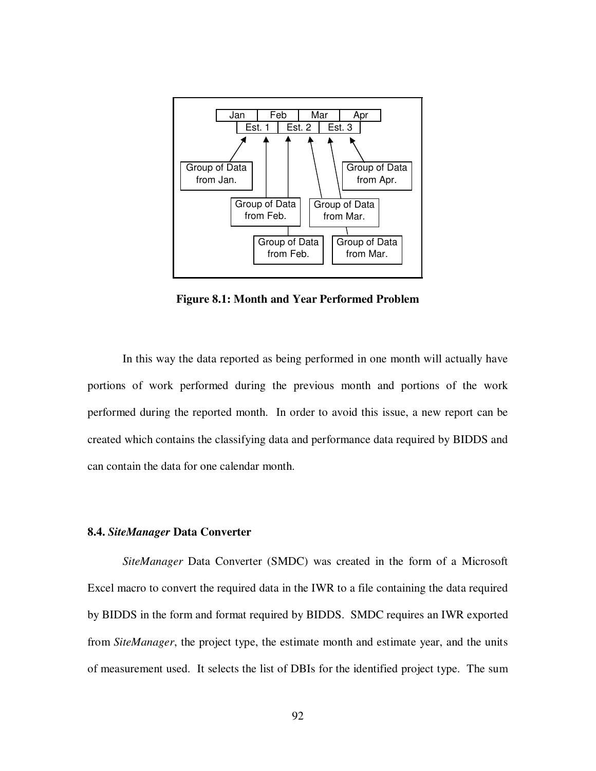| Jan | Feb | Mar | Apr |
|---|---|---|---|
| Est. 1 | Est. 2 | Est. 3 | |

Group of Data from Jan.

Group of Data from Feb.

Group of Data from Mar.

Group of Data from Apr.

Group of Data from Feb.

Group of Data from Mar.

**Figure 8.1: Month and Year Performed Problem**

In this way the data reported as being performed in one month will actually have portions of work performed during the previous month and portions of the work performed during the reported month. In order to avoid this issue, a new report can be created which contains the classifying data and performance data required by BIDDS and can contain the data for one calendar month.

### 8.4. *SiteManager* Data Converter

*SiteManager* Data Converter (SMDC) was created in the form of a Microsoft Excel macro to convert the required data in the IWR to a file containing the data required by BIDDS in the form and format required by BIDDS. SMDC requires an IWR exported from *SiteManager*, the project type, the estimate month and estimate year, and the units of measurement used. It selects the list of DBIs for the identified project type. The sum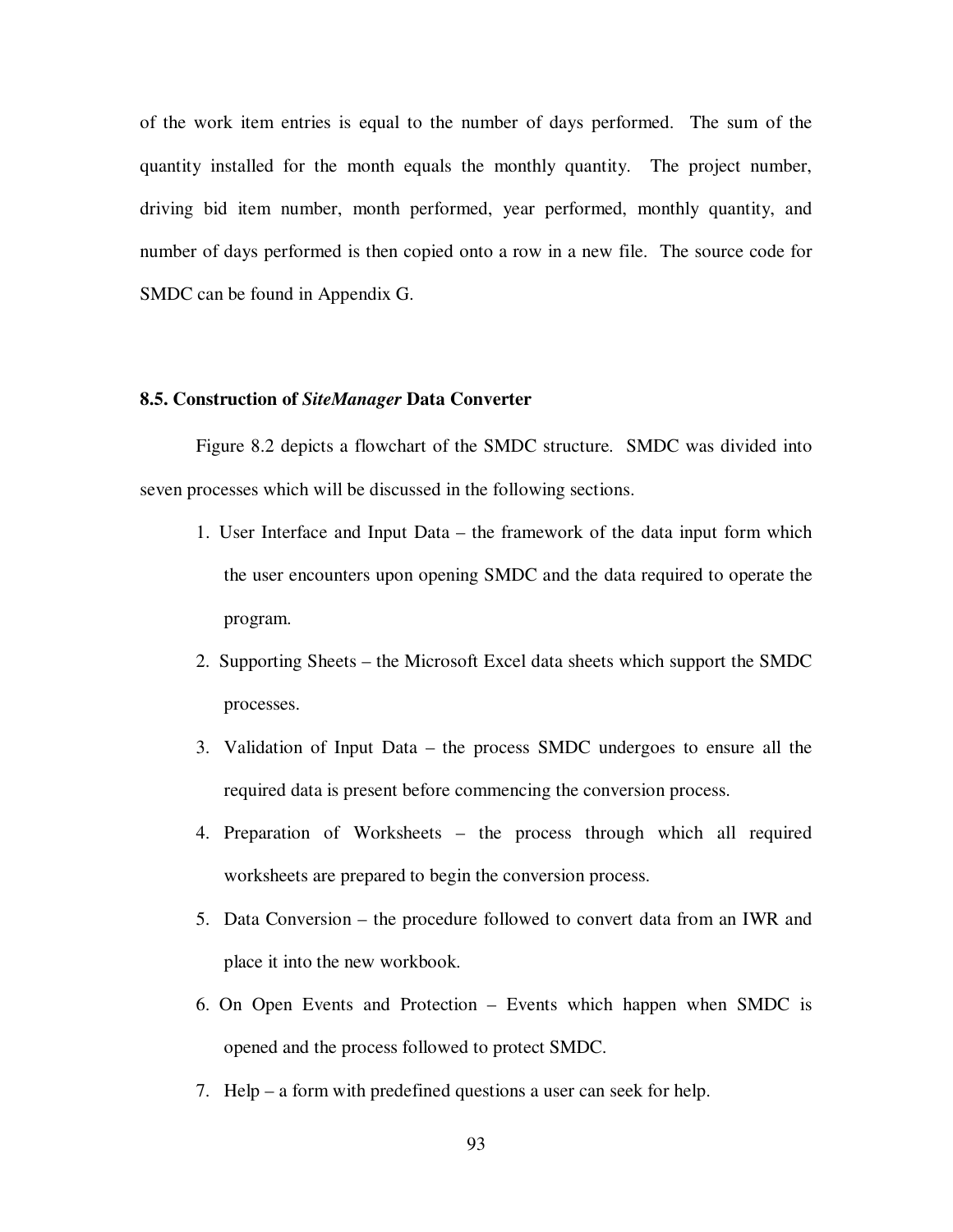of the work item entries is equal to the number of days performed. The sum of the quantity installed for the month equals the monthly quantity. The project number, driving bid item number, month performed, year performed, monthly quantity, and number of days performed is then copied onto a row in a new file. The source code for SMDC can be found in Appendix G.

### 8.5. Construction of *SiteManager* Data Converter

Figure 8.2 depicts a flowchart of the SMDC structure. SMDC was divided into seven processes which will be discussed in the following sections.

1. User Interface and Input Data – the framework of the data input form which the user encounters upon opening SMDC and the data required to operate the program.
2. Supporting Sheets – the Microsoft Excel data sheets which support the SMDC processes.
3. Validation of Input Data – the process SMDC undergoes to ensure all the required data is present before commencing the conversion process.
4. Preparation of Worksheets – the process through which all required worksheets are prepared to begin the conversion process.
5. Data Conversion – the procedure followed to convert data from an IWR and place it into the new workbook.
6. On Open Events and Protection – Events which happen when SMDC is opened and the process followed to protect SMDC.
7. Help – a form with predefined questions a user can seek for help.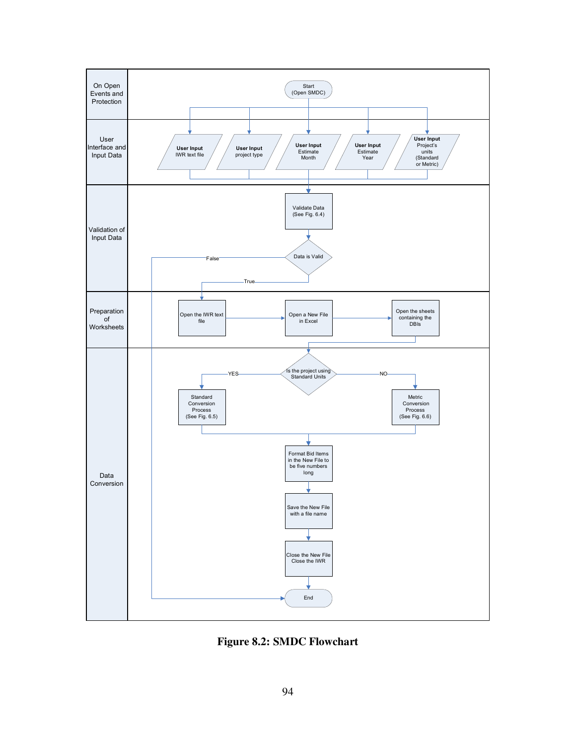| Lane | Steps |
|---|---|
| On Open Events and Protection | Start (Open SMDC) |
| User Interface and Input Data | **User Input** IWR text file; **User Input** project type; **User Input** Estimate Month; **User Input** Estimate Year; **User Input** Project's units (Standard or Metric) |
| Validation of Input Data | Validate Data (See Fig. 6.4) → Data is Valid (True / False) |
| Preparation of Worksheets | Open the IWR text file → Open a New File in Excel → Open the sheets containing the DBIs |
| Data Conversion | Is the project using Standard Units (YES: Standard Conversion Process (See Fig. 6.5); NO: Metric Conversion Process (See Fig. 6.6)) → Format Bid Items in the New File to be five numbers long → Save the New File with a file name → Close the New File Close the IWR → End |

**Figure 8.2: SMDC Flowchart**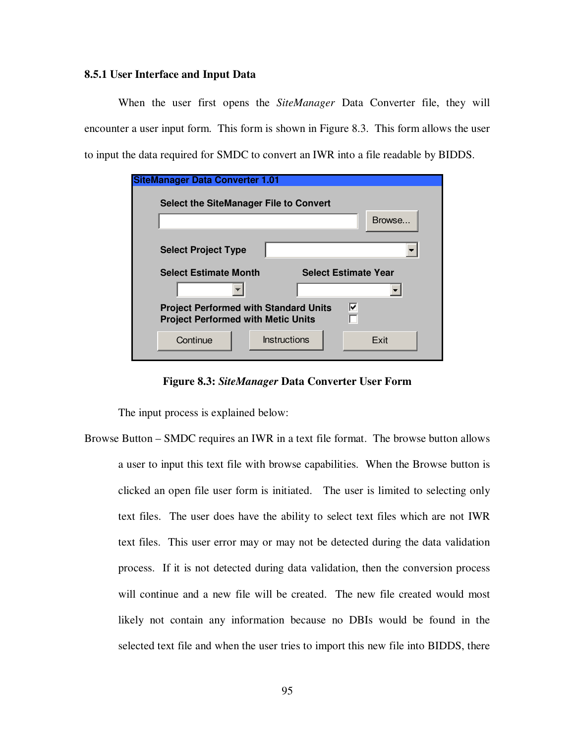### 8.5.1 User Interface and Input Data

When the user first opens the *SiteManager* Data Converter file, they will encounter a user input form. This form is shown in Figure 8.3. This form allows the user to input the data required for SMDC to convert an IWR into a file readable by BIDDS.

SiteManager Data Converter 1.01

Select the SiteManager File to Convert

Browse...

Select Project Type

Select Estimate Month

Select Estimate Year

Project Performed with Standard Units

Project Performed with Metic Units

Continue Instructions Exit

**Figure 8.3: *SiteManager* Data Converter User Form**

The input process is explained below:

Browse Button – SMDC requires an IWR in a text file format. The browse button allows a user to input this text file with browse capabilities. When the Browse button is clicked an open file user form is initiated. The user is limited to selecting only text files. The user does have the ability to select text files which are not IWR text files. This user error may or may not be detected during the data validation process. If it is not detected during data validation, then the conversion process will continue and a new file will be created. The new file created would most likely not contain any information because no DBIs would be found in the selected text file and when the user tries to import this new file into BIDDS, there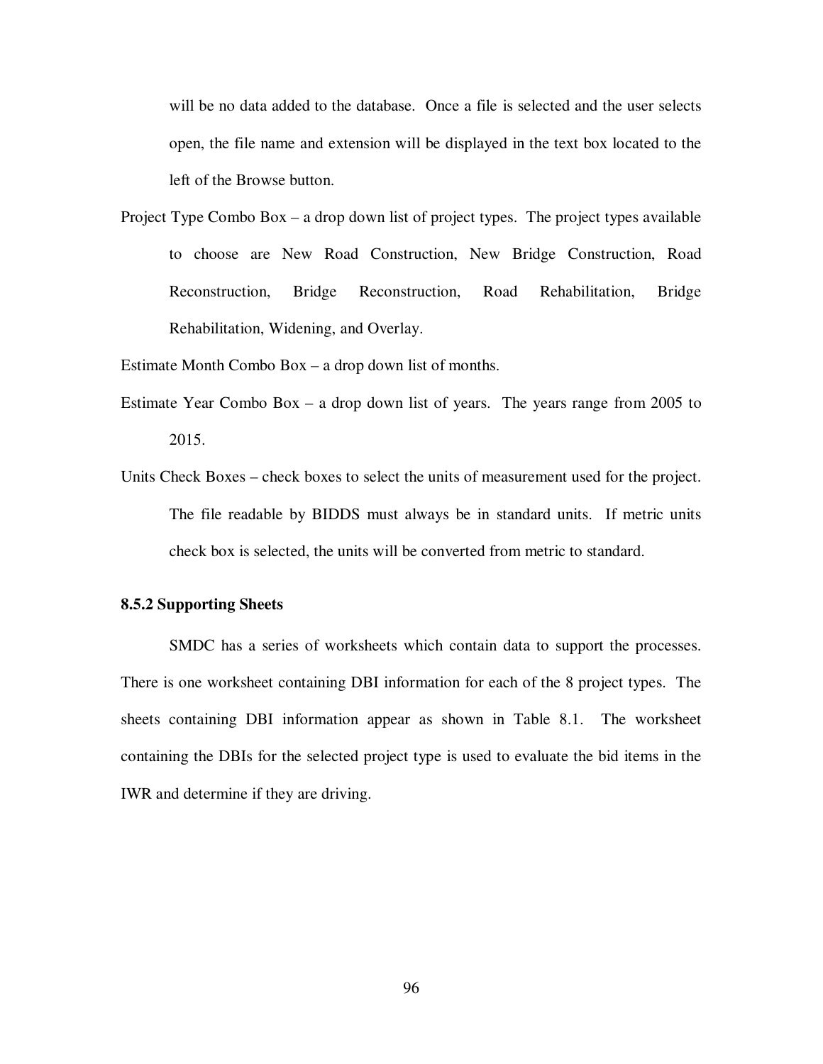will be no data added to the database. Once a file is selected and the user selects open, the file name and extension will be displayed in the text box located to the left of the Browse button.

Project Type Combo Box – a drop down list of project types. The project types available to choose are New Road Construction, New Bridge Construction, Road Reconstruction, Bridge Reconstruction, Road Rehabilitation, Bridge Rehabilitation, Widening, and Overlay.

Estimate Month Combo Box – a drop down list of months.

Estimate Year Combo Box – a drop down list of years. The years range from 2005 to 2015.

Units Check Boxes – check boxes to select the units of measurement used for the project. The file readable by BIDDS must always be in standard units. If metric units check box is selected, the units will be converted from metric to standard.

### 8.5.2 Supporting Sheets

SMDC has a series of worksheets which contain data to support the processes. There is one worksheet containing DBI information for each of the 8 project types. The sheets containing DBI information appear as shown in Table 8.1. The worksheet containing the DBIs for the selected project type is used to evaluate the bid items in the IWR and determine if they are driving.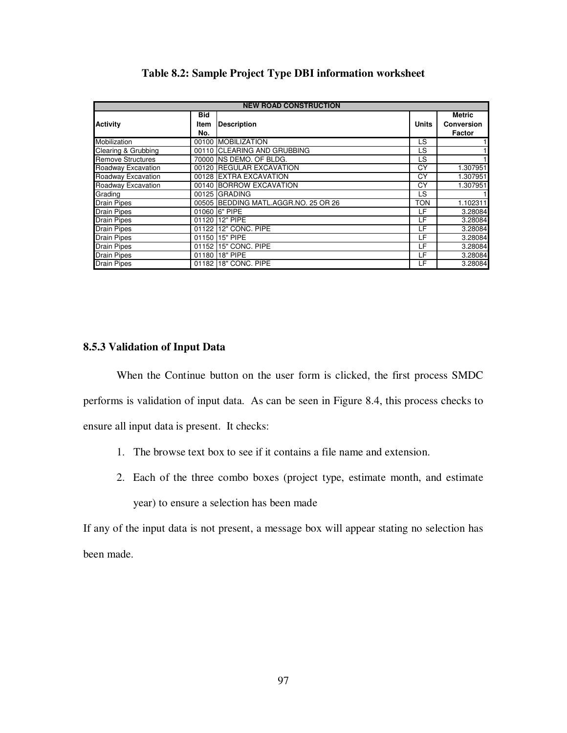**Table 8.2: Sample Project Type DBI information worksheet**

| NEW ROAD CONSTRUCTION | | | | |
|---|---|---|---|---|
| **Activity** | **Bid Item No.** | **Description** | **Units** | **Metric Conversion Factor** |
| Mobilization | 00100 | MOBILIZATION | LS | 1 |
| Clearing & Grubbing | 00110 | CLEARING AND GRUBBING | LS | 1 |
| Remove Structures | 70000 | NS DEMO. OF BLDG. | LS | 1 |
| Roadway Excavation | 00120 | REGULAR EXCAVATION | CY | 1.307951 |
| Roadway Excavation | 00128 | EXTRA EXCAVATION | CY | 1.307951 |
| Roadway Excavation | 00140 | BORROW EXCAVATION | CY | 1.307951 |
| Grading | 00125 | GRADING | LS | 1 |
| Drain Pipes | 00505 | BEDDING MATL.AGGR.NO. 25 OR 26 | TON | 1.102311 |
| Drain Pipes | 01060 | 6" PIPE | LF | 3.28084 |
| Drain Pipes | 01120 | 12" PIPE | LF | 3.28084 |
| Drain Pipes | 01122 | 12" CONC. PIPE | LF | 3.28084 |
| Drain Pipes | 01150 | 15" PIPE | LF | 3.28084 |
| Drain Pipes | 01152 | 15" CONC. PIPE | LF | 3.28084 |
| Drain Pipes | 01180 | 18" PIPE | LF | 3.28084 |
| Drain Pipes | 01182 | 18" CONC. PIPE | LF | 3.28084 |

### 8.5.3 Validation of Input Data

When the Continue button on the user form is clicked, the first process SMDC performs is validation of input data. As can be seen in Figure 8.4, this process checks to ensure all input data is present. It checks:

1. The browse text box to see if it contains a file name and extension.
2. Each of the three combo boxes (project type, estimate month, and estimate year) to ensure a selection has been made

If any of the input data is not present, a message box will appear stating no selection has been made.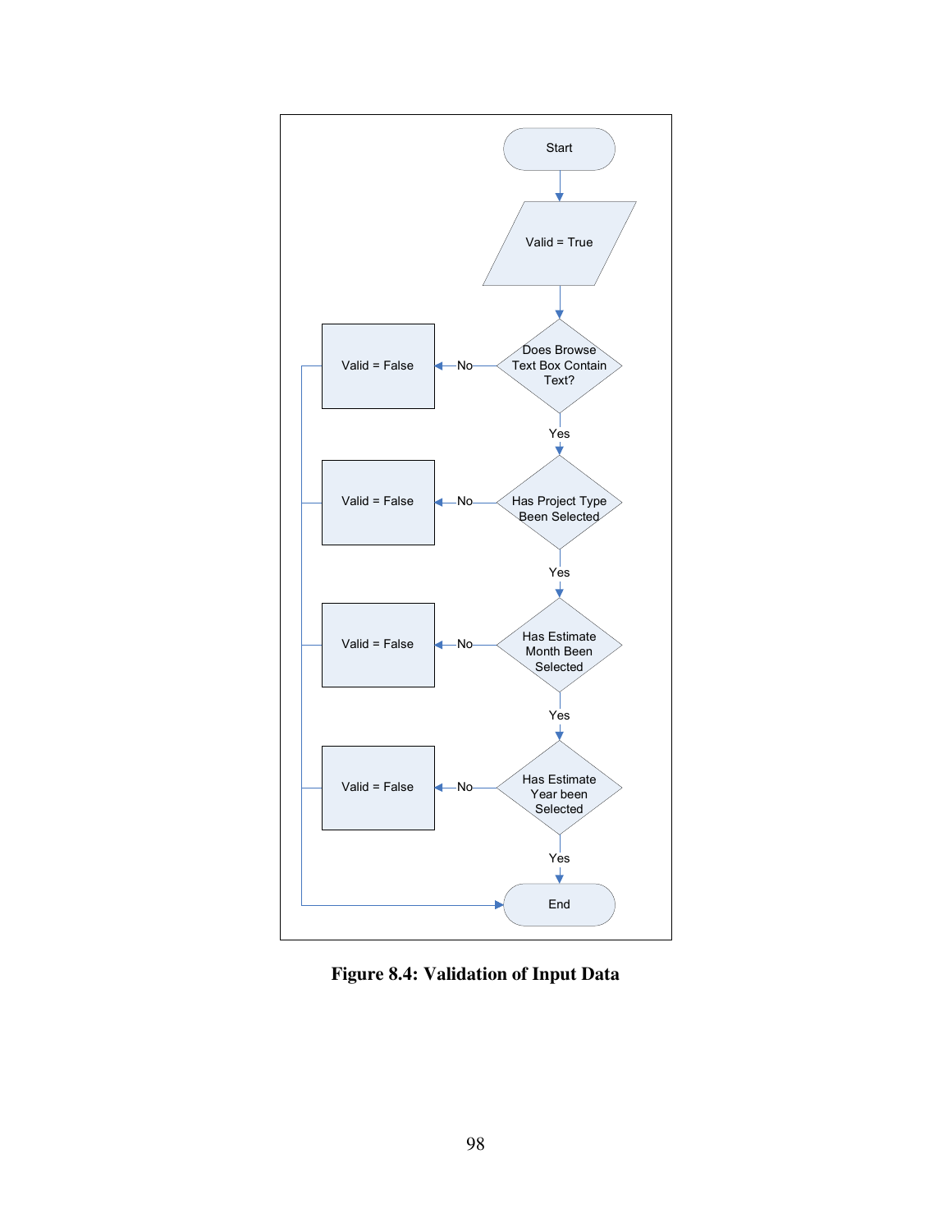Start

Valid = True

Does Browse Text Box Contain Text? — No → Valid = False

Yes

Has Project Type Been Selected — No → Valid = False

Yes

Has Estimate Month Been Selected — No → Valid = False

Yes

Has Estimate Year been Selected — No → Valid = False

Yes

End

**Figure 8.4: Validation of Input Data**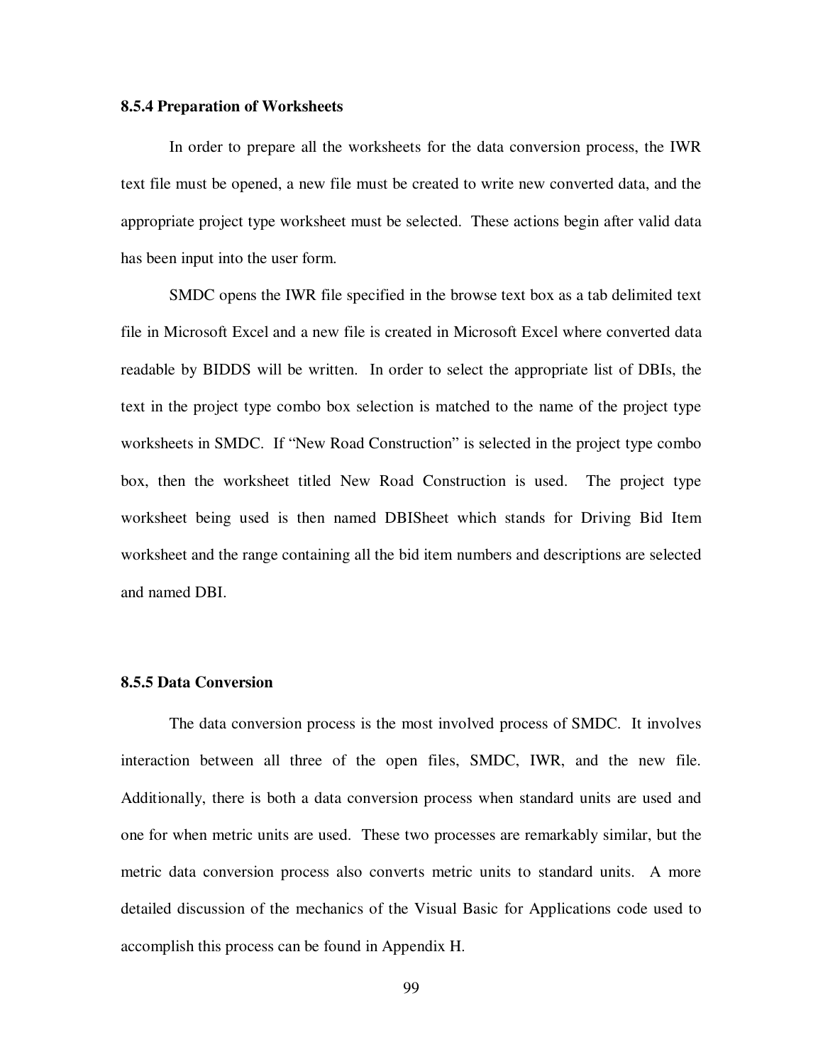### 8.5.4 Preparation of Worksheets

In order to prepare all the worksheets for the data conversion process, the IWR text file must be opened, a new file must be created to write new converted data, and the appropriate project type worksheet must be selected. These actions begin after valid data has been input into the user form.

SMDC opens the IWR file specified in the browse text box as a tab delimited text file in Microsoft Excel and a new file is created in Microsoft Excel where converted data readable by BIDDS will be written. In order to select the appropriate list of DBIs, the text in the project type combo box selection is matched to the name of the project type worksheets in SMDC. If "New Road Construction" is selected in the project type combo box, then the worksheet titled New Road Construction is used. The project type worksheet being used is then named DBISheet which stands for Driving Bid Item worksheet and the range containing all the bid item numbers and descriptions are selected and named DBI.

### 8.5.5 Data Conversion

The data conversion process is the most involved process of SMDC. It involves interaction between all three of the open files, SMDC, IWR, and the new file. Additionally, there is both a data conversion process when standard units are used and one for when metric units are used. These two processes are remarkably similar, but the metric data conversion process also converts metric units to standard units. A more detailed discussion of the mechanics of the Visual Basic for Applications code used to accomplish this process can be found in Appendix H.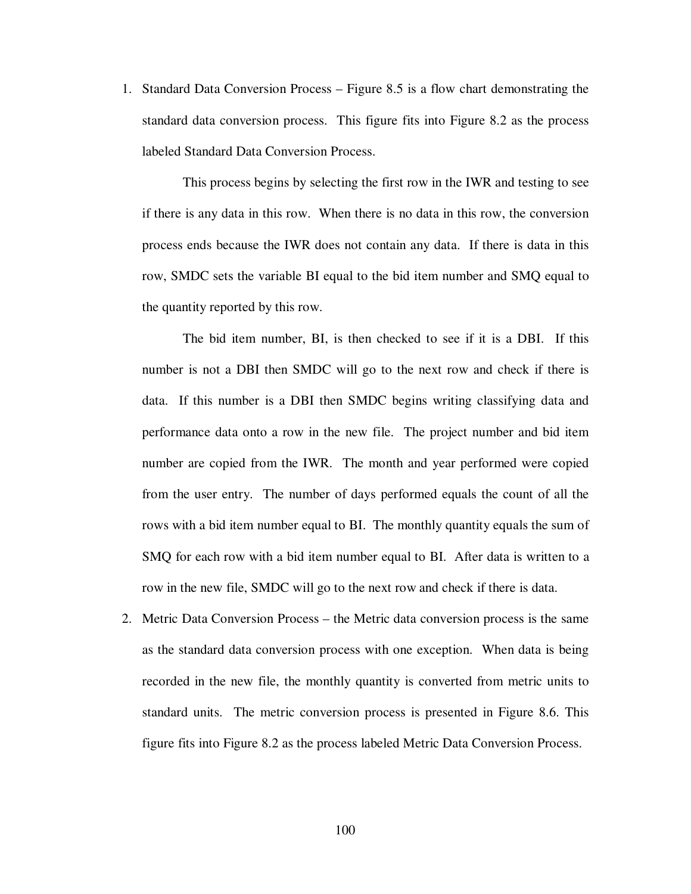1. Standard Data Conversion Process – Figure 8.5 is a flow chart demonstrating the standard data conversion process. This figure fits into Figure 8.2 as the process labeled Standard Data Conversion Process.

   This process begins by selecting the first row in the IWR and testing to see if there is any data in this row. When there is no data in this row, the conversion process ends because the IWR does not contain any data. If there is data in this row, SMDC sets the variable BI equal to the bid item number and SMQ equal to the quantity reported by this row.

   The bid item number, BI, is then checked to see if it is a DBI. If this number is not a DBI then SMDC will go to the next row and check if there is data. If this number is a DBI then SMDC begins writing classifying data and performance data onto a row in the new file. The project number and bid item number are copied from the IWR. The month and year performed were copied from the user entry. The number of days performed equals the count of all the rows with a bid item number equal to BI. The monthly quantity equals the sum of SMQ for each row with a bid item number equal to BI. After data is written to a row in the new file, SMDC will go to the next row and check if there is data.

2. Metric Data Conversion Process – the Metric data conversion process is the same as the standard data conversion process with one exception. When data is being recorded in the new file, the monthly quantity is converted from metric units to standard units. The metric conversion process is presented in Figure 8.6. This figure fits into Figure 8.2 as the process labeled Metric Data Conversion Process.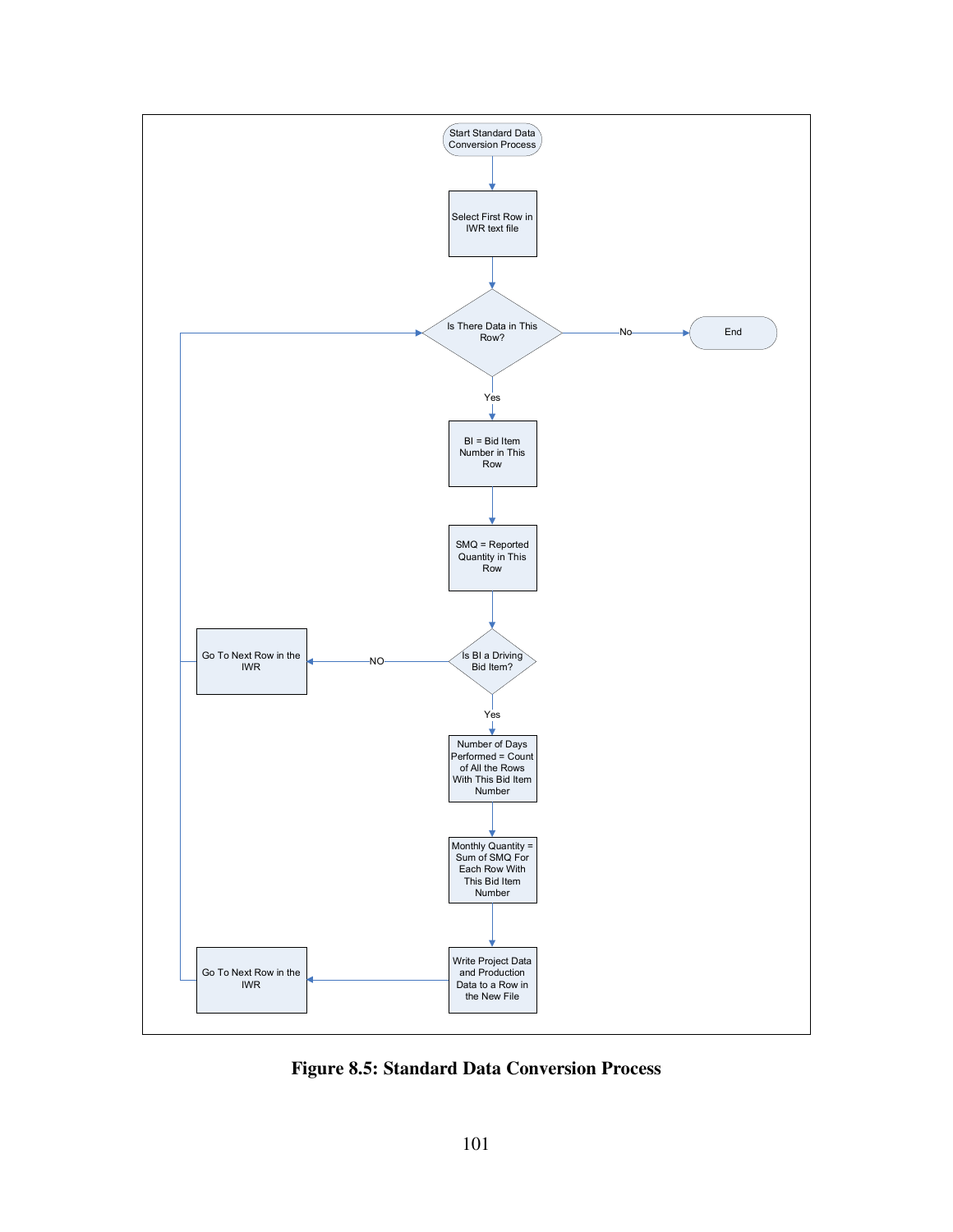Start Standard Data Conversion Process

Select First Row in IWR text file

Is There Data in This Row?

No → End

Yes

BI = Bid Item Number in This Row

SMQ = Reported Quantity in This Row

Is BI a Driving Bid Item?

NO → Go To Next Row in the IWR

Yes

Number of Days Performed = Count of All the Rows With This Bid Item Number

Monthly Quantity = Sum of SMQ For Each Row With This Bid Item Number

Write Project Data and Production Data to a Row in the New File

Go To Next Row in the IWR

**Figure 8.5: Standard Data Conversion Process**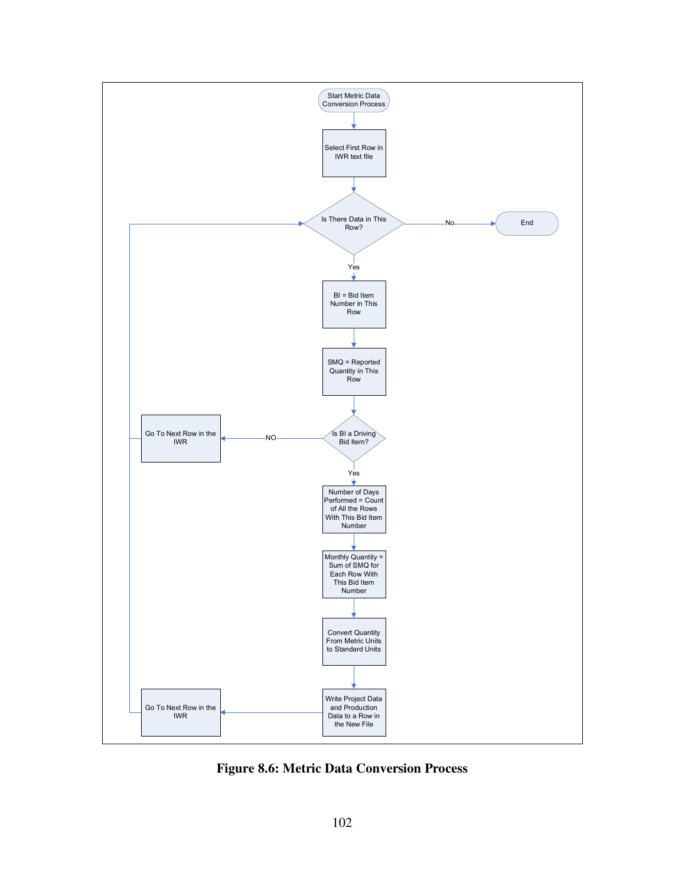Start Metric Data Conversion Process

Select First Row in IWR text file

Is There Data in This Row?

No → End

Yes

BI = Bid Item Number in This Row

SMQ = Reported Quantity in This Row

Is BI a Driving Bid Item?

NO → Go To Next Row in the IWR

Yes

Number of Days Performed = Count of All the Rows With This Bid Item Number

Monthly Quantity = Sum of SMQ for Each Row With This Bid Item Number

Convert Quantity From Metric Units to Standard Units

Write Project Data and Production Data to a Row in the New File

Go To Next Row in the IWR

**Figure 8.6: Metric Data Conversion Process**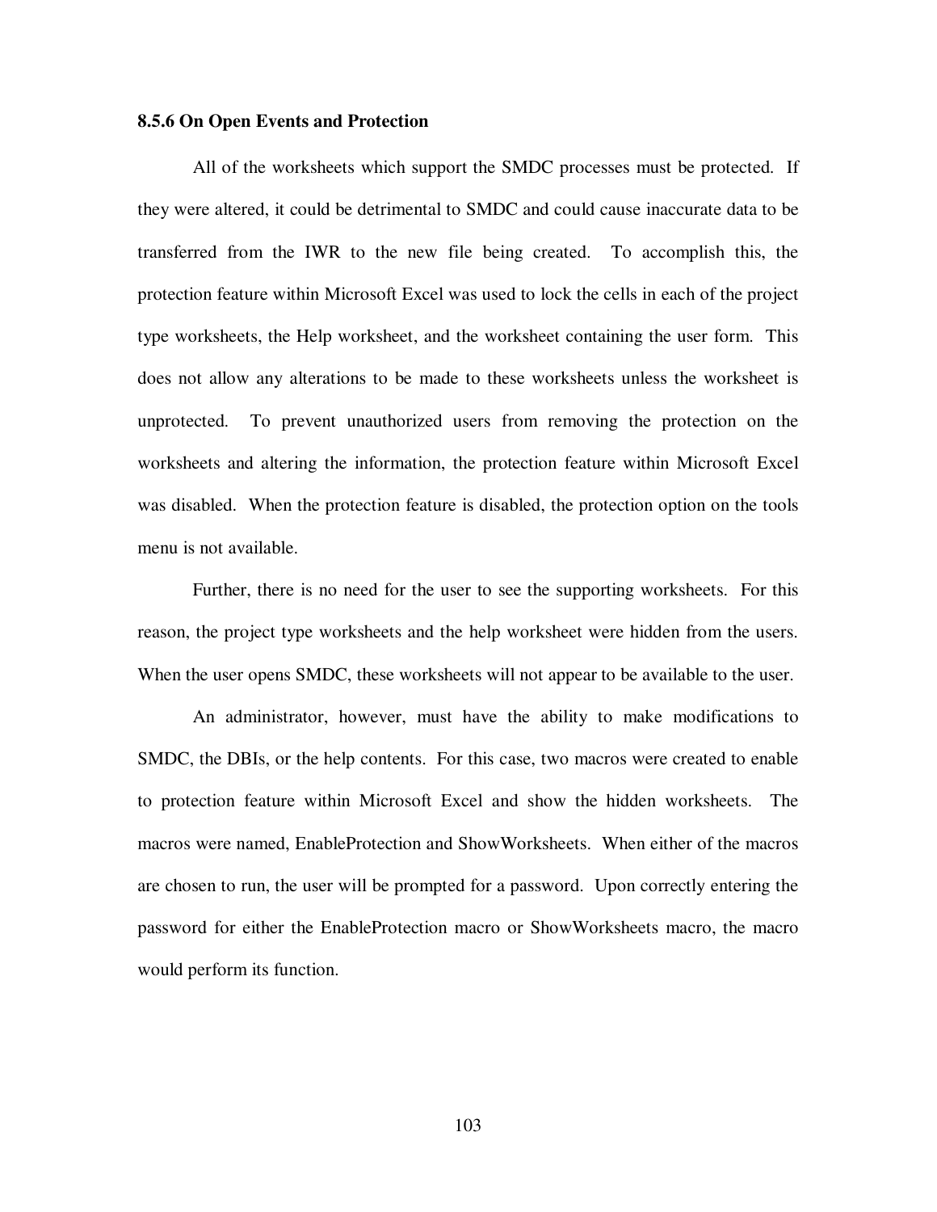### 8.5.6 On Open Events and Protection

All of the worksheets which support the SMDC processes must be protected. If they were altered, it could be detrimental to SMDC and could cause inaccurate data to be transferred from the IWR to the new file being created. To accomplish this, the protection feature within Microsoft Excel was used to lock the cells in each of the project type worksheets, the Help worksheet, and the worksheet containing the user form. This does not allow any alterations to be made to these worksheets unless the worksheet is unprotected. To prevent unauthorized users from removing the protection on the worksheets and altering the information, the protection feature within Microsoft Excel was disabled. When the protection feature is disabled, the protection option on the tools menu is not available.

Further, there is no need for the user to see the supporting worksheets. For this reason, the project type worksheets and the help worksheet were hidden from the users. When the user opens SMDC, these worksheets will not appear to be available to the user.

An administrator, however, must have the ability to make modifications to SMDC, the DBIs, or the help contents. For this case, two macros were created to enable to protection feature within Microsoft Excel and show the hidden worksheets. The macros were named, EnableProtection and ShowWorksheets. When either of the macros are chosen to run, the user will be prompted for a password. Upon correctly entering the password for either the EnableProtection macro or ShowWorksheets macro, the macro would perform its function.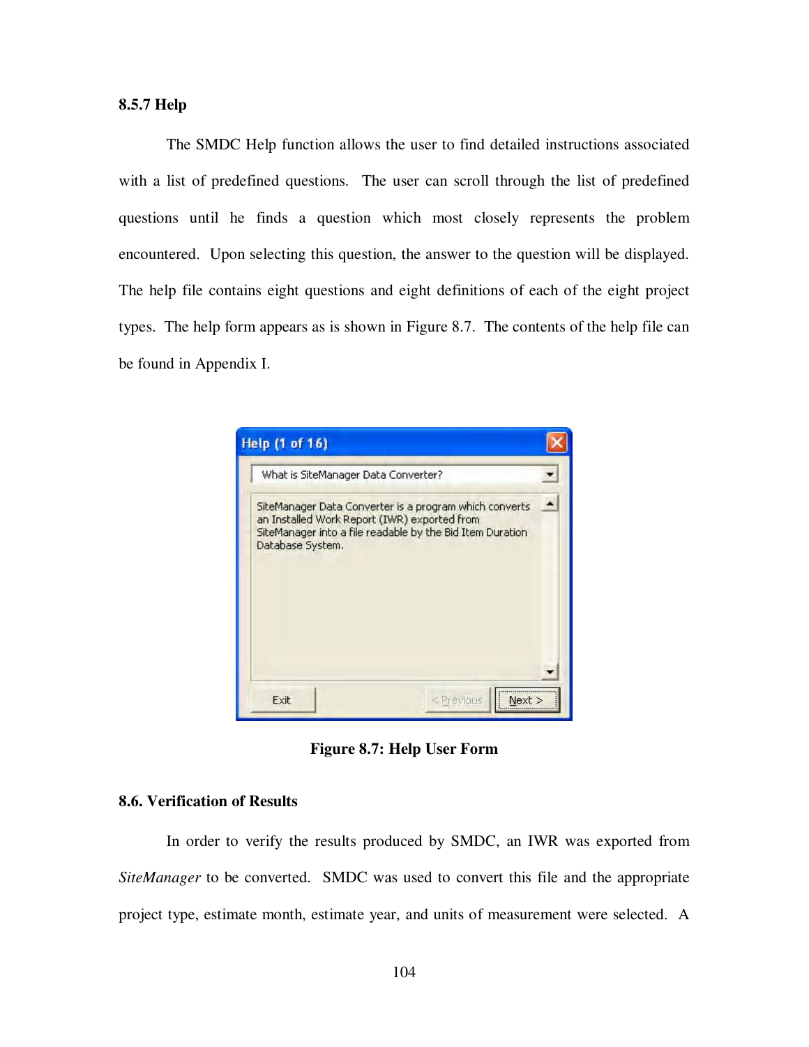### 8.5.7 Help

The SMDC Help function allows the user to find detailed instructions associated with a list of predefined questions. The user can scroll through the list of predefined questions until he finds a question which most closely represents the problem encountered. Upon selecting this question, the answer to the question will be displayed. The help file contains eight questions and eight definitions of each of the eight project types. The help form appears as is shown in Figure 8.7. The contents of the help file can be found in Appendix I.

**Figure 8.7: Help User Form**

### 8.6. Verification of Results

In order to verify the results produced by SMDC, an IWR was exported from *SiteManager* to be converted. SMDC was used to convert this file and the appropriate project type, estimate month, estimate year, and units of measurement were selected. A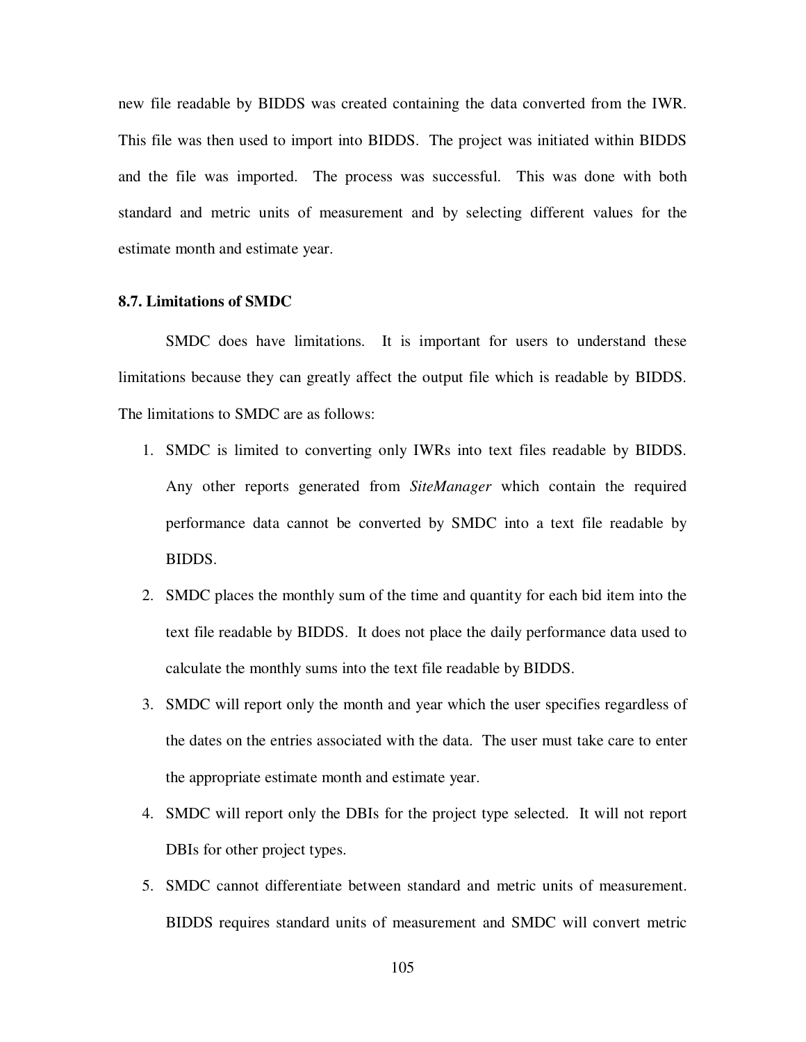new file readable by BIDDS was created containing the data converted from the IWR. This file was then used to import into BIDDS. The project was initiated within BIDDS and the file was imported. The process was successful. This was done with both standard and metric units of measurement and by selecting different values for the estimate month and estimate year.

### 8.7. Limitations of SMDC

SMDC does have limitations. It is important for users to understand these limitations because they can greatly affect the output file which is readable by BIDDS. The limitations to SMDC are as follows:

1. SMDC is limited to converting only IWRs into text files readable by BIDDS. Any other reports generated from *SiteManager* which contain the required performance data cannot be converted by SMDC into a text file readable by BIDDS.
2. SMDC places the monthly sum of the time and quantity for each bid item into the text file readable by BIDDS. It does not place the daily performance data used to calculate the monthly sums into the text file readable by BIDDS.
3. SMDC will report only the month and year which the user specifies regardless of the dates on the entries associated with the data. The user must take care to enter the appropriate estimate month and estimate year.
4. SMDC will report only the DBIs for the project type selected. It will not report DBIs for other project types.
5. SMDC cannot differentiate between standard and metric units of measurement. BIDDS requires standard units of measurement and SMDC will convert metric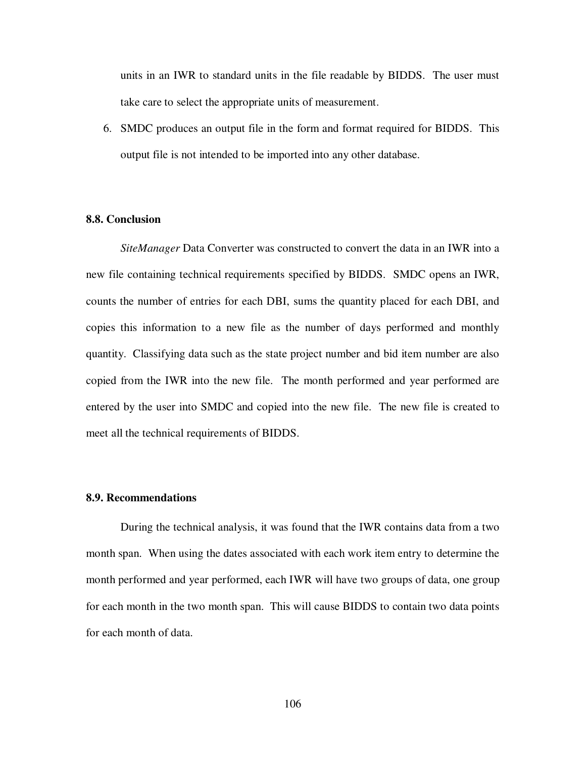units in an IWR to standard units in the file readable by BIDDS. The user must take care to select the appropriate units of measurement.

6. SMDC produces an output file in the form and format required for BIDDS. This output file is not intended to be imported into any other database.

### 8.8. Conclusion

*SiteManager* Data Converter was constructed to convert the data in an IWR into a new file containing technical requirements specified by BIDDS. SMDC opens an IWR, counts the number of entries for each DBI, sums the quantity placed for each DBI, and copies this information to a new file as the number of days performed and monthly quantity. Classifying data such as the state project number and bid item number are also copied from the IWR into the new file. The month performed and year performed are entered by the user into SMDC and copied into the new file. The new file is created to meet all the technical requirements of BIDDS.

### 8.9. Recommendations

During the technical analysis, it was found that the IWR contains data from a two month span. When using the dates associated with each work item entry to determine the month performed and year performed, each IWR will have two groups of data, one group for each month in the two month span. This will cause BIDDS to contain two data points for each month of data.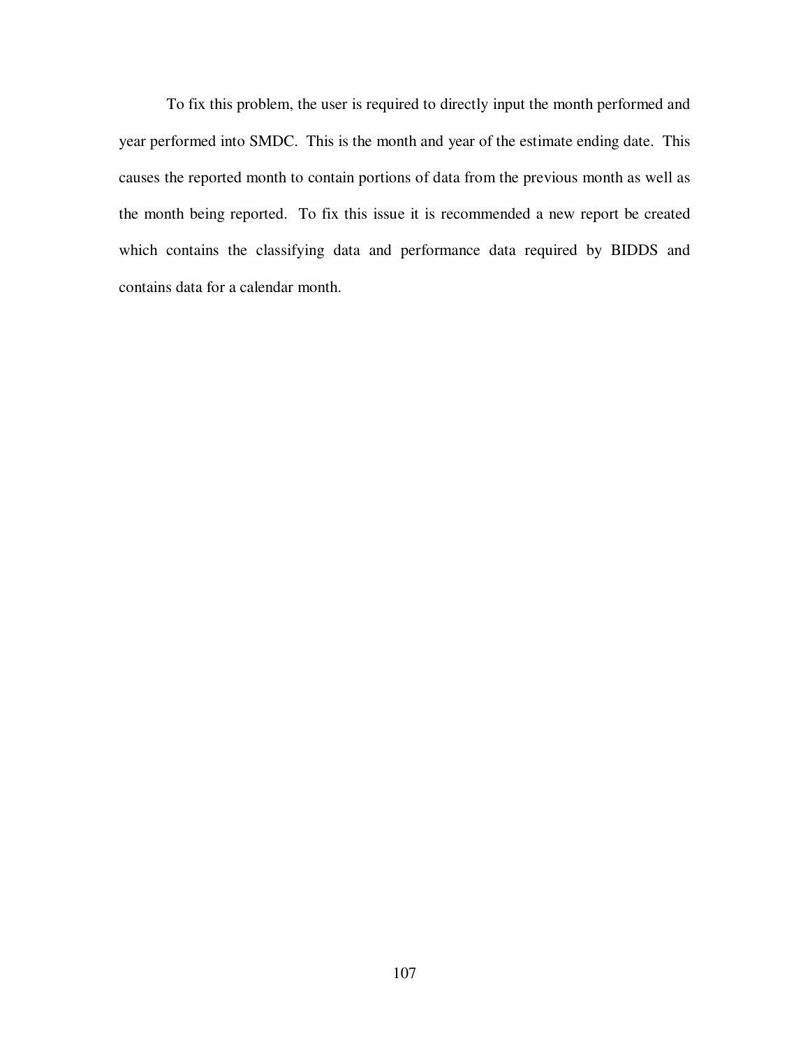To fix this problem, the user is required to directly input the month performed and year performed into SMDC. This is the month and year of the estimate ending date. This causes the reported month to contain portions of data from the previous month as well as the month being reported. To fix this issue it is recommended a new report be created which contains the classifying data and performance data required by BIDDS and contains data for a calendar month.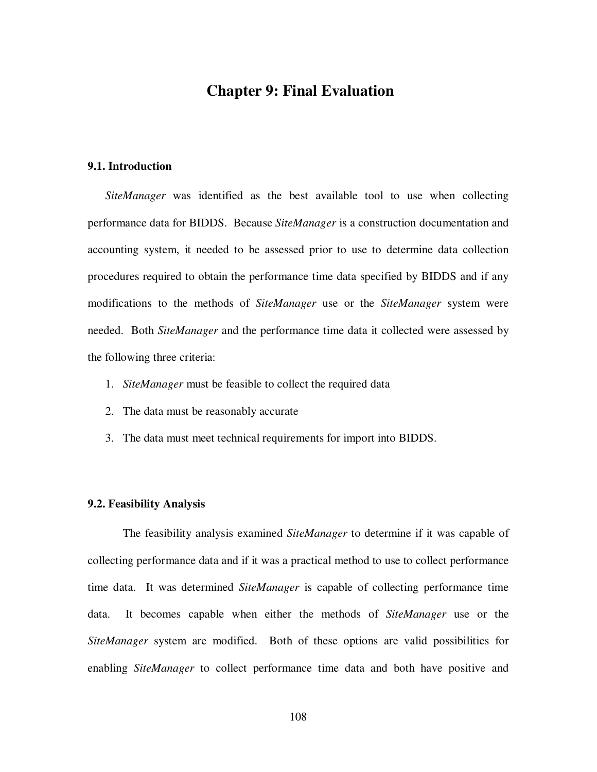# Chapter 9: Final Evaluation

## 9.1. Introduction

*SiteManager* was identified as the best available tool to use when collecting performance data for BIDDS. Because *SiteManager* is a construction documentation and accounting system, it needed to be assessed prior to use to determine data collection procedures required to obtain the performance time data specified by BIDDS and if any modifications to the methods of *SiteManager* use or the *SiteManager* system were needed. Both *SiteManager* and the performance time data it collected were assessed by the following three criteria:

1. *SiteManager* must be feasible to collect the required data
2. The data must be reasonably accurate
3. The data must meet technical requirements for import into BIDDS.

## 9.2. Feasibility Analysis

The feasibility analysis examined *SiteManager* to determine if it was capable of collecting performance data and if it was a practical method to use to collect performance time data. It was determined *SiteManager* is capable of collecting performance time data. It becomes capable when either the methods of *SiteManager* use or the *SiteManager* system are modified. Both of these options are valid possibilities for enabling *SiteManager* to collect performance time data and both have positive and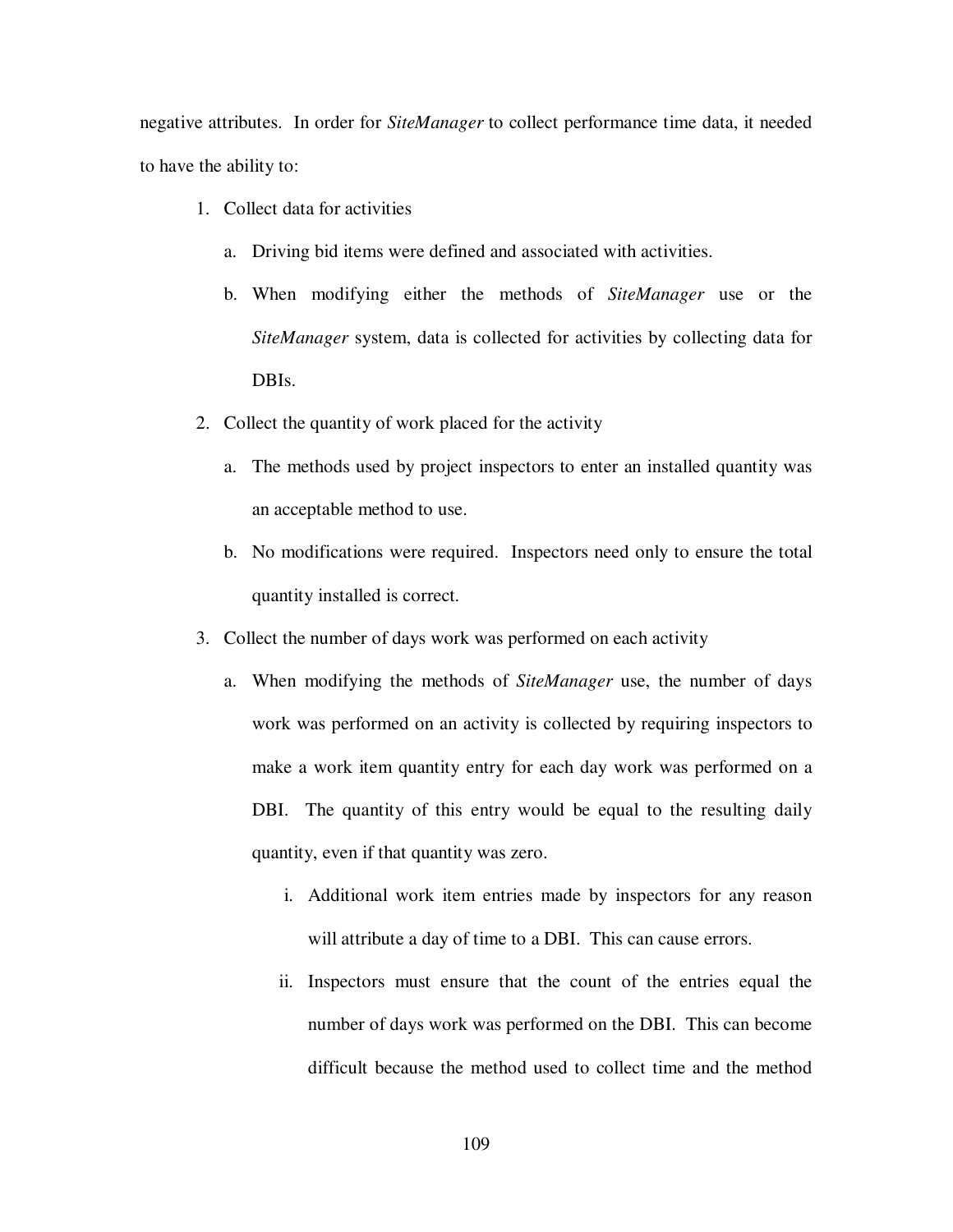negative attributes. In order for *SiteManager* to collect performance time data, it needed to have the ability to:

1. Collect data for activities
    a. Driving bid items were defined and associated with activities.
    b. When modifying either the methods of *SiteManager* use or the *SiteManager* system, data is collected for activities by collecting data for DBIs.
2. Collect the quantity of work placed for the activity
    a. The methods used by project inspectors to enter an installed quantity was an acceptable method to use.
    b. No modifications were required. Inspectors need only to ensure the total quantity installed is correct.
3. Collect the number of days work was performed on each activity
    a. When modifying the methods of *SiteManager* use, the number of days work was performed on an activity is collected by requiring inspectors to make a work item quantity entry for each day work was performed on a DBI. The quantity of this entry would be equal to the resulting daily quantity, even if that quantity was zero.
        i. Additional work item entries made by inspectors for any reason will attribute a day of time to a DBI. This can cause errors.
        ii. Inspectors must ensure that the count of the entries equal the number of days work was performed on the DBI. This can become difficult because the method used to collect time and the method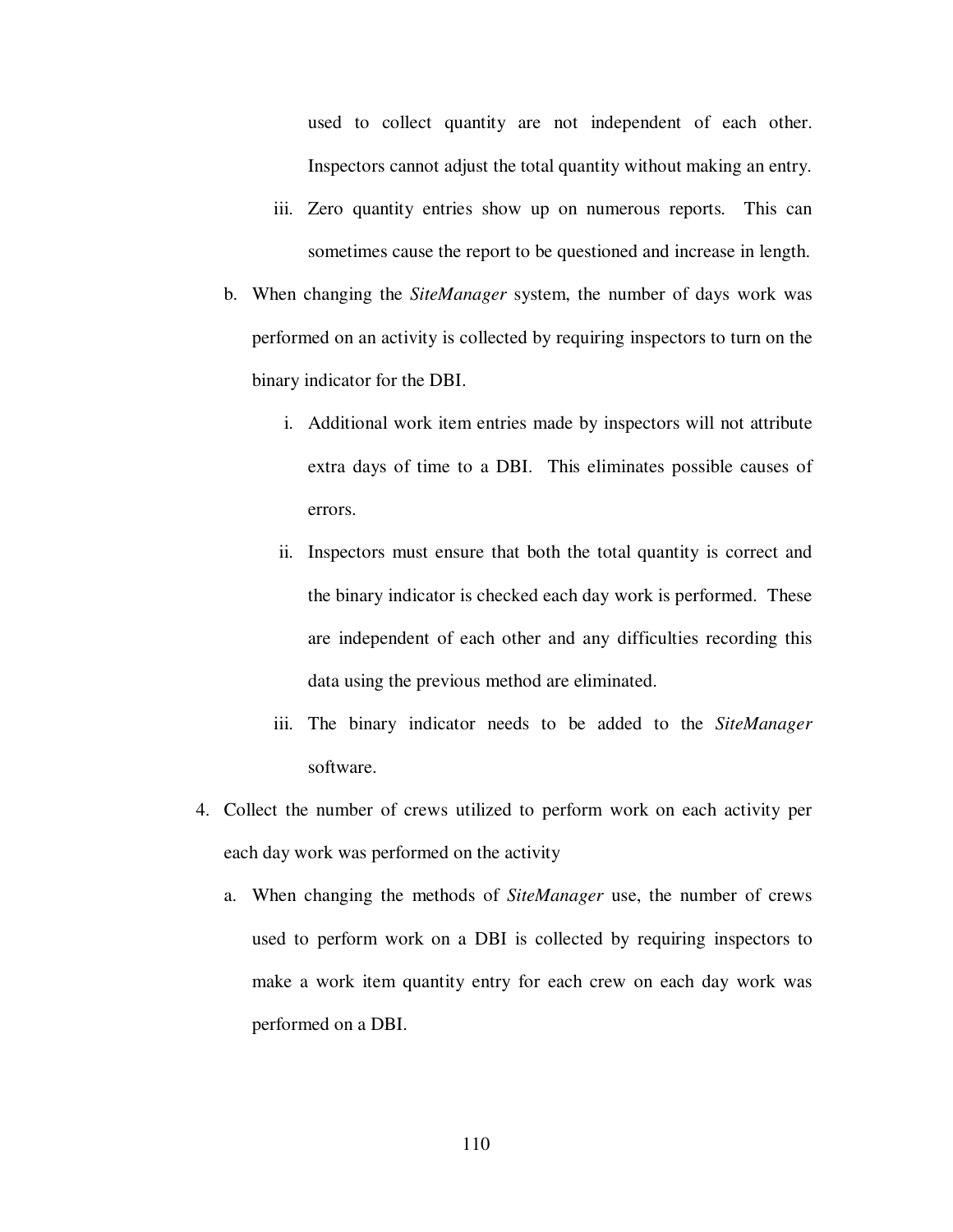used to collect quantity are not independent of each other. Inspectors cannot adjust the total quantity without making an entry.

   iii. Zero quantity entries show up on numerous reports. This can sometimes cause the report to be questioned and increase in length.

b. When changing the *SiteManager* system, the number of days work was performed on an activity is collected by requiring inspectors to turn on the binary indicator for the DBI.

   i. Additional work item entries made by inspectors will not attribute extra days of time to a DBI. This eliminates possible causes of errors.

   ii. Inspectors must ensure that both the total quantity is correct and the binary indicator is checked each day work is performed. These are independent of each other and any difficulties recording this data using the previous method are eliminated.

   iii. The binary indicator needs to be added to the *SiteManager* software.

4. Collect the number of crews utilized to perform work on each activity per each day work was performed on the activity

   a. When changing the methods of *SiteManager* use, the number of crews used to perform work on a DBI is collected by requiring inspectors to make a work item quantity entry for each crew on each day work was performed on a DBI.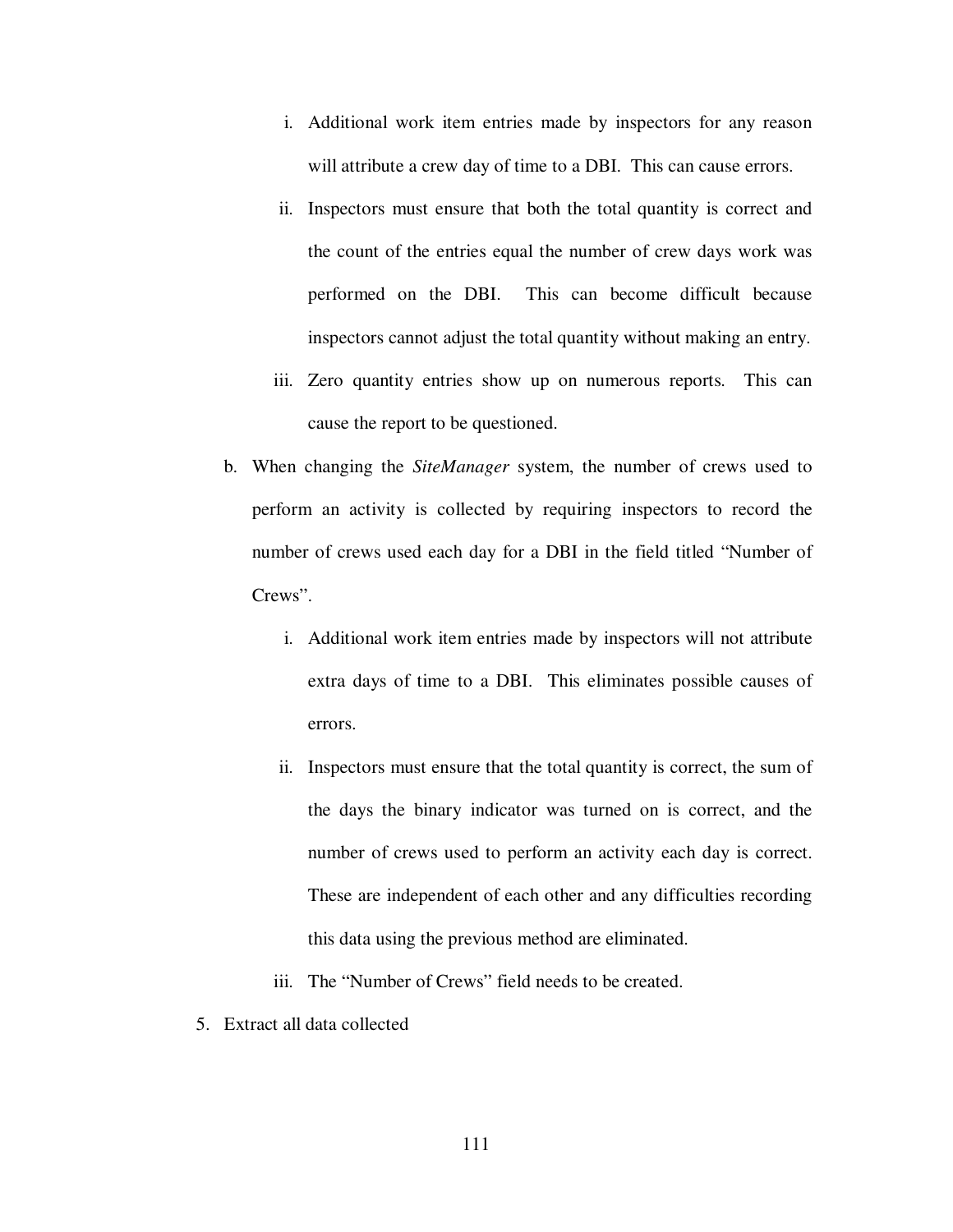i. Additional work item entries made by inspectors for any reason will attribute a crew day of time to a DBI. This can cause errors.

   ii. Inspectors must ensure that both the total quantity is correct and the count of the entries equal the number of crew days work was performed on the DBI. This can become difficult because inspectors cannot adjust the total quantity without making an entry.

   iii. Zero quantity entries show up on numerous reports. This can cause the report to be questioned.

b. When changing the *SiteManager* system, the number of crews used to perform an activity is collected by requiring inspectors to record the number of crews used each day for a DBI in the field titled "Number of Crews".

   i. Additional work item entries made by inspectors will not attribute extra days of time to a DBI. This eliminates possible causes of errors.

   ii. Inspectors must ensure that the total quantity is correct, the sum of the days the binary indicator was turned on is correct, and the number of crews used to perform an activity each day is correct. These are independent of each other and any difficulties recording this data using the previous method are eliminated.

   iii. The "Number of Crews" field needs to be created.

5. Extract all data collected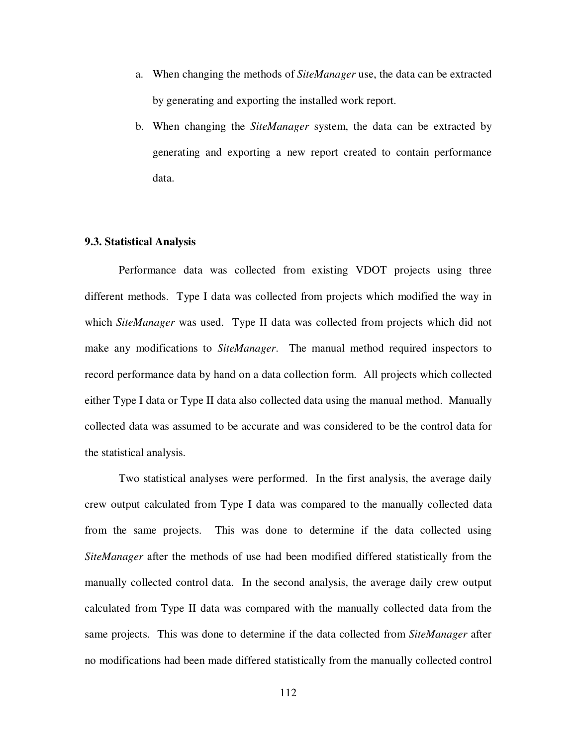a. When changing the methods of *SiteManager* use, the data can be extracted by generating and exporting the installed work report.

b. When changing the *SiteManager* system, the data can be extracted by generating and exporting a new report created to contain performance data.

### 9.3. Statistical Analysis

Performance data was collected from existing VDOT projects using three different methods. Type I data was collected from projects which modified the way in which *SiteManager* was used. Type II data was collected from projects which did not make any modifications to *SiteManager*. The manual method required inspectors to record performance data by hand on a data collection form. All projects which collected either Type I data or Type II data also collected data using the manual method. Manually collected data was assumed to be accurate and was considered to be the control data for the statistical analysis.

Two statistical analyses were performed. In the first analysis, the average daily crew output calculated from Type I data was compared to the manually collected data from the same projects. This was done to determine if the data collected using *SiteManager* after the methods of use had been modified differed statistically from the manually collected control data. In the second analysis, the average daily crew output calculated from Type II data was compared with the manually collected data from the same projects. This was done to determine if the data collected from *SiteManager* after no modifications had been made differed statistically from the manually collected control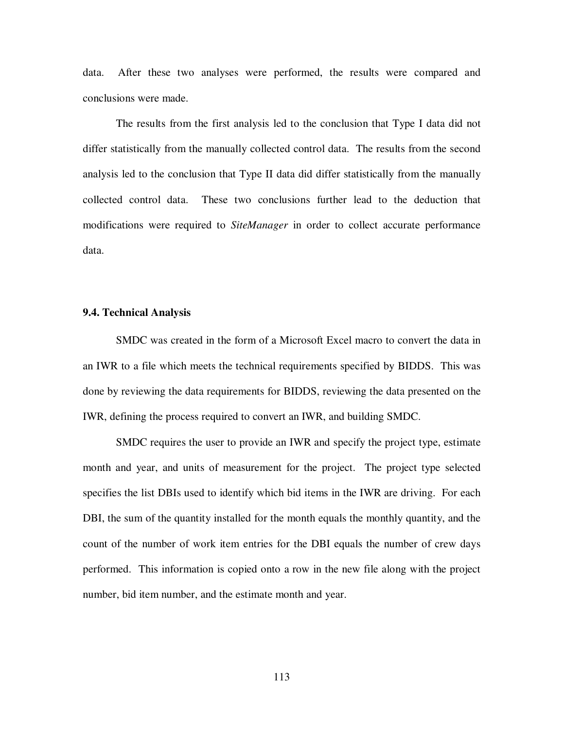data. After these two analyses were performed, the results were compared and conclusions were made.

The results from the first analysis led to the conclusion that Type I data did not differ statistically from the manually collected control data. The results from the second analysis led to the conclusion that Type II data did differ statistically from the manually collected control data. These two conclusions further lead to the deduction that modifications were required to *SiteManager* in order to collect accurate performance data.

### 9.4. Technical Analysis

SMDC was created in the form of a Microsoft Excel macro to convert the data in an IWR to a file which meets the technical requirements specified by BIDDS. This was done by reviewing the data requirements for BIDDS, reviewing the data presented on the IWR, defining the process required to convert an IWR, and building SMDC.

SMDC requires the user to provide an IWR and specify the project type, estimate month and year, and units of measurement for the project. The project type selected specifies the list DBIs used to identify which bid items in the IWR are driving. For each DBI, the sum of the quantity installed for the month equals the monthly quantity, and the count of the number of work item entries for the DBI equals the number of crew days performed. This information is copied onto a row in the new file along with the project number, bid item number, and the estimate month and year.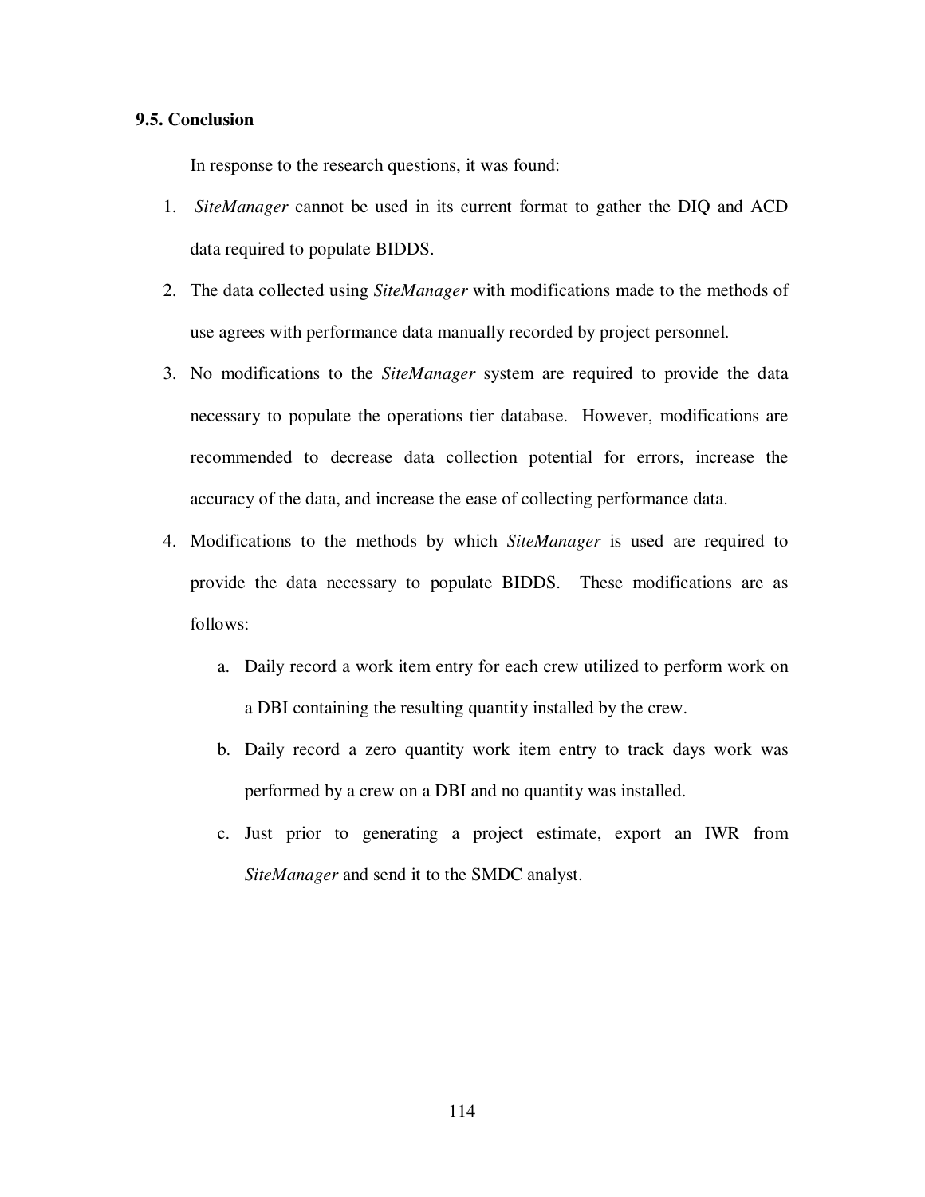### 9.5. Conclusion

In response to the research questions, it was found:

1. *SiteManager* cannot be used in its current format to gather the DIQ and ACD data required to populate BIDDS.
2. The data collected using *SiteManager* with modifications made to the methods of use agrees with performance data manually recorded by project personnel.
3. No modifications to the *SiteManager* system are required to provide the data necessary to populate the operations tier database. However, modifications are recommended to decrease data collection potential for errors, increase the accuracy of the data, and increase the ease of collecting performance data.
4. Modifications to the methods by which *SiteManager* is used are required to provide the data necessary to populate BIDDS. These modifications are as follows:
   a. Daily record a work item entry for each crew utilized to perform work on a DBI containing the resulting quantity installed by the crew.
   b. Daily record a zero quantity work item entry to track days work was performed by a crew on a DBI and no quantity was installed.
   c. Just prior to generating a project estimate, export an IWR from *SiteManager* and send it to the SMDC analyst.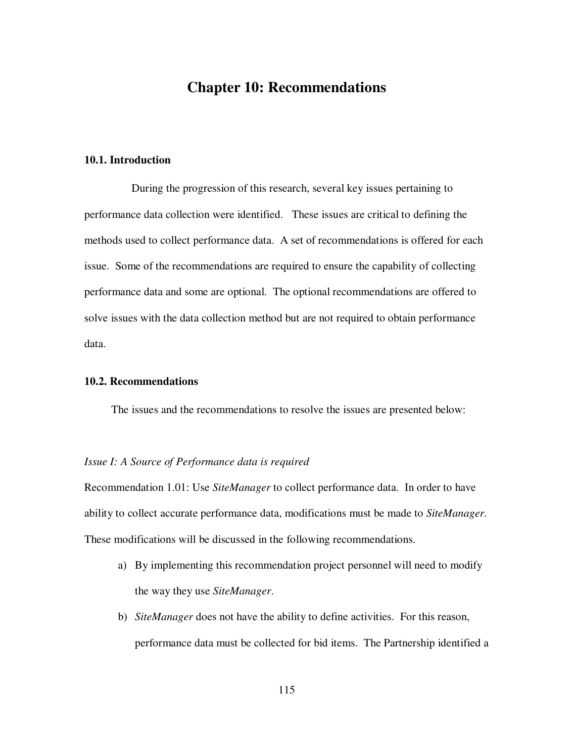# Chapter 10: Recommendations

### 10.1. Introduction

During the progression of this research, several key issues pertaining to performance data collection were identified. These issues are critical to defining the methods used to collect performance data. A set of recommendations is offered for each issue. Some of the recommendations are required to ensure the capability of collecting performance data and some are optional. The optional recommendations are offered to solve issues with the data collection method but are not required to obtain performance data.

### 10.2. Recommendations

The issues and the recommendations to resolve the issues are presented below:

*Issue I: A Source of Performance data is required*

Recommendation 1.01: Use *SiteManager* to collect performance data. In order to have ability to collect accurate performance data, modifications must be made to *SiteManager*. These modifications will be discussed in the following recommendations.

a) By implementing this recommendation project personnel will need to modify the way they use *SiteManager*.

b) *SiteManager* does not have the ability to define activities. For this reason, performance data must be collected for bid items. The Partnership identified a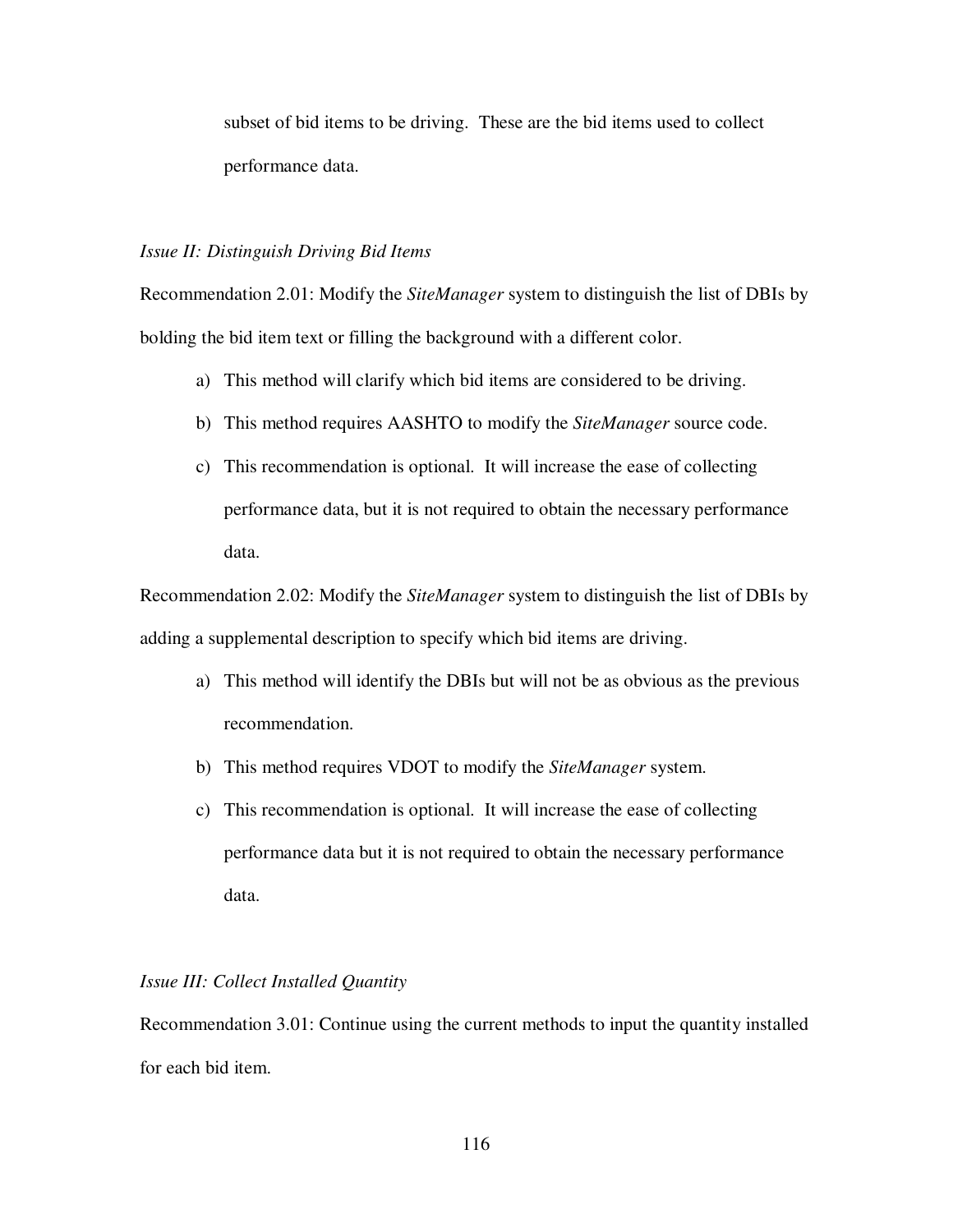subset of bid items to be driving. These are the bid items used to collect performance data.

*Issue II: Distinguish Driving Bid Items*

Recommendation 2.01: Modify the *SiteManager* system to distinguish the list of DBIs by bolding the bid item text or filling the background with a different color.

a) This method will clarify which bid items are considered to be driving.
b) This method requires AASHTO to modify the *SiteManager* source code.
c) This recommendation is optional. It will increase the ease of collecting performance data, but it is not required to obtain the necessary performance data.

Recommendation 2.02: Modify the *SiteManager* system to distinguish the list of DBIs by adding a supplemental description to specify which bid items are driving.

a) This method will identify the DBIs but will not be as obvious as the previous recommendation.
b) This method requires VDOT to modify the *SiteManager* system.
c) This recommendation is optional. It will increase the ease of collecting performance data but it is not required to obtain the necessary performance data.

*Issue III: Collect Installed Quantity*

Recommendation 3.01: Continue using the current methods to input the quantity installed for each bid item.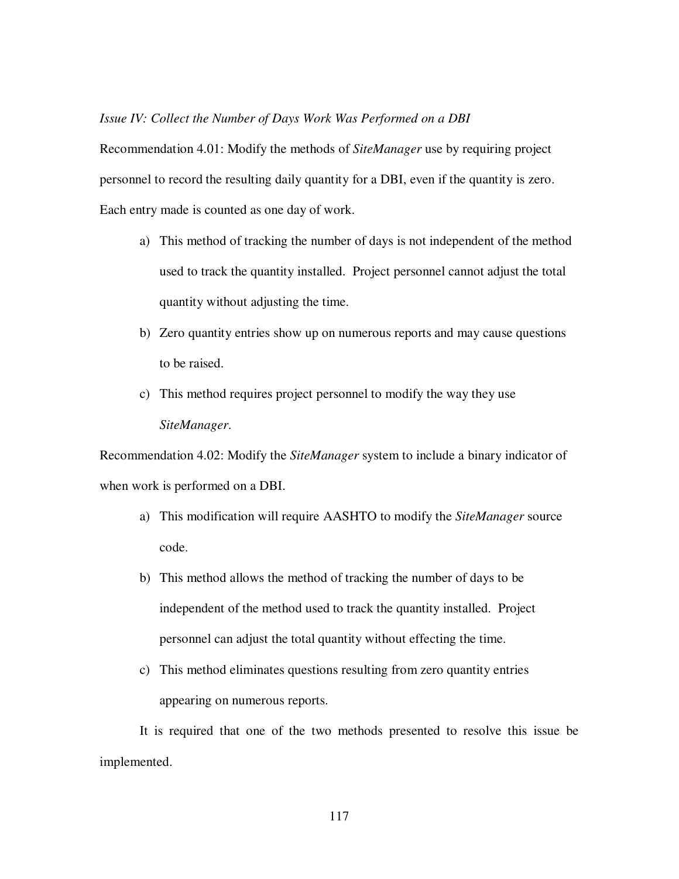*Issue IV: Collect the Number of Days Work Was Performed on a DBI*

Recommendation 4.01: Modify the methods of *SiteManager* use by requiring project personnel to record the resulting daily quantity for a DBI, even if the quantity is zero. Each entry made is counted as one day of work.

a) This method of tracking the number of days is not independent of the method used to track the quantity installed. Project personnel cannot adjust the total quantity without adjusting the time.

b) Zero quantity entries show up on numerous reports and may cause questions to be raised.

c) This method requires project personnel to modify the way they use *SiteManager*.

Recommendation 4.02: Modify the *SiteManager* system to include a binary indicator of when work is performed on a DBI.

a) This modification will require AASHTO to modify the *SiteManager* source code.

b) This method allows the method of tracking the number of days to be independent of the method used to track the quantity installed. Project personnel can adjust the total quantity without effecting the time.

c) This method eliminates questions resulting from zero quantity entries appearing on numerous reports.

It is required that one of the two methods presented to resolve this issue be implemented.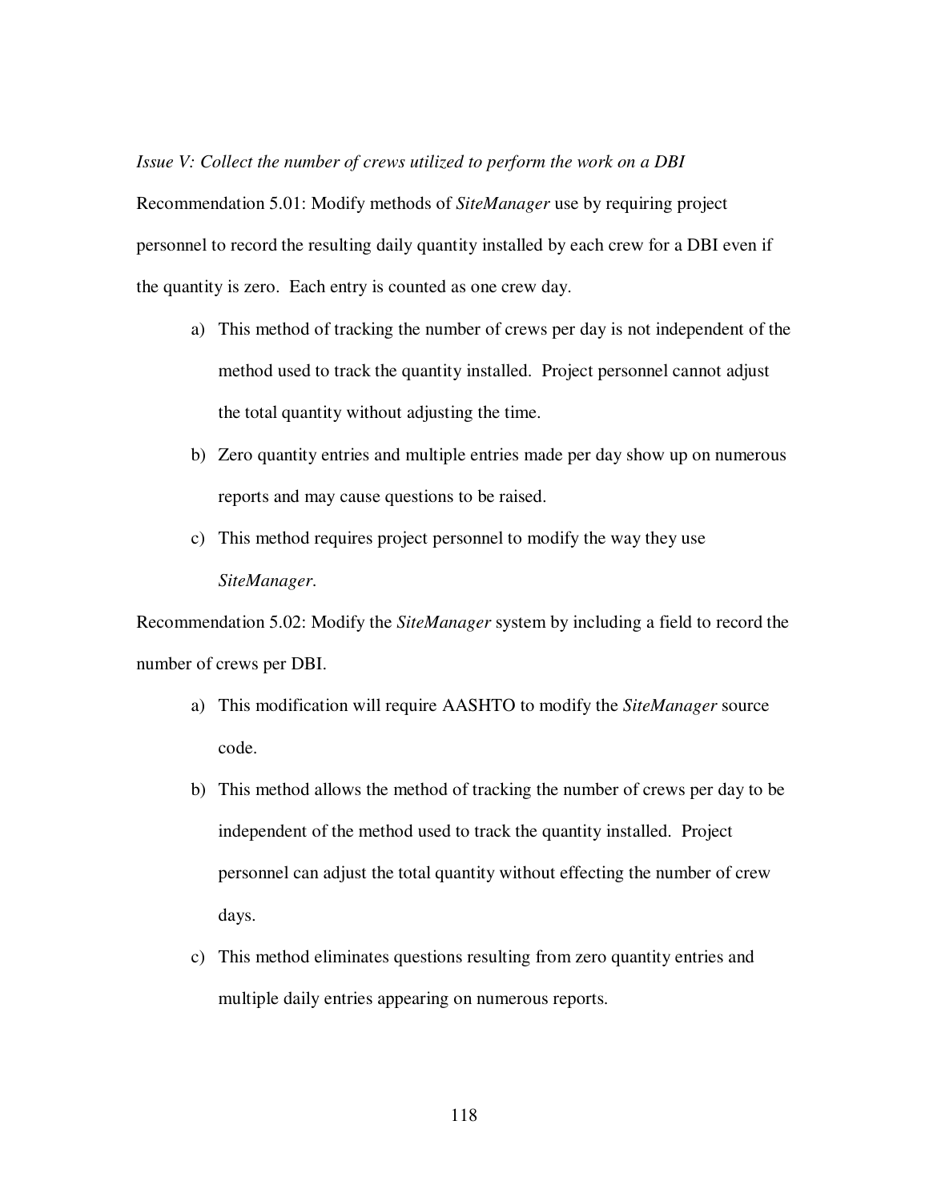*Issue V: Collect the number of crews utilized to perform the work on a DBI*

Recommendation 5.01: Modify methods of *SiteManager* use by requiring project personnel to record the resulting daily quantity installed by each crew for a DBI even if the quantity is zero. Each entry is counted as one crew day.

a) This method of tracking the number of crews per day is not independent of the method used to track the quantity installed. Project personnel cannot adjust the total quantity without adjusting the time.

b) Zero quantity entries and multiple entries made per day show up on numerous reports and may cause questions to be raised.

c) This method requires project personnel to modify the way they use *SiteManager*.

Recommendation 5.02: Modify the *SiteManager* system by including a field to record the number of crews per DBI.

a) This modification will require AASHTO to modify the *SiteManager* source code.

b) This method allows the method of tracking the number of crews per day to be independent of the method used to track the quantity installed. Project personnel can adjust the total quantity without effecting the number of crew days.

c) This method eliminates questions resulting from zero quantity entries and multiple daily entries appearing on numerous reports.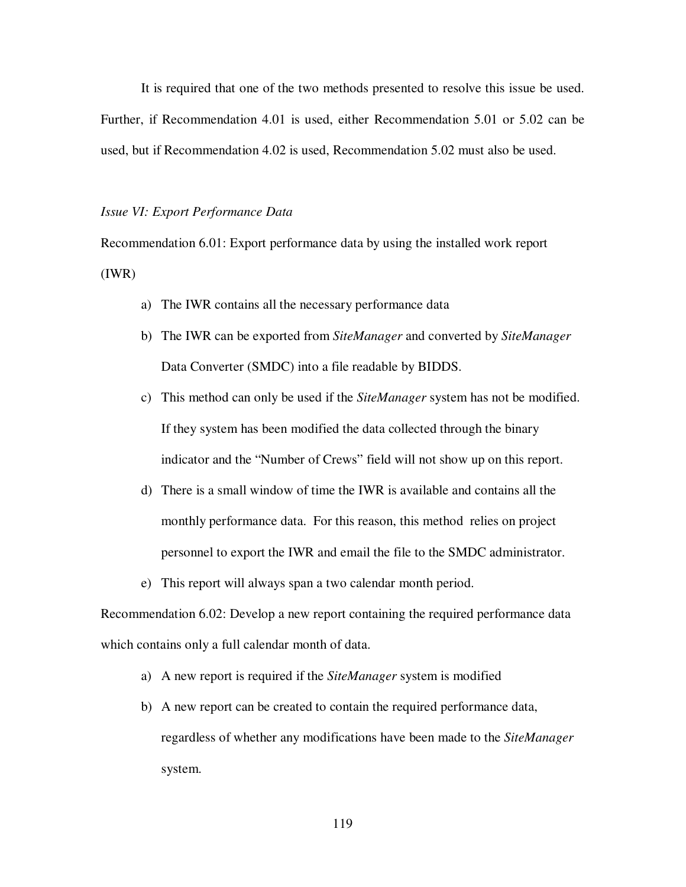It is required that one of the two methods presented to resolve this issue be used. Further, if Recommendation 4.01 is used, either Recommendation 5.01 or 5.02 can be used, but if Recommendation 4.02 is used, Recommendation 5.02 must also be used.

*Issue VI: Export Performance Data*

Recommendation 6.01: Export performance data by using the installed work report (IWR)

a) The IWR contains all the necessary performance data
b) The IWR can be exported from *SiteManager* and converted by *SiteManager* Data Converter (SMDC) into a file readable by BIDDS.
c) This method can only be used if the *SiteManager* system has not be modified. If they system has been modified the data collected through the binary indicator and the "Number of Crews" field will not show up on this report.
d) There is a small window of time the IWR is available and contains all the monthly performance data. For this reason, this method relies on project personnel to export the IWR and email the file to the SMDC administrator.
e) This report will always span a two calendar month period.

Recommendation 6.02: Develop a new report containing the required performance data which contains only a full calendar month of data.

a) A new report is required if the *SiteManager* system is modified
b) A new report can be created to contain the required performance data, regardless of whether any modifications have been made to the *SiteManager* system.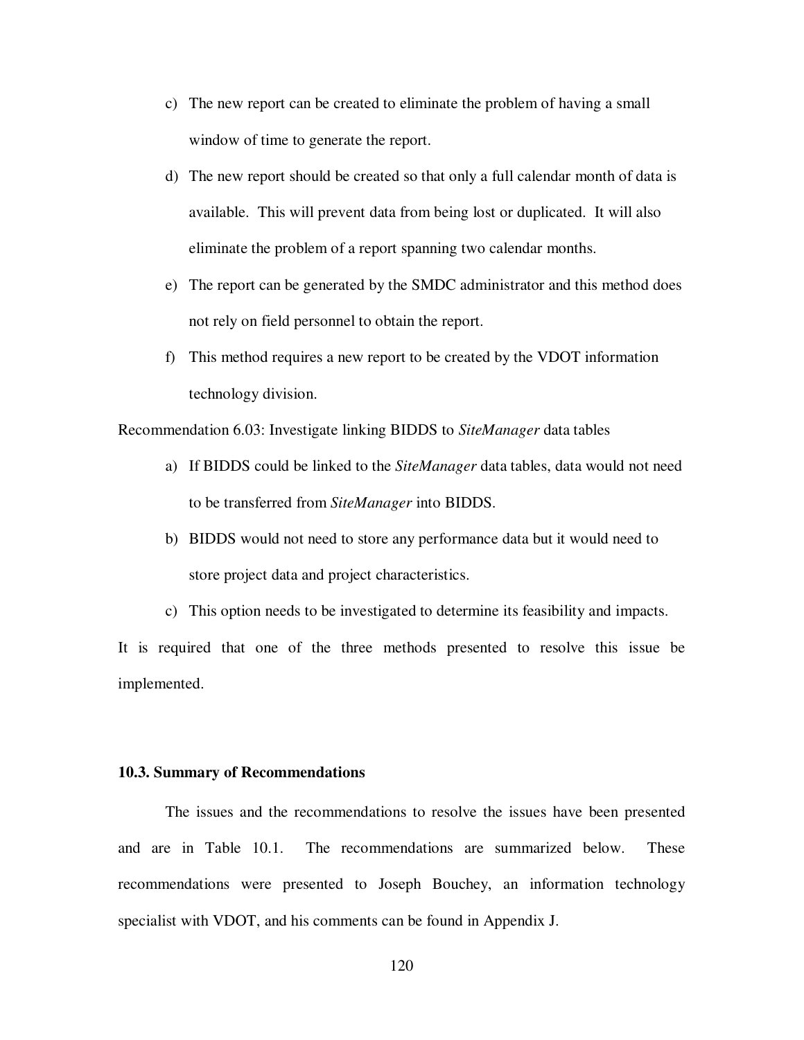c) The new report can be created to eliminate the problem of having a small window of time to generate the report.

d) The new report should be created so that only a full calendar month of data is available. This will prevent data from being lost or duplicated. It will also eliminate the problem of a report spanning two calendar months.

e) The report can be generated by the SMDC administrator and this method does not rely on field personnel to obtain the report.

f) This method requires a new report to be created by the VDOT information technology division.

Recommendation 6.03: Investigate linking BIDDS to *SiteManager* data tables

a) If BIDDS could be linked to the *SiteManager* data tables, data would not need to be transferred from *SiteManager* into BIDDS.

b) BIDDS would not need to store any performance data but it would need to store project data and project characteristics.

c) This option needs to be investigated to determine its feasibility and impacts.

It is required that one of the three methods presented to resolve this issue be implemented.

### 10.3. Summary of Recommendations

The issues and the recommendations to resolve the issues have been presented and are in Table 10.1. The recommendations are summarized below. These recommendations were presented to Joseph Bouchey, an information technology specialist with VDOT, and his comments can be found in Appendix J.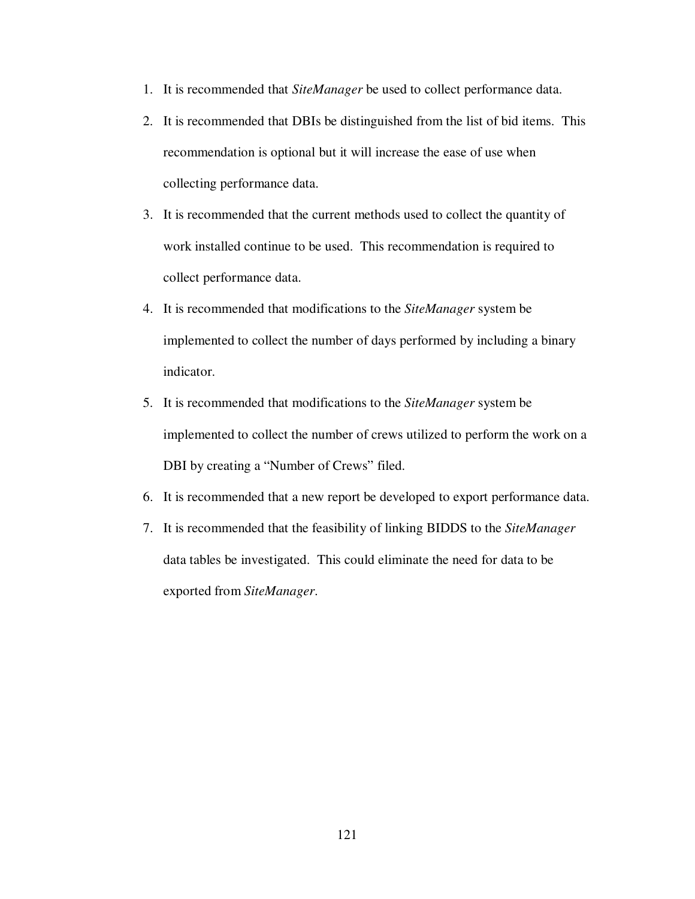1. It is recommended that *SiteManager* be used to collect performance data.
2. It is recommended that DBIs be distinguished from the list of bid items. This recommendation is optional but it will increase the ease of use when collecting performance data.
3. It is recommended that the current methods used to collect the quantity of work installed continue to be used. This recommendation is required to collect performance data.
4. It is recommended that modifications to the *SiteManager* system be implemented to collect the number of days performed by including a binary indicator.
5. It is recommended that modifications to the *SiteManager* system be implemented to collect the number of crews utilized to perform the work on a DBI by creating a "Number of Crews" filed.
6. It is recommended that a new report be developed to export performance data.
7. It is recommended that the feasibility of linking BIDDS to the *SiteManager* data tables be investigated. This could eliminate the need for data to be exported from *SiteManager*.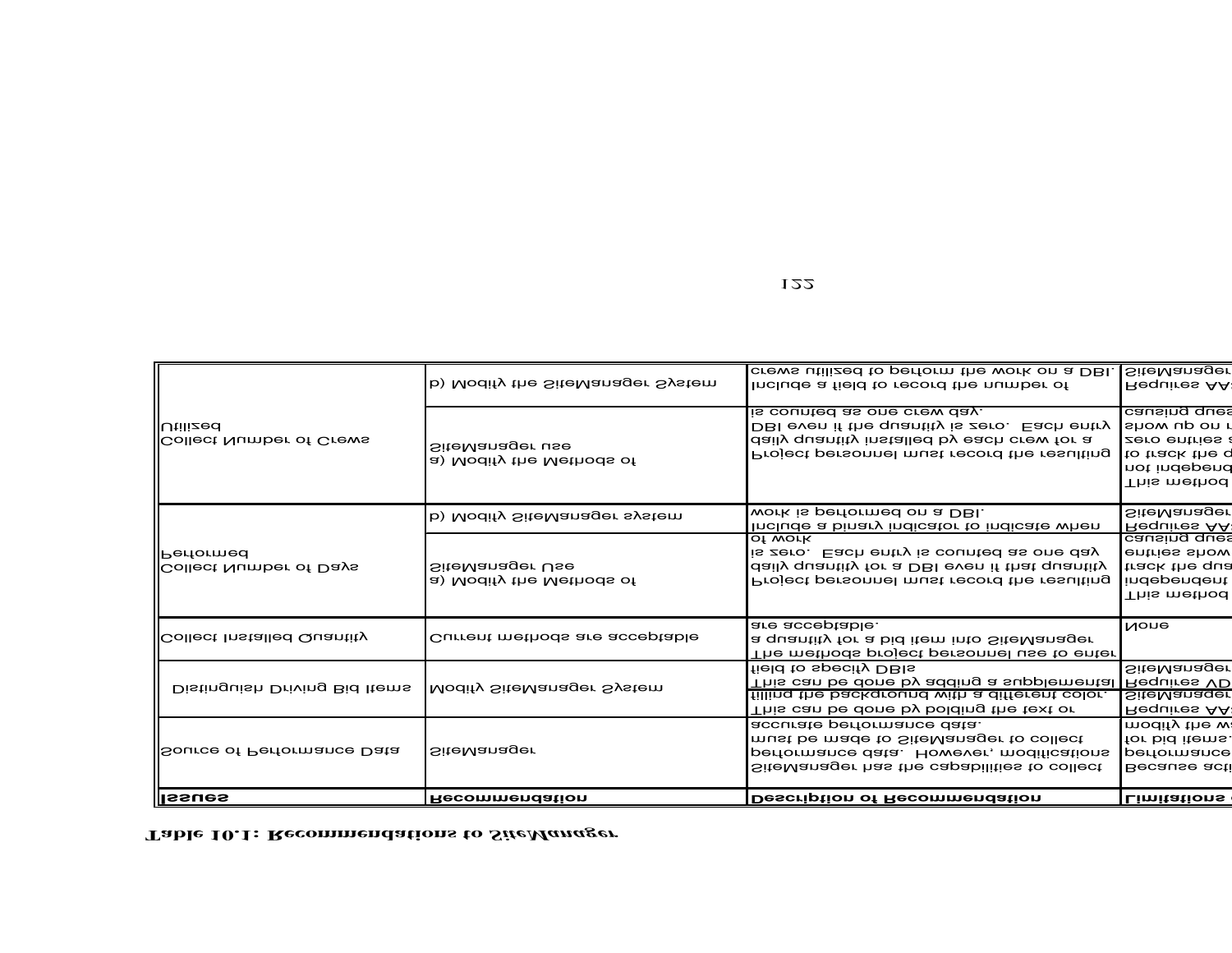**Table 10.1: Recommendations to SiteManager**

| Issues | Recommendation | Description of Recommendation | Limitations o |
|---|---|---|---|
| Source of Performance Data | SiteManager | SiteManager has the capabilities to collect performance data. However, modifications must be made to SiteManager to collect accurate performance data. | Because acti performance for bid items. modify the wa |
| Distinguish Driving Bid Items | Modify SiteManager System | This can be done by bolding the text or filling the background with a different color. | Requires AA SiteManager |
| | | This can be done by adding a supplemental field to specify DBIs | Requires VD SiteManager |
| Collect Installed Quantity | Current methods are acceptable | The methods project personnel use to enter a quantity for a bid item into SiteManager are acceptable. | None |
| Collect Number of Days Performed | a) Modify the Methods of SiteManager Use | Project personnel must record the resulting daily quantity for a DBI even if that quantity is zero. Each entry is counted as one day of work | This method independent track the qua entries show causing ques |
| | b) Modify SiteManager system | Include a binary indicator to indicate when work is performed on a DBI. | Requires AA SiteManager |
| Collect Number of Crews Utilized | a) Modify the Methods of SiteManager use | Project personnel must record the resulting daily quantity installed by each crew for a DBI even if the quantity is zero. Each entry is counted as one crew day. | This method not independ to track the p zero entries a show up on r causing ques |
| | b) Modify the SiteManager System | Include a field to record the number of crews utilized to perform the work on a DBI. | Requires AA SiteManager |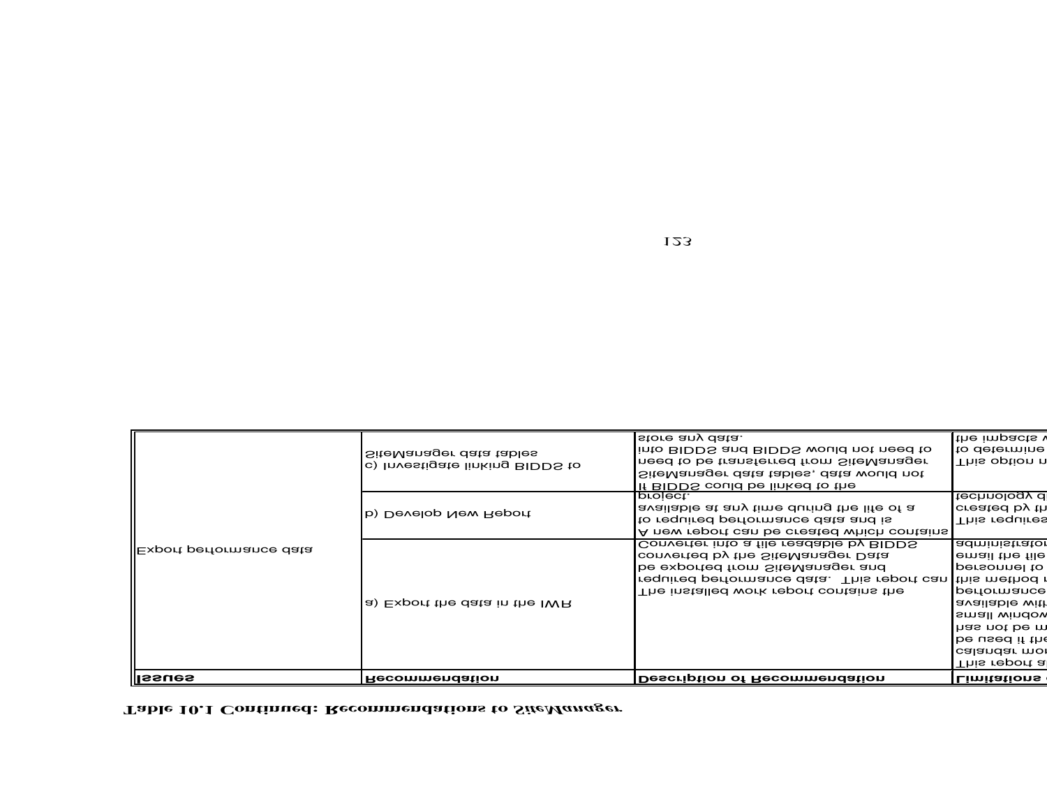**Table 10.1 Continued: Recommendations to SiteManager**

| Issues | Recommendation | Description of Recommendation | Limitations o |
|---|---|---|---|
| Export performance data | a) Export the data in the IWR | The installed work report contains the required performance data. This report can be exported from SiteManager and converted by the SiteManager Data Converter into a file readable by BIDDS | This report a calandar mon be used if the has not be m small window available with performance this method r personnel to email the file administration |
| | b) Develop New Report | A new report can be created which contains to required performance data and is available at any time during the life of a project. | This requires created by th technology d |
| | c) Investigate linking BIDDS to SiteManager data tables | If BIDDS could be linked to the SiteManager data tables, data would not need to be transferred from SiteManager into BIDDS and BIDDS would not need to store any data. | This option n to determine the impacts w |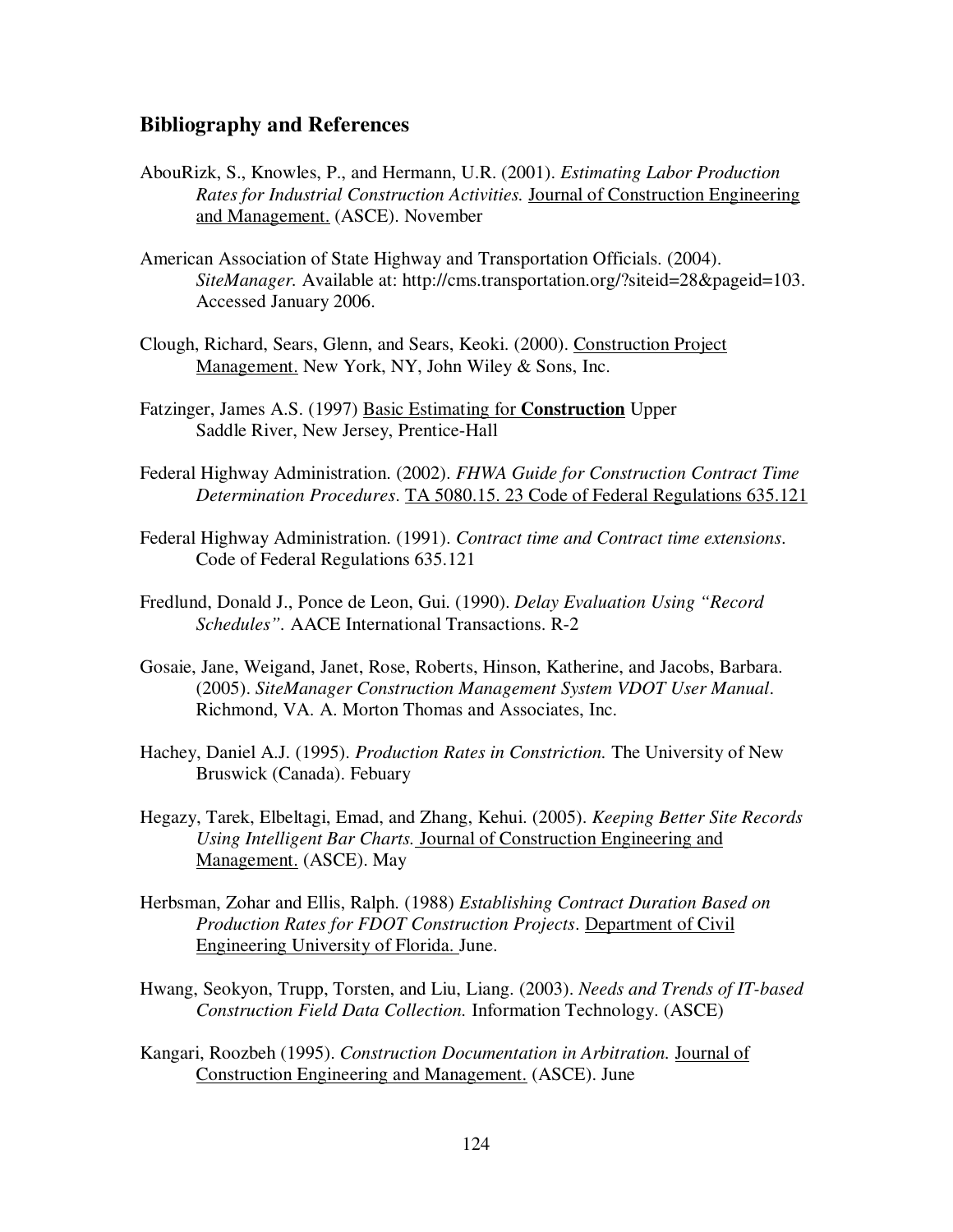## Bibliography and References

AbouRizk, S., Knowles, P., and Hermann, U.R. (2001). *Estimating Labor Production Rates for Industrial Construction Activities.* Journal of Construction Engineering and Management. (ASCE). November

American Association of State Highway and Transportation Officials. (2004). *SiteManager.* Available at: http://cms.transportation.org/?siteid=28&pageid=103. Accessed January 2006.

Clough, Richard, Sears, Glenn, and Sears, Keoki. (2000). Construction Project Management. New York, NY, John Wiley & Sons, Inc.

Fatzinger, James A.S. (1997) Basic Estimating for **Construction** Upper Saddle River, New Jersey, Prentice-Hall

Federal Highway Administration. (2002). *FHWA Guide for Construction Contract Time Determination Procedures*. TA 5080.15. 23 Code of Federal Regulations 635.121

Federal Highway Administration. (1991). *Contract time and Contract time extensions*. Code of Federal Regulations 635.121

Fredlund, Donald J., Ponce de Leon, Gui. (1990). *Delay Evaluation Using "Record Schedules".* AACE International Transactions. R-2

Gosaie, Jane, Weigand, Janet, Rose, Roberts, Hinson, Katherine, and Jacobs, Barbara. (2005). *SiteManager Construction Management System VDOT User Manual*. Richmond, VA. A. Morton Thomas and Associates, Inc.

Hachey, Daniel A.J. (1995). *Production Rates in Constriction.* The University of New Bruswick (Canada). Febuary

Hegazy, Tarek, Elbeltagi, Emad, and Zhang, Kehui. (2005). *Keeping Better Site Records Using Intelligent Bar Charts.* Journal of Construction Engineering and Management. (ASCE). May

Herbsman, Zohar and Ellis, Ralph. (1988) *Establishing Contract Duration Based on Production Rates for FDOT Construction Projects*. Department of Civil Engineering University of Florida. June.

Hwang, Seokyon, Trupp, Torsten, and Liu, Liang. (2003). *Needs and Trends of IT-based Construction Field Data Collection.* Information Technology. (ASCE)

Kangari, Roozbeh (1995). *Construction Documentation in Arbitration.* Journal of Construction Engineering and Management. (ASCE). June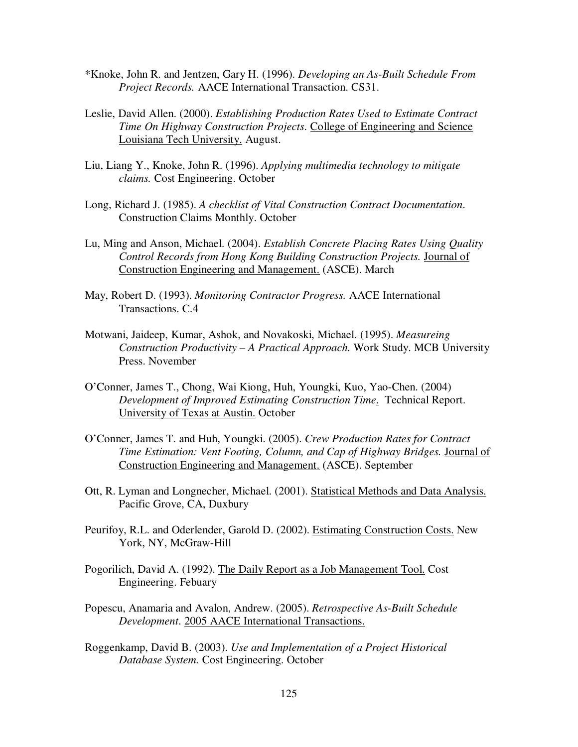*Knoke, John R. and Jentzen, Gary H. (1996). *Developing an As-Built Schedule From Project Records.* AACE International Transaction. CS31.

Leslie, David Allen. (2000). *Establishing Production Rates Used to Estimate Contract Time On Highway Construction Projects*. College of Engineering and Science Louisiana Tech University. August.

Liu, Liang Y., Knoke, John R. (1996). *Applying multimedia technology to mitigate claims.* Cost Engineering. October

Long, Richard J. (1985). *A checklist of Vital Construction Contract Documentation*. Construction Claims Monthly. October

Lu, Ming and Anson, Michael. (2004). *Establish Concrete Placing Rates Using Quality Control Records from Hong Kong Building Construction Projects.* Journal of Construction Engineering and Management. (ASCE). March

May, Robert D. (1993). *Monitoring Contractor Progress.* AACE International Transactions. C.4

Motwani, Jaideep, Kumar, Ashok, and Novakoski, Michael. (1995). *Measureing Construction Productivity – A Practical Approach.* Work Study. MCB University Press. November

O'Conner, James T., Chong, Wai Kiong, Huh, Youngki, Kuo, Yao-Chen. (2004) *Development of Improved Estimating Construction Time*. Technical Report. University of Texas at Austin. October

O'Conner, James T. and Huh, Youngki. (2005). *Crew Production Rates for Contract Time Estimation: Vent Footing, Column, and Cap of Highway Bridges.* Journal of Construction Engineering and Management. (ASCE). September

Ott, R. Lyman and Longnecher, Michael. (2001). Statistical Methods and Data Analysis. Pacific Grove, CA, Duxbury

Peurifoy, R.L. and Oderlender, Garold D. (2002). Estimating Construction Costs. New York, NY, McGraw-Hill

Pogorilich, David A. (1992). The Daily Report as a Job Management Tool. Cost Engineering. Febuary

Popescu, Anamaria and Avalon, Andrew. (2005). *Retrospective As-Built Schedule Development*. 2005 AACE International Transactions.

Roggenkamp, David B. (2003). *Use and Implementation of a Project Historical Database System.* Cost Engineering. October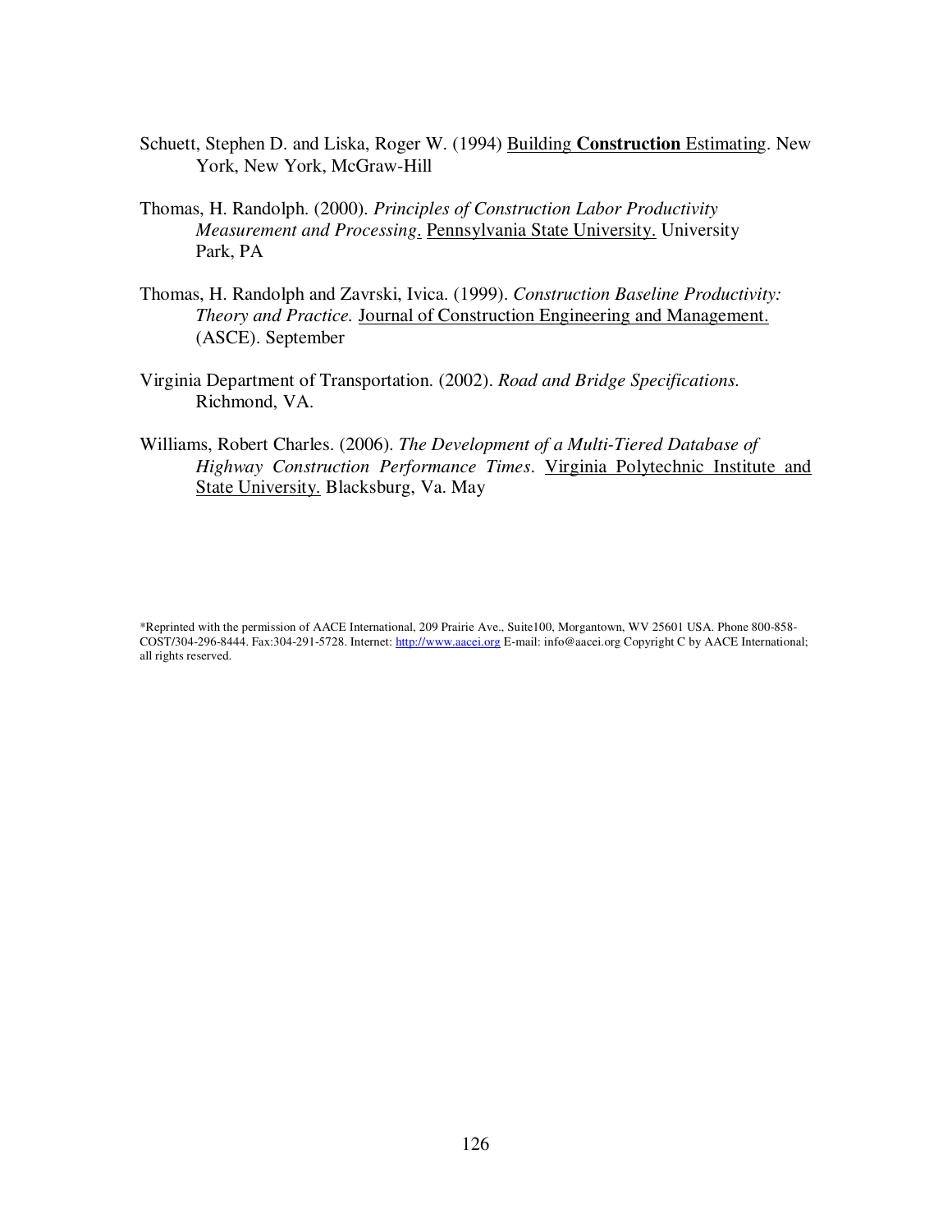Schuett, Stephen D. and Liska, Roger W. (1994) Building **Construction** Estimating. New York, New York, McGraw-Hill

Thomas, H. Randolph. (2000). *Principles of Construction Labor Productivity Measurement and Processing*. Pennsylvania State University. University Park, PA

Thomas, H. Randolph and Zavrski, Ivica. (1999). *Construction Baseline Productivity: Theory and Practice.* Journal of Construction Engineering and Management. (ASCE). September

Virginia Department of Transportation. (2002). *Road and Bridge Specifications.* Richmond, VA.

Williams, Robert Charles. (2006). *The Development of a Multi-Tiered Database of Highway Construction Performance Times*. Virginia Polytechnic Institute and State University. Blacksburg, Va. May

*Reprinted with the permission of AACE International, 209 Prairie Ave., Suite100, Morgantown, WV 25601 USA. Phone 800-858-COST/304-296-8444. Fax:304-291-5728. Internet: http://www.aacei.org E-mail: info@aacei.org Copyright C by AACE International; all rights reserved.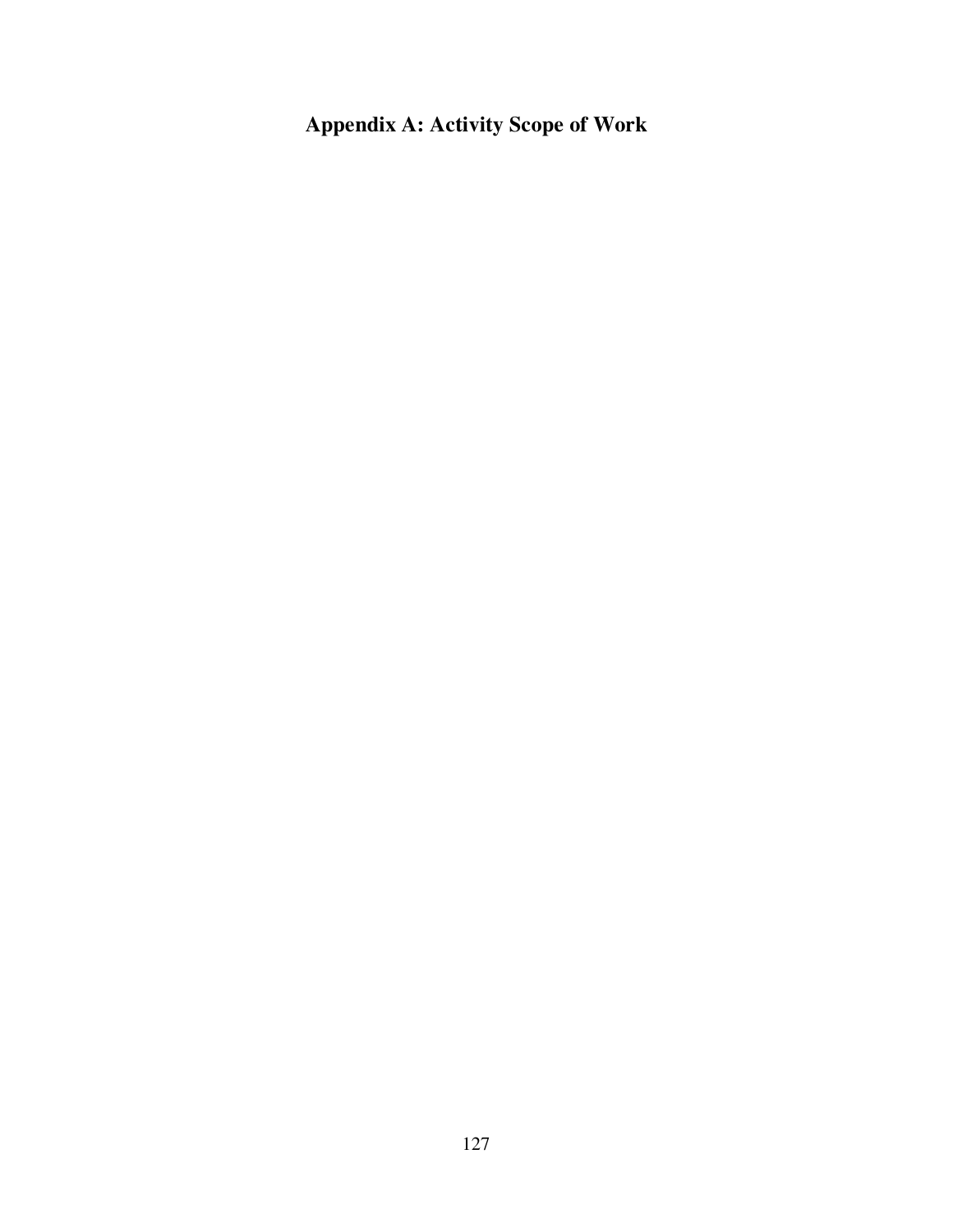# Appendix A: Activity Scope of Work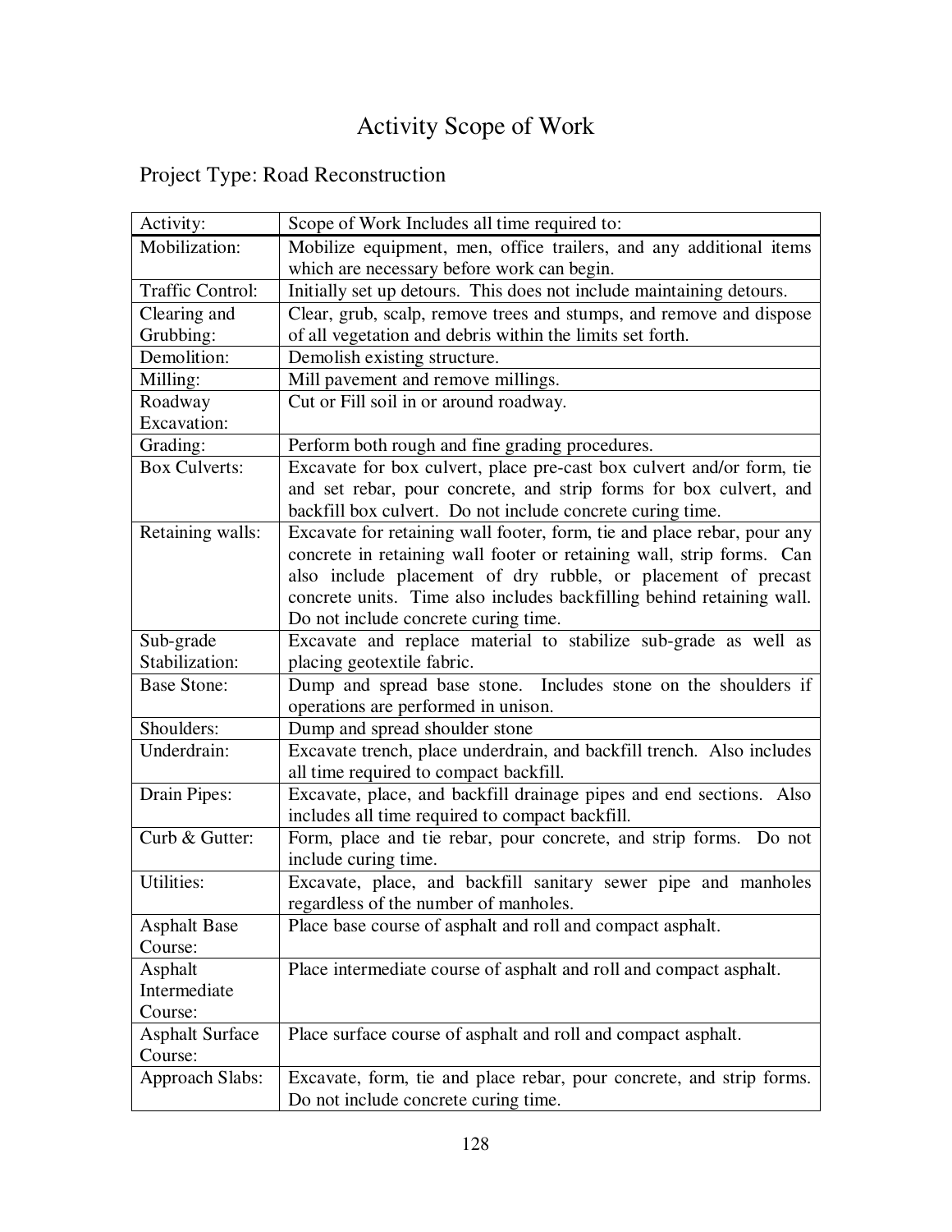# Activity Scope of Work

## Project Type: Road Reconstruction

| Activity: | Scope of Work Includes all time required to: |
|---|---|
| Mobilization: | Mobilize equipment, men, office trailers, and any additional items which are necessary before work can begin. |
| Traffic Control: | Initially set up detours. This does not include maintaining detours. |
| Clearing and Grubbing: | Clear, grub, scalp, remove trees and stumps, and remove and dispose of all vegetation and debris within the limits set forth. |
| Demolition: | Demolish existing structure. |
| Milling: | Mill pavement and remove millings. |
| Roadway Excavation: | Cut or Fill soil in or around roadway. |
| Grading: | Perform both rough and fine grading procedures. |
| Box Culverts: | Excavate for box culvert, place pre-cast box culvert and/or form, tie and set rebar, pour concrete, and strip forms for box culvert, and backfill box culvert. Do not include concrete curing time. |
| Retaining walls: | Excavate for retaining wall footer, form, tie and place rebar, pour any concrete in retaining wall footer or retaining wall, strip forms. Can also include placement of dry rubble, or placement of precast concrete units. Time also includes backfilling behind retaining wall. Do not include concrete curing time. |
| Sub-grade Stabilization: | Excavate and replace material to stabilize sub-grade as well as placing geotextile fabric. |
| Base Stone: | Dump and spread base stone. Includes stone on the shoulders if operations are performed in unison. |
| Shoulders: | Dump and spread shoulder stone |
| Underdrain: | Excavate trench, place underdrain, and backfill trench. Also includes all time required to compact backfill. |
| Drain Pipes: | Excavate, place, and backfill drainage pipes and end sections. Also includes all time required to compact backfill. |
| Curb & Gutter: | Form, place and tie rebar, pour concrete, and strip forms. Do not include curing time. |
| Utilities: | Excavate, place, and backfill sanitary sewer pipe and manholes regardless of the number of manholes. |
| Asphalt Base Course: | Place base course of asphalt and roll and compact asphalt. |
| Asphalt Intermediate Course: | Place intermediate course of asphalt and roll and compact asphalt. |
| Asphalt Surface Course: | Place surface course of asphalt and roll and compact asphalt. |
| Approach Slabs: | Excavate, form, tie and place rebar, pour concrete, and strip forms. Do not include concrete curing time. |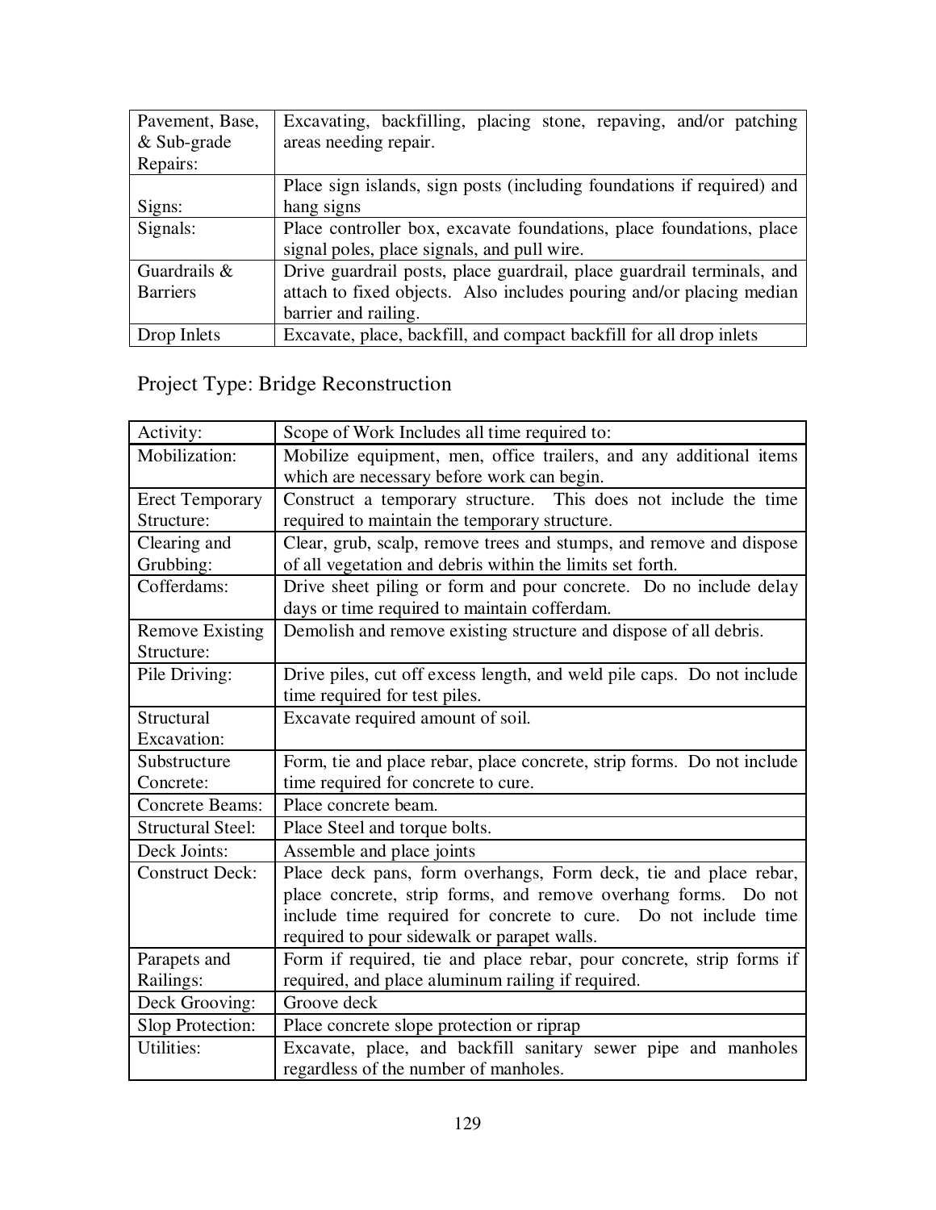| Pavement, Base, & Sub-grade Repairs: | Excavating, backfilling, placing stone, repaving, and/or patching areas needing repair. |
|---|---|
| Signs: | Place sign islands, sign posts (including foundations if required) and hang signs |
| Signals: | Place controller box, excavate foundations, place foundations, place signal poles, place signals, and pull wire. |
| Guardrails & Barriers | Drive guardrail posts, place guardrail, place guardrail terminals, and attach to fixed objects. Also includes pouring and/or placing median barrier and railing. |
| Drop Inlets | Excavate, place, backfill, and compact backfill for all drop inlets |

## Project Type: Bridge Reconstruction

| Activity: | Scope of Work Includes all time required to: |
|---|---|
| Mobilization: | Mobilize equipment, men, office trailers, and any additional items which are necessary before work can begin. |
| Erect Temporary Structure: | Construct a temporary structure. This does not include the time required to maintain the temporary structure. |
| Clearing and Grubbing: | Clear, grub, scalp, remove trees and stumps, and remove and dispose of all vegetation and debris within the limits set forth. |
| Cofferdams: | Drive sheet piling or form and pour concrete. Do no include delay days or time required to maintain cofferdam. |
| Remove Existing Structure: | Demolish and remove existing structure and dispose of all debris. |
| Pile Driving: | Drive piles, cut off excess length, and weld pile caps. Do not include time required for test piles. |
| Structural Excavation: | Excavate required amount of soil. |
| Substructure Concrete: | Form, tie and place rebar, place concrete, strip forms. Do not include time required for concrete to cure. |
| Concrete Beams: | Place concrete beam. |
| Structural Steel: | Place Steel and torque bolts. |
| Deck Joints: | Assemble and place joints |
| Construct Deck: | Place deck pans, form overhangs, Form deck, tie and place rebar, place concrete, strip forms, and remove overhang forms. Do not include time required for concrete to cure. Do not include time required to pour sidewalk or parapet walls. |
| Parapets and Railings: | Form if required, tie and place rebar, pour concrete, strip forms if required, and place aluminum railing if required. |
| Deck Grooving: | Groove deck |
| Slop Protection: | Place concrete slope protection or riprap |
| Utilities: | Excavate, place, and backfill sanitary sewer pipe and manholes regardless of the number of manholes. |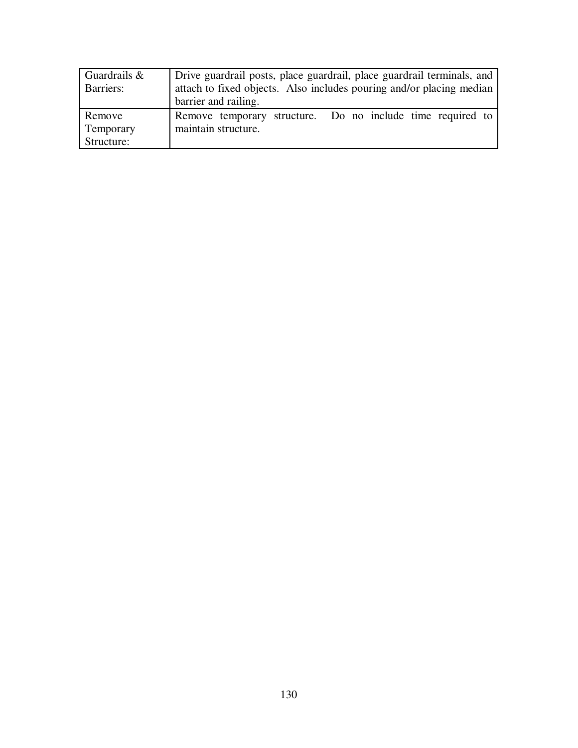| | |
|---|---|
| Guardrails & Barriers: | Drive guardrail posts, place guardrail, place guardrail terminals, and attach to fixed objects. Also includes pouring and/or placing median barrier and railing. |
| Remove Temporary Structure: | Remove temporary structure. Do no include time required to maintain structure. |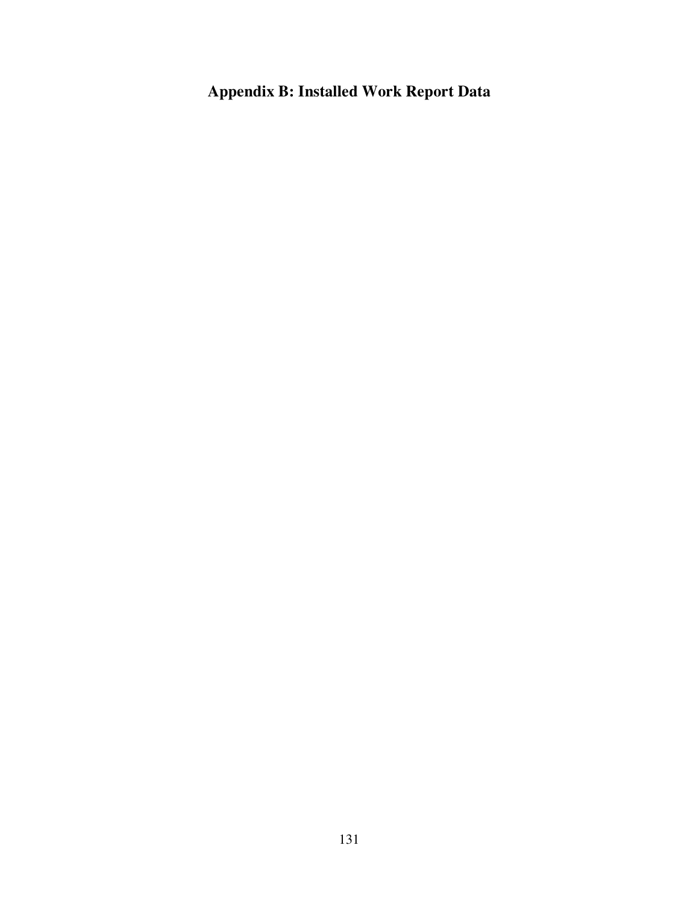# Appendix B: Installed Work Report Data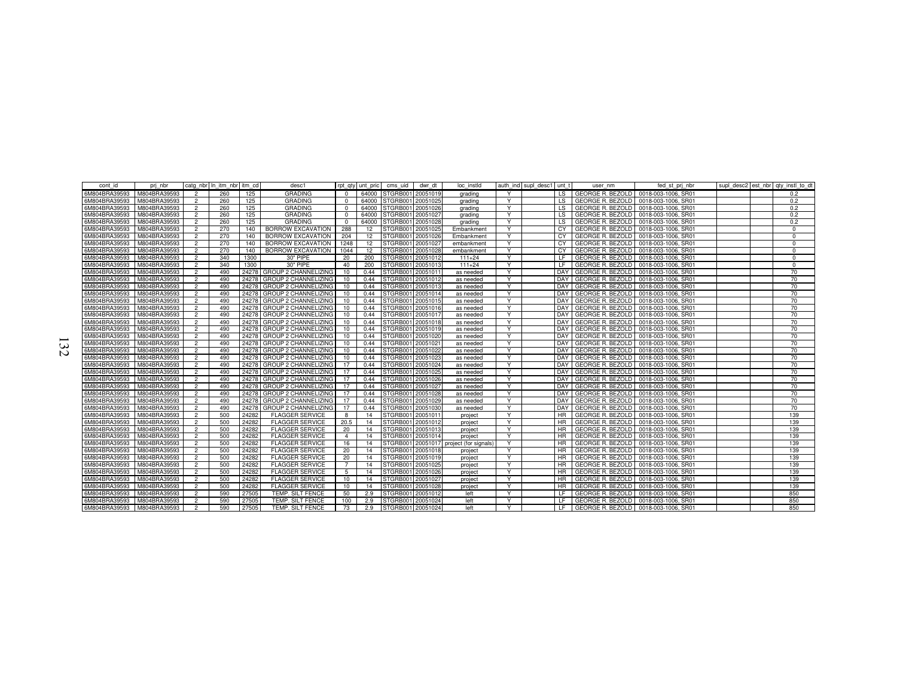| cont_id | prj_nbr | catg_nbr | ln_itm_nbr | itm_cd | desc1 | rpt_qty | unt_pric | cms_uid | dwr_dt | loc_instld | auth_ind | supl_desc1 | unt_t | user_nm | fed_st_prj_nbr | supl_desc2 | est_nbr | qty_instl_to_dt |
|---|---|---|---|---|---|---|---|---|---|---|---|---|---|---|---|---|---|---|
| 6M804BRA39593 | M804BRA39593 | 2 | 260 | 125 | GRADING | 0 | 64000 | STGRB001 | 20051019 | grading | Y | | LS | GEORGE R. BEZOLD | 0018-003-1006, SR01 | | | 0.2 |
| 6M804BRA39593 | M804BRA39593 | 2 | 260 | 125 | GRADING | 0 | 64000 | STGRB001 | 20051025 | grading | Y | | LS | GEORGE R. BEZOLD | 0018-003-1006, SR01 | | | 0.2 |
| 6M804BRA39593 | M804BRA39593 | 2 | 260 | 125 | GRADING | 0 | 64000 | STGRB001 | 20051026 | grading | Y | | LS | GEORGE R. BEZOLD | 0018-003-1006, SR01 | | | 0.2 |
| 6M804BRA39593 | M804BRA39593 | 2 | 260 | 125 | GRADING | 0 | 64000 | STGRB001 | 20051027 | grading | Y | | LS | GEORGE R. BEZOLD | 0018-003-1006, SR01 | | | 0.2 |
| 6M804BRA39593 | M804BRA39593 | 2 | 260 | 125 | GRADING | 0 | 64000 | STGRB001 | 20051028 | grading | Y | | LS | GEORGE R. BEZOLD | 0018-003-1006, SR01 | | | 0.2 |
| 6M804BRA39593 | M804BRA39593 | 2 | 270 | 140 | BORROW EXCAVATION | 288 | 12 | STGRB001 | 20051025 | Embankment | Y | | CY | GEORGE R. BEZOLD | 0018-003-1006, SR01 | | | 0 |
| 6M804BRA39593 | M804BRA39593 | 2 | 270 | 140 | BORROW EXCAVATION | 204 | 12 | STGRB001 | 20051026 | Embankment | Y | | CY | GEORGE R. BEZOLD | 0018-003-1006, SR01 | | | 0 |
| 6M804BRA39593 | M804BRA39593 | 2 | 270 | 140 | BORROW EXCAVATION | 1248 | 12 | STGRB001 | 20051027 | embankment | Y | | CY | GEORGE R. BEZOLD | 0018-003-1006, SR01 | | | 0 |
| 6M804BRA39593 | M804BRA39593 | 2 | 270 | 140 | BORROW EXCAVATION | 1044 | 12 | STGRB001 | 20051028 | embankment | Y | | CY | GEORGE R. BEZOLD | 0018-003-1006, SR01 | | | 0 |
| 6M804BRA39593 | M804BRA39593 | 2 | 340 | 1300 | 30" PIPE | 20 | 200 | STGRB001 | 20051012 | 111+24 | Y | | LF | GEORGE R. BEZOLD | 0018-003-1006, SR01 | | | 0 |
| 6M804BRA39593 | M804BRA39593 | 2 | 340 | 1300 | 30" PIPE | 40 | 200 | STGRB001 | 20051013 | 111+24 | Y | | LF | GEORGE R. BEZOLD | 0018-003-1006, SR01 | | | 0 |
| 6M804BRA39593 | M804BRA39593 | 2 | 490 | 24278 | GROUP 2 CHANNELIZING | 10 | 0.44 | STGRB001 | 20051011 | as needed | Y | | DAY | GEORGE R. BEZOLD | 0018-003-1006, SR01 | | | 70 |
| 6M804BRA39593 | M804BRA39593 | 2 | 490 | 24278 | GROUP 2 CHANNELIZING | 10 | 0.44 | STGRB001 | 20051012 | as needed | Y | | DAY | GEORGE R. BEZOLD | 0018-003-1006, SR01 | | | 70 |
| 6M804BRA39593 | M804BRA39593 | 2 | 490 | 24278 | GROUP 2 CHANNELIZING | 10 | 0.44 | STGRB001 | 20051013 | as needed | Y | | DAY | GEORGE R. BEZOLD | 0018-003-1006, SR01 | | | 70 |
| 6M804BRA39593 | M804BRA39593 | 2 | 490 | 24278 | GROUP 2 CHANNELIZING | 10 | 0.44 | STGRB001 | 20051014 | as needed | Y | | DAY | GEORGE R. BEZOLD | 0018-003-1006, SR01 | | | 70 |
| 6M804BRA39593 | M804BRA39593 | 2 | 490 | 24278 | GROUP 2 CHANNELIZING | 10 | 0.44 | STGRB001 | 20051015 | as needed | Y | | DAY | GEORGE R. BEZOLD | 0018-003-1006, SR01 | | | 70 |
| 6M804BRA39593 | M804BRA39593 | 2 | 490 | 24278 | GROUP 2 CHANNELIZING | 10 | 0.44 | STGRB001 | 20051016 | as needed | Y | | DAY | GEORGE R. BEZOLD | 0018-003-1006, SR01 | | | 70 |
| 6M804BRA39593 | M804BRA39593 | 2 | 490 | 24278 | GROUP 2 CHANNELIZING | 10 | 0.44 | STGRB001 | 20051017 | as needed | Y | | DAY | GEORGE R. BEZOLD | 0018-003-1006, SR01 | | | 70 |
| 6M804BRA39593 | M804BRA39593 | 2 | 490 | 24278 | GROUP 2 CHANNELIZING | 10 | 0.44 | STGRB001 | 20051018 | as needed | Y | | DAY | GEORGE R. BEZOLD | 0018-003-1006, SR01 | | | 70 |
| 6M804BRA39593 | M804BRA39593 | 2 | 490 | 24278 | GROUP 2 CHANNELIZING | 10 | 0.44 | STGRB001 | 20051019 | as needed | Y | | DAY | GEORGE R. BEZOLD | 0018-003-1006, SR01 | | | 70 |
| 6M804BRA39593 | M804BRA39593 | 2 | 490 | 24278 | GROUP 2 CHANNELIZING | 10 | 0.44 | STGRB001 | 20051020 | as needed | Y | | DAY | GEORGE R. BEZOLD | 0018-003-1006, SR01 | | | 70 |
| 6M804BRA39593 | M804BRA39593 | 2 | 490 | 24278 | GROUP 2 CHANNELIZING | 10 | 0.44 | STGRB001 | 20051021 | as needed | Y | | DAY | GEORGE R. BEZOLD | 0018-003-1006, SR01 | | | 70 |
| 6M804BRA39593 | M804BRA39593 | 2 | 490 | 24278 | GROUP 2 CHANNELIZING | 10 | 0.44 | STGRB001 | 20051022 | as needed | Y | | DAY | GEORGE R. BEZOLD | 0018-003-1006, SR01 | | | 70 |
| 6M804BRA39593 | M804BRA39593 | 2 | 490 | 24278 | GROUP 2 CHANNELIZING | 10 | 0.44 | STGRB001 | 20051023 | as needed | Y | | DAY | GEORGE R. BEZOLD | 0018-003-1006, SR01 | | | 70 |
| 6M804BRA39593 | M804BRA39593 | 2 | 490 | 24278 | GROUP 2 CHANNELIZING | 17 | 0.44 | STGRB001 | 20051024 | as needed | Y | | DAY | GEORGE R. BEZOLD | 0018-003-1006, SR01 | | | 70 |
| 6M804BRA39593 | M804BRA39593 | 2 | 490 | 24278 | GROUP 2 CHANNELIZING | 17 | 0.44 | STGRB001 | 20051025 | as needed | Y | | DAY | GEORGE R. BEZOLD | 0018-003-1006, SR01 | | | 70 |
| 6M804BRA39593 | M804BRA39593 | 2 | 490 | 24278 | GROUP 2 CHANNELIZING | 17 | 0.44 | STGRB001 | 20051026 | as needed | Y | | DAY | GEORGE R. BEZOLD | 0018-003-1006, SR01 | | | 70 |
| 6M804BRA39593 | M804BRA39593 | 2 | 490 | 24278 | GROUP 2 CHANNELIZING | 17 | 0.44 | STGRB001 | 20051027 | as needed | Y | | DAY | GEORGE R. BEZOLD | 0018-003-1006, SR01 | | | 70 |
| 6M804BRA39593 | M804BRA39593 | 2 | 490 | 24278 | GROUP 2 CHANNELIZING | 17 | 0.44 | STGRB001 | 20051028 | as needed | Y | | DAY | GEORGE R. BEZOLD | 0018-003-1006, SR01 | | | 70 |
| 6M804BRA39593 | M804BRA39593 | 2 | 490 | 24278 | GROUP 2 CHANNELIZING | 17 | 0.44 | STGRB001 | 20051029 | as needed | Y | | DAY | GEORGE R. BEZOLD | 0018-003-1006, SR01 | | | 70 |
| 6M804BRA39593 | M804BRA39593 | 2 | 490 | 24278 | GROUP 2 CHANNELIZING | 17 | 0.44 | STGRB001 | 20051030 | as needed | Y | | DAY | GEORGE R. BEZOLD | 0018-003-1006, SR01 | | | 70 |
| 6M804BRA39593 | M804BRA39593 | 2 | 500 | 24282 | FLAGGER SERVICE | 8 | 14 | STGRB001 | 20051011 | project | Y | | HR | GEORGE R. BEZOLD | 0018-003-1006, SR01 | | | 139 |
| 6M804BRA39593 | M804BRA39593 | 2 | 500 | 24282 | FLAGGER SERVICE | 20.5 | 14 | STGRB001 | 20051012 | project | Y | | HR | GEORGE R. BEZOLD | 0018-003-1006, SR01 | | | 139 |
| 6M804BRA39593 | M804BRA39593 | 2 | 500 | 24282 | FLAGGER SERVICE | 20 | 14 | STGRB001 | 20051013 | project | Y | | HR | GEORGE R. BEZOLD | 0018-003-1006, SR01 | | | 139 |
| 6M804BRA39593 | M804BRA39593 | 2 | 500 | 24282 | FLAGGER SERVICE | 4 | 14 | STGRB001 | 20051014 | project | Y | | HR | GEORGE R. BEZOLD | 0018-003-1006, SR01 | | | 139 |
| 6M804BRA39593 | M804BRA39593 | 2 | 500 | 24282 | FLAGGER SERVICE | 16 | 14 | STGRB001 | 20051017 | project (for signals) | Y | | HR | GEORGE R. BEZOLD | 0018-003-1006, SR01 | | | 139 |
| 6M804BRA39593 | M804BRA39593 | 2 | 500 | 24282 | FLAGGER SERVICE | 20 | 14 | STGRB001 | 20051018 | project | Y | | HR | GEORGE R. BEZOLD | 0018-003-1006, SR01 | | | 139 |
| 6M804BRA39593 | M804BRA39593 | 2 | 500 | 24282 | FLAGGER SERVICE | 20 | 14 | STGRB001 | 20051019 | project | Y | | HR | GEORGE R. BEZOLD | 0018-003-1006, SR01 | | | 139 |
| 6M804BRA39593 | M804BRA39593 | 2 | 500 | 24282 | FLAGGER SERVICE | 7 | 14 | STGRB001 | 20051025 | project | Y | | HR | GEORGE R. BEZOLD | 0018-003-1006, SR01 | | | 139 |
| 6M804BRA39593 | M804BRA39593 | 2 | 500 | 24282 | FLAGGER SERVICE | 5 | 14 | STGRB001 | 20051026 | project | Y | | HR | GEORGE R. BEZOLD | 0018-003-1006, SR01 | | | 139 |
| 6M804BRA39593 | M804BRA39593 | 2 | 500 | 24282 | FLAGGER SERVICE | 10 | 14 | STGRB001 | 20051027 | project | Y | | HR | GEORGE R. BEZOLD | 0018-003-1006, SR01 | | | 139 |
| 6M804BRA39593 | M804BRA39593 | 2 | 500 | 24282 | FLAGGER SERVICE | 10 | 14 | STGRB001 | 20051028 | project | Y | | HR | GEORGE R. BEZOLD | 0018-003-1006, SR01 | | | 139 |
| 6M804BRA39593 | M804BRA39593 | 2 | 590 | 27505 | TEMP. SILT FENCE | 50 | 2.9 | STGRB001 | 20051012 | left | Y | | LF | GEORGE R. BEZOLD | 0018-003-1006, SR01 | | | 850 |
| 6M804BRA39593 | M804BRA39593 | 2 | 590 | 27505 | TEMP. SILT FENCE | 100 | 2.9 | STGRB001 | 20051024 | left | Y | | LF | GEORGE R. BEZOLD | 0018-003-1006, SR01 | | | 850 |
| 6M804BRA39593 | M804BRA39593 | 2 | 590 | 27505 | TEMP. SILT FENCE | 73 | 2.9 | STGRB001 | 20051024 | left | Y | | LF | GEORGE R. BEZOLD | 0018-003-1006, SR01 | | | 850 |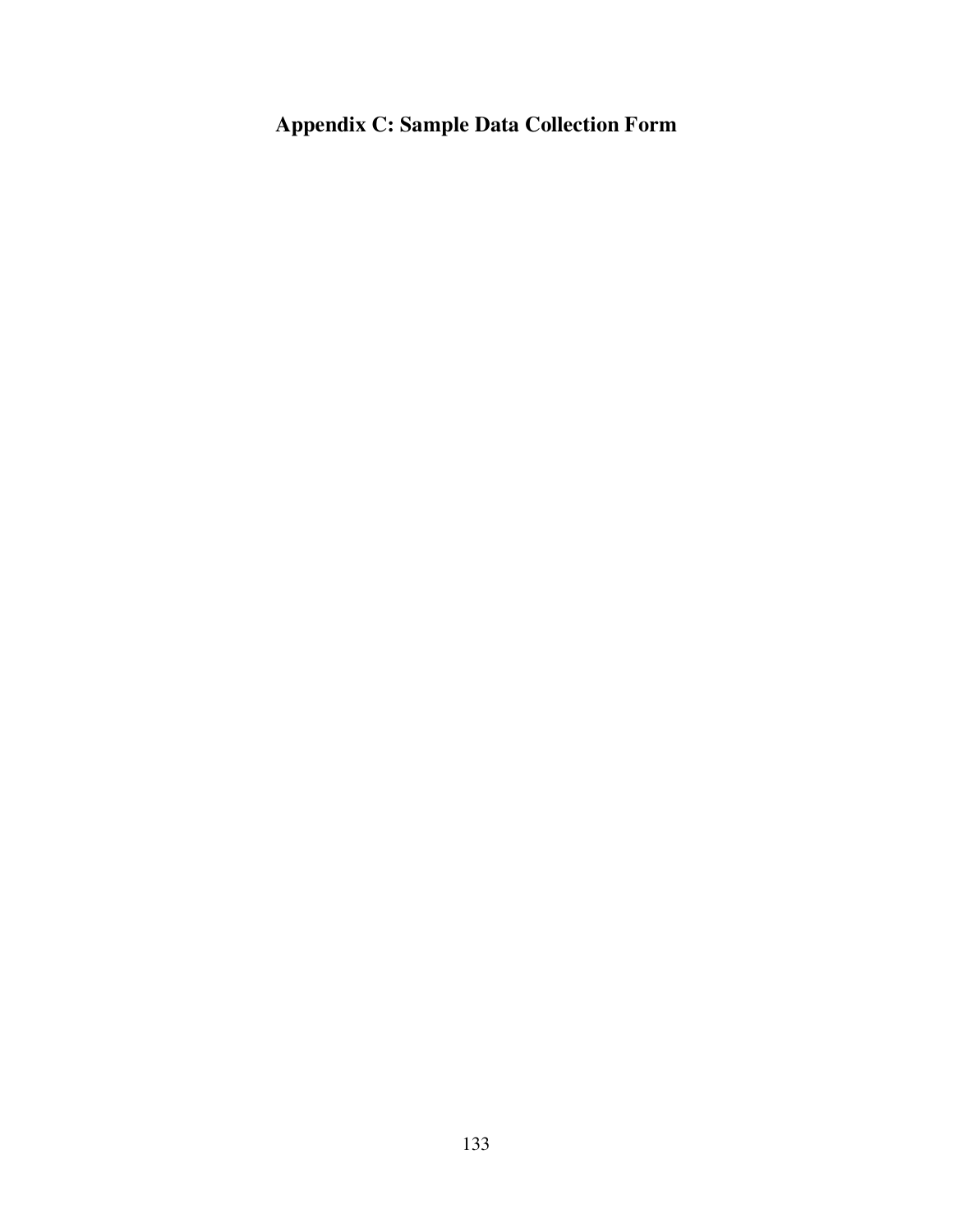# Appendix C: Sample Data Collection Form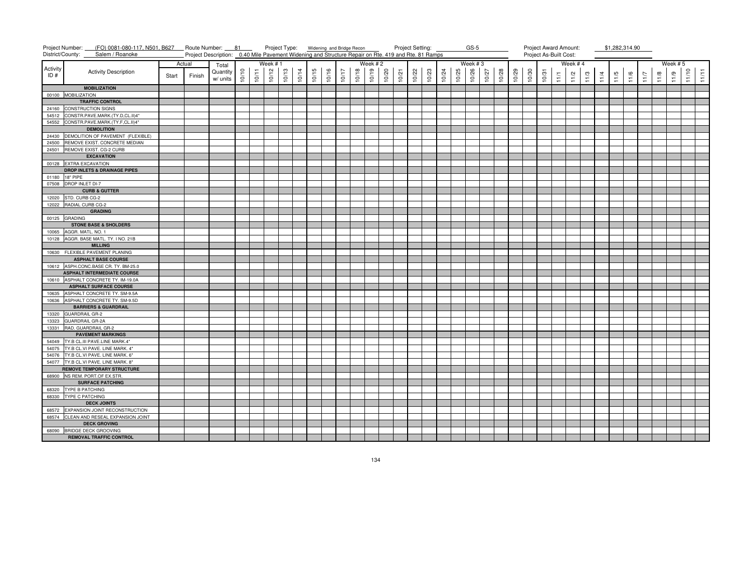Project Number: (FO) 0081-080-117, N501, B627 Route Number: 81 Project Type: Widening and Bridge Recon Project Setting: GS-5 Project Award Amount: $1,282,314.90

District/County: Salem / Roanoke Project Description: 0.40 Mile Pavement Widening and Structure Repair on Rte. 419 and Rte. 81 Ramps Project As-Built Cost:

| Activity ID # | Activity Description | Actual Start | Actual Finish | Total Quantity w/ units | Week # 1 10/10 | 10/11 | 10/12 | 10/13 | 10/14 | 10/15 | 10/16 | Week # 2 10/17 | 10/18 | 10/19 | 10/20 | 10/21 | 10/22 | 10/23 | Week # 3 10/24 | 10/25 | 10/26 | 10/27 | 10/28 | 10/29 | 10/30 | Week # 4 10/31 | 11/1 | 11/2 | 11/3 | 11/4 | 11/5 | 11/6 | Week # 5 11/7 | 11/8 | 11/9 | 11/10 | 11/11 |
|---|---|---|---|---|---|---|---|---|---|---|---|---|---|---|---|---|---|---|---|---|---|---|---|---|---|---|---|---|---|---|---|---|---|---|---|---|---|
| | **MOBILIZATION** | | | | | | | | | | | | | | | | | | | | | | | | | | | | | | | | | | | | |
| 00100 | MOBILIZATION | | | | | | | | | | | | | | | | | | | | | | | | | | | | | | | | | | | | |
| | **TRAFFIC CONTROL** | | | | | | | | | | | | | | | | | | | | | | | | | | | | | | | | | | | | |
| 24160 | CONSTRUCTION SIGNS | | | | | | | | | | | | | | | | | | | | | | | | | | | | | | | | | | | | |
| 54512 | CONSTR.PAVE.MARK.(TY.D,CL.II)4" | | | | | | | | | | | | | | | | | | | | | | | | | | | | | | | | | | | | |
| 54552 | CONSTR.PAVE.MARK.(TY.F,CL.II)4" | | | | | | | | | | | | | | | | | | | | | | | | | | | | | | | | | | | | |
| | **DEMOLITION** | | | | | | | | | | | | | | | | | | | | | | | | | | | | | | | | | | | | |
| 24430 | DEMOLITION OF PAVEMENT (FLEXIBLE) | | | | | | | | | | | | | | | | | | | | | | | | | | | | | | | | | | | | |
| 24500 | REMOVE EXIST. CONCRETE MEDIAN | | | | | | | | | | | | | | | | | | | | | | | | | | | | | | | | | | | | |
| 24501 | REMOVE EXIST. CG-2 CURB | | | | | | | | | | | | | | | | | | | | | | | | | | | | | | | | | | | | |
| | **EXCAVATION** | | | | | | | | | | | | | | | | | | | | | | | | | | | | | | | | | | | | |
| 00128 | EXTRA EXCAVATION | | | | | | | | | | | | | | | | | | | | | | | | | | | | | | | | | | | | |
| | **DROP INLETS & DRAINAGE PIPES** | | | | | | | | | | | | | | | | | | | | | | | | | | | | | | | | | | | | |
| 01180 | 18" PIPE | | | | | | | | | | | | | | | | | | | | | | | | | | | | | | | | | | | | |
| 07508 | DROP INLET DI-7 | | | | | | | | | | | | | | | | | | | | | | | | | | | | | | | | | | | | |
| | **CURB & GUTTER** | | | | | | | | | | | | | | | | | | | | | | | | | | | | | | | | | | | | |
| 12020 | STD. CURB CG-2 | | | | | | | | | | | | | | | | | | | | | | | | | | | | | | | | | | | | |
| 12022 | RADIAL CURB CG-2 | | | | | | | | | | | | | | | | | | | | | | | | | | | | | | | | | | | | |
| | **GRADING** | | | | | | | | | | | | | | | | | | | | | | | | | | | | | | | | | | | | |
| 00125 | GRADING | | | | | | | | | | | | | | | | | | | | | | | | | | | | | | | | | | | | |
| | **STONE BASE & SHOLDERS** | | | | | | | | | | | | | | | | | | | | | | | | | | | | | | | | | | | | |
| 10065 | AGGR. MATL. NO. 1 | | | | | | | | | | | | | | | | | | | | | | | | | | | | | | | | | | | | |
| 10128 | AGGR. BASE MATL. TY. I NO. 21B | | | | | | | | | | | | | | | | | | | | | | | | | | | | | | | | | | | | |
| | **MILLING** | | | | | | | | | | | | | | | | | | | | | | | | | | | | | | | | | | | | |
| 10630 | FLEXIBLE PAVEMENT PLANING | | | | | | | | | | | | | | | | | | | | | | | | | | | | | | | | | | | | |
| | **ASPHALT BASE COURSE** | | | | | | | | | | | | | | | | | | | | | | | | | | | | | | | | | | | | |
| 10612 | ASPH.CONC.BASE CR. TY. BM-25.0 | | | | | | | | | | | | | | | | | | | | | | | | | | | | | | | | | | | | |
| | **ASPHALT INTERMEDIATE COURSE** | | | | | | | | | | | | | | | | | | | | | | | | | | | | | | | | | | | | |
| 10610 | ASPHALT CONCRETE TY. IM-19.0A | | | | | | | | | | | | | | | | | | | | | | | | | | | | | | | | | | | | |
| | **ASPHALT SURFACE COURSE** | | | | | | | | | | | | | | | | | | | | | | | | | | | | | | | | | | | | |
| 10635 | ASPHALT CONCRETE TY. SM-9.5A | | | | | | | | | | | | | | | | | | | | | | | | | | | | | | | | | | | | |
| 10636 | ASPHALT CONCRETE TY. SM-9.5D | | | | | | | | | | | | | | | | | | | | | | | | | | | | | | | | | | | | |
| | **BARRIERS & GUARDRAIL** | | | | | | | | | | | | | | | | | | | | | | | | | | | | | | | | | | | | |
| 13320 | GUARDRAIL GR-2 | | | | | | | | | | | | | | | | | | | | | | | | | | | | | | | | | | | | |
| 13323 | GUARDRAIL GR-2A | | | | | | | | | | | | | | | | | | | | | | | | | | | | | | | | | | | | |
| 13331 | RAD. GUARDRAIL GR-2 | | | | | | | | | | | | | | | | | | | | | | | | | | | | | | | | | | | | |
| | **PAVEMENT MARKINGS** | | | | | | | | | | | | | | | | | | | | | | | | | | | | | | | | | | | | |
| 54049 | TY.B CL.III PAVE.LINE MARK.4" | | | | | | | | | | | | | | | | | | | | | | | | | | | | | | | | | | | | |
| 54075 | TY.B CL.VI PAVE. LINE MARK. 4" | | | | | | | | | | | | | | | | | | | | | | | | | | | | | | | | | | | | |
| 54076 | TY.B CL.VI PAVE. LINE MARK. 6" | | | | | | | | | | | | | | | | | | | | | | | | | | | | | | | | | | | | |
| 54077 | TY.B CL.VI PAVE. LINE MARK. 8" | | | | | | | | | | | | | | | | | | | | | | | | | | | | | | | | | | | | |
| | **REMOVE TEMPORARY STRUCTURE** | | | | | | | | | | | | | | | | | | | | | | | | | | | | | | | | | | | | |
| 68900 | NS REM. PORT.OF EX.STR. | | | | | | | | | | | | | | | | | | | | | | | | | | | | | | | | | | | | |
| | **SURFACE PATCHING** | | | | | | | | | | | | | | | | | | | | | | | | | | | | | | | | | | | | |
| 68320 | TYPE B PATCHING | | | | | | | | | | | | | | | | | | | | | | | | | | | | | | | | | | | | |
| 68330 | TYPE C PATCHING | | | | | | | | | | | | | | | | | | | | | | | | | | | | | | | | | | | | |
| | **DECK JOINTS** | | | | | | | | | | | | | | | | | | | | | | | | | | | | | | | | | | | | |
| 68572 | EXPANSION JOINT RECONSTRUCTION | | | | | | | | | | | | | | | | | | | | | | | | | | | | | | | | | | | | |
| 68574 | CLEAN AND RESEAL EXPANSION JOINT | | | | | | | | | | | | | | | | | | | | | | | | | | | | | | | | | | | | |
| | **DECK GROVING** | | | | | | | | | | | | | | | | | | | | | | | | | | | | | | | | | | | | |
| 68090 | BRIDGE DECK GROOVING | | | | | | | | | | | | | | | | | | | | | | | | | | | | | | | | | | | | |
| | **REMOVAL TRAFFIC CONTROL** | | | | | | | | | | | | | | | | | | | | | | | | | | | | | | | | | | | | |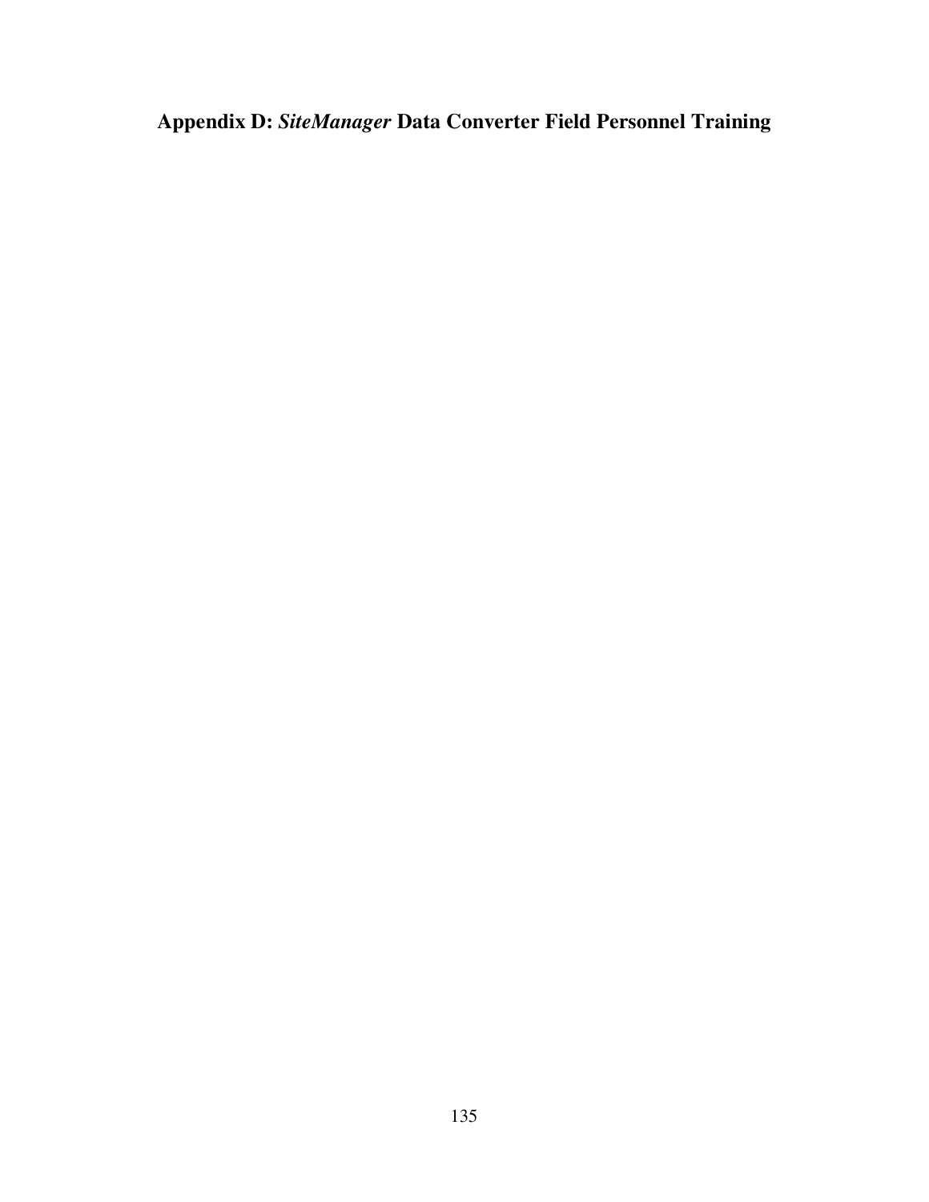# Appendix D: *SiteManager* Data Converter Field Personnel Training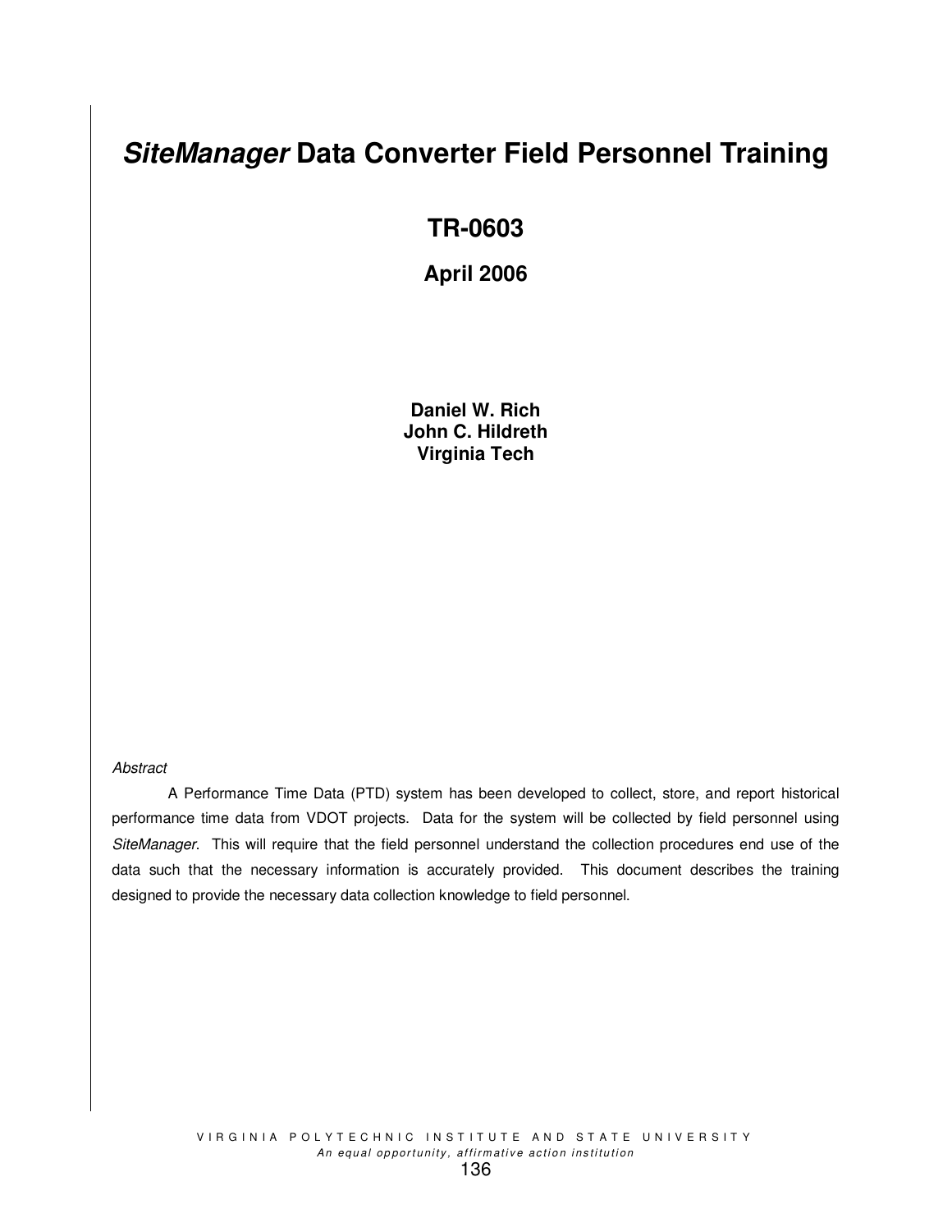# *SiteManager* Data Converter Field Personnel Training

## TR-0603

### April 2006

**Daniel W. Rich**
**John C. Hildreth**
**Virginia Tech**

*Abstract*

A Performance Time Data (PTD) system has been developed to collect, store, and report historical performance time data from VDOT projects. Data for the system will be collected by field personnel using *SiteManager*. This will require that the field personnel understand the collection procedures end use of the data such that the necessary information is accurately provided. This document describes the training designed to provide the necessary data collection knowledge to field personnel.

VIRGINIA POLYTECHNIC INSTITUTE AND STATE UNIVERSITY
*An equal opportunity, affirmative action institution*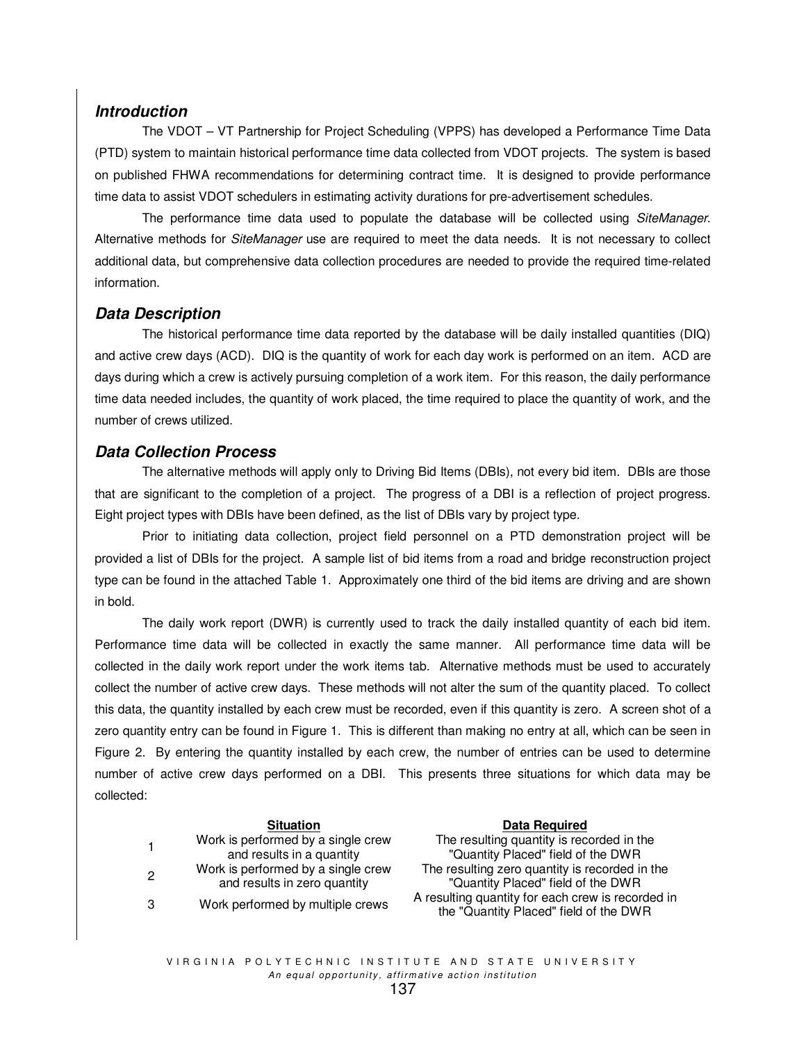### *Introduction*

The VDOT – VT Partnership for Project Scheduling (VPPS) has developed a Performance Time Data (PTD) system to maintain historical performance time data collected from VDOT projects. The system is based on published FHWA recommendations for determining contract time. It is designed to provide performance time data to assist VDOT schedulers in estimating activity durations for pre-advertisement schedules.

The performance time data used to populate the database will be collected using *SiteManager*. Alternative methods for *SiteManager* use are required to meet the data needs. It is not necessary to collect additional data, but comprehensive data collection procedures are needed to provide the required time-related information.

### *Data Description*

The historical performance time data reported by the database will be daily installed quantities (DIQ) and active crew days (ACD). DIQ is the quantity of work for each day work is performed on an item. ACD are days during which a crew is actively pursuing completion of a work item. For this reason, the daily performance time data needed includes, the quantity of work placed, the time required to place the quantity of work, and the number of crews utilized.

### *Data Collection Process*

The alternative methods will apply only to Driving Bid Items (DBIs), not every bid item. DBIs are those that are significant to the completion of a project. The progress of a DBI is a reflection of project progress. Eight project types with DBIs have been defined, as the list of DBIs vary by project type.

Prior to initiating data collection, project field personnel on a PTD demonstration project will be provided a list of DBIs for the project. A sample list of bid items from a road and bridge reconstruction project type can be found in the attached Table 1. Approximately one third of the bid items are driving and are shown in bold.

The daily work report (DWR) is currently used to track the daily installed quantity of each bid item. Performance time data will be collected in exactly the same manner. All performance time data will be collected in the daily work report under the work items tab. Alternative methods must be used to accurately collect the number of active crew days. These methods will not alter the sum of the quantity placed. To collect this data, the quantity installed by each crew must be recorded, even if this quantity is zero. A screen shot of a zero quantity entry can be found in Figure 1. This is different than making no entry at all, which can be seen in Figure 2. By entering the quantity installed by each crew, the number of entries can be used to determine number of active crew days performed on a DBI. This presents three situations for which data may be collected:

| | Situation | Data Required |
|---|---|---|
| 1 | Work is performed by a single crew and results in a quantity | The resulting quantity is recorded in the "Quantity Placed" field of the DWR |
| 2 | Work is performed by a single crew and results in zero quantity | The resulting zero quantity is recorded in the "Quantity Placed" field of the DWR |
| 3 | Work performed by multiple crews | A resulting quantity for each crew is recorded in the "Quantity Placed" field of the DWR |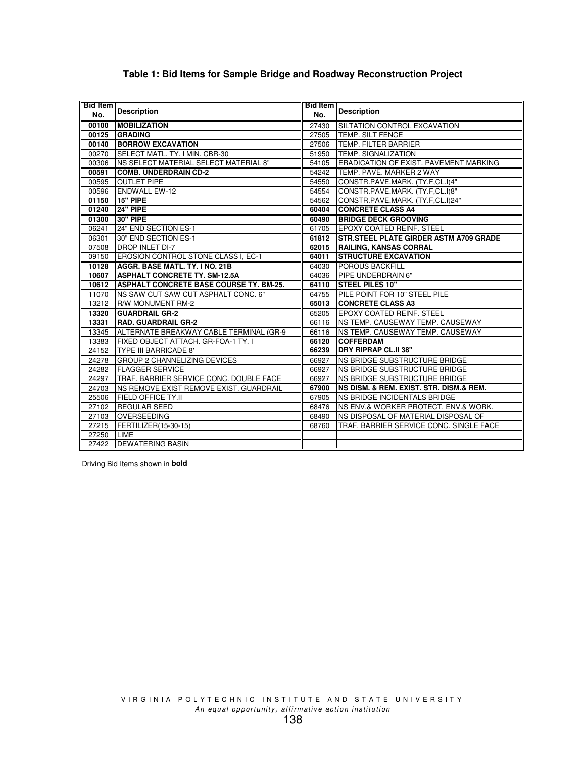### Table 1: Bid Items for Sample Bridge and Roadway Reconstruction Project

| Bid Item No. | Description | Bid Item No. | Description |
|---|---|---|---|
| **00100** | **MOBILIZATION** | 27430 | SILTATION CONTROL EXCAVATION |
| **00125** | **GRADING** | 27505 | TEMP. SILT FENCE |
| **00140** | **BORROW EXCAVATION** | 27506 | TEMP. FILTER BARRIER |
| 00270 | SELECT MATL. TY. I MIN. CBR-30 | 51950 | TEMP. SIGNALIZATION |
| 00306 | NS SELECT MATERIAL SELECT MATERIAL 8" | 54105 | ERADICATION OF EXIST. PAVEMENT MARKING |
| **00591** | **COMB. UNDERDRAIN CD-2** | 54242 | TEMP. PAVE. MARKER 2 WAY |
| 00595 | OUTLET PIPE | 54550 | CONSTR.PAVE.MARK. (TY.F,CL.I)4" |
| 00596 | ENDWALL EW-12 | 54554 | CONSTR.PAVE.MARK. (TY.F,CL.I)8" |
| **01150** | **15" PIPE** | 54562 | CONSTR.PAVE.MARK. (TY.F,CL.I)24" |
| **01240** | **24" PIPE** | **60404** | **CONCRETE CLASS A4** |
| **01300** | **30" PIPE** | **60490** | **BRIDGE DECK GROOVING** |
| 06241 | 24" END SECTION ES-1 | 61705 | EPOXY COATED REINF. STEEL |
| 06301 | 30" END SECTION ES-1 | **61812** | **STR.STEEL PLATE GIRDER ASTM A709 GRADE** |
| 07508 | DROP INLET DI-7 | **62015** | **RAILING, KANSAS CORRAL** |
| 09150 | EROSION CONTROL STONE CLASS I, EC-1 | **64011** | **STRUCTURE EXCAVATION** |
| **10128** | **AGGR. BASE MATL. TY. I NO. 21B** | 64030 | POROUS BACKFILL |
| **10607** | **ASPHALT CONCRETE TY. SM-12.5A** | 64036 | PIPE UNDERDRAIN 6" |
| **10612** | **ASPHALT CONCRETE BASE COURSE TY. BM-25.** | **64110** | **STEEL PILES 10"** |
| 11070 | NS SAW CUT SAW CUT ASPHALT CONC. 6" | 64755 | PILE POINT FOR 10" STEEL PILE |
| 13212 | R/W MONUMENT RM-2 | **65013** | **CONCRETE CLASS A3** |
| **13320** | **GUARDRAIL GR-2** | 65205 | EPOXY COATED REINF. STEEL |
| **13331** | **RAD. GUARDRAIL GR-2** | 66116 | NS TEMP. CAUSEWAY TEMP. CAUSEWAY |
| 13345 | ALTERNATE BREAKWAY CABLE TERMINAL (GR-9 | 66116 | NS TEMP. CAUSEWAY TEMP. CAUSEWAY |
| 13383 | FIXED OBJECT ATTACH. GR-FOA-1 TY. I | **66120** | **COFFERDAM** |
| 24152 | TYPE III BARRICADE 8' | **66239** | **DRY RIPRAP CL.II 38"** |
| 24278 | GROUP 2 CHANNELIZING DEVICES | 66927 | NS BRIDGE SUBSTRUCTURE BRIDGE |
| 24282 | FLAGGER SERVICE | 66927 | NS BRIDGE SUBSTRUCTURE BRIDGE |
| 24297 | TRAF. BARRIER SERVICE CONC. DOUBLE FACE | 66927 | NS BRIDGE SUBSTRUCTURE BRIDGE |
| 24703 | NS REMOVE EXIST REMOVE EXIST. GUARDRAIL | **67900** | **NS DISM. & REM. EXIST. STR. DISM.& REM.** |
| 25506 | FIELD OFFICE TY.II | 67905 | NS BRIDGE INCIDENTALS BRIDGE |
| 27102 | REGULAR SEED | 68476 | NS ENV.& WORKER PROTECT. ENV.& WORK. |
| 27103 | OVERSEEDING | 68490 | NS DISPOSAL OF MATERIAL DISPOSAL OF |
| 27215 | FERTILIZER(15-30-15) | 68760 | TRAF. BARRIER SERVICE CONC. SINGLE FACE |
| 27250 | LIME | | |
| 27422 | DEWATERING BASIN | | |

Driving Bid Items shown in **bold**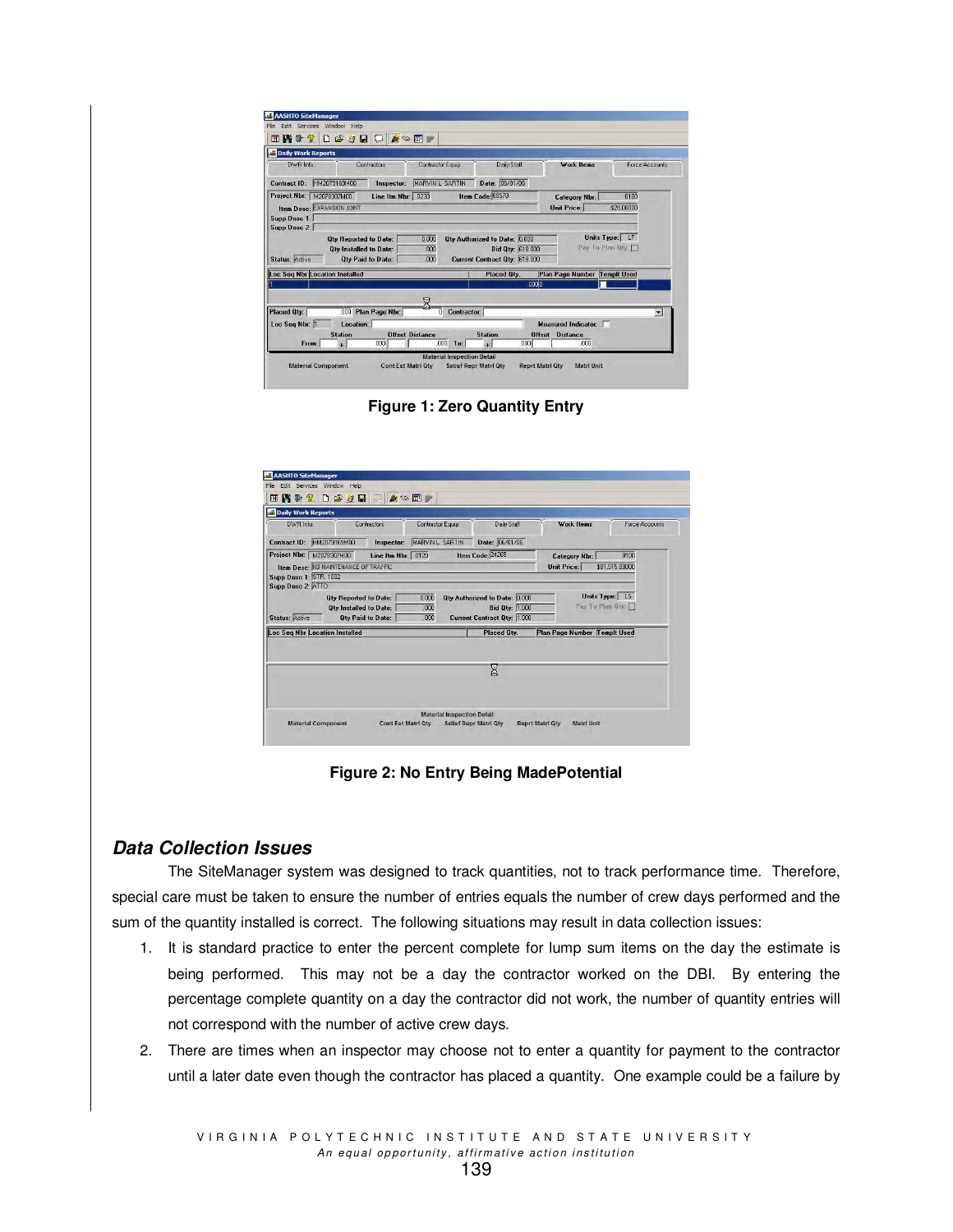Figure 1: Zero Quantity Entry

Figure 2: No Entry Being MadePotential

### *Data Collection Issues*

The SiteManager system was designed to track quantities, not to track performance time. Therefore, special care must be taken to ensure the number of entries equals the number of crew days performed and the sum of the quantity installed is correct. The following situations may result in data collection issues:

1. It is standard practice to enter the percent complete for lump sum items on the day the estimate is being performed. This may not be a day the contractor worked on the DBI. By entering the percentage complete quantity on a day the contractor did not work, the number of quantity entries will not correspond with the number of active crew days.
2. There are times when an inspector may choose not to enter a quantity for payment to the contractor until a later date even though the contractor has placed a quantity. One example could be a failure by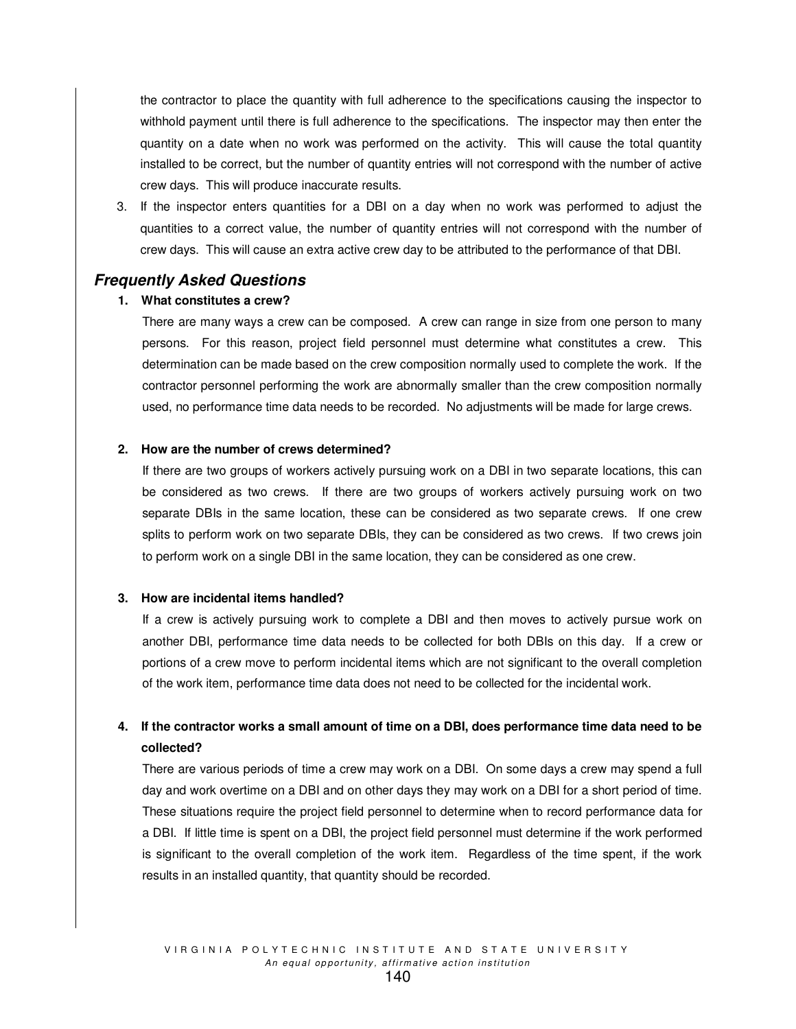the contractor to place the quantity with full adherence to the specifications causing the inspector to withhold payment until there is full adherence to the specifications. The inspector may then enter the quantity on a date when no work was performed on the activity. This will cause the total quantity installed to be correct, but the number of quantity entries will not correspond with the number of active crew days. This will produce inaccurate results.

3. If the inspector enters quantities for a DBI on a day when no work was performed to adjust the quantities to a correct value, the number of quantity entries will not correspond with the number of crew days. This will cause an extra active crew day to be attributed to the performance of that DBI.

## *Frequently Asked Questions*

1. **What constitutes a crew?**

   There are many ways a crew can be composed. A crew can range in size from one person to many persons. For this reason, project field personnel must determine what constitutes a crew. This determination can be made based on the crew composition normally used to complete the work. If the contractor personnel performing the work are abnormally smaller than the crew composition normally used, no performance time data needs to be recorded. No adjustments will be made for large crews.

2. **How are the number of crews determined?**

   If there are two groups of workers actively pursuing work on a DBI in two separate locations, this can be considered as two crews. If there are two groups of workers actively pursuing work on two separate DBIs in the same location, these can be considered as two separate crews. If one crew splits to perform work on two separate DBIs, they can be considered as two crews. If two crews join to perform work on a single DBI in the same location, they can be considered as one crew.

3. **How are incidental items handled?**

   If a crew is actively pursuing work to complete a DBI and then moves to actively pursue work on another DBI, performance time data needs to be collected for both DBIs on this day. If a crew or portions of a crew move to perform incidental items which are not significant to the overall completion of the work item, performance time data does not need to be collected for the incidental work.

4. **If the contractor works a small amount of time on a DBI, does performance time data need to be collected?**

   There are various periods of time a crew may work on a DBI. On some days a crew may spend a full day and work overtime on a DBI and on other days they may work on a DBI for a short period of time. These situations require the project field personnel to determine when to record performance data for a DBI. If little time is spent on a DBI, the project field personnel must determine if the work performed is significant to the overall completion of the work item. Regardless of the time spent, if the work results in an installed quantity, that quantity should be recorded.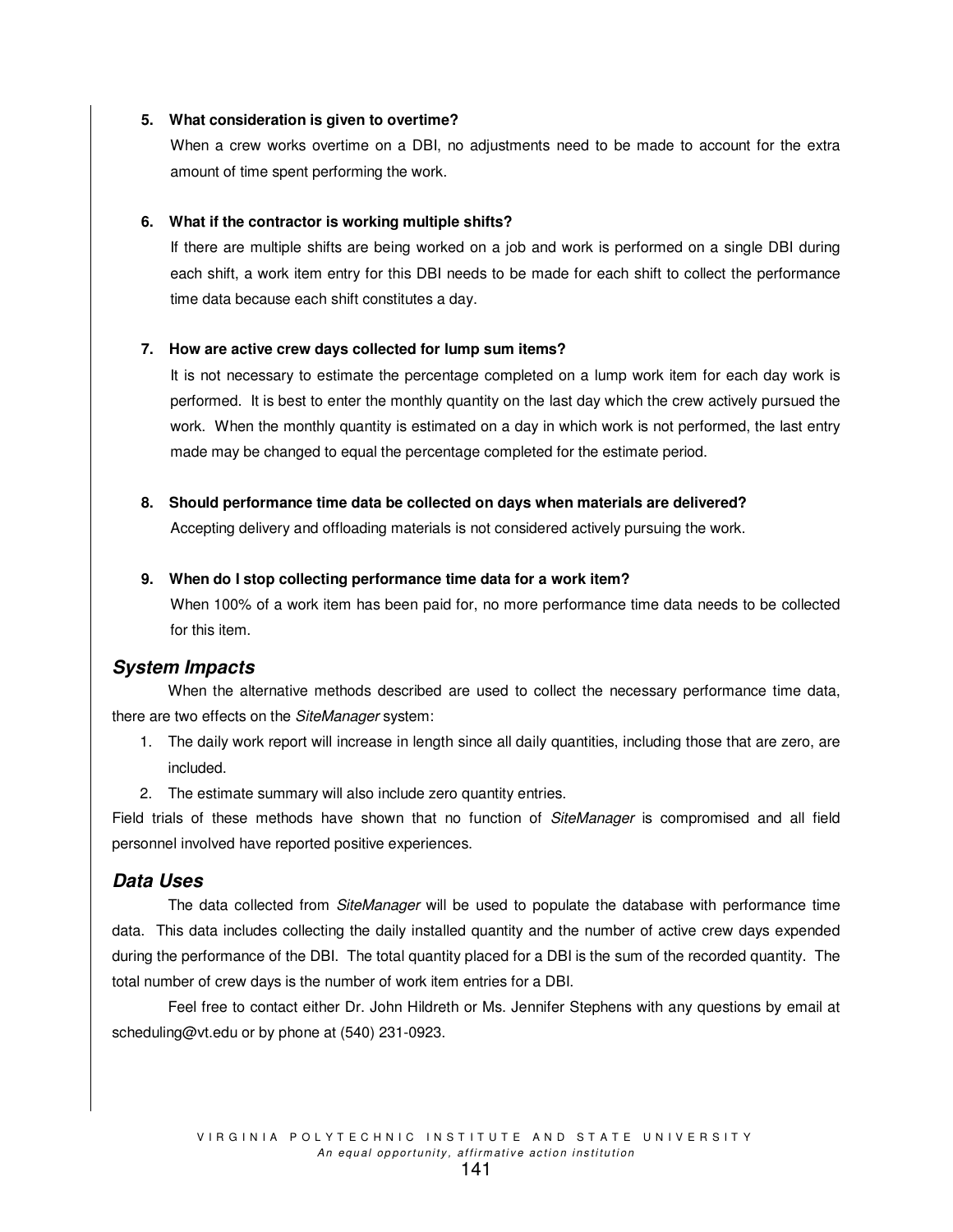5. **What consideration is given to overtime?**

   When a crew works overtime on a DBI, no adjustments need to be made to account for the extra amount of time spent performing the work.

6. **What if the contractor is working multiple shifts?**

   If there are multiple shifts are being worked on a job and work is performed on a single DBI during each shift, a work item entry for this DBI needs to be made for each shift to collect the performance time data because each shift constitutes a day.

7. **How are active crew days collected for lump sum items?**

   It is not necessary to estimate the percentage completed on a lump work item for each day work is performed. It is best to enter the monthly quantity on the last day which the crew actively pursued the work. When the monthly quantity is estimated on a day in which work is not performed, the last entry made may be changed to equal the percentage completed for the estimate period.

8. **Should performance time data be collected on days when materials are delivered?**

   Accepting delivery and offloading materials is not considered actively pursuing the work.

9. **When do I stop collecting performance time data for a work item?**

   When 100% of a work item has been paid for, no more performance time data needs to be collected for this item.

## *System Impacts*

When the alternative methods described are used to collect the necessary performance time data, there are two effects on the *SiteManager* system:

1. The daily work report will increase in length since all daily quantities, including those that are zero, are included.
2. The estimate summary will also include zero quantity entries.

Field trials of these methods have shown that no function of *SiteManager* is compromised and all field personnel involved have reported positive experiences.

## *Data Uses*

The data collected from *SiteManager* will be used to populate the database with performance time data. This data includes collecting the daily installed quantity and the number of active crew days expended during the performance of the DBI. The total quantity placed for a DBI is the sum of the recorded quantity. The total number of crew days is the number of work item entries for a DBI.

Feel free to contact either Dr. John Hildreth or Ms. Jennifer Stephens with any questions by email at scheduling@vt.edu or by phone at (540) 231-0923.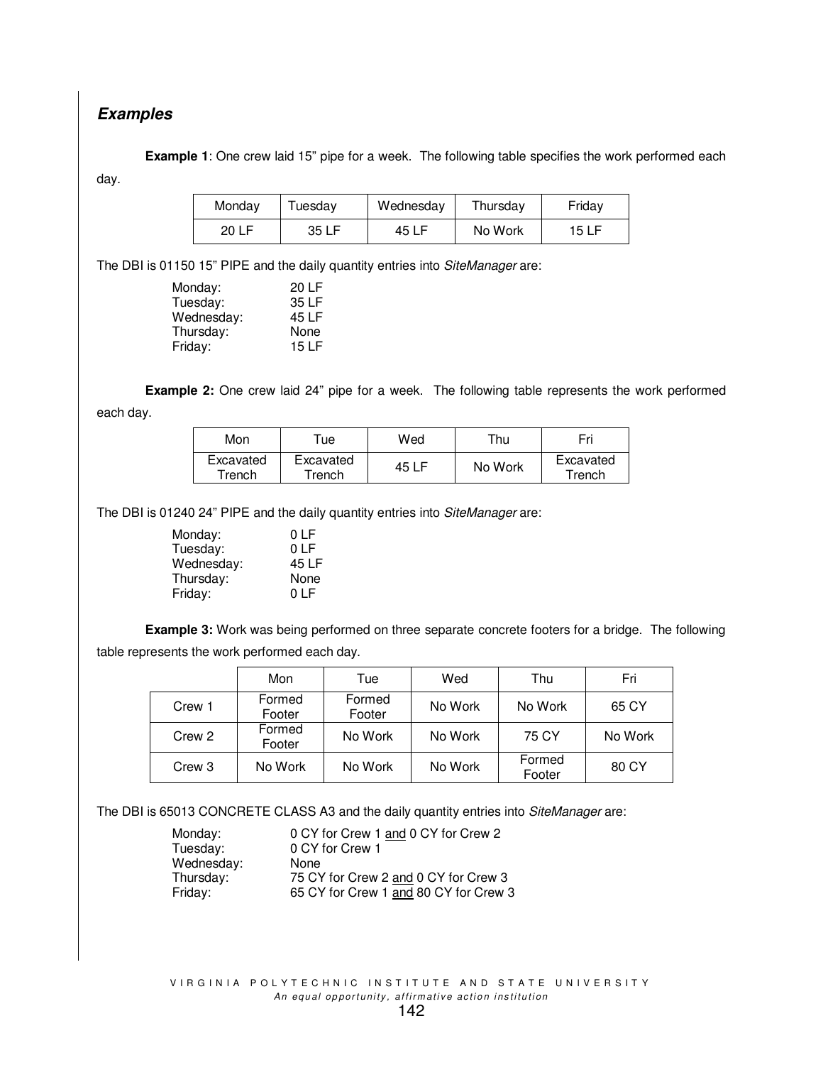## *Examples*

**Example 1**: One crew laid 15" pipe for a week. The following table specifies the work performed each day.

| Monday | Tuesday | Wednesday | Thursday | Friday |
|---|---|---|---|---|
| 20 LF | 35 LF | 45 LF | No Work | 15 LF |

The DBI is 01150 15" PIPE and the daily quantity entries into *SiteManager* are:

| | |
|---|---|
| Monday: | 20 LF |
| Tuesday: | 35 LF |
| Wednesday: | 45 LF |
| Thursday: | None |
| Friday: | 15 LF |

**Example 2:** One crew laid 24" pipe for a week. The following table represents the work performed each day.

| Mon | Tue | Wed | Thu | Fri |
|---|---|---|---|---|
| Excavated Trench | Excavated Trench | 45 LF | No Work | Excavated Trench |

The DBI is 01240 24" PIPE and the daily quantity entries into *SiteManager* are:

| | |
|---|---|
| Monday: | 0 LF |
| Tuesday: | 0 LF |
| Wednesday: | 45 LF |
| Thursday: | None |
| Friday: | 0 LF |

**Example 3:** Work was being performed on three separate concrete footers for a bridge. The following table represents the work performed each day.

| | Mon | Tue | Wed | Thu | Fri |
|---|---|---|---|---|---|
| Crew 1 | Formed Footer | Formed Footer | No Work | No Work | 65 CY |
| Crew 2 | Formed Footer | No Work | No Work | 75 CY | No Work |
| Crew 3 | No Work | No Work | No Work | Formed Footer | 80 CY |

The DBI is 65013 CONCRETE CLASS A3 and the daily quantity entries into *SiteManager* are:

| | |
|---|---|
| Monday: | 0 CY for Crew 1 and 0 CY for Crew 2 |
| Tuesday: | 0 CY for Crew 1 |
| Wednesday: | None |
| Thursday: | 75 CY for Crew 2 and 0 CY for Crew 3 |
| Friday: | 65 CY for Crew 1 and 80 CY for Crew 3 |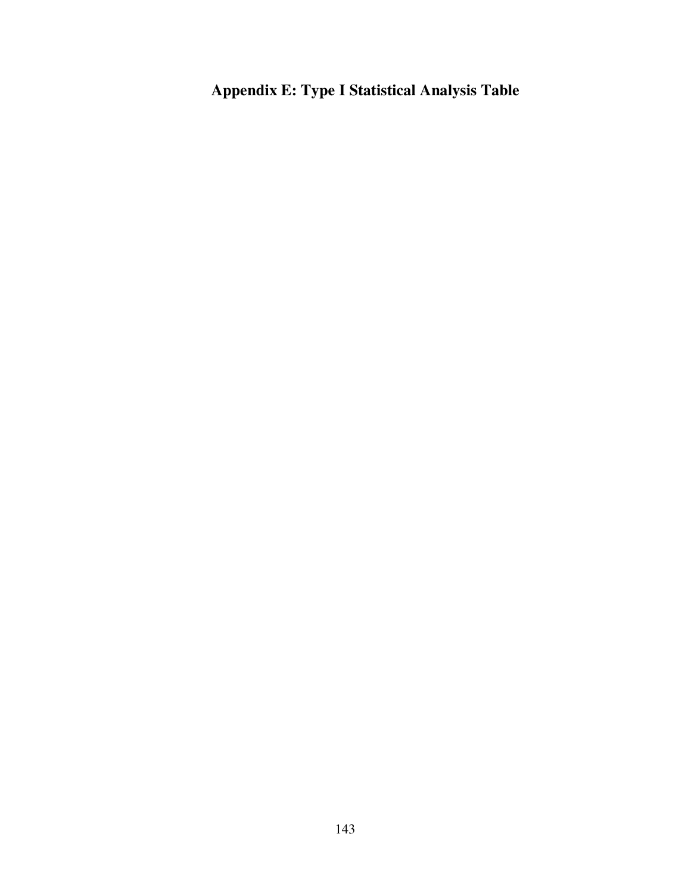# Appendix E: Type I Statistical Analysis Table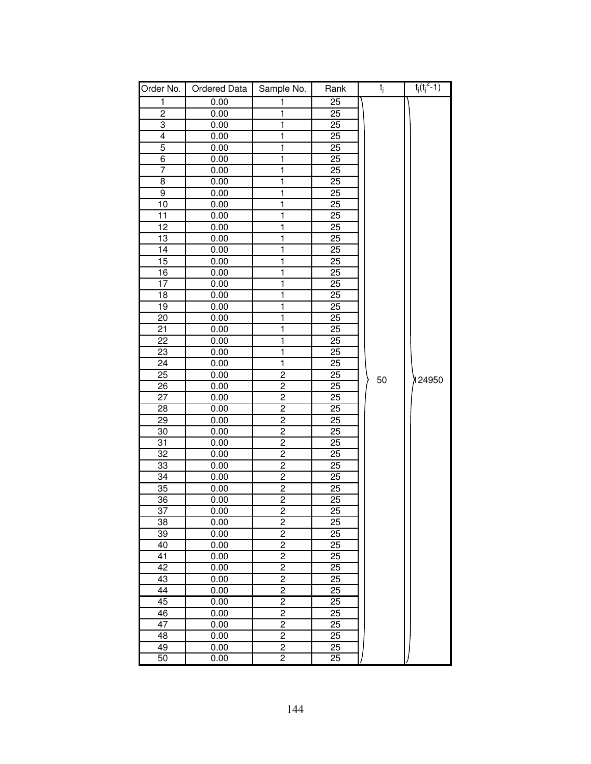| Order No. | Ordered Data | Sample No. | Rank | $t_j$ | $t_j(t_j^2-1)$ |
|---|---|---|---|---|---|
| 1 | 0.00 | 1 | 25 | | |
| 2 | 0.00 | 1 | 25 | | |
| 3 | 0.00 | 1 | 25 | | |
| 4 | 0.00 | 1 | 25 | | |
| 5 | 0.00 | 1 | 25 | | |
| 6 | 0.00 | 1 | 25 | | |
| 7 | 0.00 | 1 | 25 | | |
| 8 | 0.00 | 1 | 25 | | |
| 9 | 0.00 | 1 | 25 | | |
| 10 | 0.00 | 1 | 25 | | |
| 11 | 0.00 | 1 | 25 | | |
| 12 | 0.00 | 1 | 25 | | |
| 13 | 0.00 | 1 | 25 | | |
| 14 | 0.00 | 1 | 25 | | |
| 15 | 0.00 | 1 | 25 | | |
| 16 | 0.00 | 1 | 25 | | |
| 17 | 0.00 | 1 | 25 | | |
| 18 | 0.00 | 1 | 25 | | |
| 19 | 0.00 | 1 | 25 | | |
| 20 | 0.00 | 1 | 25 | | |
| 21 | 0.00 | 1 | 25 | | |
| 22 | 0.00 | 1 | 25 | | |
| 23 | 0.00 | 1 | 25 | | |
| 24 | 0.00 | 1 | 25 | | |
| 25 | 0.00 | 2 | 25 | 50 | 124950 |
| 26 | 0.00 | 2 | 25 | | |
| 27 | 0.00 | 2 | 25 | | |
| 28 | 0.00 | 2 | 25 | | |
| 29 | 0.00 | 2 | 25 | | |
| 30 | 0.00 | 2 | 25 | | |
| 31 | 0.00 | 2 | 25 | | |
| 32 | 0.00 | 2 | 25 | | |
| 33 | 0.00 | 2 | 25 | | |
| 34 | 0.00 | 2 | 25 | | |
| 35 | 0.00 | 2 | 25 | | |
| 36 | 0.00 | 2 | 25 | | |
| 37 | 0.00 | 2 | 25 | | |
| 38 | 0.00 | 2 | 25 | | |
| 39 | 0.00 | 2 | 25 | | |
| 40 | 0.00 | 2 | 25 | | |
| 41 | 0.00 | 2 | 25 | | |
| 42 | 0.00 | 2 | 25 | | |
| 43 | 0.00 | 2 | 25 | | |
| 44 | 0.00 | 2 | 25 | | |
| 45 | 0.00 | 2 | 25 | | |
| 46 | 0.00 | 2 | 25 | | |
| 47 | 0.00 | 2 | 25 | | |
| 48 | 0.00 | 2 | 25 | | |
| 49 | 0.00 | 2 | 25 | | |
| 50 | 0.00 | 2 | 25 | | |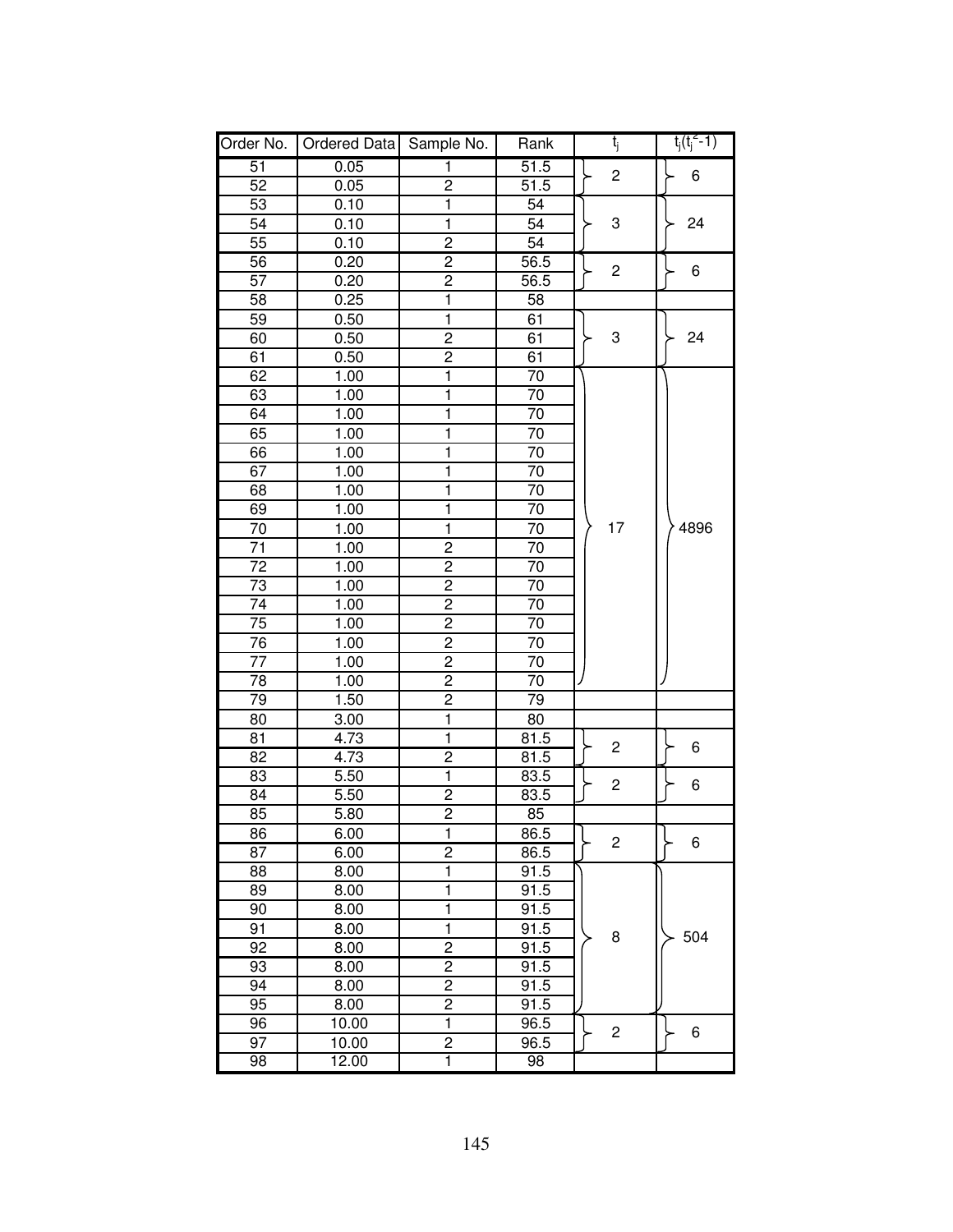| Order No. | Ordered Data | Sample No. | Rank | $t_j$ | $t_j(t_j^2-1)$ |
|---|---|---|---|---|---|
| 51 | 0.05 | 1 | 51.5 | 2 | 6 |
| 52 | 0.05 | 2 | 51.5 | | |
| 53 | 0.10 | 1 | 54 | 3 | 24 |
| 54 | 0.10 | 1 | 54 | | |
| 55 | 0.10 | 2 | 54 | | |
| 56 | 0.20 | 2 | 56.5 | 2 | 6 |
| 57 | 0.20 | 2 | 56.5 | | |
| 58 | 0.25 | 1 | 58 | | |
| 59 | 0.50 | 1 | 61 | 3 | 24 |
| 60 | 0.50 | 2 | 61 | | |
| 61 | 0.50 | 2 | 61 | | |
| 62 | 1.00 | 1 | 70 | 17 | 4896 |
| 63 | 1.00 | 1 | 70 | | |
| 64 | 1.00 | 1 | 70 | | |
| 65 | 1.00 | 1 | 70 | | |
| 66 | 1.00 | 1 | 70 | | |
| 67 | 1.00 | 1 | 70 | | |
| 68 | 1.00 | 1 | 70 | | |
| 69 | 1.00 | 1 | 70 | | |
| 70 | 1.00 | 1 | 70 | | |
| 71 | 1.00 | 2 | 70 | | |
| 72 | 1.00 | 2 | 70 | | |
| 73 | 1.00 | 2 | 70 | | |
| 74 | 1.00 | 2 | 70 | | |
| 75 | 1.00 | 2 | 70 | | |
| 76 | 1.00 | 2 | 70 | | |
| 77 | 1.00 | 2 | 70 | | |
| 78 | 1.00 | 2 | 70 | | |
| 79 | 1.50 | 2 | 79 | | |
| 80 | 3.00 | 1 | 80 | | |
| 81 | 4.73 | 1 | 81.5 | 2 | 6 |
| 82 | 4.73 | 2 | 81.5 | | |
| 83 | 5.50 | 1 | 83.5 | 2 | 6 |
| 84 | 5.50 | 2 | 83.5 | | |
| 85 | 5.80 | 2 | 85 | | |
| 86 | 6.00 | 1 | 86.5 | 2 | 6 |
| 87 | 6.00 | 2 | 86.5 | | |
| 88 | 8.00 | 1 | 91.5 | 8 | 504 |
| 89 | 8.00 | 1 | 91.5 | | |
| 90 | 8.00 | 1 | 91.5 | | |
| 91 | 8.00 | 1 | 91.5 | | |
| 92 | 8.00 | 2 | 91.5 | | |
| 93 | 8.00 | 2 | 91.5 | | |
| 94 | 8.00 | 2 | 91.5 | | |
| 95 | 8.00 | 2 | 91.5 | | |
| 96 | 10.00 | 1 | 96.5 | 2 | 6 |
| 97 | 10.00 | 2 | 96.5 | | |
| 98 | 12.00 | 1 | 98 | | |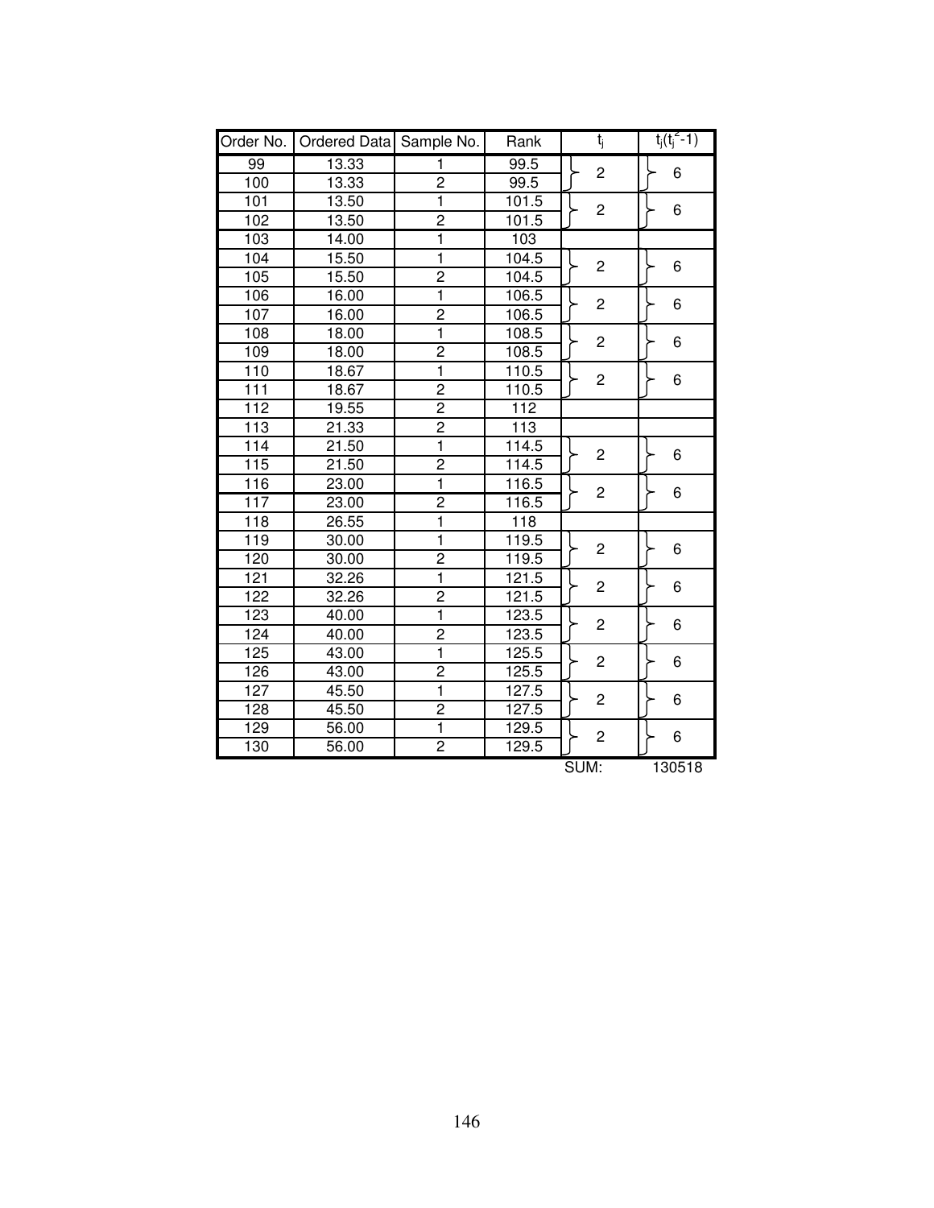| Order No. | Ordered Data | Sample No. | Rank | $t_j$ | $t_j(t_j^2-1)$ |
|---|---|---|---|---|---|
| 99 | 13.33 | 1 | 99.5 | 2 | 6 |
| 100 | 13.33 | 2 | 99.5 | | |
| 101 | 13.50 | 1 | 101.5 | 2 | 6 |
| 102 | 13.50 | 2 | 101.5 | | |
| 103 | 14.00 | 1 | 103 | | |
| 104 | 15.50 | 1 | 104.5 | 2 | 6 |
| 105 | 15.50 | 2 | 104.5 | | |
| 106 | 16.00 | 1 | 106.5 | 2 | 6 |
| 107 | 16.00 | 2 | 106.5 | | |
| 108 | 18.00 | 1 | 108.5 | 2 | 6 |
| 109 | 18.00 | 2 | 108.5 | | |
| 110 | 18.67 | 1 | 110.5 | 2 | 6 |
| 111 | 18.67 | 2 | 110.5 | | |
| 112 | 19.55 | 2 | 112 | | |
| 113 | 21.33 | 2 | 113 | | |
| 114 | 21.50 | 1 | 114.5 | 2 | 6 |
| 115 | 21.50 | 2 | 114.5 | | |
| 116 | 23.00 | 1 | 116.5 | 2 | 6 |
| 117 | 23.00 | 2 | 116.5 | | |
| 118 | 26.55 | 1 | 118 | | |
| 119 | 30.00 | 1 | 119.5 | 2 | 6 |
| 120 | 30.00 | 2 | 119.5 | | |
| 121 | 32.26 | 1 | 121.5 | 2 | 6 |
| 122 | 32.26 | 2 | 121.5 | | |
| 123 | 40.00 | 1 | 123.5 | 2 | 6 |
| 124 | 40.00 | 2 | 123.5 | | |
| 125 | 43.00 | 1 | 125.5 | 2 | 6 |
| 126 | 43.00 | 2 | 125.5 | | |
| 127 | 45.50 | 1 | 127.5 | 2 | 6 |
| 128 | 45.50 | 2 | 127.5 | | |
| 129 | 56.00 | 1 | 129.5 | 2 | 6 |
| 130 | 56.00 | 2 | 129.5 | | |
| | | | | SUM: | 130518 |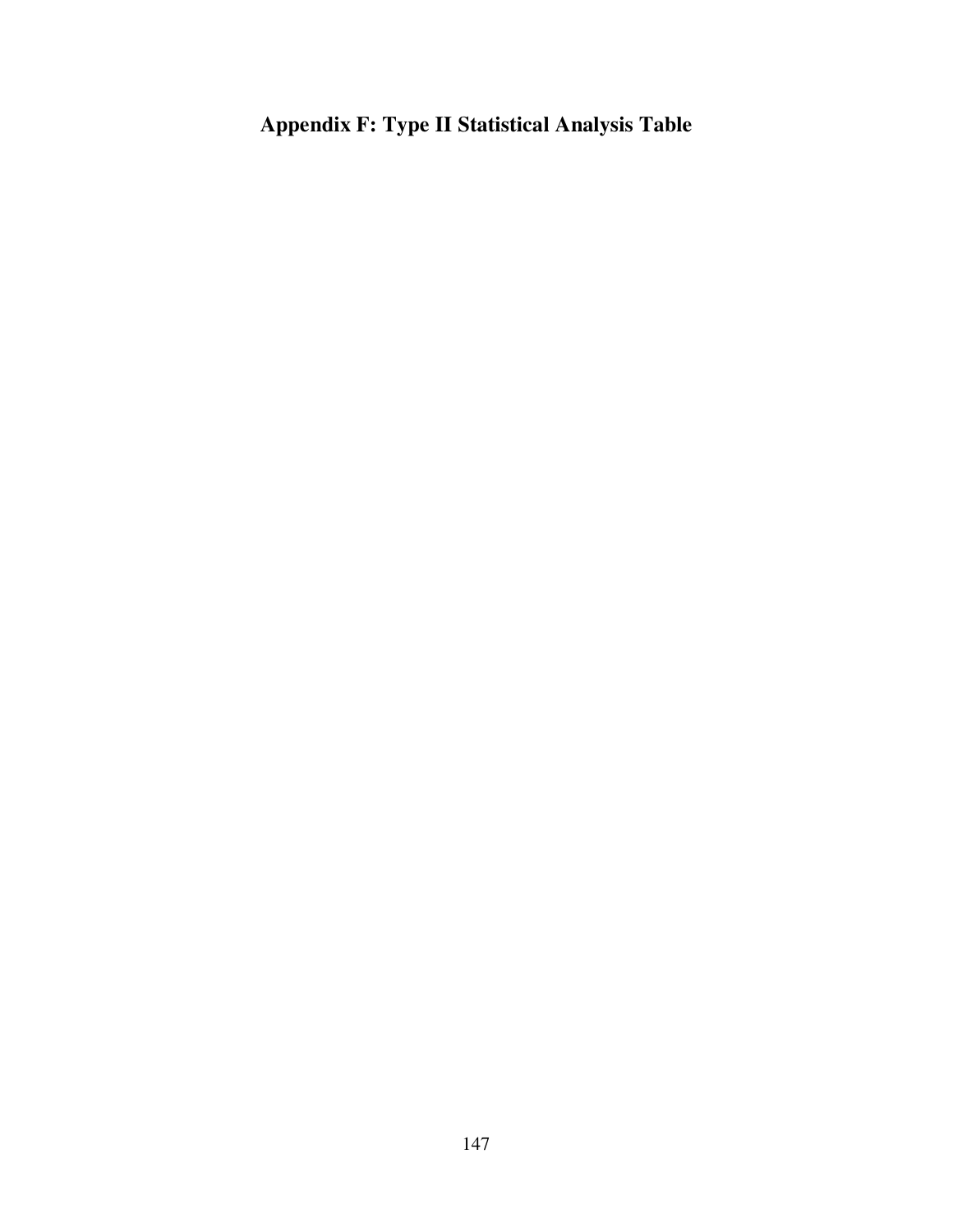# Appendix F: Type II Statistical Analysis Table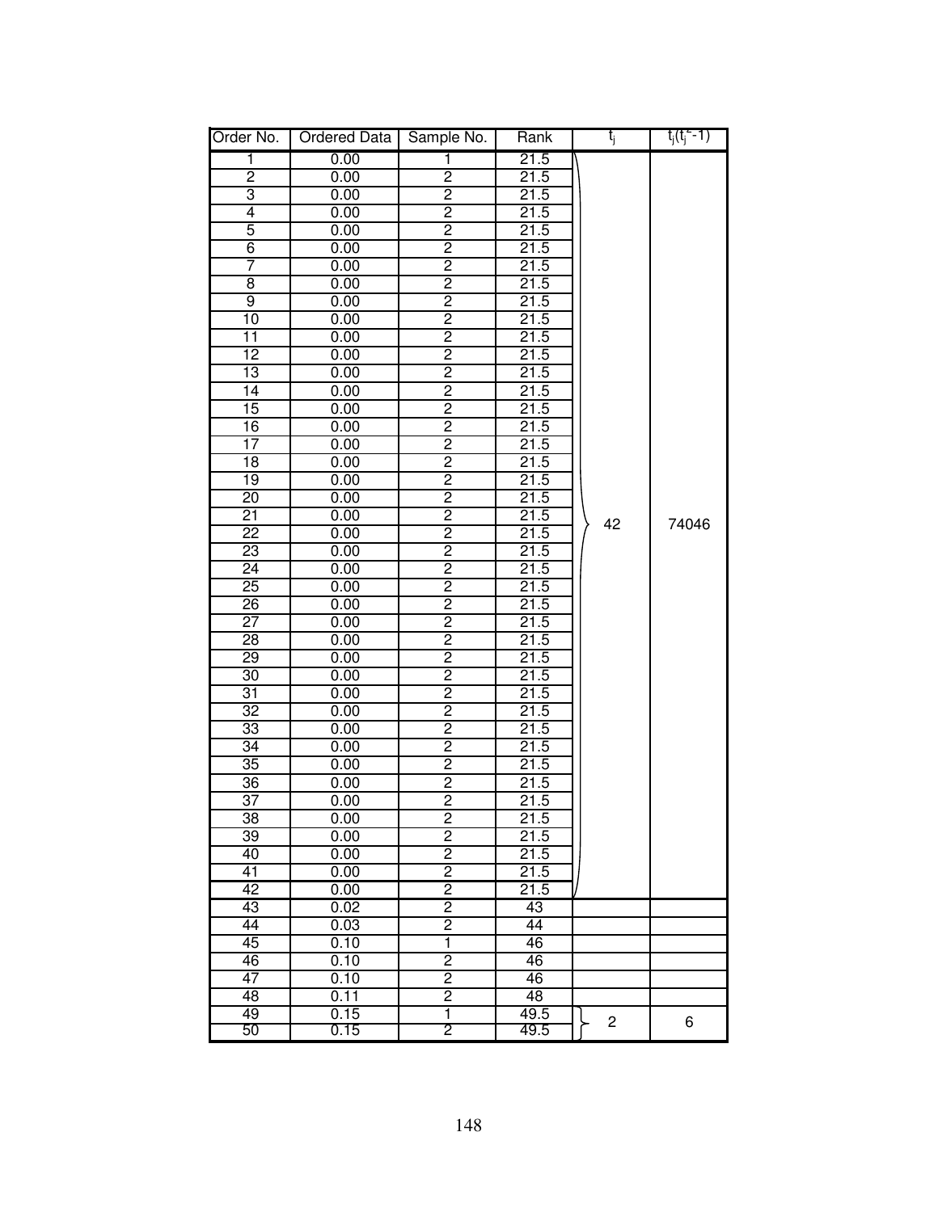| Order No. | Ordered Data | Sample No. | Rank | $t_j$ | $t_j(t_j^2-1)$ |
|---|---|---|---|---|---|
| 1 | 0.00 | 1 | 21.5 | 42 | 74046 |
| 2 | 0.00 | 2 | 21.5 | | |
| 3 | 0.00 | 2 | 21.5 | | |
| 4 | 0.00 | 2 | 21.5 | | |
| 5 | 0.00 | 2 | 21.5 | | |
| 6 | 0.00 | 2 | 21.5 | | |
| 7 | 0.00 | 2 | 21.5 | | |
| 8 | 0.00 | 2 | 21.5 | | |
| 9 | 0.00 | 2 | 21.5 | | |
| 10 | 0.00 | 2 | 21.5 | | |
| 11 | 0.00 | 2 | 21.5 | | |
| 12 | 0.00 | 2 | 21.5 | | |
| 13 | 0.00 | 2 | 21.5 | | |
| 14 | 0.00 | 2 | 21.5 | | |
| 15 | 0.00 | 2 | 21.5 | | |
| 16 | 0.00 | 2 | 21.5 | | |
| 17 | 0.00 | 2 | 21.5 | | |
| 18 | 0.00 | 2 | 21.5 | | |
| 19 | 0.00 | 2 | 21.5 | | |
| 20 | 0.00 | 2 | 21.5 | | |
| 21 | 0.00 | 2 | 21.5 | | |
| 22 | 0.00 | 2 | 21.5 | | |
| 23 | 0.00 | 2 | 21.5 | | |
| 24 | 0.00 | 2 | 21.5 | | |
| 25 | 0.00 | 2 | 21.5 | | |
| 26 | 0.00 | 2 | 21.5 | | |
| 27 | 0.00 | 2 | 21.5 | | |
| 28 | 0.00 | 2 | 21.5 | | |
| 29 | 0.00 | 2 | 21.5 | | |
| 30 | 0.00 | 2 | 21.5 | | |
| 31 | 0.00 | 2 | 21.5 | | |
| 32 | 0.00 | 2 | 21.5 | | |
| 33 | 0.00 | 2 | 21.5 | | |
| 34 | 0.00 | 2 | 21.5 | | |
| 35 | 0.00 | 2 | 21.5 | | |
| 36 | 0.00 | 2 | 21.5 | | |
| 37 | 0.00 | 2 | 21.5 | | |
| 38 | 0.00 | 2 | 21.5 | | |
| 39 | 0.00 | 2 | 21.5 | | |
| 40 | 0.00 | 2 | 21.5 | | |
| 41 | 0.00 | 2 | 21.5 | | |
| 42 | 0.00 | 2 | 21.5 | | |
| 43 | 0.02 | 2 | 43 | | |
| 44 | 0.03 | 2 | 44 | | |
| 45 | 0.10 | 1 | 46 | | |
| 46 | 0.10 | 2 | 46 | | |
| 47 | 0.10 | 2 | 46 | | |
| 48 | 0.11 | 2 | 48 | | |
| 49 | 0.15 | 1 | 49.5 | 2 | 6 |
| 50 | 0.15 | 2 | 49.5 | | |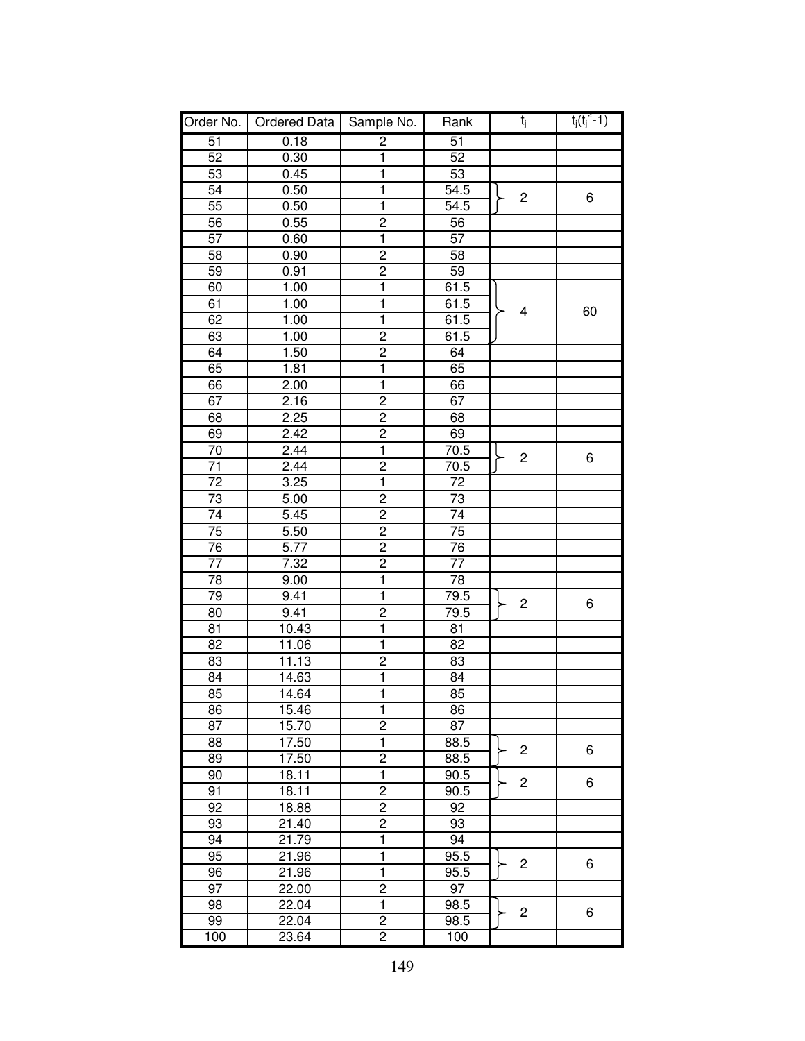| Order No. | Ordered Data | Sample No. | Rank | $t_j$ | $t_j(t_j^2-1)$ |
|---|---|---|---|---|---|
| 51 | 0.18 | 2 | 51 | | |
| 52 | 0.30 | 1 | 52 | | |
| 53 | 0.45 | 1 | 53 | | |
| 54 | 0.50 | 1 | 54.5 | 2 | 6 |
| 55 | 0.50 | 1 | 54.5 | | |
| 56 | 0.55 | 2 | 56 | | |
| 57 | 0.60 | 1 | 57 | | |
| 58 | 0.90 | 2 | 58 | | |
| 59 | 0.91 | 2 | 59 | | |
| 60 | 1.00 | 1 | 61.5 | 4 | 60 |
| 61 | 1.00 | 1 | 61.5 | | |
| 62 | 1.00 | 1 | 61.5 | | |
| 63 | 1.00 | 2 | 61.5 | | |
| 64 | 1.50 | 2 | 64 | | |
| 65 | 1.81 | 1 | 65 | | |
| 66 | 2.00 | 1 | 66 | | |
| 67 | 2.16 | 2 | 67 | | |
| 68 | 2.25 | 2 | 68 | | |
| 69 | 2.42 | 2 | 69 | | |
| 70 | 2.44 | 1 | 70.5 | 2 | 6 |
| 71 | 2.44 | 2 | 70.5 | | |
| 72 | 3.25 | 1 | 72 | | |
| 73 | 5.00 | 2 | 73 | | |
| 74 | 5.45 | 2 | 74 | | |
| 75 | 5.50 | 2 | 75 | | |
| 76 | 5.77 | 2 | 76 | | |
| 77 | 7.32 | 2 | 77 | | |
| 78 | 9.00 | 1 | 78 | | |
| 79 | 9.41 | 1 | 79.5 | 2 | 6 |
| 80 | 9.41 | 2 | 79.5 | | |
| 81 | 10.43 | 1 | 81 | | |
| 82 | 11.06 | 1 | 82 | | |
| 83 | 11.13 | 2 | 83 | | |
| 84 | 14.63 | 1 | 84 | | |
| 85 | 14.64 | 1 | 85 | | |
| 86 | 15.46 | 1 | 86 | | |
| 87 | 15.70 | 2 | 87 | | |
| 88 | 17.50 | 1 | 88.5 | 2 | 6 |
| 89 | 17.50 | 2 | 88.5 | | |
| 90 | 18.11 | 1 | 90.5 | 2 | 6 |
| 91 | 18.11 | 2 | 90.5 | | |
| 92 | 18.88 | 2 | 92 | | |
| 93 | 21.40 | 2 | 93 | | |
| 94 | 21.79 | 1 | 94 | | |
| 95 | 21.96 | 1 | 95.5 | 2 | 6 |
| 96 | 21.96 | 1 | 95.5 | | |
| 97 | 22.00 | 2 | 97 | | |
| 98 | 22.04 | 1 | 98.5 | 2 | 6 |
| 99 | 22.04 | 2 | 98.5 | | |
| 100 | 23.64 | 2 | 100 | | |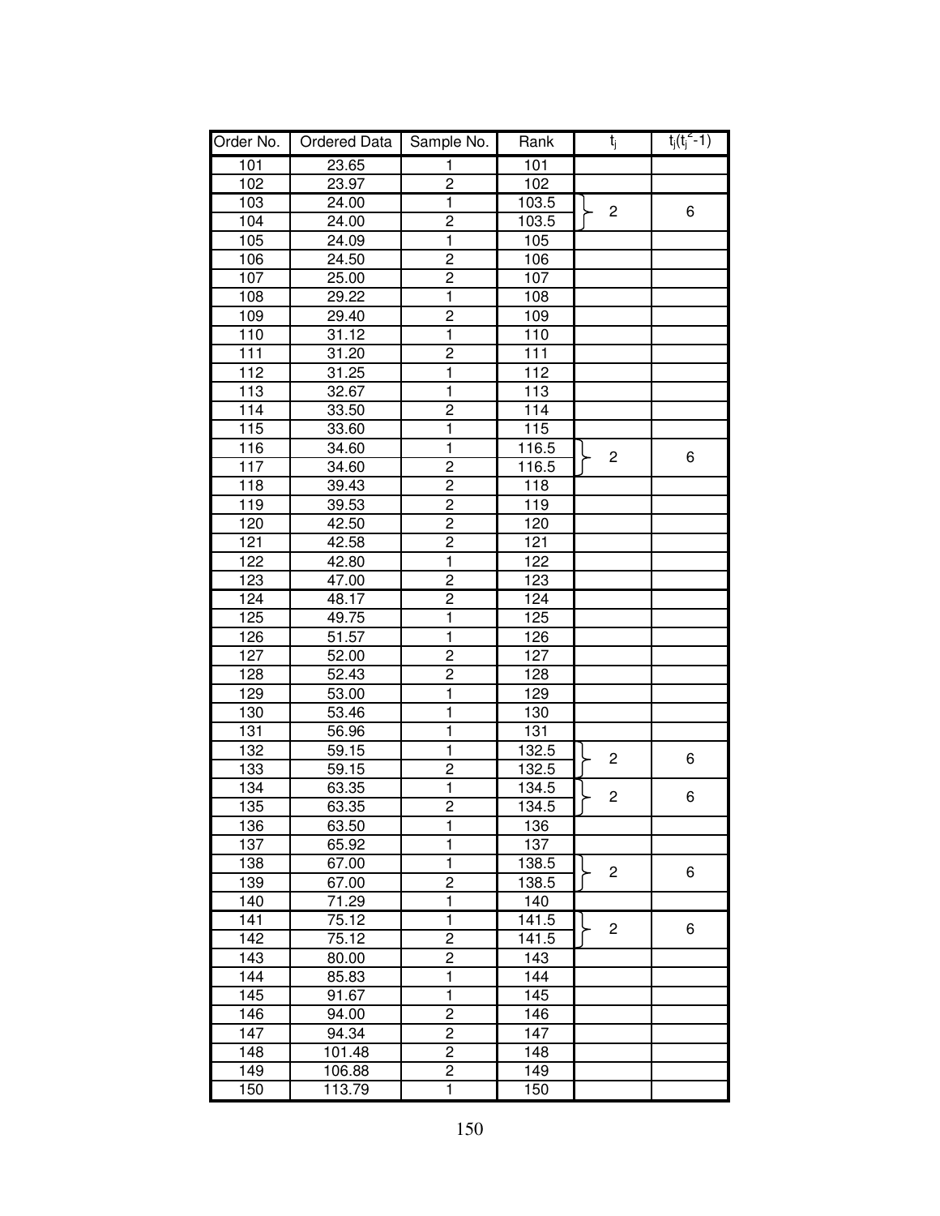| Order No. | Ordered Data | Sample No. | Rank | $t_j$ | $t_j(t_j^2-1)$ |
|---|---|---|---|---|---|
| 101 | 23.65 | 1 | 101 | | |
| 102 | 23.97 | 2 | 102 | | |
| 103 | 24.00 | 1 | 103.5 | 2 | 6 |
| 104 | 24.00 | 2 | 103.5 | | |
| 105 | 24.09 | 1 | 105 | | |
| 106 | 24.50 | 2 | 106 | | |
| 107 | 25.00 | 2 | 107 | | |
| 108 | 29.22 | 1 | 108 | | |
| 109 | 29.40 | 2 | 109 | | |
| 110 | 31.12 | 1 | 110 | | |
| 111 | 31.20 | 2 | 111 | | |
| 112 | 31.25 | 1 | 112 | | |
| 113 | 32.67 | 1 | 113 | | |
| 114 | 33.50 | 2 | 114 | | |
| 115 | 33.60 | 1 | 115 | | |
| 116 | 34.60 | 1 | 116.5 | 2 | 6 |
| 117 | 34.60 | 2 | 116.5 | | |
| 118 | 39.43 | 2 | 118 | | |
| 119 | 39.53 | 2 | 119 | | |
| 120 | 42.50 | 2 | 120 | | |
| 121 | 42.58 | 2 | 121 | | |
| 122 | 42.80 | 1 | 122 | | |
| 123 | 47.00 | 2 | 123 | | |
| 124 | 48.17 | 2 | 124 | | |
| 125 | 49.75 | 1 | 125 | | |
| 126 | 51.57 | 1 | 126 | | |
| 127 | 52.00 | 2 | 127 | | |
| 128 | 52.43 | 2 | 128 | | |
| 129 | 53.00 | 1 | 129 | | |
| 130 | 53.46 | 1 | 130 | | |
| 131 | 56.96 | 1 | 131 | | |
| 132 | 59.15 | 1 | 132.5 | 2 | 6 |
| 133 | 59.15 | 2 | 132.5 | | |
| 134 | 63.35 | 1 | 134.5 | 2 | 6 |
| 135 | 63.35 | 2 | 134.5 | | |
| 136 | 63.50 | 1 | 136 | | |
| 137 | 65.92 | 1 | 137 | | |
| 138 | 67.00 | 1 | 138.5 | 2 | 6 |
| 139 | 67.00 | 2 | 138.5 | | |
| 140 | 71.29 | 1 | 140 | | |
| 141 | 75.12 | 1 | 141.5 | 2 | 6 |
| 142 | 75.12 | 2 | 141.5 | | |
| 143 | 80.00 | 2 | 143 | | |
| 144 | 85.83 | 1 | 144 | | |
| 145 | 91.67 | 1 | 145 | | |
| 146 | 94.00 | 2 | 146 | | |
| 147 | 94.34 | 2 | 147 | | |
| 148 | 101.48 | 2 | 148 | | |
| 149 | 106.88 | 2 | 149 | | |
| 150 | 113.79 | 1 | 150 | | |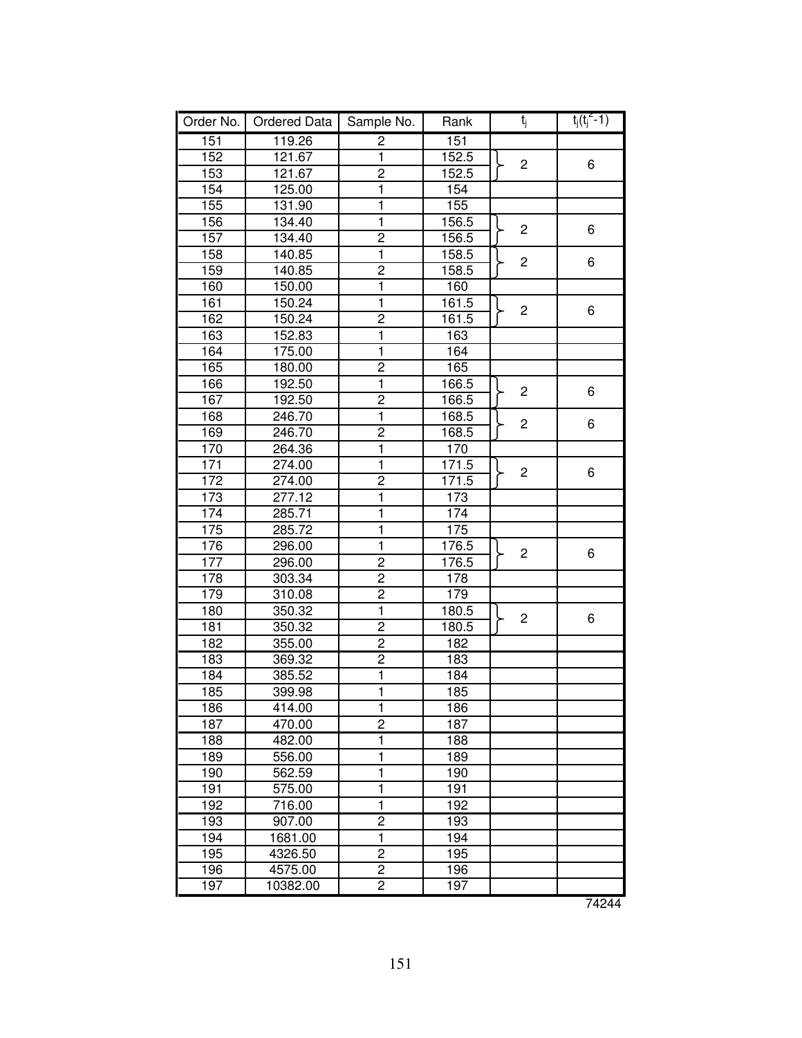| Order No. | Ordered Data | Sample No. | Rank | $t_j$ | $t_j(t_j^2-1)$ |
|---|---|---|---|---|---|
| 151 | 119.26 | 2 | 151 | | |
| 152 | 121.67 | 1 | 152.5 | 2 | 6 |
| 153 | 121.67 | 2 | 152.5 | | |
| 154 | 125.00 | 1 | 154 | | |
| 155 | 131.90 | 1 | 155 | | |
| 156 | 134.40 | 1 | 156.5 | 2 | 6 |
| 157 | 134.40 | 2 | 156.5 | | |
| 158 | 140.85 | 1 | 158.5 | 2 | 6 |
| 159 | 140.85 | 2 | 158.5 | | |
| 160 | 150.00 | 1 | 160 | | |
| 161 | 150.24 | 1 | 161.5 | 2 | 6 |
| 162 | 150.24 | 2 | 161.5 | | |
| 163 | 152.83 | 1 | 163 | | |
| 164 | 175.00 | 1 | 164 | | |
| 165 | 180.00 | 2 | 165 | | |
| 166 | 192.50 | 1 | 166.5 | 2 | 6 |
| 167 | 192.50 | 2 | 166.5 | | |
| 168 | 246.70 | 1 | 168.5 | 2 | 6 |
| 169 | 246.70 | 2 | 168.5 | | |
| 170 | 264.36 | 1 | 170 | | |
| 171 | 274.00 | 1 | 171.5 | 2 | 6 |
| 172 | 274.00 | 2 | 171.5 | | |
| 173 | 277.12 | 1 | 173 | | |
| 174 | 285.71 | 1 | 174 | | |
| 175 | 285.72 | 1 | 175 | | |
| 176 | 296.00 | 1 | 176.5 | 2 | 6 |
| 177 | 296.00 | 2 | 176.5 | | |
| 178 | 303.34 | 2 | 178 | | |
| 179 | 310.08 | 2 | 179 | | |
| 180 | 350.32 | 1 | 180.5 | 2 | 6 |
| 181 | 350.32 | 2 | 180.5 | | |
| 182 | 355.00 | 2 | 182 | | |
| 183 | 369.32 | 2 | 183 | | |
| 184 | 385.52 | 1 | 184 | | |
| 185 | 399.98 | 1 | 185 | | |
| 186 | 414.00 | 1 | 186 | | |
| 187 | 470.00 | 2 | 187 | | |
| 188 | 482.00 | 1 | 188 | | |
| 189 | 556.00 | 1 | 189 | | |
| 190 | 562.59 | 1 | 190 | | |
| 191 | 575.00 | 1 | 191 | | |
| 192 | 716.00 | 1 | 192 | | |
| 193 | 907.00 | 2 | 193 | | |
| 194 | 1681.00 | 1 | 194 | | |
| 195 | 4326.50 | 2 | 195 | | |
| 196 | 4575.00 | 2 | 196 | | |
| 197 | 10382.00 | 2 | 197 | | |
| | | | | | 74244 |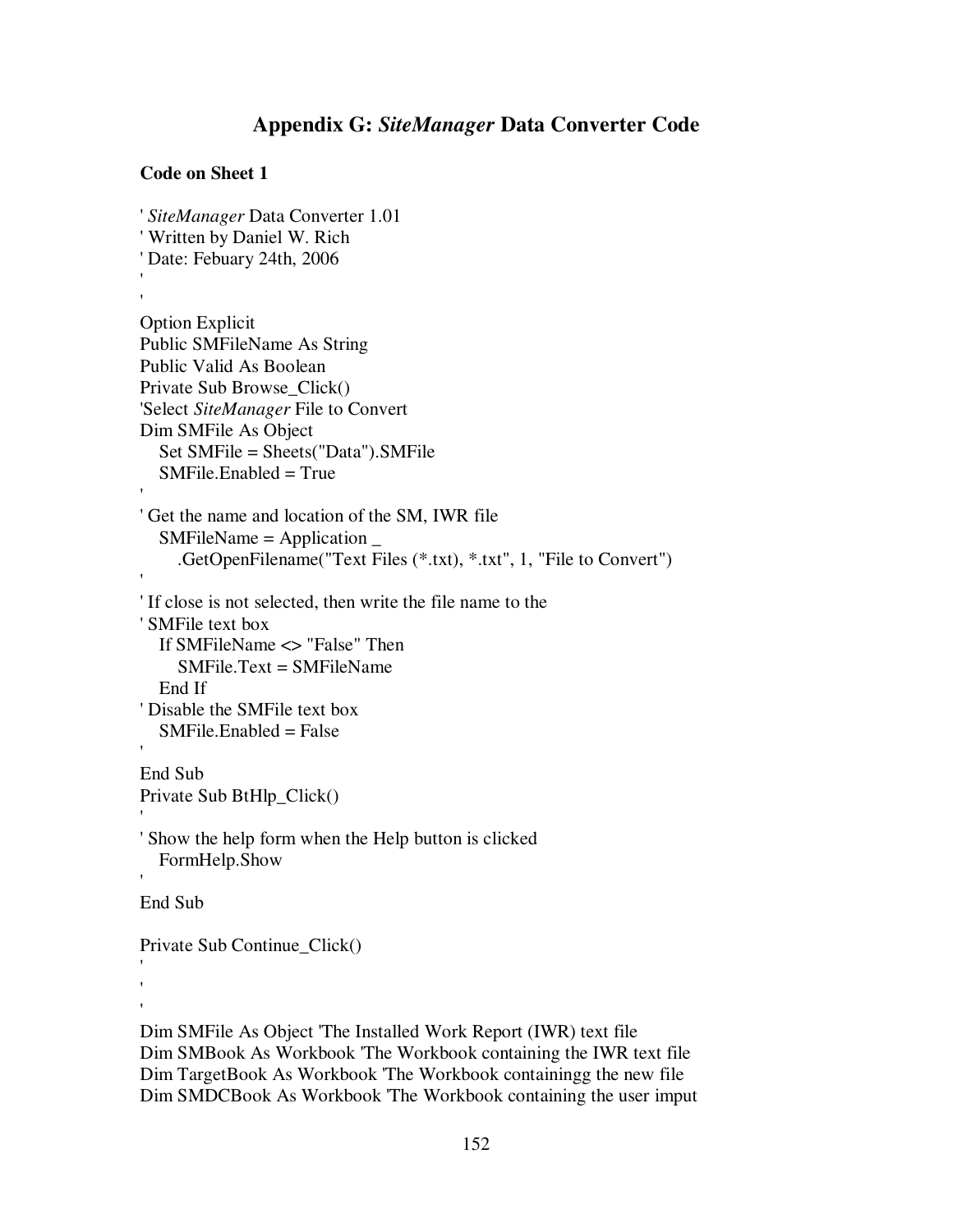## Appendix G: *SiteManager* Data Converter Code

**Code on Sheet 1**

```
' SiteManager Data Converter 1.01
' Written by Daniel W. Rich
' Date: Febuary 24th, 2006
'
'
Option Explicit
Public SMFileName As String
Public Valid As Boolean
Private Sub Browse_Click()
'Select SiteManager File to Convert
Dim SMFile As Object
   Set SMFile = Sheets("Data").SMFile
   SMFile.Enabled = True
'
' Get the name and location of the SM, IWR file
   SMFileName = Application _
      .GetOpenFilename("Text Files (*.txt), *.txt", 1, "File to Convert")
'
' If close is not selected, then write the file name to the
' SMFile text box
   If SMFileName <> "False" Then
      SMFile.Text = SMFileName
   End If
' Disable the SMFile text box
   SMFile.Enabled = False
'
End Sub
Private Sub BtHlp_Click()
'
' Show the help form when the Help button is clicked
   FormHelp.Show
'
End Sub

Private Sub Continue_Click()
'
'
'
Dim SMFile As Object 'The Installed Work Report (IWR) text file
Dim SMBook As Workbook 'The Workbook containing the IWR text file
Dim TargetBook As Workbook 'The Workbook containingg the new file
Dim SMDCBook As Workbook 'The Workbook containing the user imput
```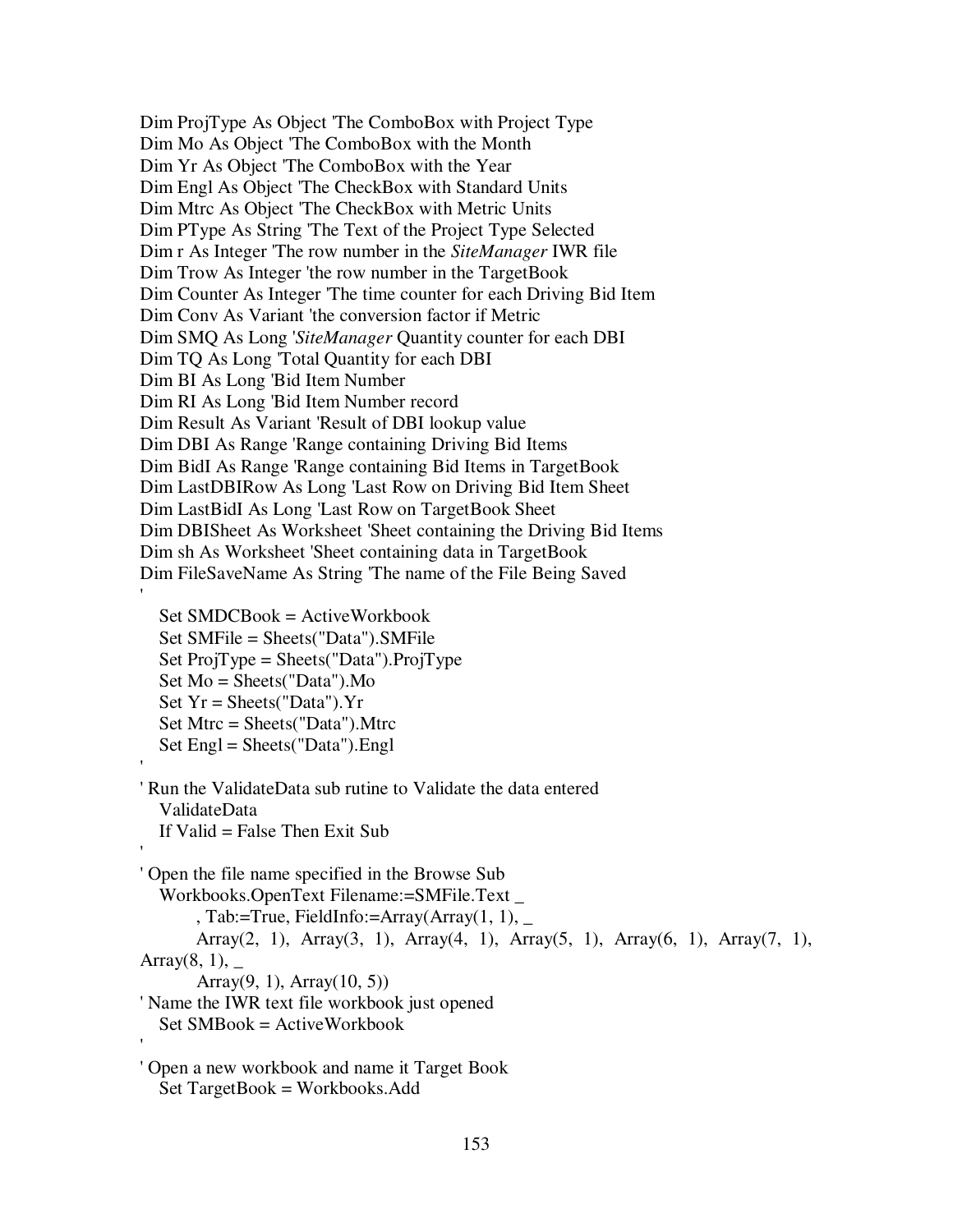```
Dim ProjType As Object 'The ComboBox with Project Type
Dim Mo As Object 'The ComboBox with the Month
Dim Yr As Object 'The ComboBox with the Year
Dim Engl As Object 'The CheckBox with Standard Units
Dim Mtrc As Object 'The CheckBox with Metric Units
Dim PType As String 'The Text of the Project Type Selected
Dim r As Integer 'The row number in the SiteManager IWR file
Dim Trow As Integer 'the row number in the TargetBook
Dim Counter As Integer 'The time counter for each Driving Bid Item
Dim Conv As Variant 'the conversion factor if Metric
Dim SMQ As Long 'SiteManager Quantity counter for each DBI
Dim TQ As Long 'Total Quantity for each DBI
Dim BI As Long 'Bid Item Number
Dim RI As Long 'Bid Item Number record
Dim Result As Variant 'Result of DBI lookup value
Dim DBI As Range 'Range containing Driving Bid Items
Dim BidI As Range 'Range containing Bid Items in TargetBook
Dim LastDBIRow As Long 'Last Row on Driving Bid Item Sheet
Dim LastBidI As Long 'Last Row on TargetBook Sheet
Dim DBISheet As Worksheet 'Sheet containing the Driving Bid Items
Dim sh As Worksheet 'Sheet containing data in TargetBook
Dim FileSaveName As String 'The name of the File Being Saved
'
    Set SMDCBook = ActiveWorkbook
    Set SMFile = Sheets("Data").SMFile
    Set ProjType = Sheets("Data").ProjType
    Set Mo = Sheets("Data").Mo
    Set Yr = Sheets("Data").Yr
    Set Mtrc = Sheets("Data").Mtrc
    Set Engl = Sheets("Data").Engl
'
' Run the ValidateData sub rutine to Validate the data entered
    ValidateData
    If Valid = False Then Exit Sub
'
' Open the file name specified in the Browse Sub
    Workbooks.OpenText Filename:=SMFile.Text _
          , Tab:=True, FieldInfo:=Array(Array(1, 1), _
          Array(2, 1), Array(3, 1), Array(4, 1), Array(5, 1), Array(6, 1), Array(7, 1),
Array(8, 1), _
          Array(9, 1), Array(10, 5))
' Name the IWR text file workbook just opened
    Set SMBook = ActiveWorkbook
'
' Open a new workbook and name it Target Book
    Set TargetBook = Workbooks.Add
```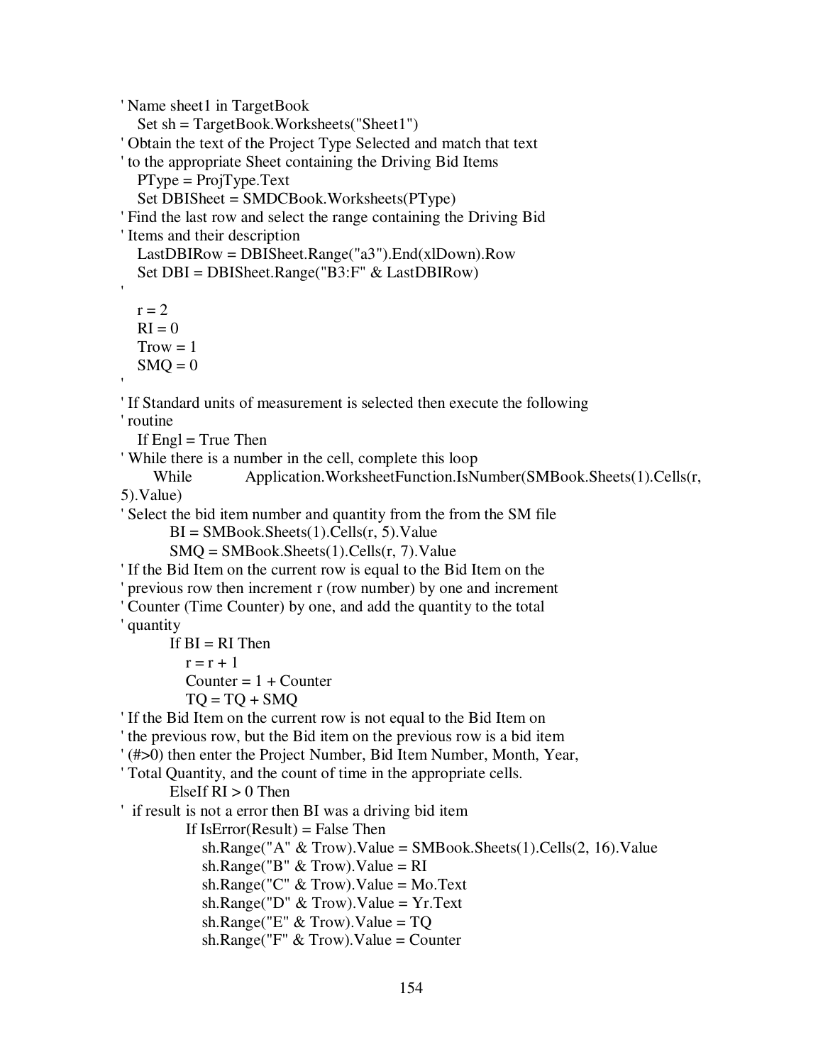```
' Name sheet1 in TargetBook
   Set sh = TargetBook.Worksheets("Sheet1")
' Obtain the text of the Project Type Selected and match that text
' to the appropriate Sheet containing the Driving Bid Items
   PType = ProjType.Text
   Set DBISheet = SMDCBook.Worksheets(PType)
' Find the last row and select the range containing the Driving Bid
' Items and their description
   LastDBIRow = DBISheet.Range("a3").End(xlDown).Row
   Set DBI = DBISheet.Range("B3:F" & LastDBIRow)
'
   r = 2
   RI = 0
   Trow = 1
   SMQ = 0
'
' If Standard units of measurement is selected then execute the following
' routine
   If Engl = True Then
' While there is a number in the cell, complete this loop
      While Application.WorksheetFunction.IsNumber(SMBook.Sheets(1).Cells(r,
5).Value)
' Select the bid item number and quantity from the from the SM file
         BI = SMBook.Sheets(1).Cells(r, 5).Value
         SMQ = SMBook.Sheets(1).Cells(r, 7).Value
' If the Bid Item on the current row is equal to the Bid Item on the
' previous row then increment r (row number) by one and increment
' Counter (Time Counter) by one, and add the quantity to the total
' quantity
         If BI = RI Then
            r = r + 1
            Counter = 1 + Counter
            TQ = TQ + SMQ
' If the Bid Item on the current row is not equal to the Bid Item on
' the previous row, but the Bid item on the previous row is a bid item
' (#>0) then enter the Project Number, Bid Item Number, Month, Year,
' Total Quantity, and the count of time in the appropriate cells.
         ElseIf RI > 0 Then
'  if result is not a error then BI was a driving bid item
            If IsError(Result) = False Then
               sh.Range("A" & Trow).Value = SMBook.Sheets(1).Cells(2, 16).Value
               sh.Range("B" & Trow).Value = RI
               sh.Range("C" & Trow).Value = Mo.Text
               sh.Range("D" & Trow).Value = Yr.Text
               sh.Range("E" & Trow).Value = TQ
               sh.Range("F" & Trow).Value = Counter
```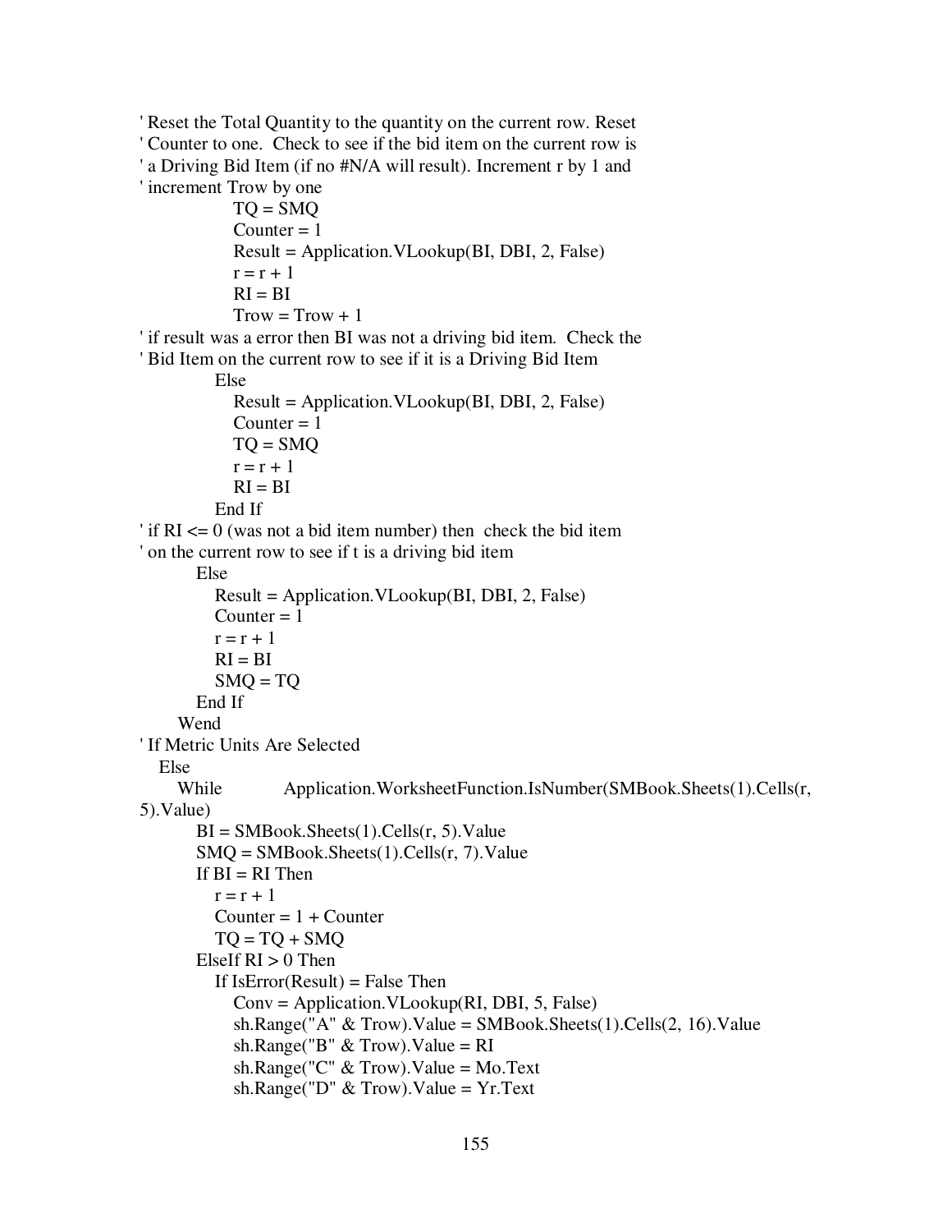```
' Reset the Total Quantity to the quantity on the current row. Reset
' Counter to one.  Check to see if the bid item on the current row is
' a Driving Bid Item (if no #N/A will result). Increment r by 1 and
' increment Trow by one
                TQ = SMQ
                Counter = 1
                Result = Application.VLookup(BI, DBI, 2, False)
                r = r + 1
                RI = BI
                Trow = Trow + 1
' if result was a error then BI was not a driving bid item.  Check the
' Bid Item on the current row to see if it is a Driving Bid Item
            Else
                Result = Application.VLookup(BI, DBI, 2, False)
                Counter = 1
                TQ = SMQ
                r = r + 1
                RI = BI
            End If
' if RI <= 0 (was not a bid item number) then  check the bid item
' on the current row to see if t is a driving bid item
        Else
            Result = Application.VLookup(BI, DBI, 2, False)
            Counter = 1
            r = r + 1
            RI = BI
            SMQ = TQ
        End If
    Wend
' If Metric Units Are Selected
  Else
    While           Application.WorksheetFunction.IsNumber(SMBook.Sheets(1).Cells(r,
5).Value)
        BI = SMBook.Sheets(1).Cells(r, 5).Value
        SMQ = SMBook.Sheets(1).Cells(r, 7).Value
        If BI = RI Then
            r = r + 1
            Counter = 1 + Counter
            TQ = TQ + SMQ
        ElseIf RI > 0 Then
            If IsError(Result) = False Then
                Conv = Application.VLookup(RI, DBI, 5, False)
                sh.Range("A" & Trow).Value = SMBook.Sheets(1).Cells(2, 16).Value
                sh.Range("B" & Trow).Value = RI
                sh.Range("C" & Trow).Value = Mo.Text
                sh.Range("D" & Trow).Value = Yr.Text
```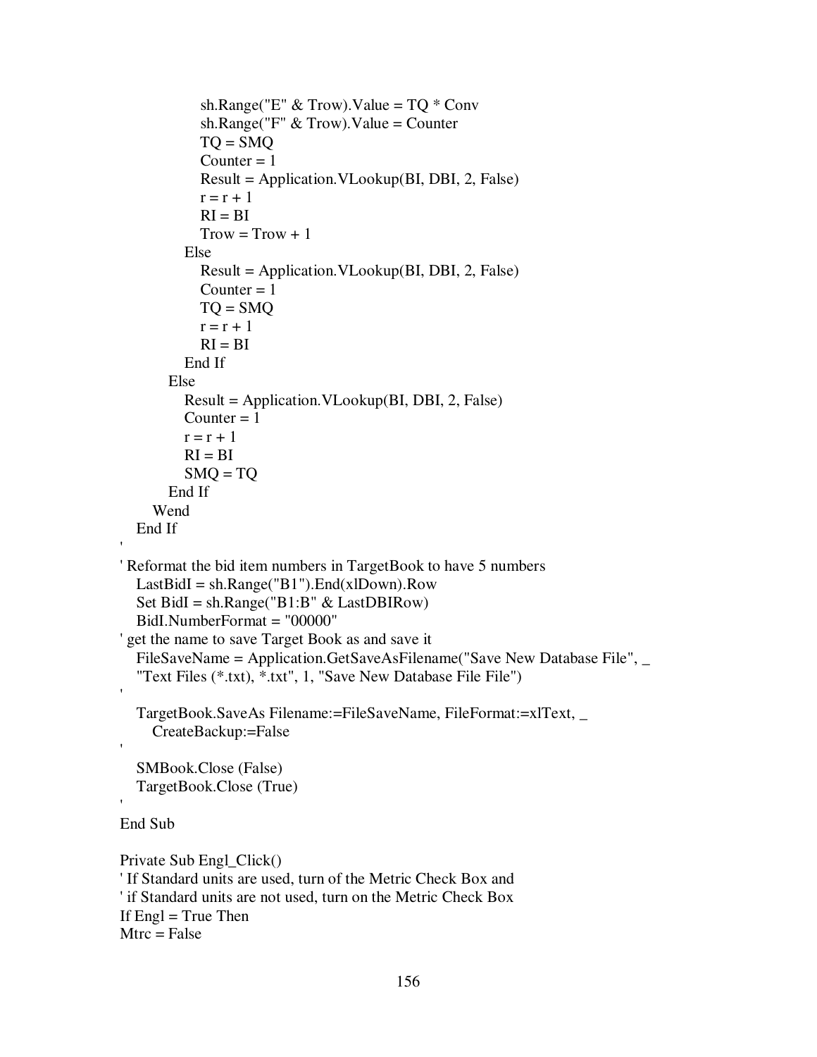```
            sh.Range("E" & Trow).Value = TQ * Conv
            sh.Range("F" & Trow).Value = Counter
            TQ = SMQ
            Counter = 1
            Result = Application.VLookup(BI, DBI, 2, False)
            r = r + 1
            RI = BI
            Trow = Trow + 1
          Else
            Result = Application.VLookup(BI, DBI, 2, False)
            Counter = 1
            TQ = SMQ
            r = r + 1
            RI = BI
          End If
        Else
          Result = Application.VLookup(BI, DBI, 2, False)
          Counter = 1
          r = r + 1
          RI = BI
          SMQ = TQ
        End If
      Wend
   End If
'
' Reformat the bid item numbers in TargetBook to have 5 numbers
   LastBidI = sh.Range("B1").End(xlDown).Row
   Set BidI = sh.Range("B1:B" & LastDBIRow)
   BidI.NumberFormat = "00000"
' get the name to save Target Book as and save it
   FileSaveName = Application.GetSaveAsFilename("Save New Database File", _
   "Text Files (*.txt), *.txt", 1, "Save New Database File File")
'
   TargetBook.SaveAs Filename:=FileSaveName, FileFormat:=xlText, _
      CreateBackup:=False
'
   SMBook.Close (False)
   TargetBook.Close (True)
'
End Sub

Private Sub Engl_Click()
' If Standard units are used, turn of the Metric Check Box and
' if Standard units are not used, turn on the Metric Check Box
If Engl = True Then
Mtrc = False
```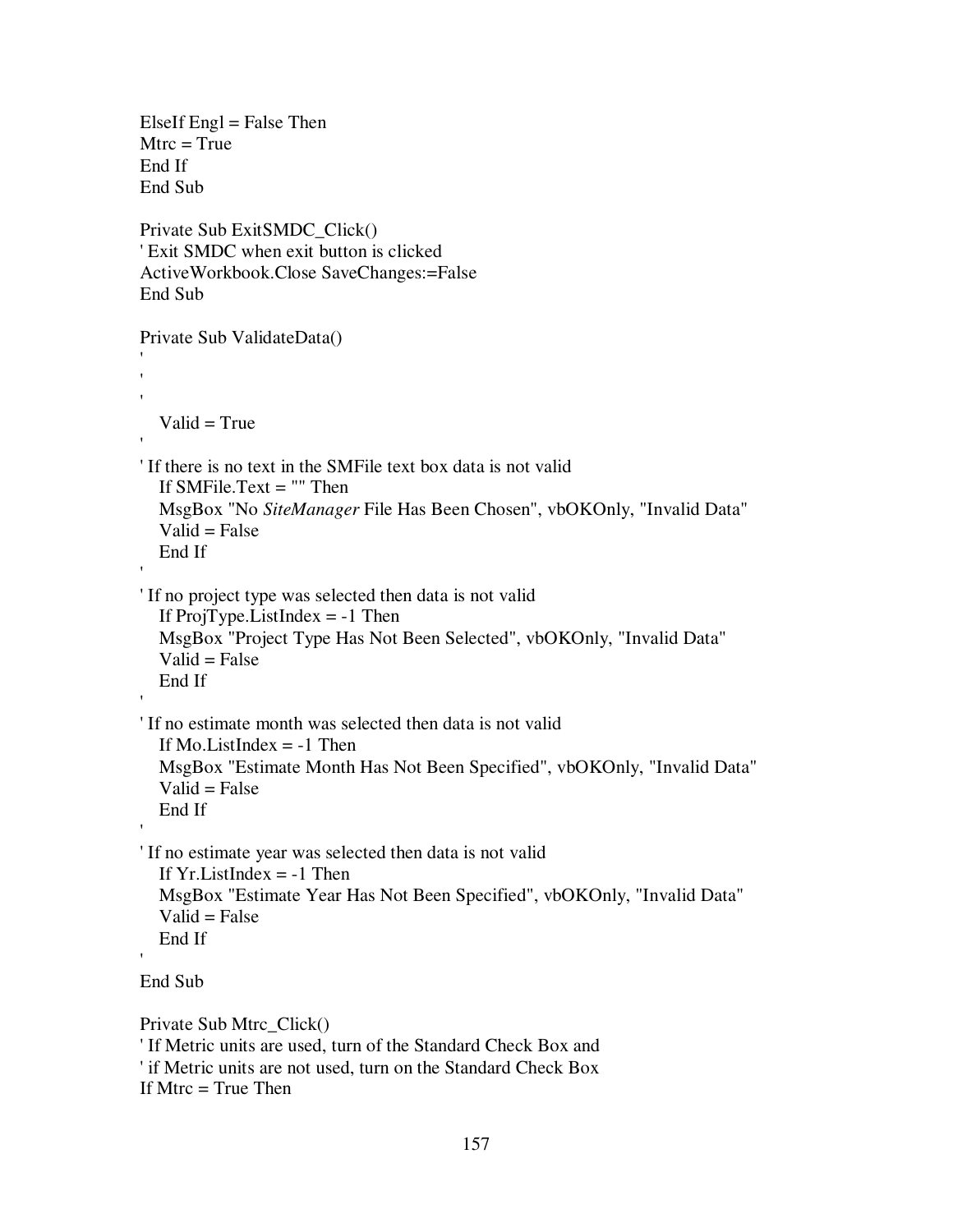```
ElseIf Engl = False Then
Mtrc = True
End If
End Sub

Private Sub ExitSMDC_Click()
' Exit SMDC when exit button is clicked
ActiveWorkbook.Close SaveChanges:=False
End Sub

Private Sub ValidateData()
'
'
'
   Valid = True
'
' If there is no text in the SMFile text box data is not valid
   If SMFile.Text = "" Then
   MsgBox "No SiteManager File Has Been Chosen", vbOKOnly, "Invalid Data"
   Valid = False
   End If
'
' If no project type was selected then data is not valid
   If ProjType.ListIndex = -1 Then
   MsgBox "Project Type Has Not Been Selected", vbOKOnly, "Invalid Data"
   Valid = False
   End If
'
' If no estimate month was selected then data is not valid
   If Mo.ListIndex = -1 Then
   MsgBox "Estimate Month Has Not Been Specified", vbOKOnly, "Invalid Data"
   Valid = False
   End If
'
' If no estimate year was selected then data is not valid
   If Yr.ListIndex = -1 Then
   MsgBox "Estimate Year Has Not Been Specified", vbOKOnly, "Invalid Data"
   Valid = False
   End If
'
End Sub

Private Sub Mtrc_Click()
' If Metric units are used, turn of the Standard Check Box and
' if Metric units are not used, turn on the Standard Check Box
If Mtrc = True Then
```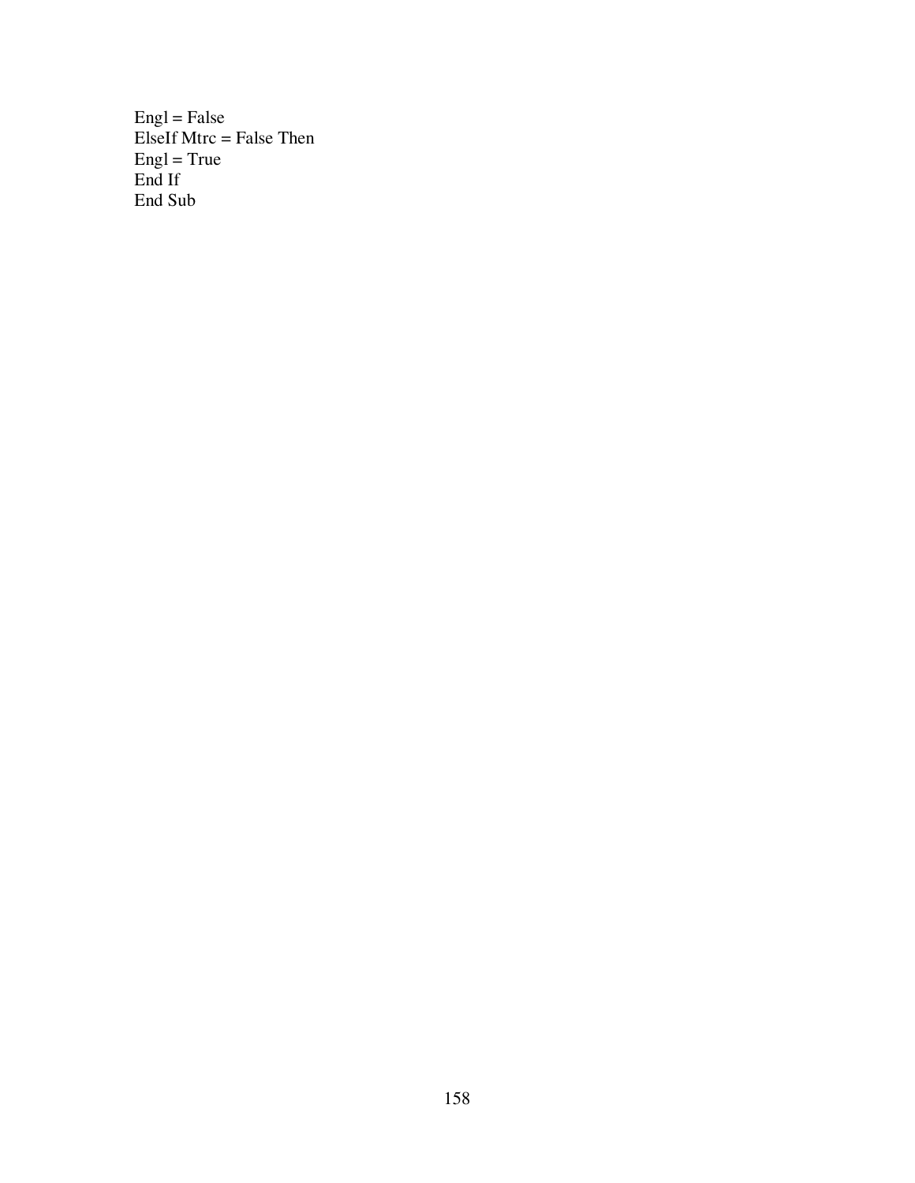```
Engl = False
ElseIf Mtrc = False Then
Engl = True
End If
End Sub
```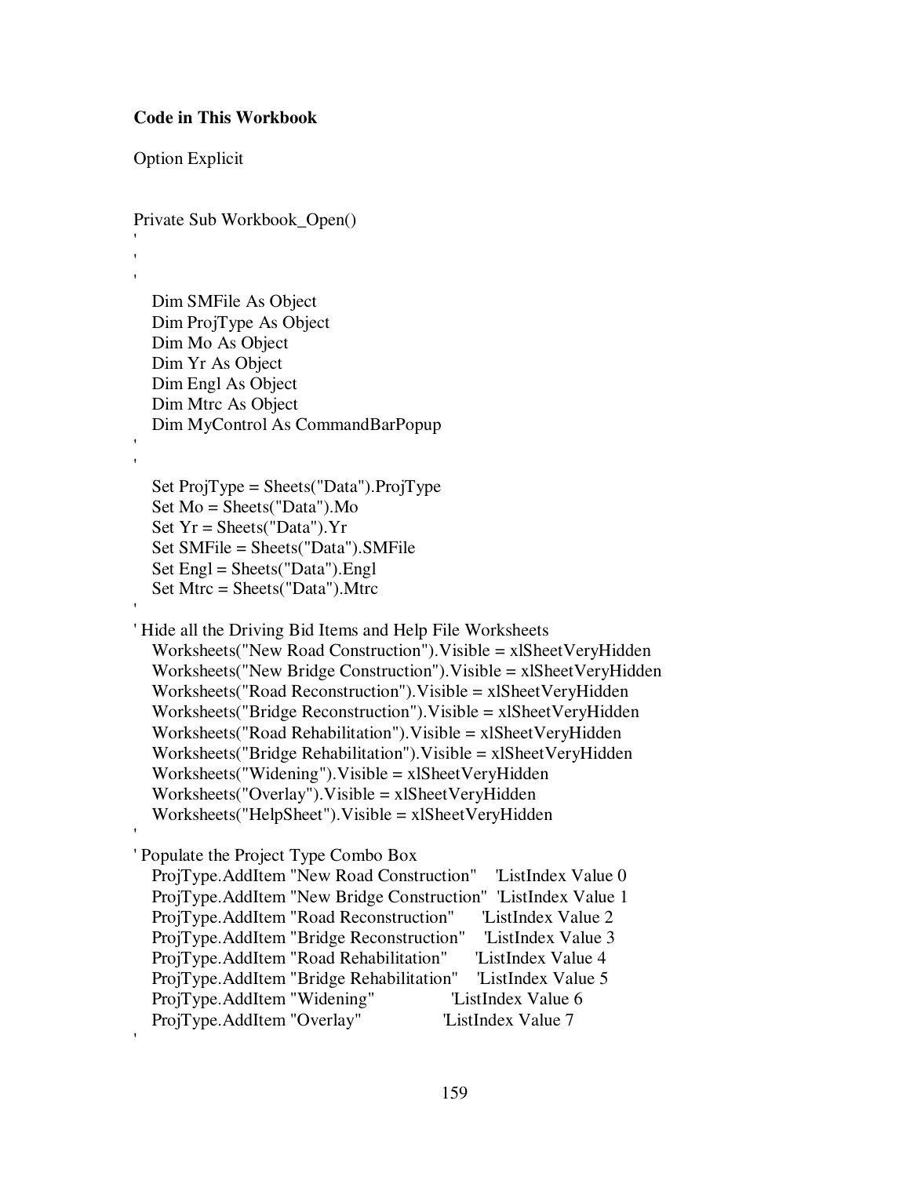**Code in This Workbook**

```
Option Explicit


Private Sub Workbook_Open()
'
'
'
   Dim SMFile As Object
   Dim ProjType As Object
   Dim Mo As Object
   Dim Yr As Object
   Dim Engl As Object
   Dim Mtrc As Object
   Dim MyControl As CommandBarPopup
'
'
   Set ProjType = Sheets("Data").ProjType
   Set Mo = Sheets("Data").Mo
   Set Yr = Sheets("Data").Yr
   Set SMFile = Sheets("Data").SMFile
   Set Engl = Sheets("Data").Engl
   Set Mtrc = Sheets("Data").Mtrc
'
' Hide all the Driving Bid Items and Help File Worksheets
   Worksheets("New Road Construction").Visible = xlSheetVeryHidden
   Worksheets("New Bridge Construction").Visible = xlSheetVeryHidden
   Worksheets("Road Reconstruction").Visible = xlSheetVeryHidden
   Worksheets("Bridge Reconstruction").Visible = xlSheetVeryHidden
   Worksheets("Road Rehabilitation").Visible = xlSheetVeryHidden
   Worksheets("Bridge Rehabilitation").Visible = xlSheetVeryHidden
   Worksheets("Widening").Visible = xlSheetVeryHidden
   Worksheets("Overlay").Visible = xlSheetVeryHidden
   Worksheets("HelpSheet").Visible = xlSheetVeryHidden
'
' Populate the Project Type Combo Box
   ProjType.AddItem "New Road Construction"     'ListIndex Value 0
   ProjType.AddItem "New Bridge Construction"  'ListIndex Value 1
   ProjType.AddItem "Road Reconstruction"       'ListIndex Value 2
   ProjType.AddItem "Bridge Reconstruction"     'ListIndex Value 3
   ProjType.AddItem "Road Rehabilitation"       'ListIndex Value 4
   ProjType.AddItem "Bridge Rehabilitation"     'ListIndex Value 5
   ProjType.AddItem "Widening"                  'ListIndex Value 6
   ProjType.AddItem "Overlay"                   'ListIndex Value 7
'
```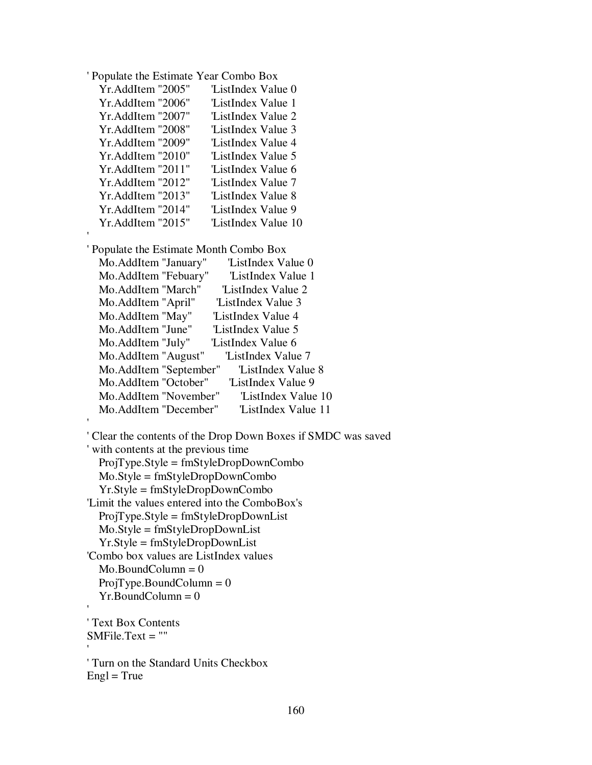```
' Populate the Estimate Year Combo Box
    Yr.AddItem "2005"       'ListIndex Value 0
    Yr.AddItem "2006"       'ListIndex Value 1
    Yr.AddItem "2007"       'ListIndex Value 2
    Yr.AddItem "2008"       'ListIndex Value 3
    Yr.AddItem "2009"       'ListIndex Value 4
    Yr.AddItem "2010"       'ListIndex Value 5
    Yr.AddItem "2011"       'ListIndex Value 6
    Yr.AddItem "2012"       'ListIndex Value 7
    Yr.AddItem "2013"       'ListIndex Value 8
    Yr.AddItem "2014"       'ListIndex Value 9
    Yr.AddItem "2015"       'ListIndex Value 10
'
' Populate the Estimate Month Combo Box
    Mo.AddItem "January"        'ListIndex Value 0
    Mo.AddItem "Febuary"        'ListIndex Value 1
    Mo.AddItem "March"          'ListIndex Value 2
    Mo.AddItem "April"          'ListIndex Value 3
    Mo.AddItem "May"            'ListIndex Value 4
    Mo.AddItem "June"           'ListIndex Value 5
    Mo.AddItem "July"           'ListIndex Value 6
    Mo.AddItem "August"         'ListIndex Value 7
    Mo.AddItem "September"      'ListIndex Value 8
    Mo.AddItem "October"        'ListIndex Value 9
    Mo.AddItem "November"       'ListIndex Value 10
    Mo.AddItem "December"       'ListIndex Value 11
'
' Clear the contents of the Drop Down Boxes if SMDC was saved
' with contents at the previous time
    ProjType.Style = fmStyleDropDownCombo
    Mo.Style = fmStyleDropDownCombo
    Yr.Style = fmStyleDropDownCombo
'Limit the values entered into the ComboBox's
    ProjType.Style = fmStyleDropDownList
    Mo.Style = fmStyleDropDownList
    Yr.Style = fmStyleDropDownList
'Combo box values are ListIndex values
    Mo.BoundColumn = 0
    ProjType.BoundColumn = 0
    Yr.BoundColumn = 0
'
' Text Box Contents
SMFile.Text = ""
'
' Turn on the Standard Units Checkbox
Engl = True
```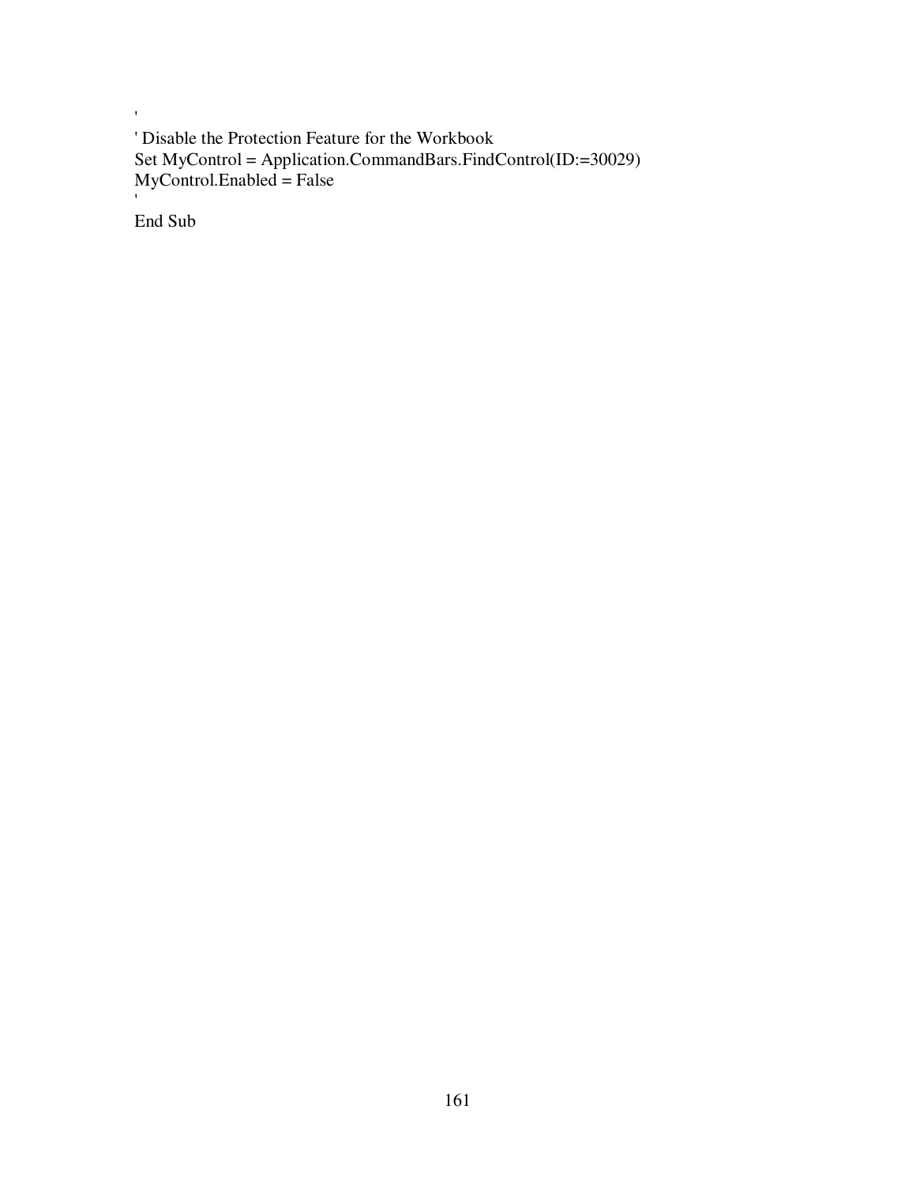```
'
' Disable the Protection Feature for the Workbook
Set MyControl = Application.CommandBars.FindControl(ID:=30029)
MyControl.Enabled = False
'
End Sub
```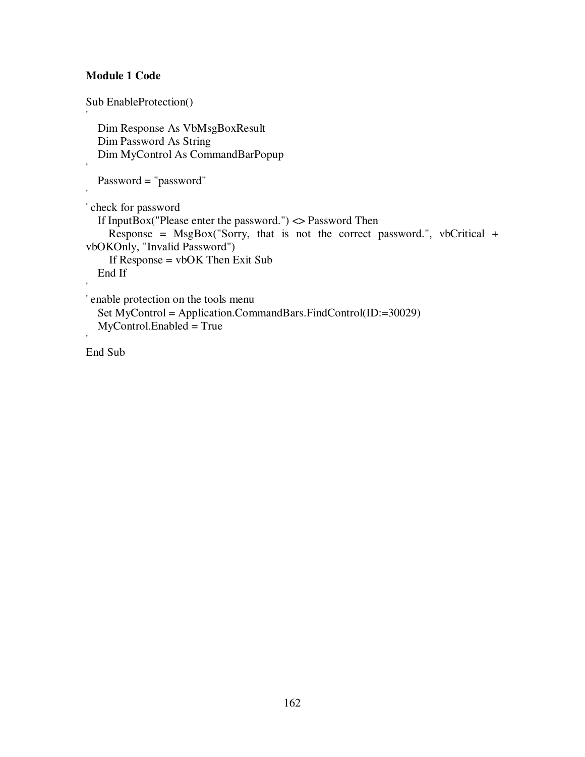**Module 1 Code**

```
Sub EnableProtection()
'
    Dim Response As VbMsgBoxResult
    Dim Password As String
    Dim MyControl As CommandBarPopup
'
    Password = "password"
'
' check for password
    If InputBox("Please enter the password.") <> Password Then
        Response = MsgBox("Sorry, that is not the correct password.", vbCritical + vbOKOnly, "Invalid Password")
        If Response = vbOK Then Exit Sub
    End If
'
' enable protection on the tools menu
    Set MyControl = Application.CommandBars.FindControl(ID:=30029)
    MyControl.Enabled = True
'
End Sub
```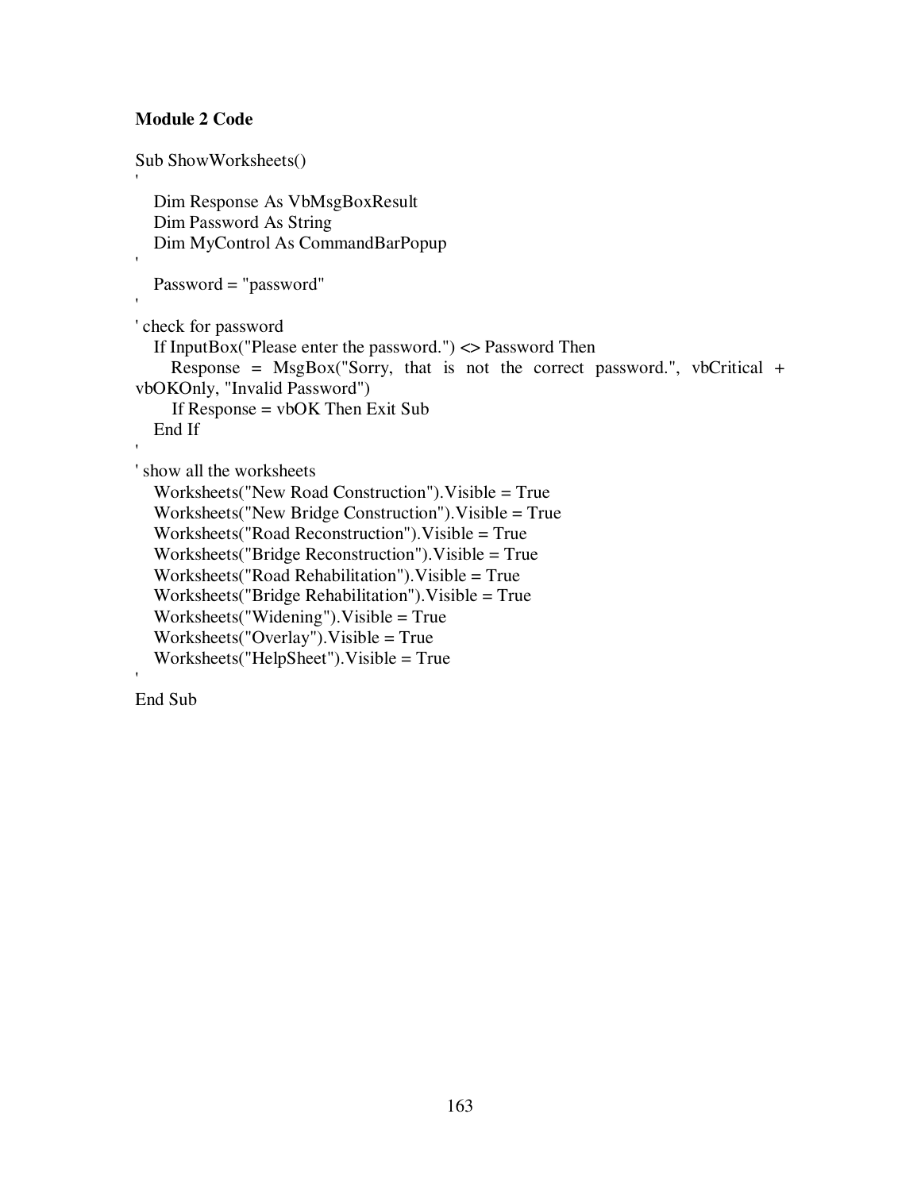**Module 2 Code**

```
Sub ShowWorksheets()
'
   Dim Response As VbMsgBoxResult
   Dim Password As String
   Dim MyControl As CommandBarPopup
'
   Password = "password"
'
' check for password
   If InputBox("Please enter the password.") <> Password Then
      Response = MsgBox("Sorry, that is not the correct password.", vbCritical + vbOKOnly, "Invalid Password")
      If Response = vbOK Then Exit Sub
   End If
'
' show all the worksheets
   Worksheets("New Road Construction").Visible = True
   Worksheets("New Bridge Construction").Visible = True
   Worksheets("Road Reconstruction").Visible = True
   Worksheets("Bridge Reconstruction").Visible = True
   Worksheets("Road Rehabilitation").Visible = True
   Worksheets("Bridge Rehabilitation").Visible = True
   Worksheets("Widening").Visible = True
   Worksheets("Overlay").Visible = True
   Worksheets("HelpSheet").Visible = True
'
End Sub
```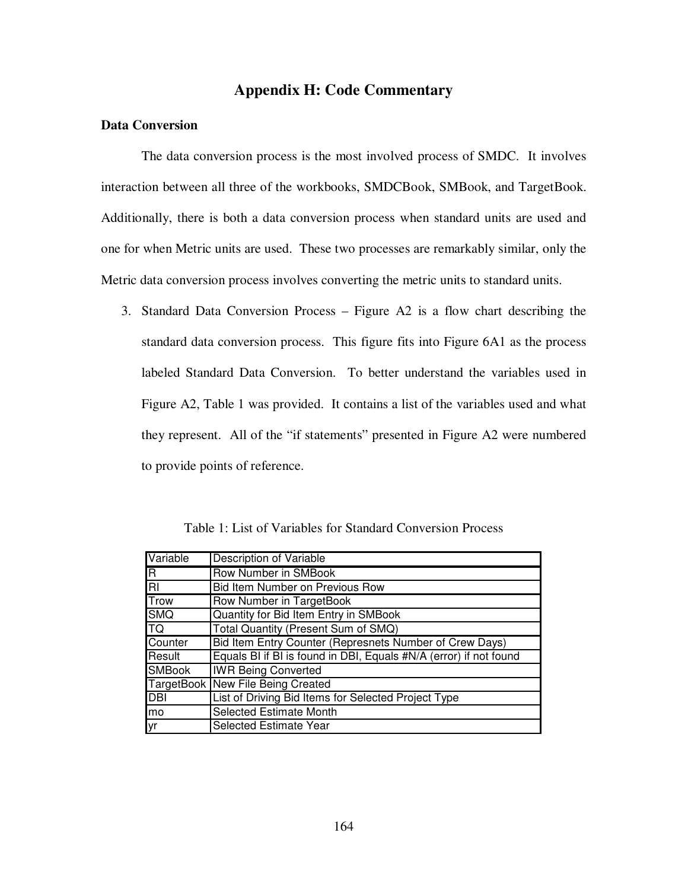# Appendix H: Code Commentary

**Data Conversion**

The data conversion process is the most involved process of SMDC. It involves interaction between all three of the workbooks, SMDCBook, SMBook, and TargetBook. Additionally, there is both a data conversion process when standard units are used and one for when Metric units are used. These two processes are remarkably similar, only the Metric data conversion process involves converting the metric units to standard units.

3. Standard Data Conversion Process – Figure A2 is a flow chart describing the standard data conversion process. This figure fits into Figure 6A1 as the process labeled Standard Data Conversion. To better understand the variables used in Figure A2, Table 1 was provided. It contains a list of the variables used and what they represent. All of the "if statements" presented in Figure A2 were numbered to provide points of reference.

Table 1: List of Variables for Standard Conversion Process

| Variable | Description of Variable |
|---|---|
| R | Row Number in SMBook |
| RI | Bid Item Number on Previous Row |
| Trow | Row Number in TargetBook |
| SMQ | Quantity for Bid Item Entry in SMBook |
| TQ | Total Quantity (Present Sum of SMQ) |
| Counter | Bid Item Entry Counter (Represnets Number of Crew Days) |
| Result | Equals BI if BI is found in DBI, Equals #N/A (error) if not found |
| SMBook | IWR Being Converted |
| TargetBook | New File Being Created |
| DBI | List of Driving Bid Items for Selected Project Type |
| mo | Selected Estimate Month |
| yr | Selected Estimate Year |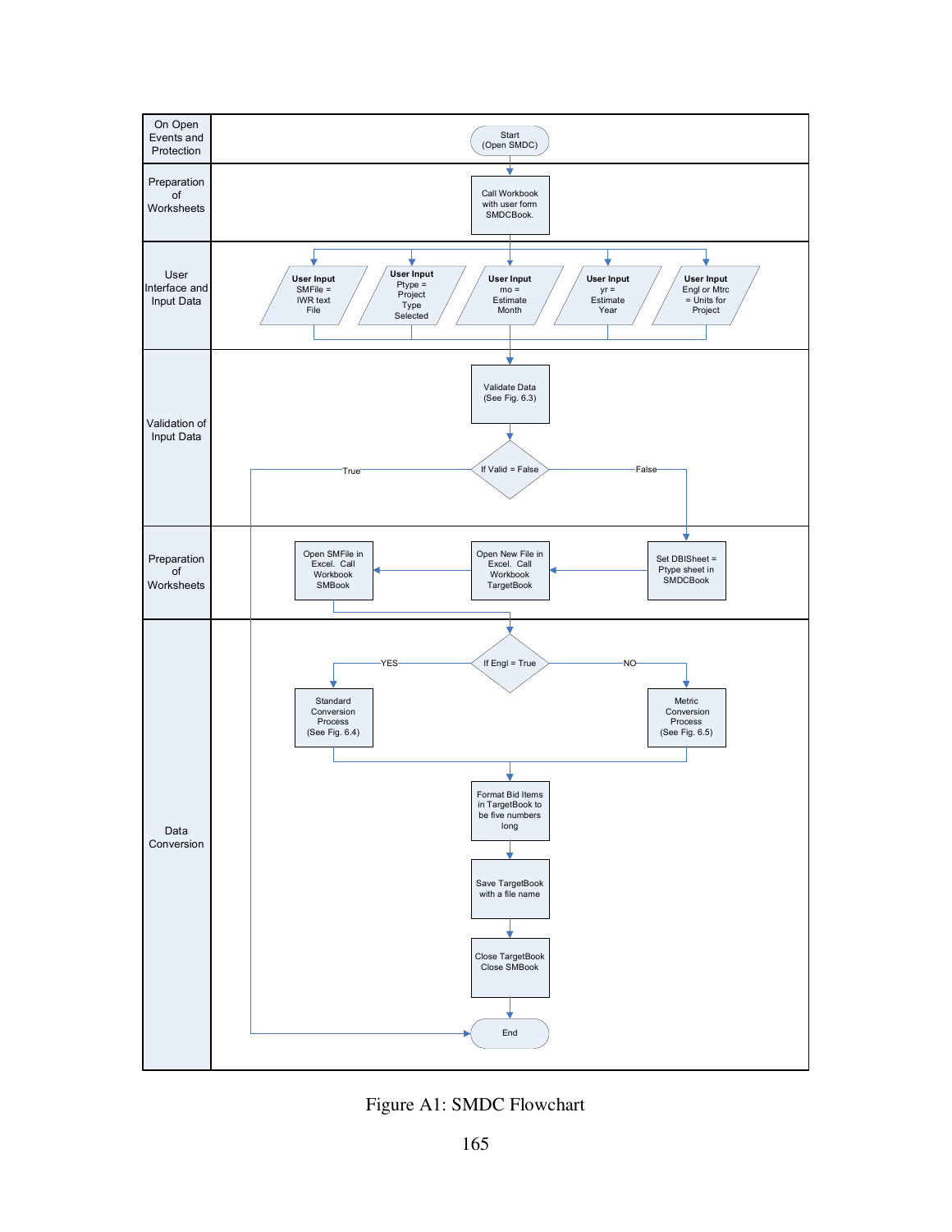| On Open Events and Protection | Start (Open SMDC) |
| --- | --- |
| Preparation of Worksheets | Call Workbook with user form SMDCBook. |
| User Interface and Input Data | User Input SMFile = IWR text File; User Input Ptype = Project Type Selected; User Input mo = Estimate Month; User Input yr = Estimate Year; User Input Engl or Mtrc = Units for Project |
| Validation of Input Data | Validate Data (See Fig. 6.3) → If Valid = False (True → End; False → Set DBISheet) |
| Preparation of Worksheets | Set DBISheet = Ptype sheet in SMDCBook → Open New File in Excel. Call Workbook TargetBook → Open SMFile in Excel. Call Workbook SMBook |
| Data Conversion | If Engl = True (YES → Standard Conversion Process (See Fig. 6.4); NO → Metric Conversion Process (See Fig. 6.5)) → Format Bid Items in TargetBook to be five numbers long → Save TargetBook with a file name → Close TargetBook Close SMBook → End |

Figure A1: SMDC Flowchart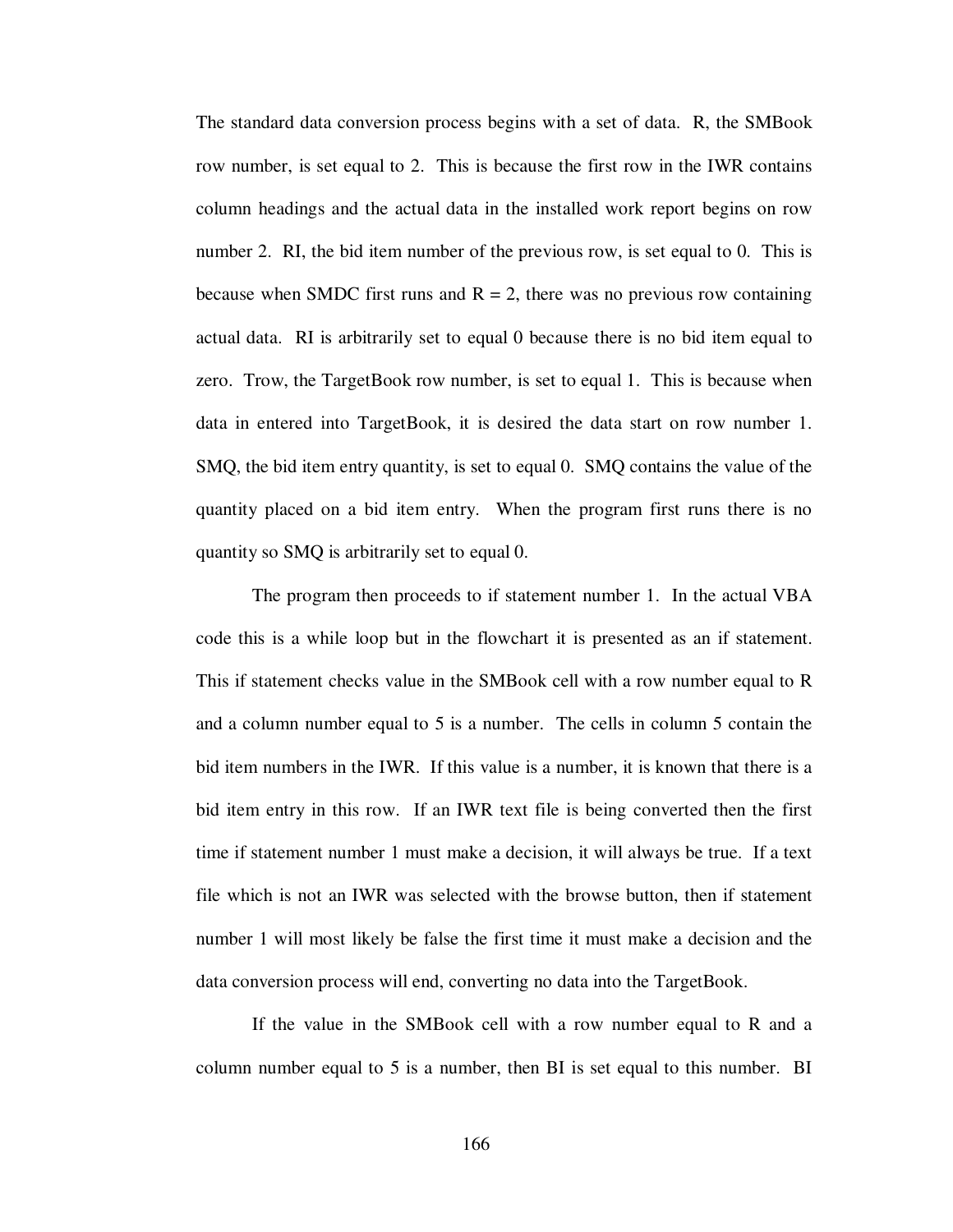The standard data conversion process begins with a set of data. R, the SMBook row number, is set equal to 2. This is because the first row in the IWR contains column headings and the actual data in the installed work report begins on row number 2. RI, the bid item number of the previous row, is set equal to 0. This is because when SMDC first runs and $R = 2$, there was no previous row containing actual data. RI is arbitrarily set to equal 0 because there is no bid item equal to zero. Trow, the TargetBook row number, is set to equal 1. This is because when data in entered into TargetBook, it is desired the data start on row number 1. SMQ, the bid item entry quantity, is set to equal 0. SMQ contains the value of the quantity placed on a bid item entry. When the program first runs there is no quantity so SMQ is arbitrarily set to equal 0.

The program then proceeds to if statement number 1. In the actual VBA code this is a while loop but in the flowchart it is presented as an if statement. This if statement checks value in the SMBook cell with a row number equal to R and a column number equal to 5 is a number. The cells in column 5 contain the bid item numbers in the IWR. If this value is a number, it is known that there is a bid item entry in this row. If an IWR text file is being converted then the first time if statement number 1 must make a decision, it will always be true. If a text file which is not an IWR was selected with the browse button, then if statement number 1 will most likely be false the first time it must make a decision and the data conversion process will end, converting no data into the TargetBook.

If the value in the SMBook cell with a row number equal to R and a column number equal to 5 is a number, then BI is set equal to this number. BI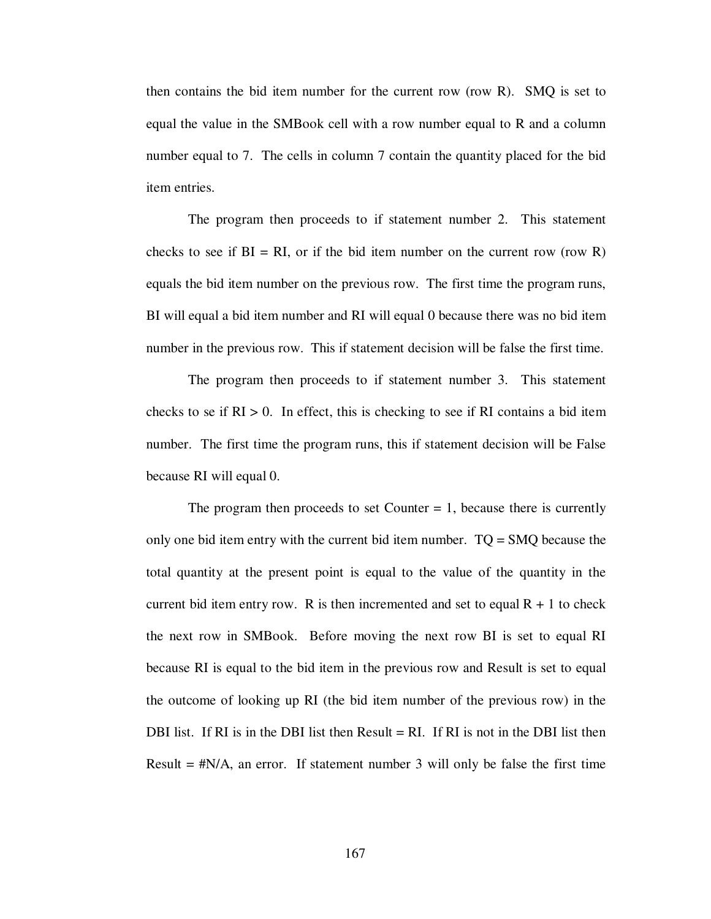then contains the bid item number for the current row (row R). SMQ is set to equal the value in the SMBook cell with a row number equal to R and a column number equal to 7. The cells in column 7 contain the quantity placed for the bid item entries.

The program then proceeds to if statement number 2. This statement checks to see if BI = RI, or if the bid item number on the current row (row R) equals the bid item number on the previous row. The first time the program runs, BI will equal a bid item number and RI will equal 0 because there was no bid item number in the previous row. This if statement decision will be false the first time.

The program then proceeds to if statement number 3. This statement checks to se if RI > 0. In effect, this is checking to see if RI contains a bid item number. The first time the program runs, this if statement decision will be False because RI will equal 0.

The program then proceeds to set Counter = 1, because there is currently only one bid item entry with the current bid item number. TQ = SMQ because the total quantity at the present point is equal to the value of the quantity in the current bid item entry row. R is then incremented and set to equal R + 1 to check the next row in SMBook. Before moving the next row BI is set to equal RI because RI is equal to the bid item in the previous row and Result is set to equal the outcome of looking up RI (the bid item number of the previous row) in the DBI list. If RI is in the DBI list then Result = RI. If RI is not in the DBI list then Result = #N/A, an error. If statement number 3 will only be false the first time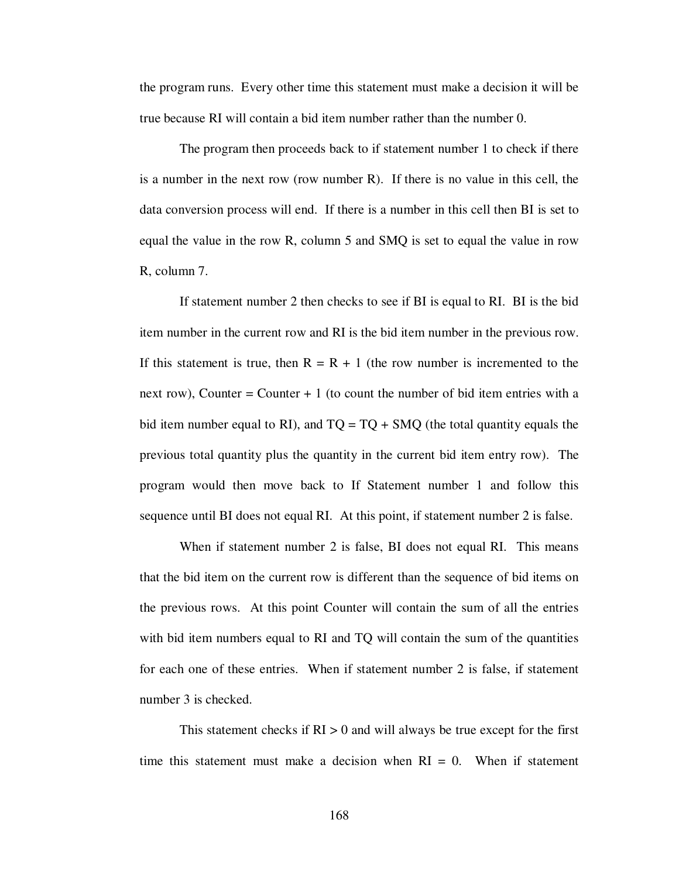the program runs. Every other time this statement must make a decision it will be true because RI will contain a bid item number rather than the number 0.

The program then proceeds back to if statement number 1 to check if there is a number in the next row (row number R). If there is no value in this cell, the data conversion process will end. If there is a number in this cell then BI is set to equal the value in the row R, column 5 and SMQ is set to equal the value in row R, column 7.

If statement number 2 then checks to see if BI is equal to RI. BI is the bid item number in the current row and RI is the bid item number in the previous row. If this statement is true, then $R = R + 1$ (the row number is incremented to the next row), Counter = Counter + 1 (to count the number of bid item entries with a bid item number equal to RI), and TQ = TQ + SMQ (the total quantity equals the previous total quantity plus the quantity in the current bid item entry row). The program would then move back to If Statement number 1 and follow this sequence until BI does not equal RI. At this point, if statement number 2 is false.

When if statement number 2 is false, BI does not equal RI. This means that the bid item on the current row is different than the sequence of bid items on the previous rows. At this point Counter will contain the sum of all the entries with bid item numbers equal to RI and TQ will contain the sum of the quantities for each one of these entries. When if statement number 2 is false, if statement number 3 is checked.

This statement checks if $RI > 0$ and will always be true except for the first time this statement must make a decision when $RI = 0$. When if statement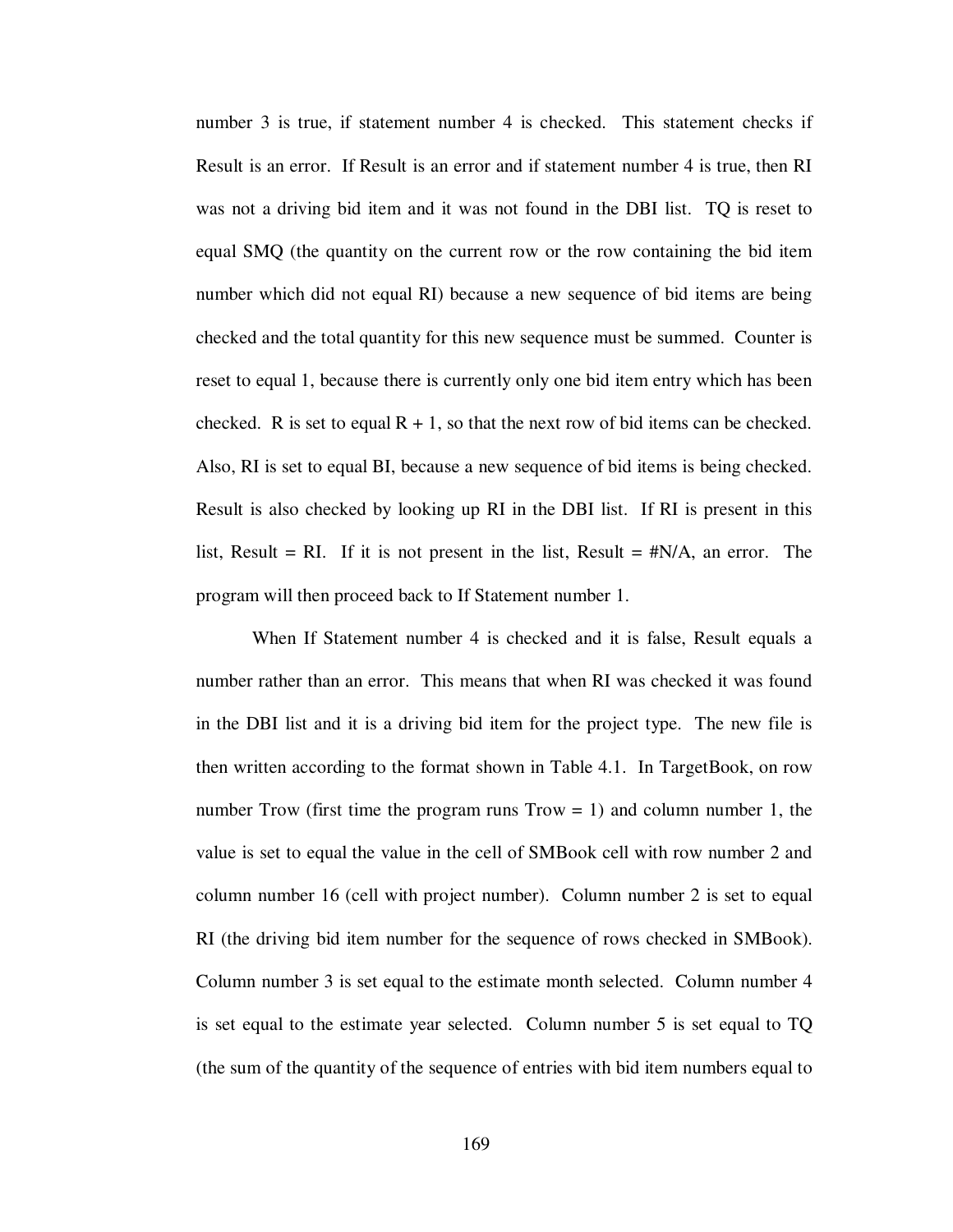number 3 is true, if statement number 4 is checked. This statement checks if Result is an error. If Result is an error and if statement number 4 is true, then RI was not a driving bid item and it was not found in the DBI list. TQ is reset to equal SMQ (the quantity on the current row or the row containing the bid item number which did not equal RI) because a new sequence of bid items are being checked and the total quantity for this new sequence must be summed. Counter is reset to equal 1, because there is currently only one bid item entry which has been checked. R is set to equal R + 1, so that the next row of bid items can be checked. Also, RI is set to equal BI, because a new sequence of bid items is being checked. Result is also checked by looking up RI in the DBI list. If RI is present in this list, Result = RI. If it is not present in the list, Result = #N/A, an error. The program will then proceed back to If Statement number 1.

When If Statement number 4 is checked and it is false, Result equals a number rather than an error. This means that when RI was checked it was found in the DBI list and it is a driving bid item for the project type. The new file is then written according to the format shown in Table 4.1. In TargetBook, on row number Trow (first time the program runs Trow = 1) and column number 1, the value is set to equal the value in the cell of SMBook cell with row number 2 and column number 16 (cell with project number). Column number 2 is set to equal RI (the driving bid item number for the sequence of rows checked in SMBook). Column number 3 is set equal to the estimate month selected. Column number 4 is set equal to the estimate year selected. Column number 5 is set equal to TQ (the sum of the quantity of the sequence of entries with bid item numbers equal to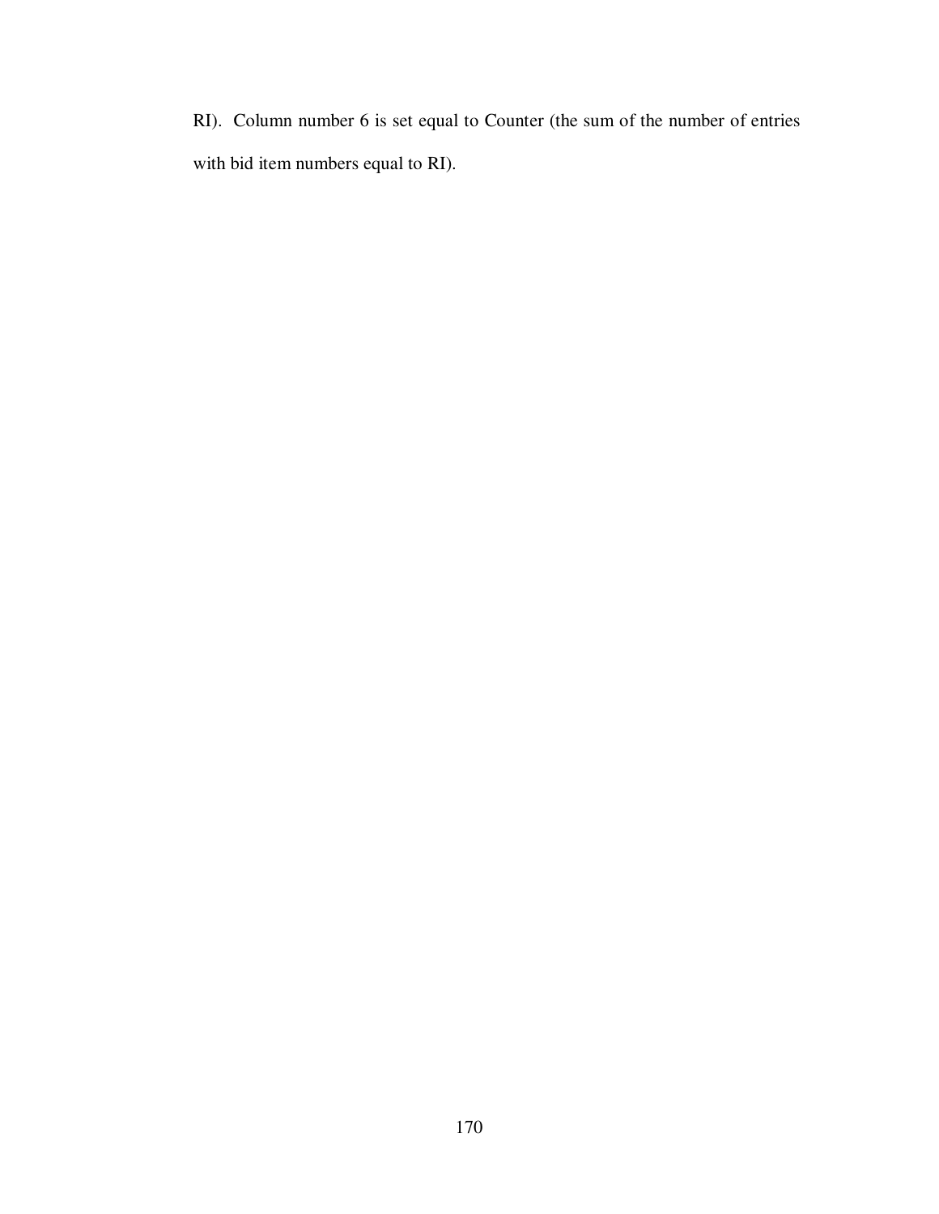RI). Column number 6 is set equal to Counter (the sum of the number of entries with bid item numbers equal to RI).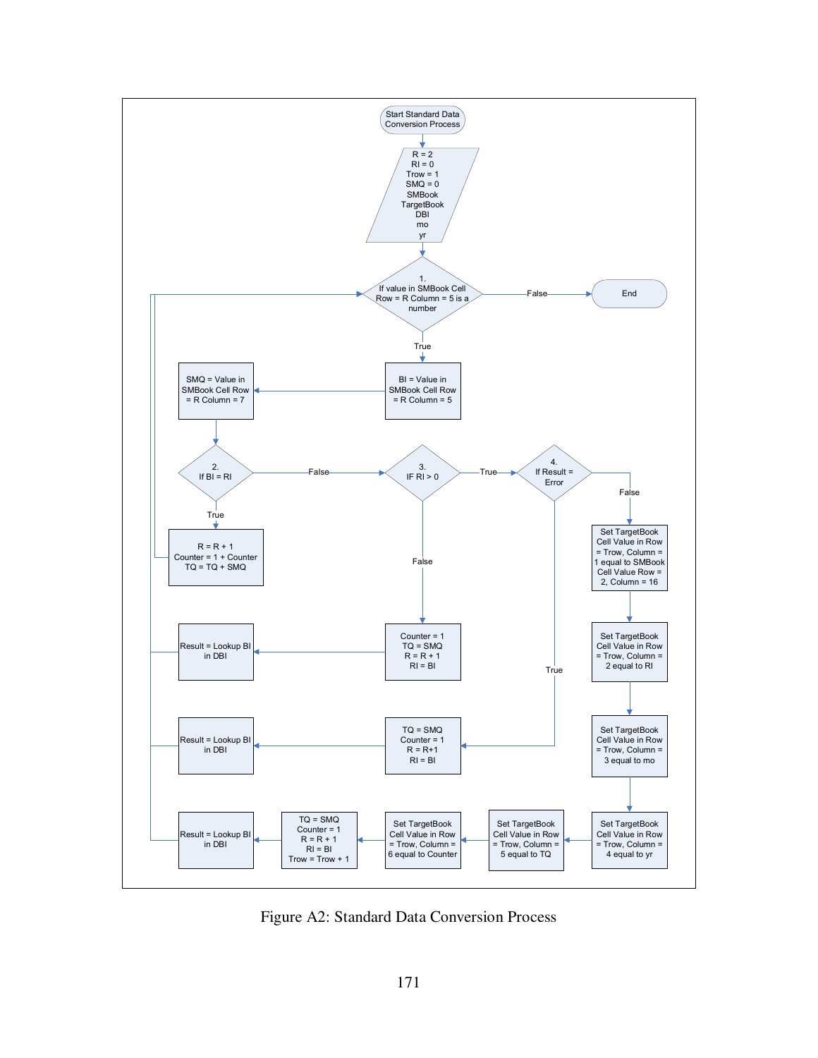Start Standard Data Conversion Process

R = 2
RI = 0
Trow = 1
SMQ = 0
SMBook
TargetBook
DBI
mo
yr

1.
If value in SMBook Cell Row = R Column = 5 is a number

False → End

True

BI = Value in SMBook Cell Row = R Column = 5

SMQ = Value in SMBook Cell Row = R Column = 7

2.
If BI = RI

True

R = R + 1
Counter = 1 + Counter
TQ = TQ + SMQ

False

3.
IF RI > 0

False

Counter = 1
TQ = SMQ
R = R + 1
RI = BI

Result = Lookup BI in DBI

True

4.
If Result = Error

True

TQ = SMQ
Counter = 1
R = R+1
RI = BI

Result = Lookup BI in DBI

False

Set TargetBook Cell Value in Row = Trow, Column = 1 equal to SMBook Cell Value Row = 2, Column = 16

Set TargetBook Cell Value in Row = Trow, Column = 2 equal to RI

Set TargetBook Cell Value in Row = Trow, Column = 3 equal to mo

Set TargetBook Cell Value in Row = Trow, Column = 4 equal to yr

Set TargetBook Cell Value in Row = Trow, Column = 5 equal to TQ

Set TargetBook Cell Value in Row = Trow, Column = 6 equal to Counter

TQ = SMQ
Counter = 1
R = R + 1
RI = BI
Trow = Trow + 1

Result = Lookup BI in DBI

Figure A2: Standard Data Conversion Process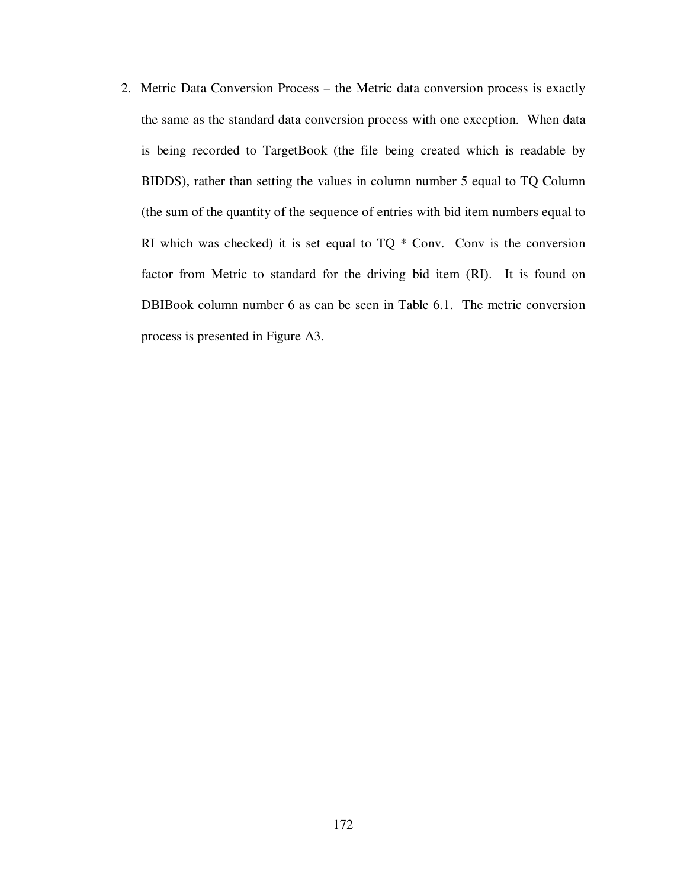2. Metric Data Conversion Process – the Metric data conversion process is exactly the same as the standard data conversion process with one exception. When data is being recorded to TargetBook (the file being created which is readable by BIDDS), rather than setting the values in column number 5 equal to TQ Column (the sum of the quantity of the sequence of entries with bid item numbers equal to RI which was checked) it is set equal to TQ * Conv. Conv is the conversion factor from Metric to standard for the driving bid item (RI). It is found on DBIBook column number 6 as can be seen in Table 6.1. The metric conversion process is presented in Figure A3.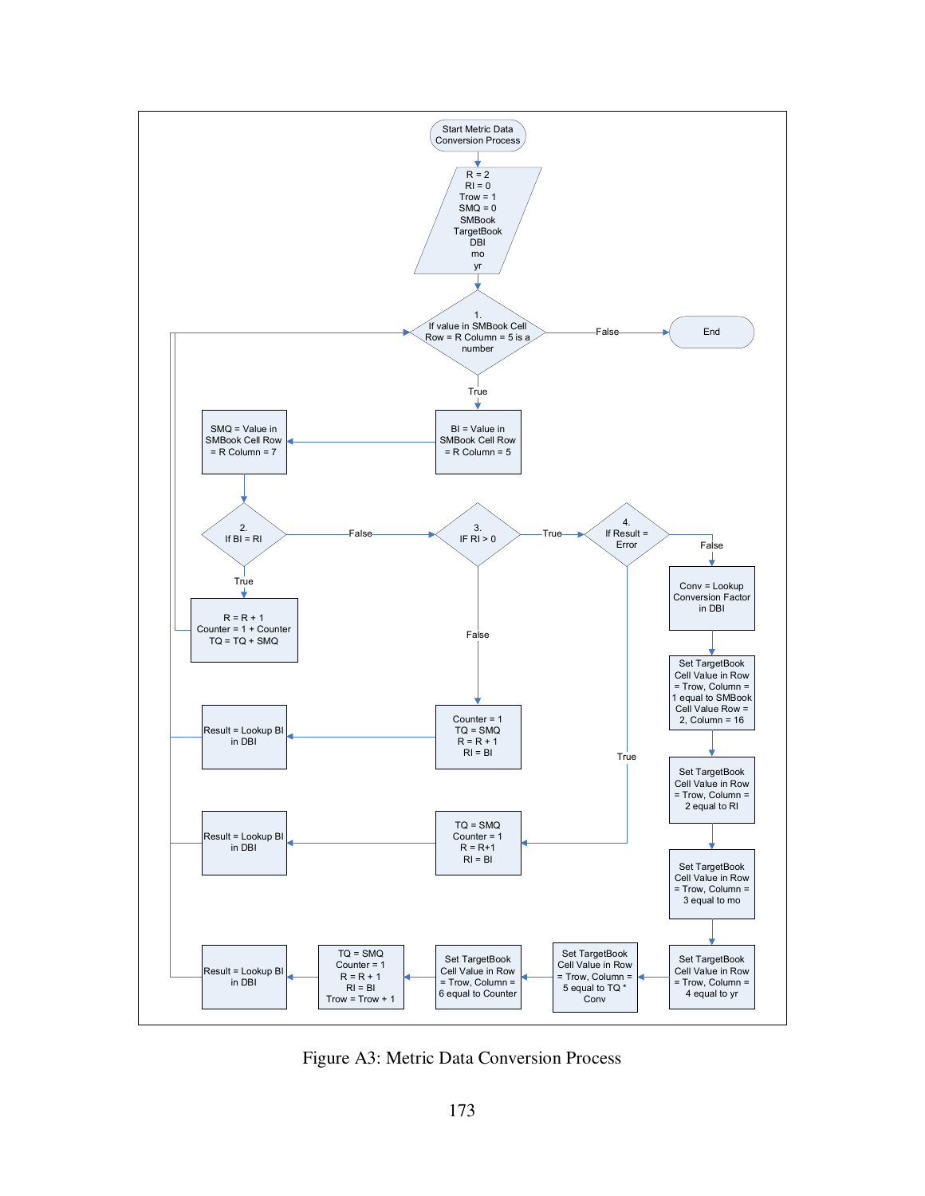Start Metric Data Conversion Process

R = 2
RI = 0
Trow = 1
SMQ = 0
SMBook
TargetBook
DBI
mo
yr

1. If value in SMBook Cell Row = R Column = 5 is a number

- False → End
- True → BI = Value in SMBook Cell Row = R Column = 5

SMQ = Value in SMBook Cell Row = R Column = 7

2. If BI = RI

- True → R = R + 1; Counter = 1 + Counter; TQ = TQ + SMQ
- False → 3. IF RI > 0

3. IF RI > 0

- False → Counter = 1; TQ = SMQ; R = R + 1; RI = BI → Result = Lookup BI in DBI
- True → 4. If Result = Error

4. If Result = Error

- True → TQ = SMQ; Counter = 1; R = R+1; RI = BI → Result = Lookup BI in DBI
- False → Conv = Lookup Conversion Factor in DBI

Set TargetBook Cell Value in Row = Trow, Column = 1 equal to SMBook Cell Value Row = 2, Column = 16

Set TargetBook Cell Value in Row = Trow, Column = 2 equal to RI

Set TargetBook Cell Value in Row = Trow, Column = 3 equal to mo

Set TargetBook Cell Value in Row = Trow, Column = 4 equal to yr

Set TargetBook Cell Value in Row = Trow, Column = 5 equal to TQ * Conv

Set TargetBook Cell Value in Row = Trow, Column = 6 equal to Counter

TQ = SMQ
Counter = 1
R = R + 1
RI = BI
Trow = Trow + 1

Result = Lookup BI in DBI

Figure A3: Metric Data Conversion Process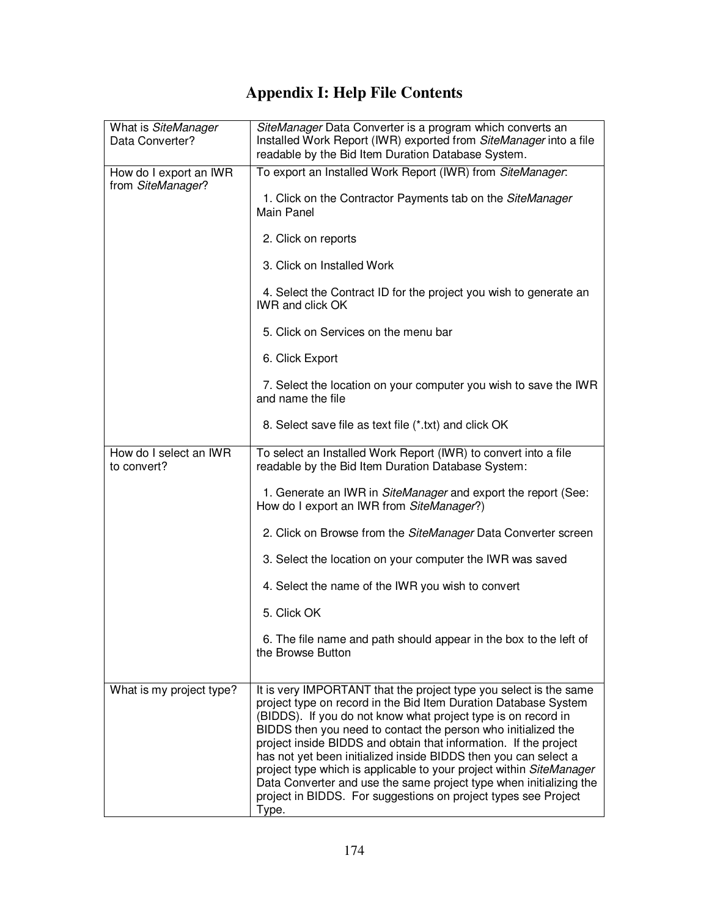# Appendix I: Help File Contents

| | |
|---|---|
| What is *SiteManager* Data Converter? | *SiteManager* Data Converter is a program which converts an Installed Work Report (IWR) exported from *SiteManager* into a file readable by the Bid Item Duration Database System. |
| How do I export an IWR from *SiteManager*? | To export an Installed Work Report (IWR) from *SiteManager*:<br><br>1. Click on the Contractor Payments tab on the *SiteManager* Main Panel<br><br>2. Click on reports<br><br>3. Click on Installed Work<br><br>4. Select the Contract ID for the project you wish to generate an IWR and click OK<br><br>5. Click on Services on the menu bar<br><br>6. Click Export<br><br>7. Select the location on your computer you wish to save the IWR and name the file<br><br>8. Select save file as text file (*.txt) and click OK |
| How do I select an IWR to convert? | To select an Installed Work Report (IWR) to convert into a file readable by the Bid Item Duration Database System:<br><br>1. Generate an IWR in *SiteManager* and export the report (See: How do I export an IWR from *SiteManager*?)<br><br>2. Click on Browse from the *SiteManager* Data Converter screen<br><br>3. Select the location on your computer the IWR was saved<br><br>4. Select the name of the IWR you wish to convert<br><br>5. Click OK<br><br>6. The file name and path should appear in the box to the left of the Browse Button |
| What is my project type? | It is very IMPORTANT that the project type you select is the same project type on record in the Bid Item Duration Database System (BIDDS). If you do not know what project type is on record in BIDDS then you need to contact the person who initialized the project inside BIDDS and obtain that information. If the project has not yet been initialized inside BIDDS then you can select a project type which is applicable to your project within *SiteManager* Data Converter and use the same project type when initializing the project in BIDDS. For suggestions on project types see Project Type. |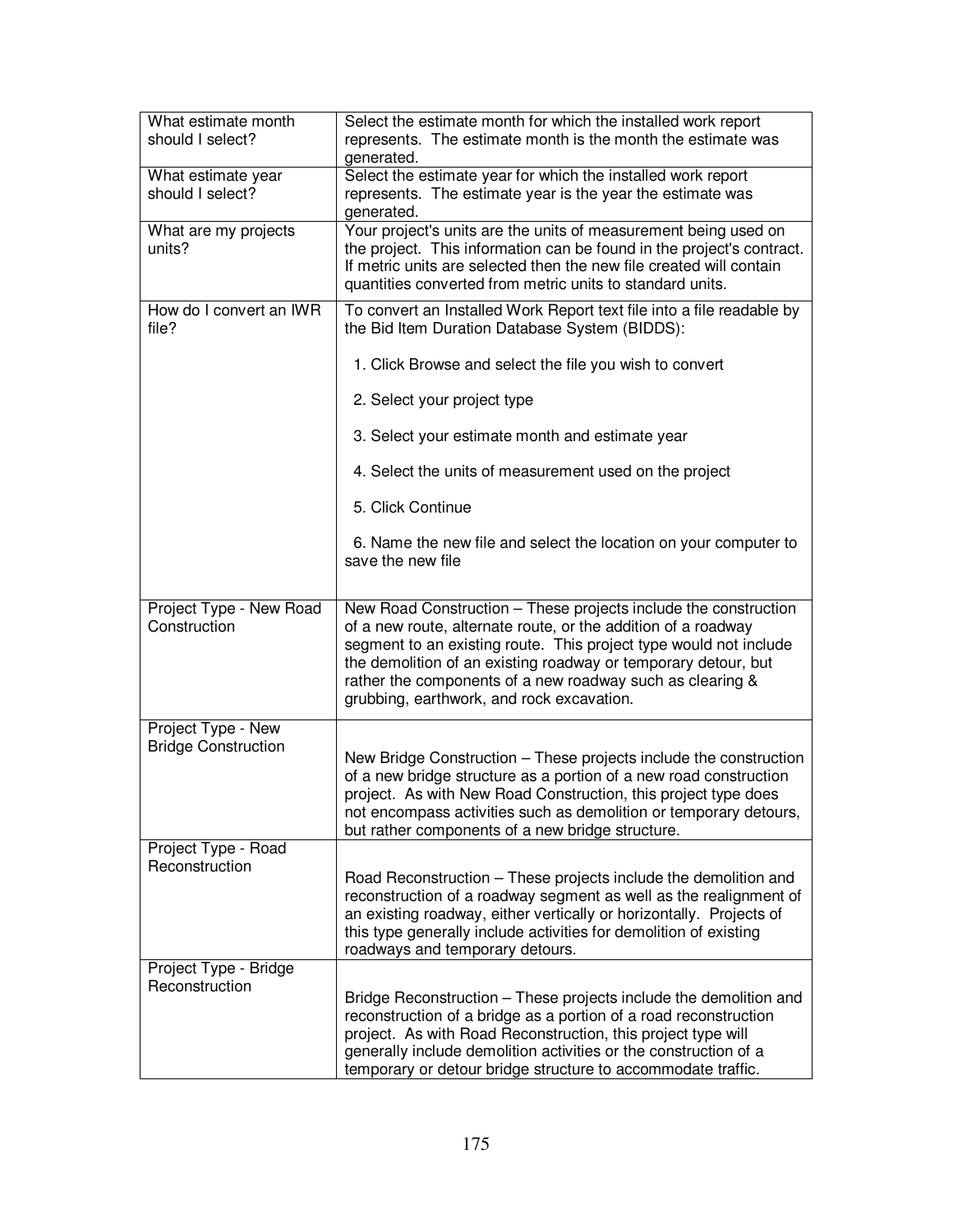| | |
|---|---|
| What estimate month should I select? | Select the estimate month for which the installed work report represents. The estimate month is the month the estimate was generated. |
| What estimate year should I select? | Select the estimate year for which the installed work report represents. The estimate year is the year the estimate was generated. |
| What are my projects units? | Your project's units are the units of measurement being used on the project. This information can be found in the project's contract. If metric units are selected then the new file created will contain quantities converted from metric units to standard units. |
| How do I convert an IWR file? | To convert an Installed Work Report text file into a file readable by the Bid Item Duration Database System (BIDDS):<br><br>1. Click Browse and select the file you wish to convert<br><br>2. Select your project type<br><br>3. Select your estimate month and estimate year<br><br>4. Select the units of measurement used on the project<br><br>5. Click Continue<br><br>6. Name the new file and select the location on your computer to save the new file |
| Project Type - New Road Construction | New Road Construction – These projects include the construction of a new route, alternate route, or the addition of a roadway segment to an existing route. This project type would not include the demolition of an existing roadway or temporary detour, but rather the components of a new roadway such as clearing & grubbing, earthwork, and rock excavation. |
| Project Type - New Bridge Construction | New Bridge Construction – These projects include the construction of a new bridge structure as a portion of a new road construction project. As with New Road Construction, this project type does not encompass activities such as demolition or temporary detours, but rather components of a new bridge structure. |
| Project Type - Road Reconstruction | Road Reconstruction – These projects include the demolition and reconstruction of a roadway segment as well as the realignment of an existing roadway, either vertically or horizontally. Projects of this type generally include activities for demolition of existing roadways and temporary detours. |
| Project Type - Bridge Reconstruction | Bridge Reconstruction – These projects include the demolition and reconstruction of a bridge as a portion of a road reconstruction project. As with Road Reconstruction, this project type will generally include demolition activities or the construction of a temporary or detour bridge structure to accommodate traffic. |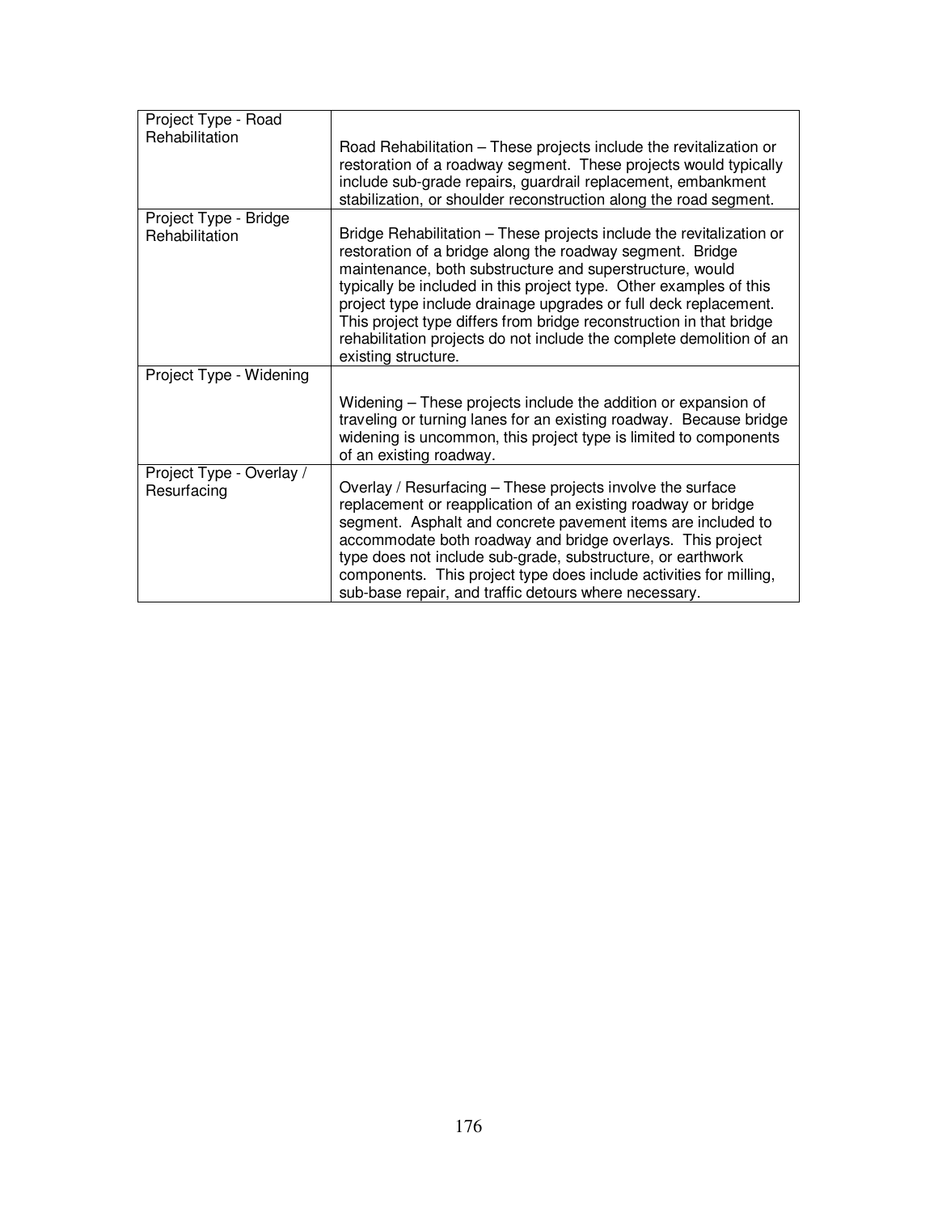| | |
|---|---|
| Project Type - Road Rehabilitation | Road Rehabilitation – These projects include the revitalization or restoration of a roadway segment. These projects would typically include sub-grade repairs, guardrail replacement, embankment stabilization, or shoulder reconstruction along the road segment. |
| Project Type - Bridge Rehabilitation | Bridge Rehabilitation – These projects include the revitalization or restoration of a bridge along the roadway segment. Bridge maintenance, both substructure and superstructure, would typically be included in this project type. Other examples of this project type include drainage upgrades or full deck replacement. This project type differs from bridge reconstruction in that bridge rehabilitation projects do not include the complete demolition of an existing structure. |
| Project Type - Widening | Widening – These projects include the addition or expansion of traveling or turning lanes for an existing roadway. Because bridge widening is uncommon, this project type is limited to components of an existing roadway. |
| Project Type - Overlay / Resurfacing | Overlay / Resurfacing – These projects involve the surface replacement or reapplication of an existing roadway or bridge segment. Asphalt and concrete pavement items are included to accommodate both roadway and bridge overlays. This project type does not include sub-grade, substructure, or earthwork components. This project type does include activities for milling, sub-base repair, and traffic detours where necessary. |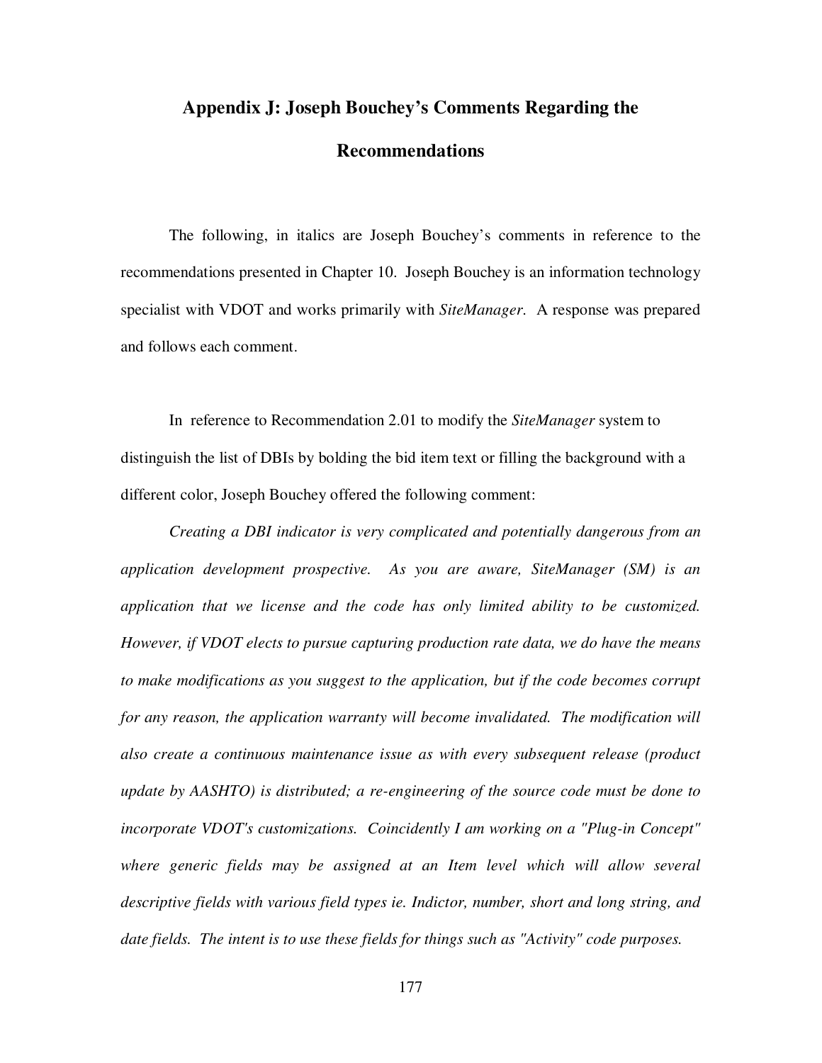# Appendix J: Joseph Bouchey's Comments Regarding the Recommendations

The following, in italics are Joseph Bouchey's comments in reference to the recommendations presented in Chapter 10. Joseph Bouchey is an information technology specialist with VDOT and works primarily with *SiteManager*. A response was prepared and follows each comment.

In reference to Recommendation 2.01 to modify the *SiteManager* system to distinguish the list of DBIs by bolding the bid item text or filling the background with a different color, Joseph Bouchey offered the following comment:

*Creating a DBI indicator is very complicated and potentially dangerous from an application development prospective. As you are aware, SiteManager (SM) is an application that we license and the code has only limited ability to be customized. However, if VDOT elects to pursue capturing production rate data, we do have the means to make modifications as you suggest to the application, but if the code becomes corrupt for any reason, the application warranty will become invalidated. The modification will also create a continuous maintenance issue as with every subsequent release (product update by AASHTO) is distributed; a re-engineering of the source code must be done to incorporate VDOT's customizations. Coincidently I am working on a "Plug-in Concept" where generic fields may be assigned at an Item level which will allow several descriptive fields with various field types ie. Indictor, number, short and long string, and date fields. The intent is to use these fields for things such as "Activity" code purposes.*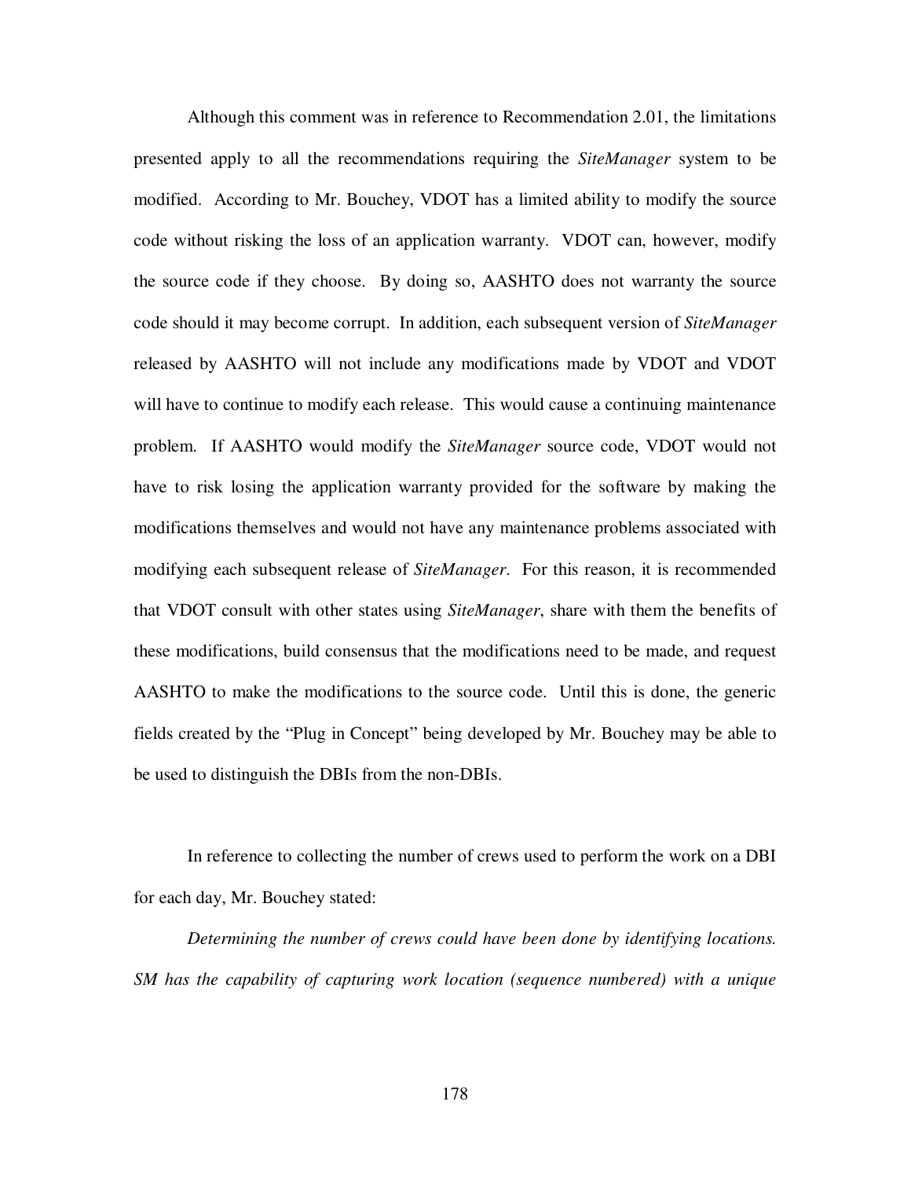Although this comment was in reference to Recommendation 2.01, the limitations presented apply to all the recommendations requiring the *SiteManager* system to be modified. According to Mr. Bouchey, VDOT has a limited ability to modify the source code without risking the loss of an application warranty. VDOT can, however, modify the source code if they choose. By doing so, AASHTO does not warranty the source code should it may become corrupt. In addition, each subsequent version of *SiteManager* released by AASHTO will not include any modifications made by VDOT and VDOT will have to continue to modify each release. This would cause a continuing maintenance problem. If AASHTO would modify the *SiteManager* source code, VDOT would not have to risk losing the application warranty provided for the software by making the modifications themselves and would not have any maintenance problems associated with modifying each subsequent release of *SiteManager*. For this reason, it is recommended that VDOT consult with other states using *SiteManager*, share with them the benefits of these modifications, build consensus that the modifications need to be made, and request AASHTO to make the modifications to the source code. Until this is done, the generic fields created by the "Plug in Concept" being developed by Mr. Bouchey may be able to be used to distinguish the DBIs from the non-DBIs.

In reference to collecting the number of crews used to perform the work on a DBI for each day, Mr. Bouchey stated:

*Determining the number of crews could have been done by identifying locations. SM has the capability of capturing work location (sequence numbered) with a unique*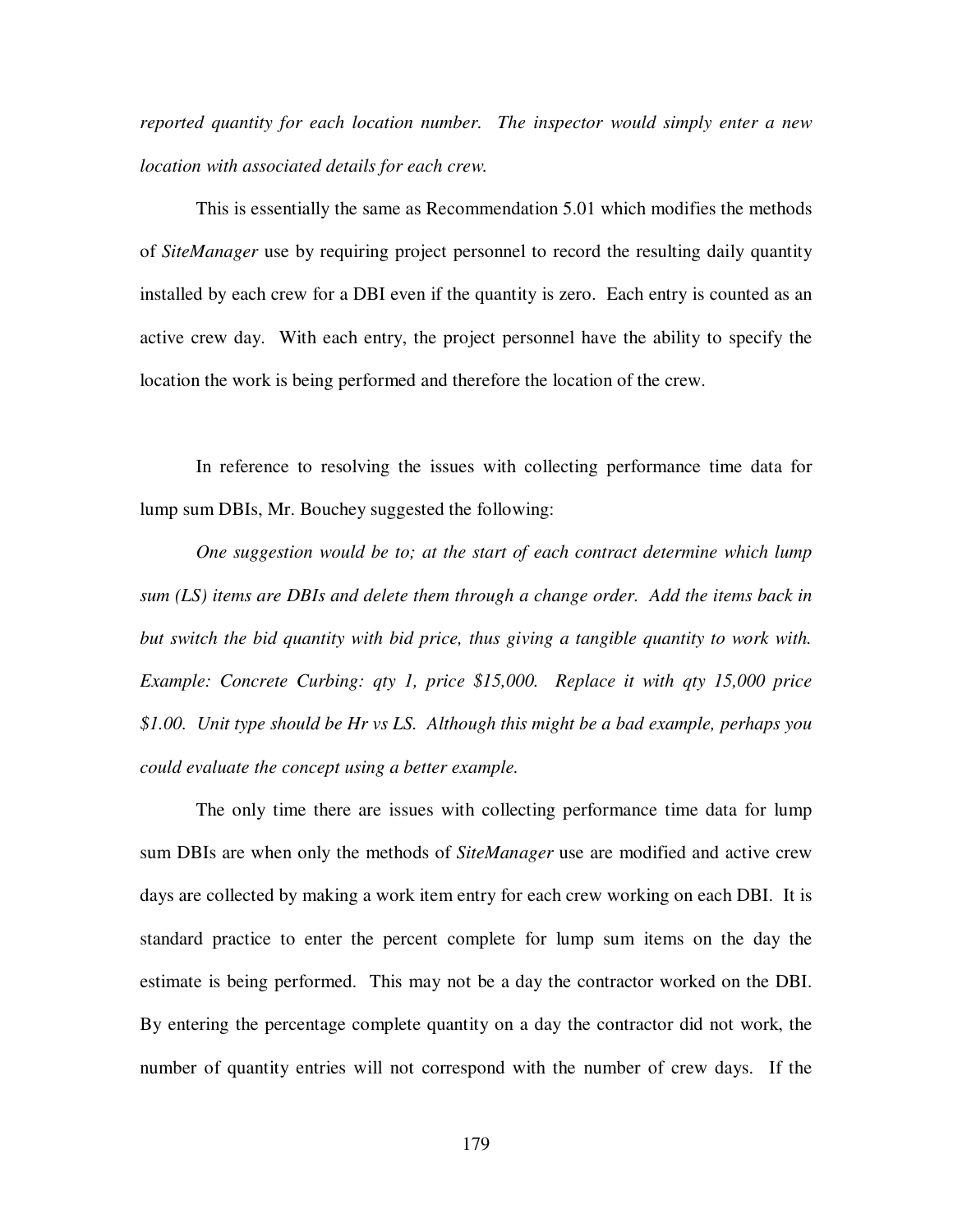*reported quantity for each location number. The inspector would simply enter a new location with associated details for each crew.*

This is essentially the same as Recommendation 5.01 which modifies the methods of *SiteManager* use by requiring project personnel to record the resulting daily quantity installed by each crew for a DBI even if the quantity is zero. Each entry is counted as an active crew day. With each entry, the project personnel have the ability to specify the location the work is being performed and therefore the location of the crew.

In reference to resolving the issues with collecting performance time data for lump sum DBIs, Mr. Bouchey suggested the following:

*One suggestion would be to; at the start of each contract determine which lump sum (LS) items are DBIs and delete them through a change order. Add the items back in but switch the bid quantity with bid price, thus giving a tangible quantity to work with. Example: Concrete Curbing: qty 1, price $15,000. Replace it with qty 15,000 price $1.00. Unit type should be Hr vs LS. Although this might be a bad example, perhaps you could evaluate the concept using a better example.*

The only time there are issues with collecting performance time data for lump sum DBIs are when only the methods of *SiteManager* use are modified and active crew days are collected by making a work item entry for each crew working on each DBI. It is standard practice to enter the percent complete for lump sum items on the day the estimate is being performed. This may not be a day the contractor worked on the DBI. By entering the percentage complete quantity on a day the contractor did not work, the number of quantity entries will not correspond with the number of crew days. If the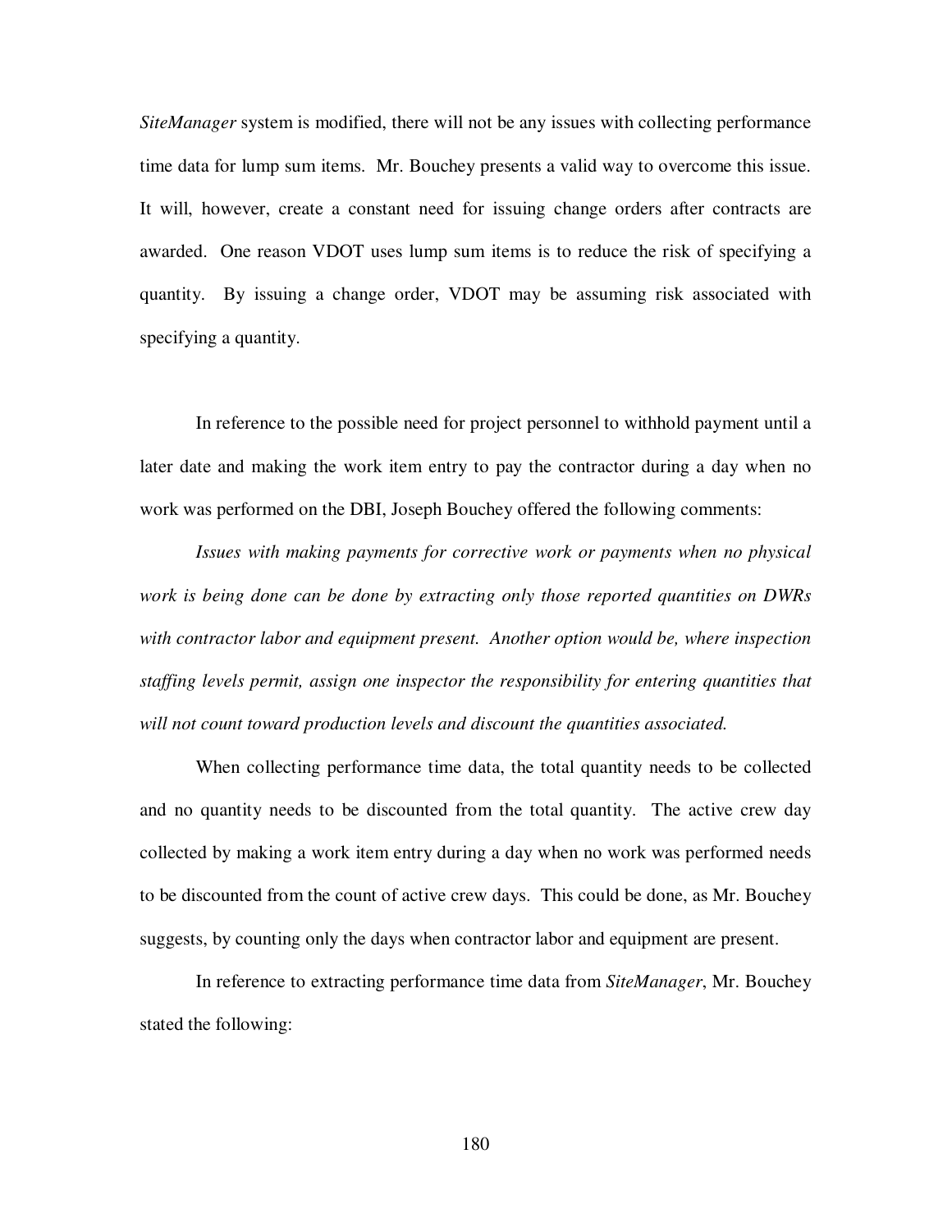*SiteManager* system is modified, there will not be any issues with collecting performance time data for lump sum items. Mr. Bouchey presents a valid way to overcome this issue. It will, however, create a constant need for issuing change orders after contracts are awarded. One reason VDOT uses lump sum items is to reduce the risk of specifying a quantity. By issuing a change order, VDOT may be assuming risk associated with specifying a quantity.

In reference to the possible need for project personnel to withhold payment until a later date and making the work item entry to pay the contractor during a day when no work was performed on the DBI, Joseph Bouchey offered the following comments:

*Issues with making payments for corrective work or payments when no physical work is being done can be done by extracting only those reported quantities on DWRs with contractor labor and equipment present. Another option would be, where inspection staffing levels permit, assign one inspector the responsibility for entering quantities that will not count toward production levels and discount the quantities associated.*

When collecting performance time data, the total quantity needs to be collected and no quantity needs to be discounted from the total quantity. The active crew day collected by making a work item entry during a day when no work was performed needs to be discounted from the count of active crew days. This could be done, as Mr. Bouchey suggests, by counting only the days when contractor labor and equipment are present.

In reference to extracting performance time data from *SiteManager*, Mr. Bouchey stated the following: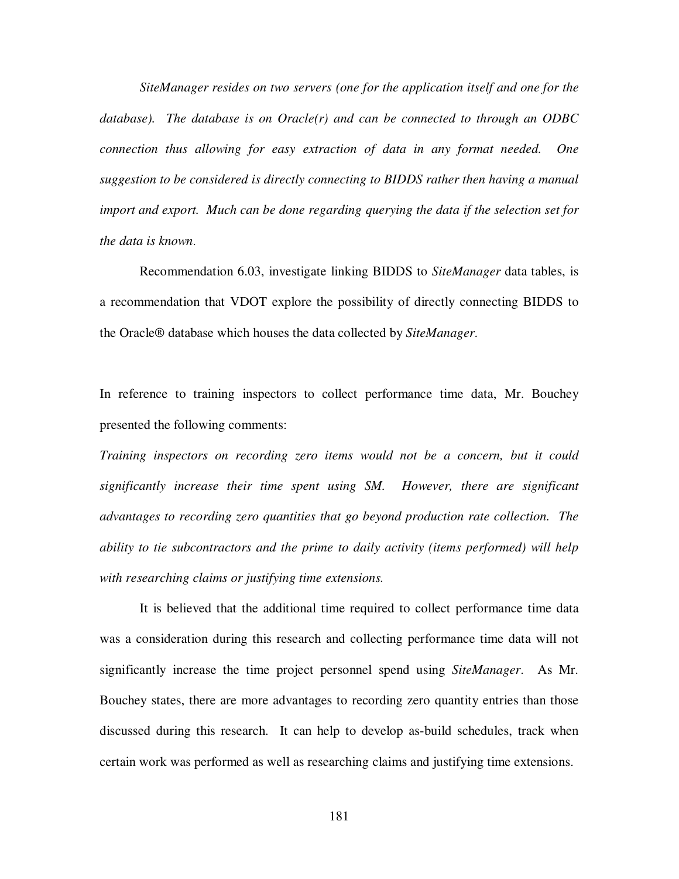*SiteManager resides on two servers (one for the application itself and one for the database). The database is on Oracle(r) and can be connected to through an ODBC connection thus allowing for easy extraction of data in any format needed. One suggestion to be considered is directly connecting to BIDDS rather then having a manual import and export. Much can be done regarding querying the data if the selection set for the data is known.*

Recommendation 6.03, investigate linking BIDDS to *SiteManager* data tables, is a recommendation that VDOT explore the possibility of directly connecting BIDDS to the Oracle® database which houses the data collected by *SiteManager*.

In reference to training inspectors to collect performance time data, Mr. Bouchey presented the following comments:

*Training inspectors on recording zero items would not be a concern, but it could significantly increase their time spent using SM. However, there are significant advantages to recording zero quantities that go beyond production rate collection. The ability to tie subcontractors and the prime to daily activity (items performed) will help with researching claims or justifying time extensions.*

It is believed that the additional time required to collect performance time data was a consideration during this research and collecting performance time data will not significantly increase the time project personnel spend using *SiteManager*. As Mr. Bouchey states, there are more advantages to recording zero quantity entries than those discussed during this research. It can help to develop as-build schedules, track when certain work was performed as well as researching claims and justifying time extensions.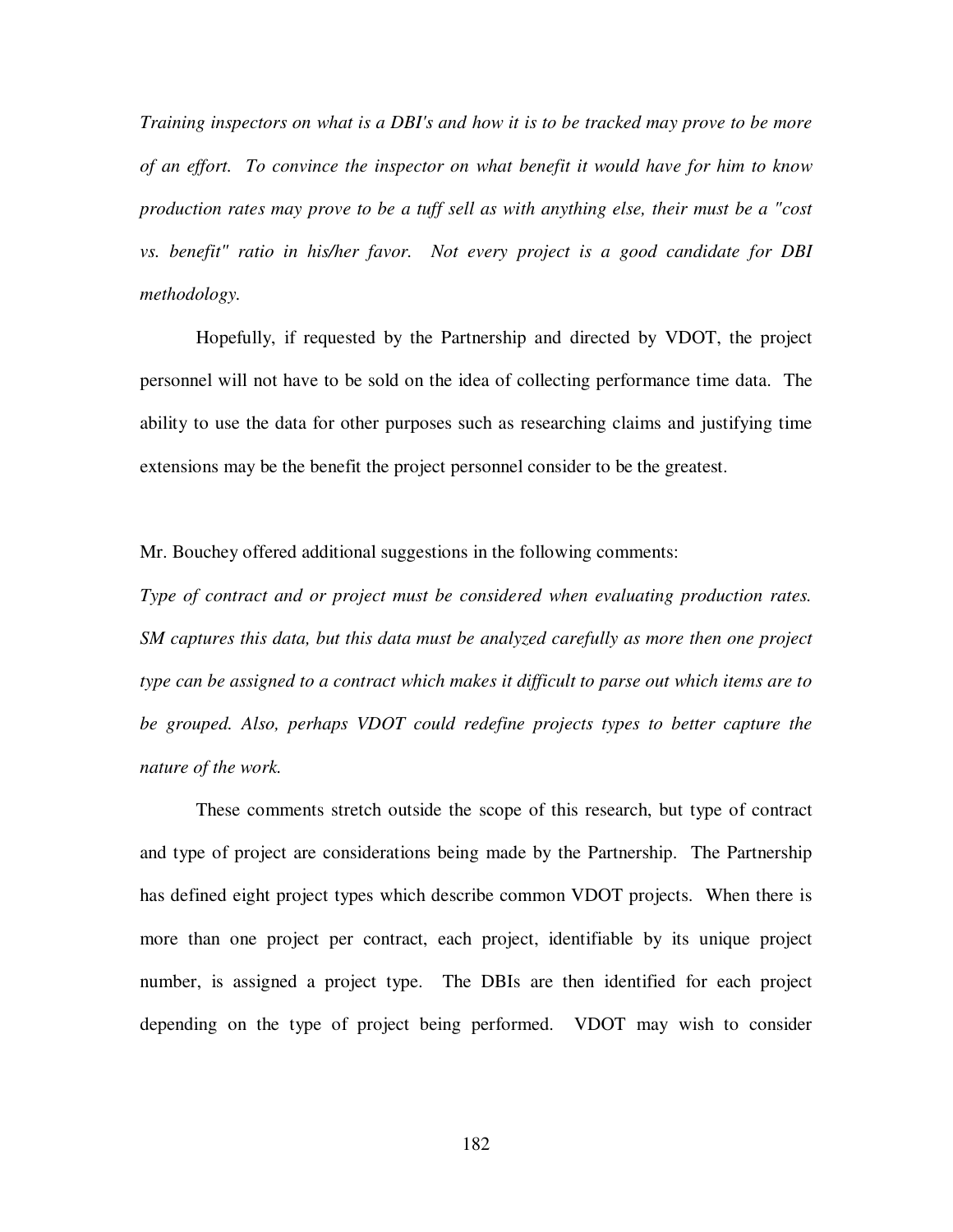*Training inspectors on what is a DBI's and how it is to be tracked may prove to be more of an effort. To convince the inspector on what benefit it would have for him to know production rates may prove to be a tuff sell as with anything else, their must be a "cost vs. benefit" ratio in his/her favor. Not every project is a good candidate for DBI methodology.*

Hopefully, if requested by the Partnership and directed by VDOT, the project personnel will not have to be sold on the idea of collecting performance time data. The ability to use the data for other purposes such as researching claims and justifying time extensions may be the benefit the project personnel consider to be the greatest.

Mr. Bouchey offered additional suggestions in the following comments:

*Type of contract and or project must be considered when evaluating production rates. SM captures this data, but this data must be analyzed carefully as more then one project type can be assigned to a contract which makes it difficult to parse out which items are to be grouped. Also, perhaps VDOT could redefine projects types to better capture the nature of the work.*

These comments stretch outside the scope of this research, but type of contract and type of project are considerations being made by the Partnership. The Partnership has defined eight project types which describe common VDOT projects. When there is more than one project per contract, each project, identifiable by its unique project number, is assigned a project type. The DBIs are then identified for each project depending on the type of project being performed. VDOT may wish to consider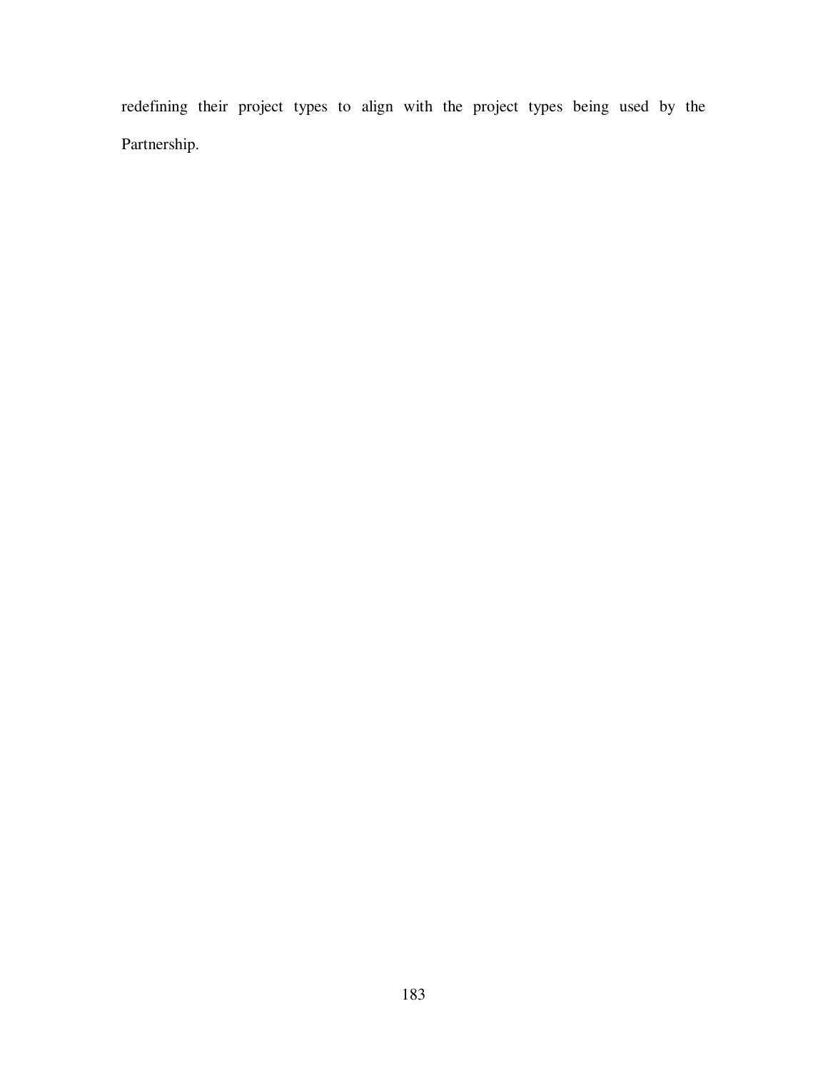redefining their project types to align with the project types being used by the Partnership.